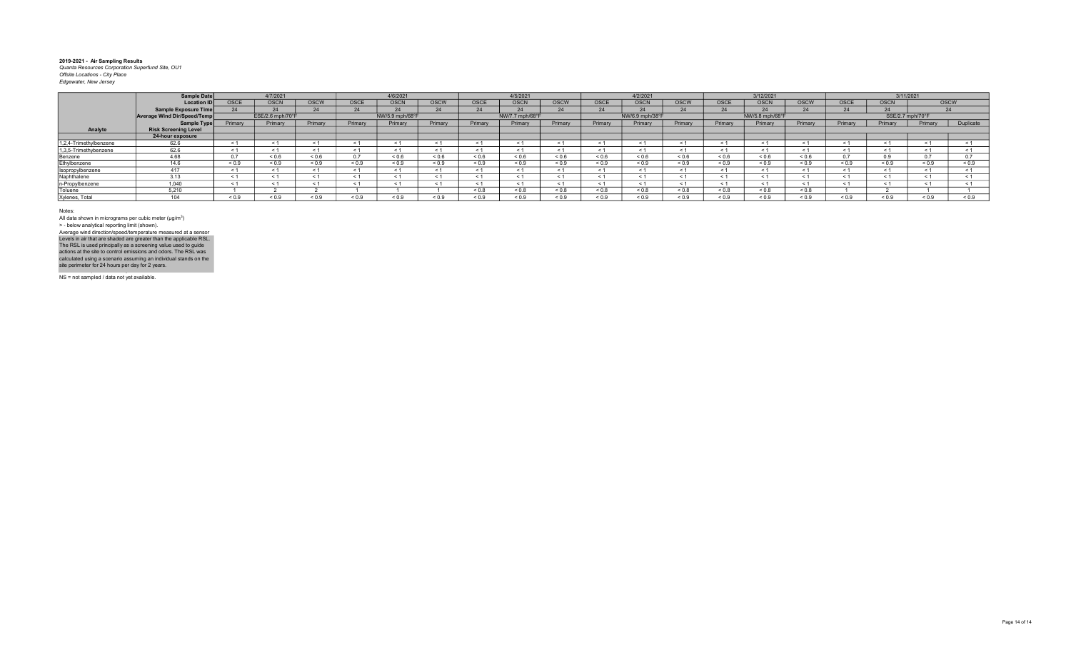**2019-2021 - Air Sampling Results**
*Quanta Resources Corporation Superfund Site, OU1*
*Offsite Locations - City Place*
*Edgewater, New Jersey*

| | Sample Date | 4/7/2021 | | | 4/6/2021 | | | 4/5/2021 | | | 4/2/2021 | | | 3/12/2021 | | | 3/11/2021 | | | |
|---|---|---|---|---|---|---|---|---|---|---|---|---|---|---|---|---|---|---|---|---|
| | Location ID | OSCE | OSCN | OSCW | OSCE | OSCN | OSCW | OSCE | OSCN | OSCW | OSCE | OSCN | OSCW | OSCE | OSCN | OSCW | OSCE | OSCN | OSCW | |
| | Sample Exposure Time | 24 | 24 | 24 | 24 | 24 | 24 | 24 | 24 | 24 | 24 | 24 | 24 | 24 | 24 | 24 | 24 | 24 | 24 | |
| | Average Wind Dir/Speed/Temp | ESE/2.6 mph/70°F | | | NW/5.9 mph/68°F | | | NW/7.7 mph/68°F | | | NW/6.9 mph/38°F | | | NW/5.8 mph/68°F | | | SSE/2.7 mph/70°F | | | |
| | Sample Type | Primary | Primary | Primary | Primary | Primary | Primary | Primary | Primary | Primary | Primary | Primary | Primary | Primary | Primary | Primary | Primary | Primary | Primary | Duplicate |
| **Analyte** | **Risk Screening Level** | | | | | | | | | | | | | | | | | | | |
| | **24-hour exposure** | | | | | | | | | | | | | | | | | | | |
| 1,2,4-Trimethylbenzene | 62.6 | < 1 | < 1 | < 1 | < 1 | < 1 | < 1 | < 1 | < 1 | < 1 | < 1 | < 1 | < 1 | < 1 | < 1 | < 1 | < 1 | < 1 | < 1 | < 1 |
| 1,3,5-Trimethylbenzene | 62.6 | < 1 | < 1 | < 1 | < 1 | < 1 | < 1 | < 1 | < 1 | < 1 | < 1 | < 1 | < 1 | < 1 | < 1 | < 1 | < 1 | < 1 | < 1 | < 1 |
| Benzene | 4.68 | 0.7 | < 0.6 | < 0.6 | 0.7 | < 0.6 | < 0.6 | < 0.6 | < 0.6 | < 0.6 | < 0.6 | < 0.6 | < 0.6 | < 0.6 | < 0.6 | < 0.6 | 0.7 | 0.9 | 0.7 | 0.7 |
| Ethylbenzene | 14.6 | < 0.9 | < 0.9 | < 0.9 | < 0.9 | < 0.9 | < 0.9 | < 0.9 | < 0.9 | < 0.9 | < 0.9 | < 0.9 | < 0.9 | < 0.9 | < 0.9 | < 0.9 | < 0.9 | < 0.9 | < 0.9 | < 0.9 |
| Isopropylbenzene | 417 | < 1 | < 1 | < 1 | < 1 | < 1 | < 1 | < 1 | < 1 | < 1 | < 1 | < 1 | < 1 | < 1 | < 1 | < 1 | < 1 | < 1 | < 1 | < 1 |
| Naphthalene | 3.13 | < 1 | < 1 | < 1 | < 1 | < 1 | < 1 | < 1 | < 1 | < 1 | < 1 | < 1 | < 1 | < 1 | < 1 | < 1 | < 1 | < 1 | < 1 | < 1 |
| n-Propylbenzene | 1,040 | < 1 | < 1 | < 1 | < 1 | < 1 | < 1 | < 1 | < 1 | < 1 | < 1 | < 1 | < 1 | < 1 | < 1 | < 1 | < 1 | < 1 | < 1 | < 1 |
| Toluene | 5,210 | 1 | 2 | 2 | 1 | 1 | 1 | < 0.8 | < 0.8 | < 0.8 | < 0.8 | < 0.8 | < 0.8 | < 0.8 | < 0.8 | < 0.8 | 1 | 2 | 1 | 1 |
| Xylenes, Total | 104 | < 0.9 | < 0.9 | < 0.9 | < 0.9 | < 0.9 | < 0.9 | < 0.9 | < 0.9 | < 0.9 | < 0.9 | < 0.9 | < 0.9 | < 0.9 | < 0.9 | < 0.9 | < 0.9 | < 0.9 | < 0.9 | < 0.9 |

Notes:
All data shown in micrograms per cubic meter (µg/m$^3$)
> - below analytical reporting limit (shown).
Average wind direction/speed/temperature measured at a sensor
Levels in air that are shaded are greater than the applicable RSL.
The RSL is used principally as a screening value used to guide actions at the site to control emissions and odors. The RSL was calculated using a scenario assuming an individual stands on the site perimeter for 24 hours per day for 2 years.

NS = not sampled / data not yet available.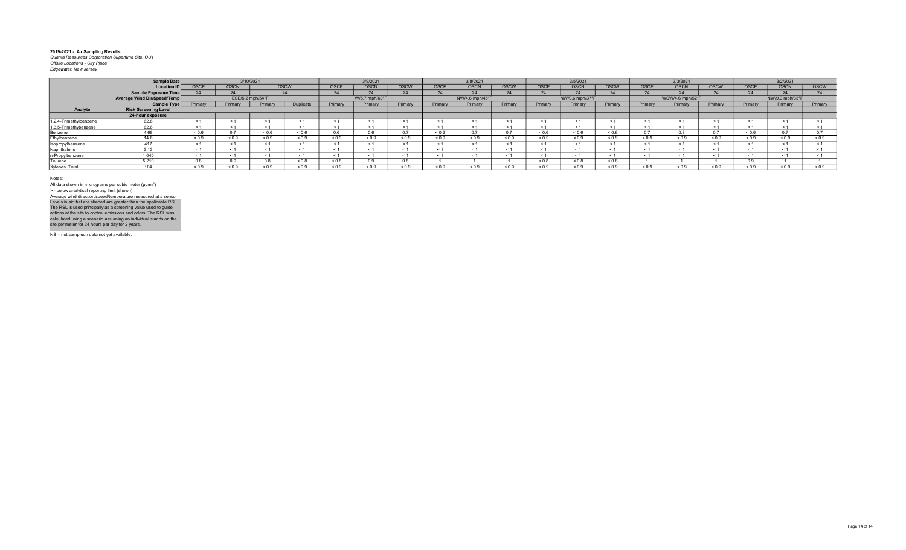**2019-2021 - Air Sampling Results**
*Quanta Resources Corporation Superfund Site, OU1*
*Offsite Locations - City Place*
*Edgewater, New Jersey*

| | Sample Date | 3/10/2021 | | | | 3/9/2021 | | | 3/8/2021 | | | 3/5/2021 | | | 3/3/2021 | | | 3/2/2021 | | |
|---|---|---|---|---|---|---|---|---|---|---|---|---|---|---|---|---|---|---|---|---|
| | Location ID | OSCE | OSCN | OSCW | | OSCE | OSCN | OSCW | OSCE | OSCN | OSCW | OSCE | OSCN | OSCW | OSCE | OSCN | OSCW | OSCE | OSCN | OSCW |
| | Sample Exposure Time | 24 | 24 | 24 | | 24 | 24 | 24 | 24 | 24 | 24 | 24 | 24 | 24 | 24 | 24 | 24 | 24 | 24 | 24 |
| | Average Wind Dir/Speed/Temp | ESE/5.2 mph/54°F | | | | W/5.7 mph/63°F | | | NW/4.6 mph/45°F | | | NW/9.6 mph/37°F | | | WSW/4.6 mph/52°F | | | NW/9.0 mph/33°F | | |
| | Sample Type | Primary | Primary | Primary | Duplicate | Primary | Primary | Primary | Primary | Primary | Primary | Primary | Primary | Primary | Primary | Primary | Primary | Primary | Primary | Primary |
| **Analyte** | **Risk Screening Level** | | | | | | | | | | | | | | | | | | | |
| | **24-hour exposure** | | | | | | | | | | | | | | | | | | | |
| 1,2,4-Trimethylbenzene | 62.6 | < 1 | < 1 | < 1 | < 1 | < 1 | < 1 | < 1 | < 1 | < 1 | < 1 | < 1 | < 1 | < 1 | < 1 | < 1 | < 1 | < 1 | < 1 | < 1 |
| 1,3,5-Trimethylbenzene | 62.6 | < 1 | < 1 | < 1 | < 1 | < 1 | < 1 | < 1 | < 1 | < 1 | < 1 | < 1 | < 1 | < 1 | < 1 | < 1 | < 1 | < 1 | < 1 | < 1 |
| Benzene | 4.68 | < 0.6 | 0.7 | < 0.6 | < 0.6 | 0.6 | 0.6 | 0.7 | < 0.6 | 0.7 | 0.7 | < 0.6 | < 0.6 | < 0.6 | 0.7 | 0.8 | 0.7 | < 0.6 | 0.7 | 0.7 |
| Ethylbenzene | 14.6 | < 0.9 | < 0.9 | < 0.9 | < 0.9 | < 0.9 | < 0.9 | < 0.9 | < 0.9 | < 0.9 | < 0.9 | < 0.9 | < 0.9 | < 0.9 | < 0.9 | < 0.9 | < 0.9 | < 0.9 | < 0.9 | < 0.9 |
| Isopropylbenzene | 417 | < 1 | < 1 | < 1 | < 1 | < 1 | < 1 | < 1 | < 1 | < 1 | < 1 | < 1 | < 1 | < 1 | < 1 | < 1 | < 1 | < 1 | < 1 | < 1 |
| Naphthalene | 3.13 | < 1 | < 1 | < 1 | < 1 | < 1 | < 1 | < 1 | < 1 | < 1 | < 1 | < 1 | < 1 | < 1 | < 1 | < 1 | < 1 | < 1 | < 1 | < 1 |
| n-Propylbenzene | 1,040 | < 1 | < 1 | < 1 | < 1 | < 1 | < 1 | < 1 | < 1 | < 1 | < 1 | < 1 | < 1 | < 1 | < 1 | < 1 | < 1 | < 1 | < 1 | < 1 |
| Toluene | 5,210 | 0.8 | 0.9 | 0.8 | < 0.8 | < 0.8 | 0.9 | 0.8 | 1 | 1 | 1 | < 0.8 | < 0.8 | < 0.8 | 1 | 1 | 1 | 0.9 | 1 | 1 |
| Xylenes, Total | 104 | < 0.9 | < 0.9 | < 0.9 | < 0.9 | < 0.9 | < 0.9 | < 0.9 | < 0.9 | < 0.9 | < 0.9 | < 0.9 | < 0.9 | < 0.9 | < 0.9 | < 0.9 | < 0.9 | < 0.9 | < 0.9 | < 0.9 |

Notes:
All data shown in micrograms per cubic meter (µg/m$^3$)
> - below analytical reporting limit (shown).
Average wind direction/speed/temperature measured at a sensor
Levels in air that are shaded are greater than the applicable RSL.
The RSL is used principally as a screening value used to guide actions at the site to control emissions and odors. The RSL was calculated using a scenario assuming an individual stands on the site perimeter for 24 hours per day for 2 years.

NS = not sampled / data not yet available.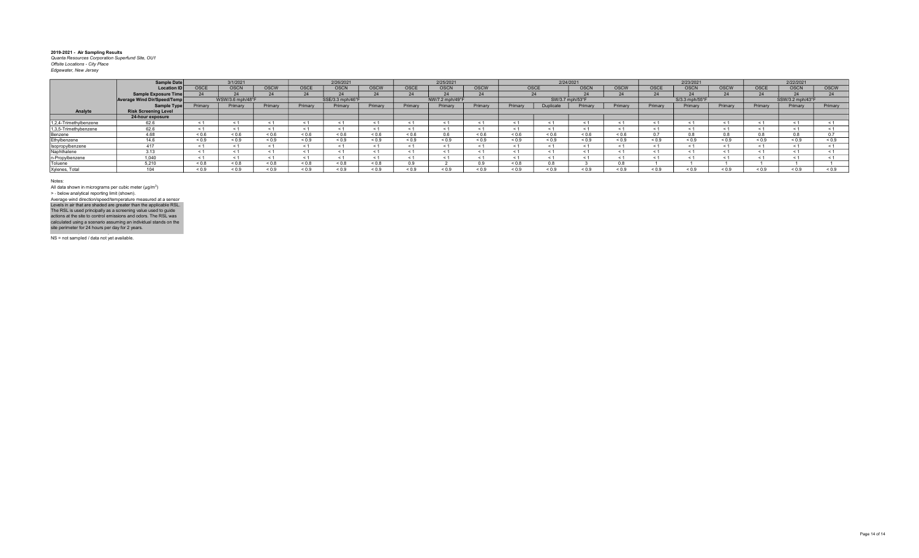**2019-2021 - Air Sampling Results**
*Quanta Resources Corporation Superfund Site, OU1*
*Offsite Locations - City Place*
*Edgewater, New Jersey*

| | Sample Date | 3/1/2021 | | | 2/26/2021 | | | 2/25/2021 | | | 2/24/2021 | | | | 2/23/2021 | | | 2/22/2021 | | |
|---|---|---|---|---|---|---|---|---|---|---|---|---|---|---|---|---|---|---|---|---|
| | Location ID | OSCE | OSCN | OSCW | OSCE | OSCN | OSCW | OSCE | OSCN | OSCW | OSCE | | OSCN | OSCW | OSCE | OSCN | OSCW | OSCE | OSCN | OSCW |
| | Sample Exposure Time | 24 | 24 | 24 | 24 | 24 | 24 | 24 | 24 | 24 | 24 | | 24 | 24 | 24 | 24 | 24 | 24 | 24 | 24 |
| | Average Wind Dir/Speed/Temp | WSW/3.6 mph/48°F | | | SSE/3.3 mph/46°F | | | NW/7.2 mph/49°F | | | SW/3.7 mph/53°F | | | | S/3.3 mph/55°F | | | SSW/3.2 mph/43°F | | |
| | Sample Type | Primary | Primary | Primary | Primary | Primary | Primary | Primary | Primary | Primary | Primary | Duplicate | Primary | Primary | Primary | Primary | Primary | Primary | Primary | Primary |
| **Analyte** | **Risk Screening Level** | | | | | | | | | | | | | | | | | | | |
| | **24-hour exposure** | | | | | | | | | | | | | | | | | | | |
| 1,2,4-Trimethylbenzene | 62.6 | < 1 | < 1 | < 1 | < 1 | < 1 | < 1 | < 1 | < 1 | < 1 | < 1 | < 1 | < 1 | < 1 | < 1 | < 1 | < 1 | < 1 | < 1 | < 1 |
| 1,3,5-Trimethylbenzene | 62.6 | < 1 | < 1 | < 1 | < 1 | < 1 | < 1 | < 1 | < 1 | < 1 | < 1 | < 1 | < 1 | < 1 | < 1 | < 1 | < 1 | < 1 | < 1 | < 1 |
| Benzene | 4.68 | < 0.6 | < 0.6 | < 0.6 | < 0.6 | < 0.6 | < 0.6 | < 0.6 | 0.6 | < 0.6 | < 0.6 | < 0.6 | < 0.6 | < 0.6 | 0.7 | 0.8 | 0.8 | 0.8 | 0.8 | 0.7 |
| Ethylbenzene | 14.6 | < 0.9 | < 0.9 | < 0.9 | < 0.9 | < 0.9 | < 0.9 | < 0.9 | < 0.9 | < 0.9 | < 0.9 | < 0.9 | < 0.9 | < 0.9 | < 0.9 | < 0.9 | < 0.9 | < 0.9 | < 0.9 | < 0.9 |
| Isopropylbenzene | 417 | < 1 | < 1 | < 1 | < 1 | < 1 | < 1 | < 1 | < 1 | < 1 | < 1 | < 1 | < 1 | < 1 | < 1 | < 1 | < 1 | < 1 | < 1 | < 1 |
| Naphthalene | 3.13 | < 1 | < 1 | < 1 | < 1 | < 1 | < 1 | < 1 | < 1 | < 1 | < 1 | < 1 | < 1 | < 1 | < 1 | < 1 | < 1 | < 1 | < 1 | < 1 |
| n-Propylbenzene | 1,040 | < 1 | < 1 | < 1 | < 1 | < 1 | < 1 | < 1 | < 1 | < 1 | < 1 | < 1 | < 1 | < 1 | < 1 | < 1 | < 1 | < 1 | < 1 | < 1 |
| Toluene | 5,210 | < 0.8 | < 0.8 | < 0.8 | < 0.8 | < 0.8 | < 0.8 | 0.9 | 2 | 0.9 | < 0.8 | 0.8 | 3 | 0.8 | 1 | 1 | 1 | 1 | 1 | 1 |
| Xylenes, Total | 104 | < 0.9 | < 0.9 | < 0.9 | < 0.9 | < 0.9 | < 0.9 | < 0.9 | < 0.9 | < 0.9 | < 0.9 | < 0.9 | < 0.9 | < 0.9 | < 0.9 | < 0.9 | < 0.9 | < 0.9 | < 0.9 | < 0.9 |

Notes:
All data shown in micrograms per cubic meter (µg/m$^3$)
> - below analytical reporting limit (shown).
Average wind direction/speed/temperature measured at a sensor
Levels in air that are shaded are greater than the applicable RSL.
The RSL is used principally as a screening value used to guide actions at the site to control emissions and odors. The RSL was calculated using a scenario assuming an individual stands on the site perimeter for 24 hours per day for 2 years.

NS = not sampled / data not yet available.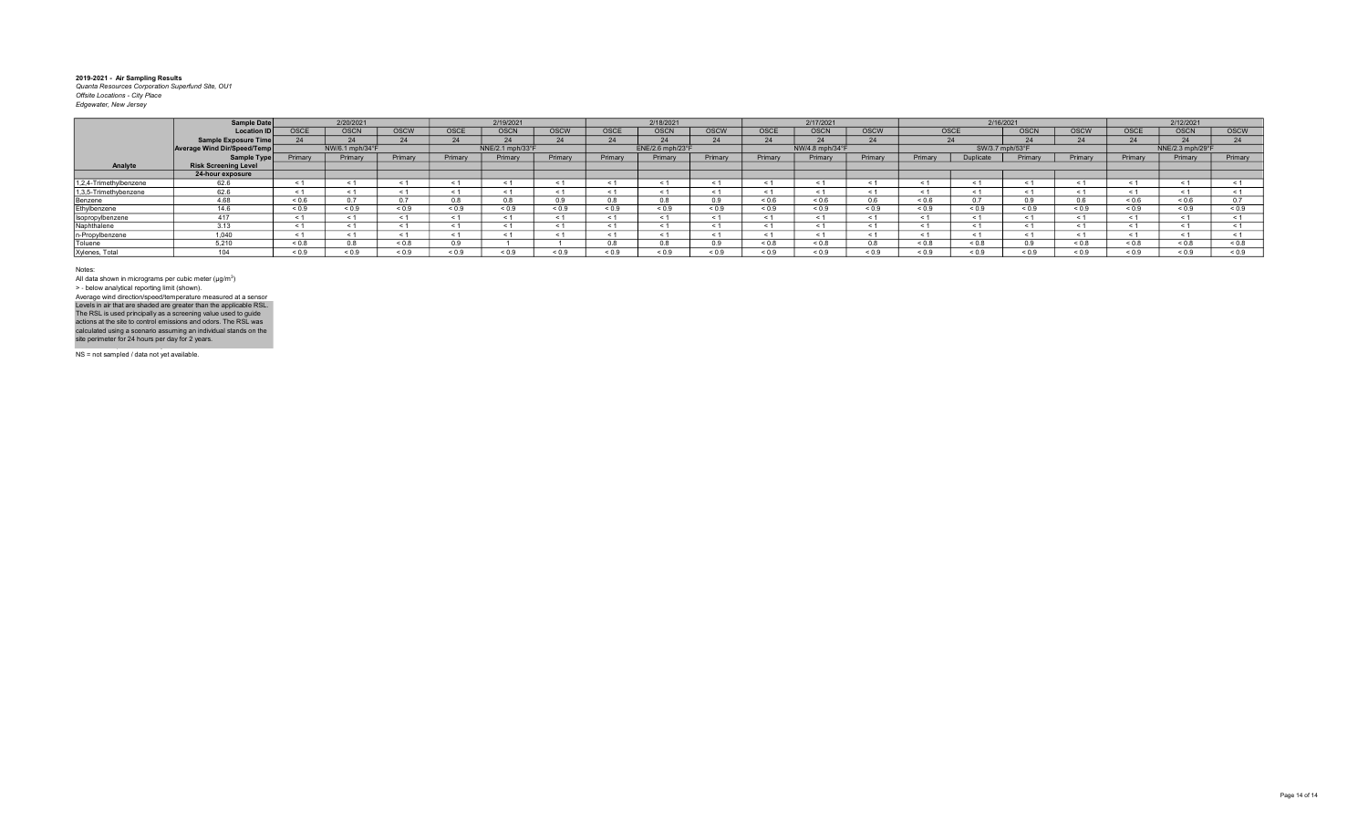**2019-2021 - Air Sampling Results**
*Quanta Resources Corporation Superfund Site, OU1*
*Offsite Locations - City Place*
*Edgewater, New Jersey*

| | Sample Date | 2/20/2021 | | | 2/19/2021 | | | 2/18/2021 | | | 2/17/2021 | | | 2/16/2021 | | | | 2/12/2021 | | |
|---|---|---|---|---|---|---|---|---|---|---|---|---|---|---|---|---|---|---|---|---|
| | Location ID | OSCE | OSCN | OSCW | OSCE | OSCN | OSCW | OSCE | OSCN | OSCW | OSCE | OSCN | OSCW | OSCE | | OSCN | OSCW | OSCE | OSCN | OSCW |
| | Sample Exposure Time | 24 | 24 | 24 | 24 | 24 | 24 | 24 | 24 | 24 | 24 | 24 | 24 | 24 | | 24 | 24 | 24 | 24 | 24 |
| | Average Wind Dir/Speed/Temp | NW/6.1 mph/34°F | | | NNE/2.1 mph/33°F | | | ENE/2.6 mph/23°F | | | NW/4.8 mph/34°F | | | SW/3.7 mph/53°F | | | | NNE/2.3 mph/29°F | | |
| | Sample Type | Primary | Primary | Primary | Primary | Primary | Primary | Primary | Primary | Primary | Primary | Primary | Primary | Primary | Duplicate | Primary | Primary | Primary | Primary | Primary |
| Analyte | Risk Screening Level | | | | | | | | | | | | | | | | | | | |
| | 24-hour exposure | | | | | | | | | | | | | | | | | | | |
| 1,2,4-Trimethylbenzene | 62.6 | < 1 | < 1 | < 1 | < 1 | < 1 | < 1 | < 1 | < 1 | < 1 | < 1 | < 1 | < 1 | < 1 | < 1 | < 1 | < 1 | < 1 | < 1 | < 1 |
| 1,3,5-Trimethylbenzene | 62.6 | < 1 | < 1 | < 1 | < 1 | < 1 | < 1 | < 1 | < 1 | < 1 | < 1 | < 1 | < 1 | < 1 | < 1 | < 1 | < 1 | < 1 | < 1 | < 1 |
| Benzene | 4.68 | < 0.6 | 0.7 | 0.7 | 0.8 | 0.8 | 0.9 | 0.8 | 0.8 | 0.9 | < 0.6 | < 0.6 | 0.6 | < 0.6 | 0.7 | 0.9 | 0.6 | < 0.6 | < 0.6 | 0.7 |
| Ethylbenzene | 14.6 | < 0.9 | < 0.9 | < 0.9 | < 0.9 | < 0.9 | < 0.9 | < 0.9 | < 0.9 | < 0.9 | < 0.9 | < 0.9 | < 0.9 | < 0.9 | < 0.9 | < 0.9 | < 0.9 | < 0.9 | < 0.9 | < 0.9 |
| Isopropylbenzene | 417 | < 1 | < 1 | < 1 | < 1 | < 1 | < 1 | < 1 | < 1 | < 1 | < 1 | < 1 | < 1 | < 1 | < 1 | < 1 | < 1 | < 1 | < 1 | < 1 |
| Naphthalene | 3.13 | < 1 | < 1 | < 1 | < 1 | < 1 | < 1 | < 1 | < 1 | < 1 | < 1 | < 1 | < 1 | < 1 | < 1 | < 1 | < 1 | < 1 | < 1 | < 1 |
| n-Propylbenzene | 1,040 | < 1 | < 1 | < 1 | < 1 | < 1 | < 1 | < 1 | < 1 | < 1 | < 1 | < 1 | < 1 | < 1 | < 1 | < 1 | < 1 | < 1 | < 1 | < 1 |
| Toluene | 5,210 | < 0.8 | 0.8 | < 0.8 | 0.9 | 1 | 1 | 0.8 | 0.8 | 0.9 | < 0.8 | < 0.8 | 0.8 | < 0.8 | < 0.8 | 0.9 | < 0.8 | < 0.8 | < 0.8 | < 0.8 |
| Xylenes, Total | 104 | < 0.9 | < 0.9 | < 0.9 | < 0.9 | < 0.9 | < 0.9 | < 0.9 | < 0.9 | < 0.9 | < 0.9 | < 0.9 | < 0.9 | < 0.9 | < 0.9 | < 0.9 | < 0.9 | < 0.9 | < 0.9 | < 0.9 |

Notes:

All data shown in micrograms per cubic meter ($\mu g/m^3$)

> - below analytical reporting limit (shown).

Average wind direction/speed/temperature measured at a sensor

Levels in air that are shaded are greater than the applicable RSL. The RSL is used principally as a screening value used to guide actions at the site to control emissions and odors. The RSL was calculated using a scenario assuming an individual stands on the site perimeter for 24 hours per day for 2 years.

NS = not sampled / data not yet available.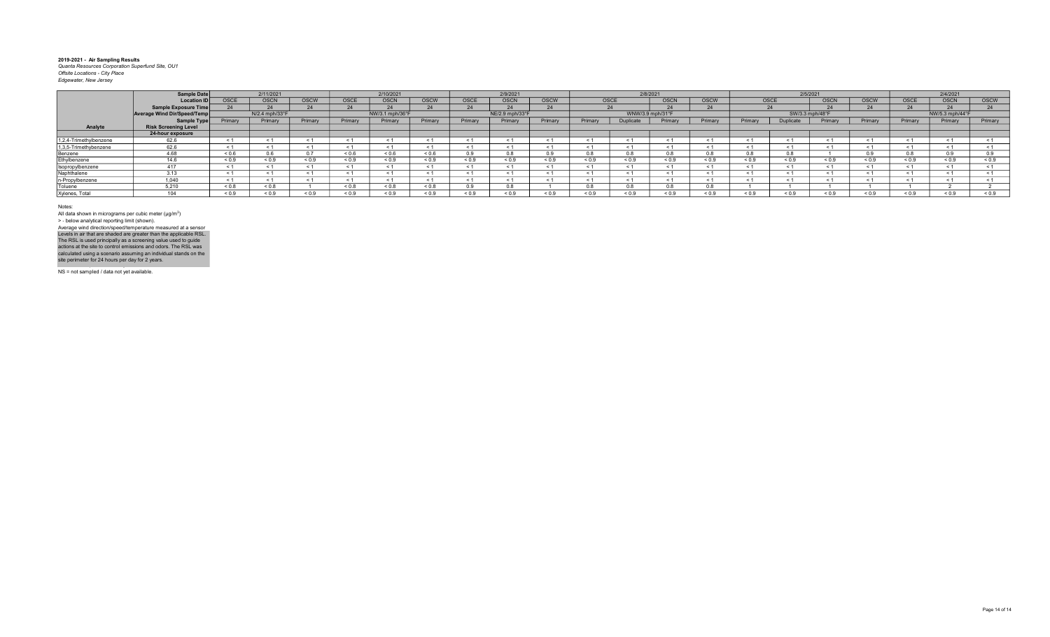**2019-2021 - Air Sampling Results**
*Quanta Resources Corporation Superfund Site, OU1*
*Offsite Locations - City Place*
*Edgewater, New Jersey*

| | Sample Date | 2/11/2021 | | | 2/10/2021 | | | 2/9/2021 | | | 2/8/2021 | | | | 2/5/2021 | | | | 2/4/2021 | | |
|---|---|---|---|---|---|---|---|---|---|---|---|---|---|---|---|---|---|---|---|---|---|
| | Location ID | OSCE | OSCN | OSCW | OSCE | OSCN | OSCW | OSCE | OSCN | OSCW | OSCE | | OSCN | OSCW | OSCE | | OSCN | OSCW | OSCE | OSCN | OSCW |
| | Sample Exposure Time | 24 | 24 | 24 | 24 | 24 | 24 | 24 | 24 | 24 | 24 | | 24 | 24 | 24 | | 24 | 24 | 24 | 24 | 24 |
| | Average Wind Dir/Speed/Temp | N/2.4 mph/33°F | | | NW/3.1 mph/36°F | | | NE/2.9 mph/33°F | | | WNW/3.9 mph/31°F | | | | SW/3.3 mph/48°F | | | | NW/5.3 mph/44°F | | |
| | Sample Type | Primary | Primary | Primary | Primary | Primary | Primary | Primary | Primary | Primary | Primary | Duplicate | Primary | Primary | Primary | Duplicate | Primary | Primary | Primary | Primary | Primary |
| Analyte | Risk Screening Level | | | | | | | | | | | | | | | | | | | | |
| | 24-hour exposure | | | | | | | | | | | | | | | | | | | | |
| 1,2,4-Trimethylbenzene | 62.6 | < 1 | < 1 | < 1 | < 1 | < 1 | < 1 | < 1 | < 1 | < 1 | < 1 | < 1 | < 1 | < 1 | < 1 | < 1 | < 1 | < 1 | < 1 | < 1 | < 1 |
| 1,3,5-Trimethylbenzene | 62.6 | < 1 | < 1 | < 1 | < 1 | < 1 | < 1 | < 1 | < 1 | < 1 | < 1 | < 1 | < 1 | < 1 | < 1 | < 1 | < 1 | < 1 | < 1 | < 1 | < 1 |
| Benzene | 4.68 | < 0.6 | 0.6 | 0.7 | < 0.6 | < 0.6 | < 0.6 | 0.9 | 0.8 | 0.9 | 0.8 | 0.8 | 0.8 | 0.8 | 0.8 | 0.8 | 1 | 0.9 | 0.8 | 0.9 | 0.9 |
| Ethylbenzene | 14.6 | < 0.9 | < 0.9 | < 0.9 | < 0.9 | < 0.9 | < 0.9 | < 0.9 | < 0.9 | < 0.9 | < 0.9 | < 0.9 | < 0.9 | < 0.9 | < 0.9 | < 0.9 | < 0.9 | < 0.9 | < 0.9 | < 0.9 | < 0.9 |
| Isopropylbenzene | 417 | < 1 | < 1 | < 1 | < 1 | < 1 | < 1 | < 1 | < 1 | < 1 | < 1 | < 1 | < 1 | < 1 | < 1 | < 1 | < 1 | < 1 | < 1 | < 1 | < 1 |
| Naphthalene | 3.13 | < 1 | < 1 | < 1 | < 1 | < 1 | < 1 | < 1 | < 1 | < 1 | < 1 | < 1 | < 1 | < 1 | < 1 | < 1 | < 1 | < 1 | < 1 | < 1 | < 1 |
| n-Propylbenzene | 1,040 | < 1 | < 1 | < 1 | < 1 | < 1 | < 1 | < 1 | < 1 | < 1 | < 1 | < 1 | < 1 | < 1 | < 1 | < 1 | < 1 | < 1 | < 1 | < 1 | < 1 |
| Toluene | 5,210 | < 0.8 | < 0.8 | 1 | < 0.8 | < 0.8 | < 0.8 | 0.9 | 0.8 | 1 | 0.8 | 0.8 | 0.8 | 0.8 | 1 | 1 | 1 | 1 | 1 | 2 | 2 |
| Xylenes, Total | 104 | < 0.9 | < 0.9 | < 0.9 | < 0.9 | < 0.9 | < 0.9 | < 0.9 | < 0.9 | < 0.9 | < 0.9 | < 0.9 | < 0.9 | < 0.9 | < 0.9 | < 0.9 | < 0.9 | < 0.9 | < 0.9 | < 0.9 | < 0.9 |

Notes:

All data shown in micrograms per cubic meter (μg/m³)

> - below analytical reporting limit (shown).

Average wind direction/speed/temperature measured at a sensor

Levels in air that are shaded are greater than the applicable RSL. The RSL is used principally as a screening value used to guide actions at the site to control emissions and odors. The RSL was calculated using a scenario assuming an individual stands on the site perimeter for 24 hours per day for 2 years.

NS = not sampled / data not yet available.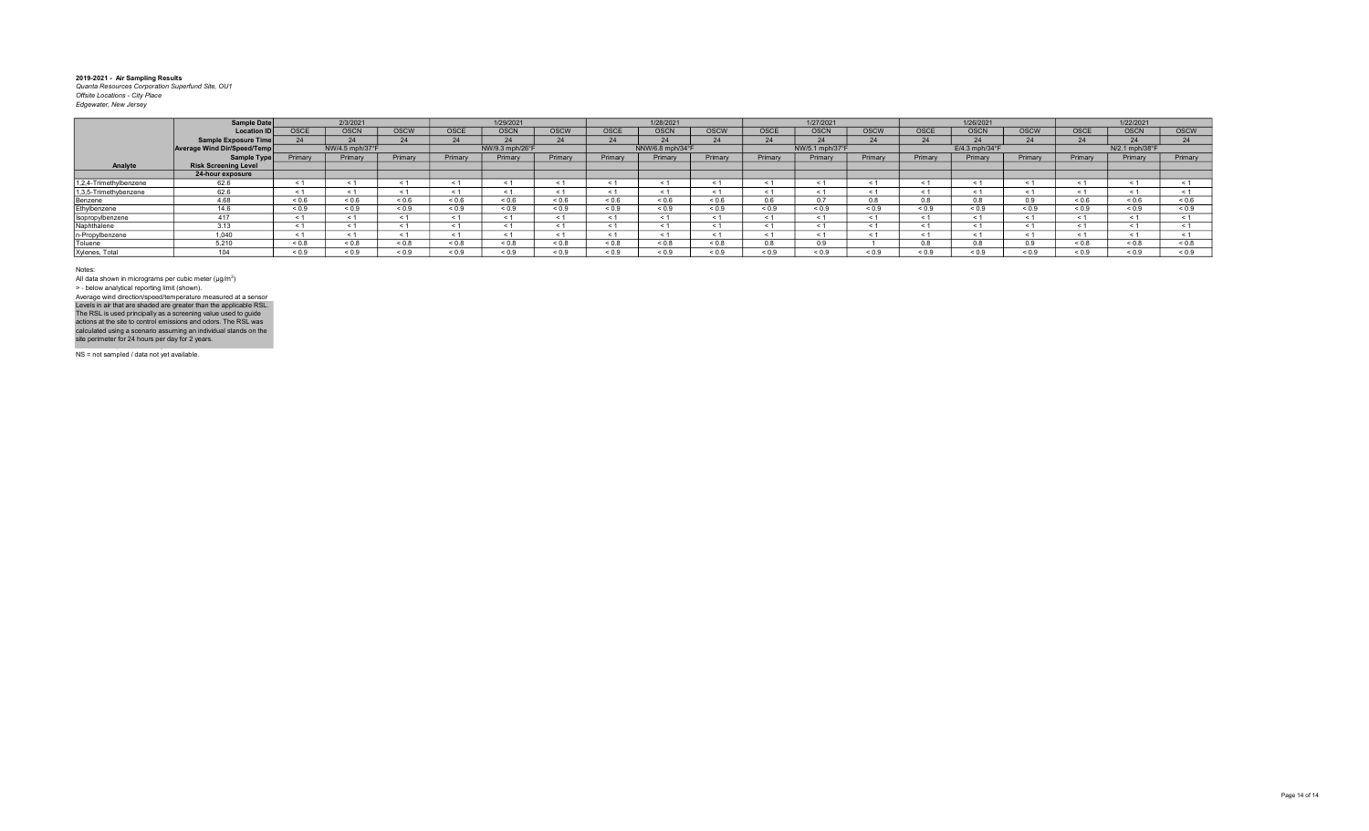**2019-2021 - Air Sampling Results**
*Quanta Resources Corporation Superfund Site, OU1*
*Offsite Locations - City Place*
*Edgewater, New Jersey*

| | Sample Date | 2/3/2021 | | | 1/29/2021 | | | 1/28/2021 | | | 1/27/2021 | | | 1/26/2021 | | | 1/22/2021 | | |
|---|---|---|---|---|---|---|---|---|---|---|---|---|---|---|---|---|---|---|---|
| | Location ID | OSCE | OSCN | OSCW | OSCE | OSCN | OSCW | OSCE | OSCN | OSCW | OSCE | OSCN | OSCW | OSCE | OSCN | OSCW | OSCE | OSCN | OSCW |
| | Sample Exposure Time | 24 | 24 | 24 | 24 | 24 | 24 | 24 | 24 | 24 | 24 | 24 | 24 | 24 | 24 | 24 | 24 | 24 | 24 |
| | Average Wind Dir/Speed/Temp | | NW/4.5 mph/37°F | | | NW/9.3 mph/26°F | | | NNW/6.8 mph/34°F | | | NW/5.1 mph/37°F | | | E/4.3 mph/34°F | | | N/2.1 mph/38°F | |
| | Sample Type | Primary | Primary | Primary | Primary | Primary | Primary | Primary | Primary | Primary | Primary | Primary | Primary | Primary | Primary | Primary | Primary | Primary | Primary |
| Analyte | Risk Screening Level | | | | | | | | | | | | | | | | | | |
| | 24-hour exposure | | | | | | | | | | | | | | | | | | |
| 1,2,4-Trimethylbenzene | 62.6 | < 1 | < 1 | < 1 | < 1 | < 1 | < 1 | < 1 | < 1 | < 1 | < 1 | < 1 | < 1 | < 1 | < 1 | < 1 | < 1 | < 1 | < 1 |
| 1,3,5-Trimethylbenzene | 62.6 | < 1 | < 1 | < 1 | < 1 | < 1 | < 1 | < 1 | < 1 | < 1 | < 1 | < 1 | < 1 | < 1 | < 1 | < 1 | < 1 | < 1 | < 1 |
| Benzene | 4.68 | < 0.6 | < 0.6 | < 0.6 | < 0.6 | < 0.6 | < 0.6 | < 0.6 | < 0.6 | < 0.6 | 0.6 | 0.7 | 0.8 | 0.8 | 0.8 | 0.9 | < 0.6 | < 0.6 | < 0.6 |
| Ethylbenzene | 14.6 | < 0.9 | < 0.9 | < 0.9 | < 0.9 | < 0.9 | < 0.9 | < 0.9 | < 0.9 | < 0.9 | < 0.9 | < 0.9 | < 0.9 | < 0.9 | < 0.9 | < 0.9 | < 0.9 | < 0.9 | < 0.9 |
| Isopropylbenzene | 417 | < 1 | < 1 | < 1 | < 1 | < 1 | < 1 | < 1 | < 1 | < 1 | < 1 | < 1 | < 1 | < 1 | < 1 | < 1 | < 1 | < 1 | < 1 |
| Naphthalene | 3.13 | < 1 | < 1 | < 1 | < 1 | < 1 | < 1 | < 1 | < 1 | < 1 | < 1 | < 1 | < 1 | < 1 | < 1 | < 1 | < 1 | < 1 | < 1 |
| n-Propylbenzene | 1,040 | < 1 | < 1 | < 1 | < 1 | < 1 | < 1 | < 1 | < 1 | < 1 | < 1 | < 1 | < 1 | < 1 | < 1 | < 1 | < 1 | < 1 | < 1 |
| Toluene | 5,210 | < 0.8 | < 0.8 | < 0.8 | < 0.8 | < 0.8 | < 0.8 | < 0.8 | < 0.8 | < 0.8 | 0.8 | 0.9 | 1 | 0.8 | 0.8 | 0.9 | < 0.8 | < 0.8 | < 0.8 |
| Xylenes, Total | 104 | < 0.9 | < 0.9 | < 0.9 | < 0.9 | < 0.9 | < 0.9 | < 0.9 | < 0.9 | < 0.9 | < 0.9 | < 0.9 | < 0.9 | < 0.9 | < 0.9 | < 0.9 | < 0.9 | < 0.9 | < 0.9 |

Notes:

All data shown in micrograms per cubic meter (µg/m$^3$)

> - below analytical reporting limit (shown).

Average wind direction/speed/temperature measured at a sensor

Levels in air that are shaded are greater than the applicable RSL. The RSL is used principally as a screening value used to guide actions at the site to control emissions and odors. The RSL was calculated using a scenario assuming an individual stands on the site perimeter for 24 hours per day for 2 years.

NS = not sampled / data not yet available.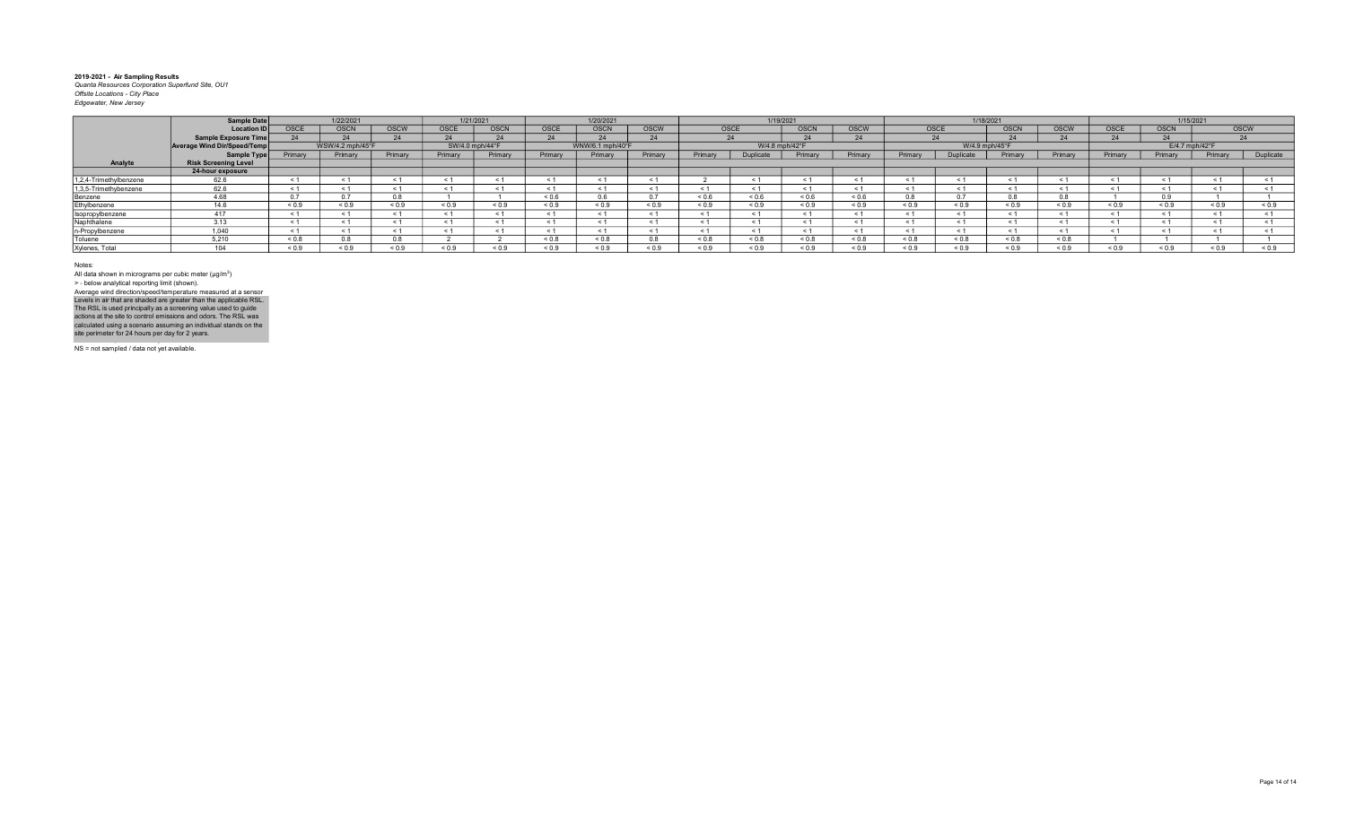**2019-2021 - Air Sampling Results**
*Quanta Resources Corporation Superfund Site, OU1*
*Offsite Locations - City Place*
*Edgewater, New Jersey*

| | Sample Date | 1/22/2021 | | | 1/21/2021 | | 1/20/2021 | | | 1/19/2021 | | | | 1/18/2021 | | | | 1/15/2021 | | | |
|---|---|---|---|---|---|---|---|---|---|---|---|---|---|---|---|---|---|---|---|---|---|
| | Location ID | OSCE | OSCN | OSCW | OSCE | OSCN | OSCE | OSCN | OSCW | OSCE | | OSCN | OSCW | OSCE | | OSCN | OSCW | OSCE | OSCN | OSCW | |
| | Sample Exposure Time | 24 | 24 | 24 | 24 | 24 | 24 | 24 | 24 | 24 | | 24 | 24 | 24 | | 24 | 24 | 24 | 24 | 24 | |
| | Average Wind Dir/Speed/Temp | WSW/4.2 mph/45°F | | | SW/4.0 mph/44°F | | WNW/6.1 mph/40°F | | | W/4.8 mph/42°F | | | | W/4.9 mph/45°F | | | | E/4.7 mph/42°F | | | |
| | Sample Type | Primary | Primary | Primary | Primary | Primary | Primary | Primary | Primary | Primary | Duplicate | Primary | Primary | Primary | Duplicate | Primary | Primary | Primary | Primary | Primary | Duplicate |
| **Analyte** | **Risk Screening Level** | | | | | | | | | | | | | | | | | | | | |
| | **24-hour exposure** | | | | | | | | | | | | | | | | | | | | |
| 1,2,4-Trimethylbenzene | 62.6 | < 1 | < 1 | < 1 | < 1 | < 1 | < 1 | < 1 | < 1 | 2 | < 1 | < 1 | < 1 | < 1 | < 1 | < 1 | < 1 | < 1 | < 1 | < 1 | < 1 |
| 1,3,5-Trimethylbenzene | 62.6 | < 1 | < 1 | < 1 | < 1 | < 1 | < 1 | < 1 | < 1 | < 1 | < 1 | < 1 | < 1 | < 1 | < 1 | < 1 | < 1 | < 1 | < 1 | < 1 | < 1 |
| Benzene | 4.68 | 0.7 | 0.7 | 0.8 | 1 | 1 | < 0.6 | 0.6 | 0.7 | < 0.6 | < 0.6 | < 0.6 | < 0.6 | 0.8 | 0.7 | 0.8 | 0.8 | 1 | 0.9 | 1 | 1 |
| Ethylbenzene | 14.6 | < 0.9 | < 0.9 | < 0.9 | < 0.9 | < 0.9 | < 0.9 | < 0.9 | < 0.9 | < 0.9 | < 0.9 | < 0.9 | < 0.9 | < 0.9 | < 0.9 | < 0.9 | < 0.9 | < 0.9 | < 0.9 | < 0.9 | < 0.9 |
| Isopropylbenzene | 417 | < 1 | < 1 | < 1 | < 1 | < 1 | < 1 | < 1 | < 1 | < 1 | < 1 | < 1 | < 1 | < 1 | < 1 | < 1 | < 1 | < 1 | < 1 | < 1 | < 1 |
| Naphthalene | 3.13 | < 1 | < 1 | < 1 | < 1 | < 1 | < 1 | < 1 | < 1 | < 1 | < 1 | < 1 | < 1 | < 1 | < 1 | < 1 | < 1 | < 1 | < 1 | < 1 | < 1 |
| n-Propylbenzene | 1,040 | < 1 | < 1 | < 1 | < 1 | < 1 | < 1 | < 1 | < 1 | < 1 | < 1 | < 1 | < 1 | < 1 | < 1 | < 1 | < 1 | < 1 | < 1 | < 1 | < 1 |
| Toluene | 5,210 | < 0.8 | 0.8 | 0.8 | 2 | 2 | < 0.8 | < 0.8 | 0.8 | < 0.8 | < 0.8 | < 0.8 | < 0.8 | < 0.8 | < 0.8 | < 0.8 | < 0.8 | 1 | 1 | 1 | 1 |
| Xylenes, Total | 104 | < 0.9 | < 0.9 | < 0.9 | < 0.9 | < 0.9 | < 0.9 | < 0.9 | < 0.9 | < 0.9 | < 0.9 | < 0.9 | < 0.9 | < 0.9 | < 0.9 | < 0.9 | < 0.9 | < 0.9 | < 0.9 | < 0.9 | < 0.9 |

Notes:
All data shown in micrograms per cubic meter (µg/m$^3$)
> - below analytical reporting limit (shown).
Average wind direction/speed/temperature measured at a sensor
Levels in air that are shaded are greater than the applicable RSL.
The RSL is used principally as a screening value used to guide actions at the site to control emissions and odors. The RSL was calculated using a scenario assuming an individual stands on the site perimeter for 24 hours per day for 2 years.

NS = not sampled / data not yet available.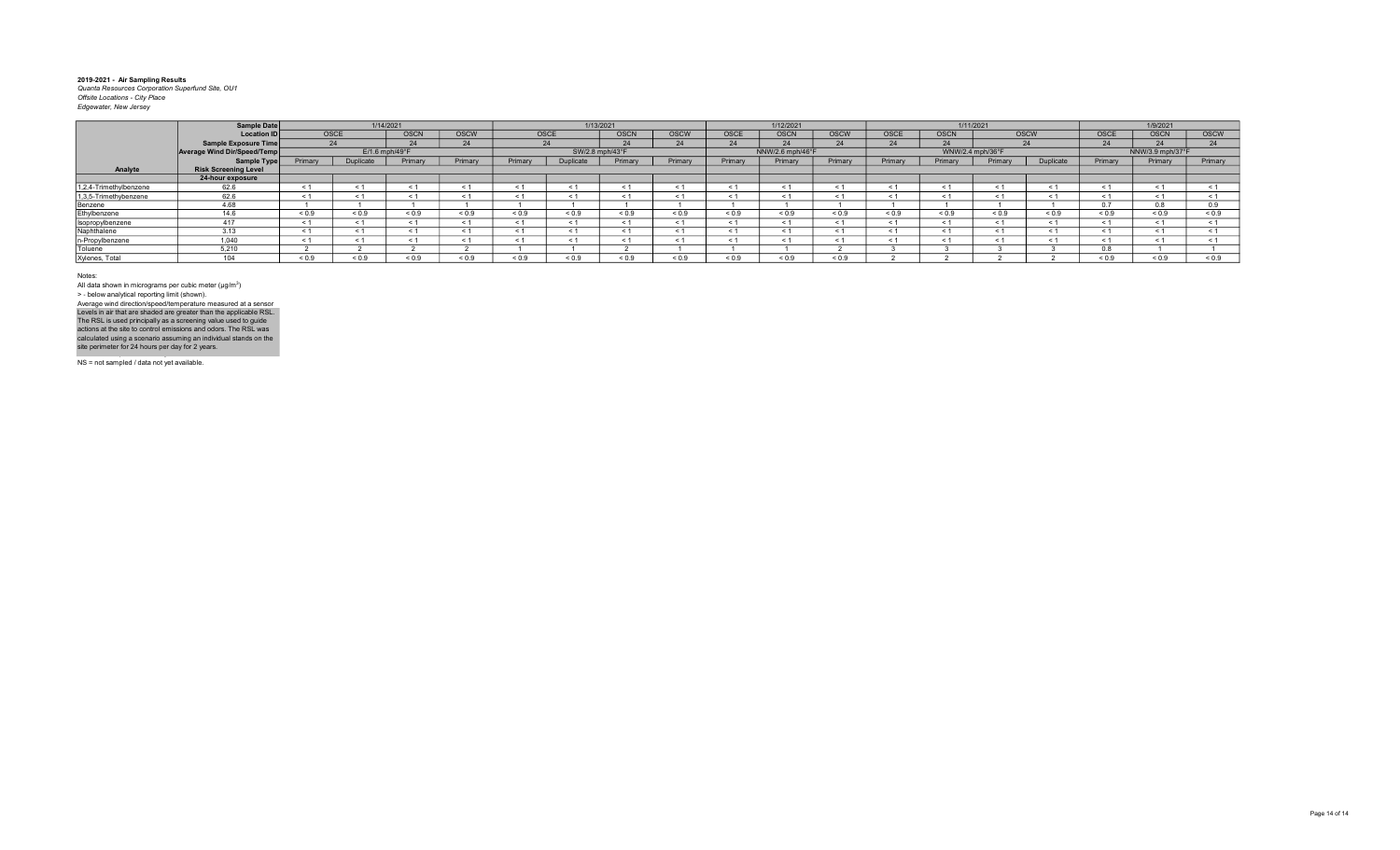**2019-2021 - Air Sampling Results**
*Quanta Resources Corporation Superfund Site, OU1*
*Offsite Locations - City Place*
*Edgewater, New Jersey*

| | Sample Date | 1/14/2021 | | | | 1/13/2021 | | | | 1/12/2021 | | | 1/11/2021 | | | | 1/9/2021 | | |
|---|---|---|---|---|---|---|---|---|---|---|---|---|---|---|---|---|---|---|---|
| | Location ID | OSCE | | OSCN | OSCW | OSCE | | OSCN | OSCW | OSCE | OSCN | OSCW | OSCE | OSCN | OSCW | | OSCE | OSCN | OSCW |
| | Sample Exposure Time | 24 | | 24 | 24 | 24 | | 24 | 24 | 24 | 24 | 24 | 24 | 24 | 24 | | 24 | 24 | 24 |
| | Average Wind Dir/Speed/Temp | E/1.6 mph/49°F | | | | SW/2.8 mph/43°F | | | | NNW/2.6 mph/46°F | | | WNW/2.4 mph/36°F | | | | NNW/3.9 mph/37°F | | |
| | Sample Type | Primary | Duplicate | Primary | Primary | Primary | Duplicate | Primary | Primary | Primary | Primary | Primary | Primary | Primary | Primary | Duplicate | Primary | Primary | Primary |
| **Analyte** | **Risk Screening Level** | | | | | | | | | | | | | | | | | | |
| | **24-hour exposure** | | | | | | | | | | | | | | | | | | |
| 1,2,4-Trimethylbenzene | 62.6 | < 1 | < 1 | < 1 | < 1 | < 1 | < 1 | < 1 | < 1 | < 1 | < 1 | < 1 | < 1 | < 1 | < 1 | < 1 | < 1 | < 1 | < 1 |
| 1,3,5-Trimethylbenzene | 62.6 | < 1 | < 1 | < 1 | < 1 | < 1 | < 1 | < 1 | < 1 | < 1 | < 1 | < 1 | < 1 | < 1 | < 1 | < 1 | < 1 | < 1 | < 1 |
| Benzene | 4.68 | 1 | 1 | 1 | 1 | 1 | 1 | 1 | 1 | 1 | 1 | 1 | 1 | 1 | 1 | 1 | 0.7 | 0.8 | 0.9 |
| Ethylbenzene | 14.6 | < 0.9 | < 0.9 | < 0.9 | < 0.9 | < 0.9 | < 0.9 | < 0.9 | < 0.9 | < 0.9 | < 0.9 | < 0.9 | < 0.9 | < 0.9 | < 0.9 | < 0.9 | < 0.9 | < 0.9 | < 0.9 |
| Isopropylbenzene | 417 | < 1 | < 1 | < 1 | < 1 | < 1 | < 1 | < 1 | < 1 | < 1 | < 1 | < 1 | < 1 | < 1 | < 1 | < 1 | < 1 | < 1 | < 1 |
| Naphthalene | 3.13 | < 1 | < 1 | < 1 | < 1 | < 1 | < 1 | < 1 | < 1 | < 1 | < 1 | < 1 | < 1 | < 1 | < 1 | < 1 | < 1 | < 1 | < 1 |
| n-Propylbenzene | 1,040 | < 1 | < 1 | < 1 | < 1 | < 1 | < 1 | < 1 | < 1 | < 1 | < 1 | < 1 | < 1 | < 1 | < 1 | < 1 | < 1 | < 1 | < 1 |
| Toluene | 5,210 | 2 | 2 | 2 | 2 | 1 | 1 | 2 | 1 | 1 | 1 | 2 | 3 | 3 | 3 | 3 | 0.8 | 1 | 1 |
| Xylenes, Total | 104 | < 0.9 | < 0.9 | < 0.9 | < 0.9 | < 0.9 | < 0.9 | < 0.9 | < 0.9 | < 0.9 | < 0.9 | < 0.9 | 2 | 2 | 2 | 2 | < 0.9 | < 0.9 | < 0.9 |

Notes:

All data shown in micrograms per cubic meter (µg/m$^3$)

> - below analytical reporting limit (shown).

Average wind direction/speed/temperature measured at a sensor

Levels in air that are shaded are greater than the applicable RSL. The RSL is used principally as a screening value used to guide actions at the site to control emissions and odors. The RSL was calculated using a scenario assuming an individual stands on the site perimeter for 24 hours per day for 2 years.

NS = not sampled / data not yet available.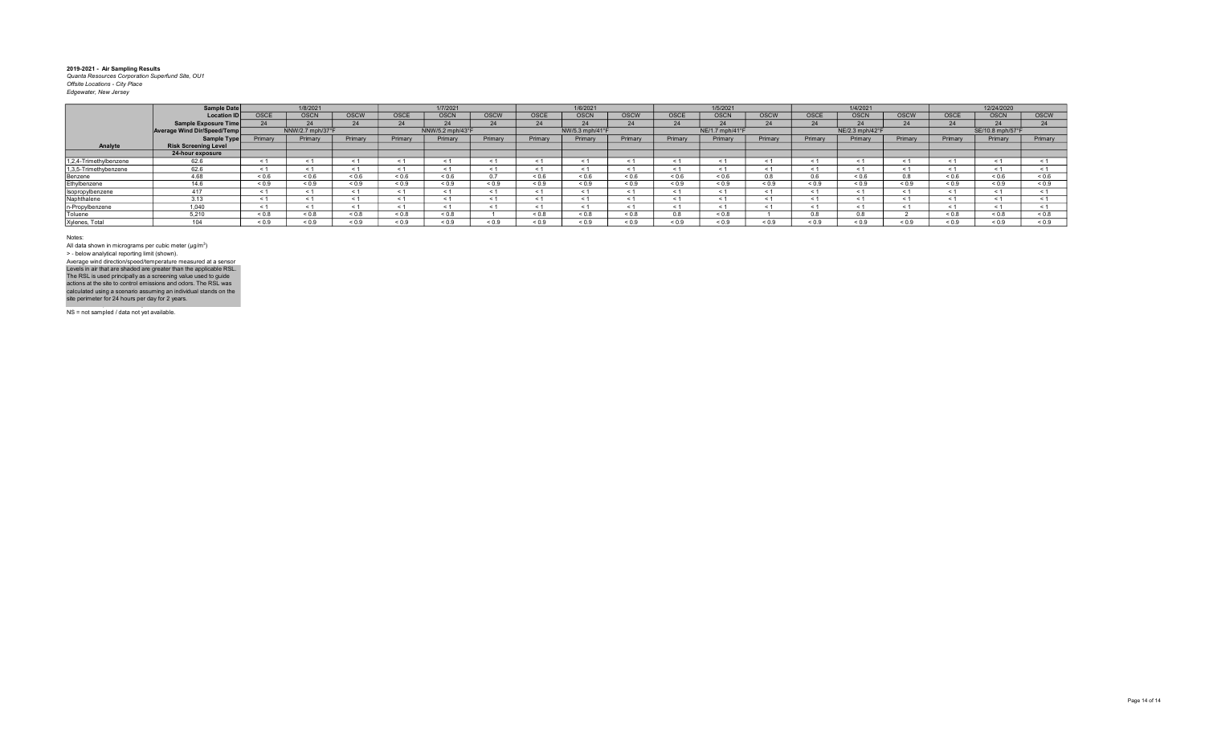**2019-2021 - Air Sampling Results**
*Quanta Resources Corporation Superfund Site, OU1*
*Offsite Locations - City Place*
*Edgewater, New Jersey*

| | Sample Date | 1/8/2021 | | | 1/7/2021 | | | 1/6/2021 | | | 1/5/2021 | | | 1/4/2021 | | | 12/24/2020 | | |
|---|---|---|---|---|---|---|---|---|---|---|---|---|---|---|---|---|---|---|---|
| | Location ID | OSCE | OSCN | OSCW | OSCE | OSCN | OSCW | OSCE | OSCN | OSCW | OSCE | OSCN | OSCW | OSCE | OSCN | OSCW | OSCE | OSCN | OSCW |
| | Sample Exposure Time | 24 | 24 | 24 | 24 | 24 | 24 | 24 | 24 | 24 | 24 | 24 | 24 | 24 | 24 | 24 | 24 | 24 | 24 |
| | Average Wind Dir/Speed/Temp | NNW/2.7 mph/37°F | | | NNW/5.2 mph/43°F | | | NW/5.3 mph/41°F | | | NE/1.7 mph/41°F | | | NE/2.3 mph/42°F | | | SE/10.8 mph/57°F | | |
| | Sample Type | Primary | Primary | Primary | Primary | Primary | Primary | Primary | Primary | Primary | Primary | Primary | Primary | Primary | Primary | Primary | Primary | Primary | Primary |
| Analyte | Risk Screening Level | | | | | | | | | | | | | | | | | | |
| | 24-hour exposure | | | | | | | | | | | | | | | | | | |
| 1,2,4-Trimethylbenzene | 62.6 | < 1 | < 1 | < 1 | < 1 | < 1 | < 1 | < 1 | < 1 | < 1 | < 1 | < 1 | < 1 | < 1 | < 1 | < 1 | < 1 | < 1 | < 1 |
| 1,3,5-Trimethylbenzene | 62.6 | < 1 | < 1 | < 1 | < 1 | < 1 | < 1 | < 1 | < 1 | < 1 | < 1 | < 1 | < 1 | < 1 | < 1 | < 1 | < 1 | < 1 | < 1 |
| Benzene | 4.68 | < 0.6 | < 0.6 | < 0.6 | < 0.6 | < 0.6 | 0.7 | < 0.6 | < 0.6 | < 0.6 | < 0.6 | < 0.6 | 0.8 | 0.6 | < 0.6 | 0.8 | < 0.6 | < 0.6 | < 0.6 |
| Ethylbenzene | 14.6 | < 0.9 | < 0.9 | < 0.9 | < 0.9 | < 0.9 | < 0.9 | < 0.9 | < 0.9 | < 0.9 | < 0.9 | < 0.9 | < 0.9 | < 0.9 | < 0.9 | < 0.9 | < 0.9 | < 0.9 | < 0.9 |
| Isopropylbenzene | 417 | < 1 | < 1 | < 1 | < 1 | < 1 | < 1 | < 1 | < 1 | < 1 | < 1 | < 1 | < 1 | < 1 | < 1 | < 1 | < 1 | < 1 | < 1 |
| Naphthalene | 3.13 | < 1 | < 1 | < 1 | < 1 | < 1 | < 1 | < 1 | < 1 | < 1 | < 1 | < 1 | < 1 | < 1 | < 1 | < 1 | < 1 | < 1 | < 1 |
| n-Propylbenzene | 1,040 | < 1 | < 1 | < 1 | < 1 | < 1 | < 1 | < 1 | < 1 | < 1 | < 1 | < 1 | < 1 | < 1 | < 1 | < 1 | < 1 | < 1 | < 1 |
| Toluene | 5,210 | < 0.8 | < 0.8 | < 0.8 | < 0.8 | < 0.8 | 1 | < 0.8 | < 0.8 | < 0.8 | 0.8 | < 0.8 | 1 | 0.8 | 0.8 | 2 | < 0.8 | < 0.8 | < 0.8 |
| Xylenes, Total | 104 | < 0.9 | < 0.9 | < 0.9 | < 0.9 | < 0.9 | < 0.9 | < 0.9 | < 0.9 | < 0.9 | < 0.9 | < 0.9 | < 0.9 | < 0.9 | < 0.9 | < 0.9 | < 0.9 | < 0.9 | < 0.9 |

Notes:
All data shown in micrograms per cubic meter (µg/m$^3$)
> - below analytical reporting limit (shown).
Average wind direction/speed/temperature measured at a sensor
Levels in air that are shaded are greater than the applicable RSL.
The RSL is used principally as a screening value used to guide actions at the site to control emissions and odors. The RSL was calculated using a scenario assuming an individual stands on the site perimeter for 24 hours per day for 2 years.

NS = not sampled / data not yet available.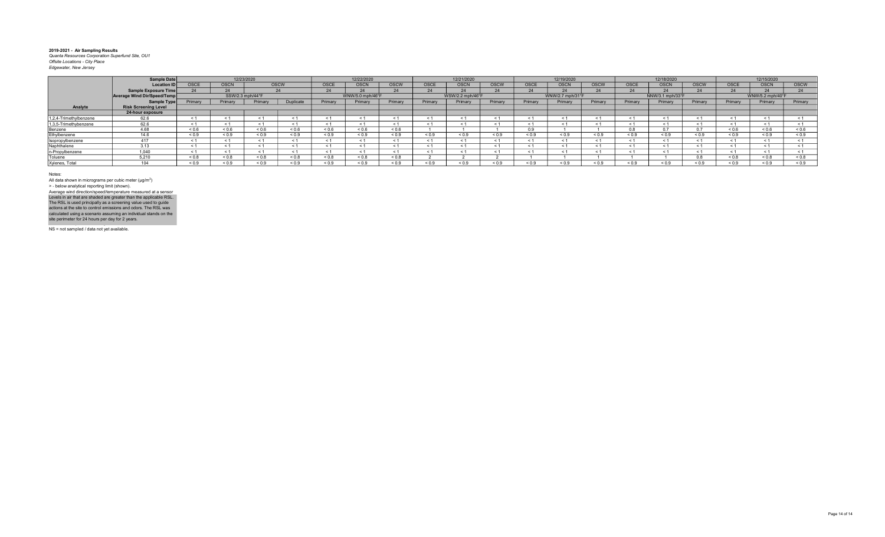**2019-2021 - Air Sampling Results**
*Quanta Resources Corporation Superfund Site, OU1*
*Offsite Locations - City Place*
*Edgewater, New Jersey*

| | Sample Date | 12/23/2020 | | | | 12/22/2020 | | | 12/21/2020 | | | 12/19/2020 | | | 12/18/2020 | | | 12/15/2020 | | |
|---|---|---|---|---|---|---|---|---|---|---|---|---|---|---|---|---|---|---|---|---|
| | Location ID | OSCE | OSCN | OSCW | | OSCE | OSCN | OSCW | OSCE | OSCN | OSCW | OSCE | OSCN | OSCW | OSCE | OSCN | OSCW | OSCE | OSCN | OSCW |
| | Sample Exposure Time | 24 | 24 | 24 | | 24 | 24 | 24 | 24 | 24 | 24 | 24 | 24 | 24 | 24 | 24 | 24 | 24 | 24 | 24 |
| | Average Wind Dir/Speed/Temp | SSW/2.3 mph/44°F | | | | WNW/5.0 mph/46°F | | | WSW/2.2 mph/46°F | | | WNW/2.7 mph/31°F | | | NNW/3.1 mph/33°F | | | WNW/5.2 mph/40°F | | |
| | Sample Type | Primary | Primary | Primary | Duplicate | Primary | Primary | Primary | Primary | Primary | Primary | Primary | Primary | Primary | Primary | Primary | Primary | Primary | Primary | Primary |
| Analyte | Risk Screening Level | | | | | | | | | | | | | | | | | | | |
| | 24-hour exposure | | | | | | | | | | | | | | | | | | | |
| 1,2,4-Trimethylbenzene | 62.6 | < 1 | < 1 | < 1 | < 1 | < 1 | < 1 | < 1 | < 1 | < 1 | < 1 | < 1 | < 1 | < 1 | < 1 | < 1 | < 1 | < 1 | < 1 | < 1 |
| 1,3,5-Trimethylbenzene | 62.6 | < 1 | < 1 | < 1 | < 1 | < 1 | < 1 | < 1 | < 1 | < 1 | < 1 | < 1 | < 1 | < 1 | < 1 | < 1 | < 1 | < 1 | < 1 | < 1 |
| Benzene | 4.68 | < 0.6 | < 0.6 | < 0.6 | < 0.6 | < 0.6 | < 0.6 | < 0.6 | 1 | 1 | 1 | 0.9 | 1 | 1 | 0.8 | 0.7 | 0.7 | < 0.6 | < 0.6 | < 0.6 |
| Ethylbenzene | 14.6 | < 0.9 | < 0.9 | < 0.9 | < 0.9 | < 0.9 | < 0.9 | < 0.9 | < 0.9 | < 0.9 | < 0.9 | < 0.9 | < 0.9 | < 0.9 | < 0.9 | < 0.9 | < 0.9 | < 0.9 | < 0.9 | < 0.9 |
| Isopropylbenzene | 417 | < 1 | < 1 | < 1 | < 1 | < 1 | < 1 | < 1 | < 1 | < 1 | < 1 | < 1 | < 1 | < 1 | < 1 | < 1 | < 1 | < 1 | < 1 | < 1 |
| Naphthalene | 3.13 | < 1 | < 1 | < 1 | < 1 | < 1 | < 1 | < 1 | < 1 | < 1 | < 1 | < 1 | < 1 | < 1 | < 1 | < 1 | < 1 | < 1 | < 1 | < 1 |
| n-Propylbenzene | 1,040 | < 1 | < 1 | < 1 | < 1 | < 1 | < 1 | < 1 | < 1 | < 1 | < 1 | < 1 | < 1 | < 1 | < 1 | < 1 | < 1 | < 1 | < 1 | < 1 |
| Toluene | 5,210 | < 0.8 | < 0.8 | < 0.8 | < 0.8 | < 0.8 | < 0.8 | < 0.8 | 2 | 2 | 2 | 1 | 1 | 1 | 1 | 1 | 0.8 | < 0.8 | < 0.8 | < 0.8 |
| Xylenes, Total | 104 | < 0.9 | < 0.9 | < 0.9 | < 0.9 | < 0.9 | < 0.9 | < 0.9 | < 0.9 | < 0.9 | < 0.9 | < 0.9 | < 0.9 | < 0.9 | < 0.9 | < 0.9 | < 0.9 | < 0.9 | < 0.9 | < 0.9 |

Notes:
All data shown in micrograms per cubic meter (µg/m$^3$)
> - below analytical reporting limit (shown).
Average wind direction/speed/temperature measured at a sensor
Levels in air that are shaded are greater than the applicable RSL.
The RSL is used principally as a screening value used to guide actions at the site to control emissions and odors. The RSL was calculated using a scenario assuming an individual stands on the site perimeter for 24 hours per day for 2 years.

NS = not sampled / data not yet available.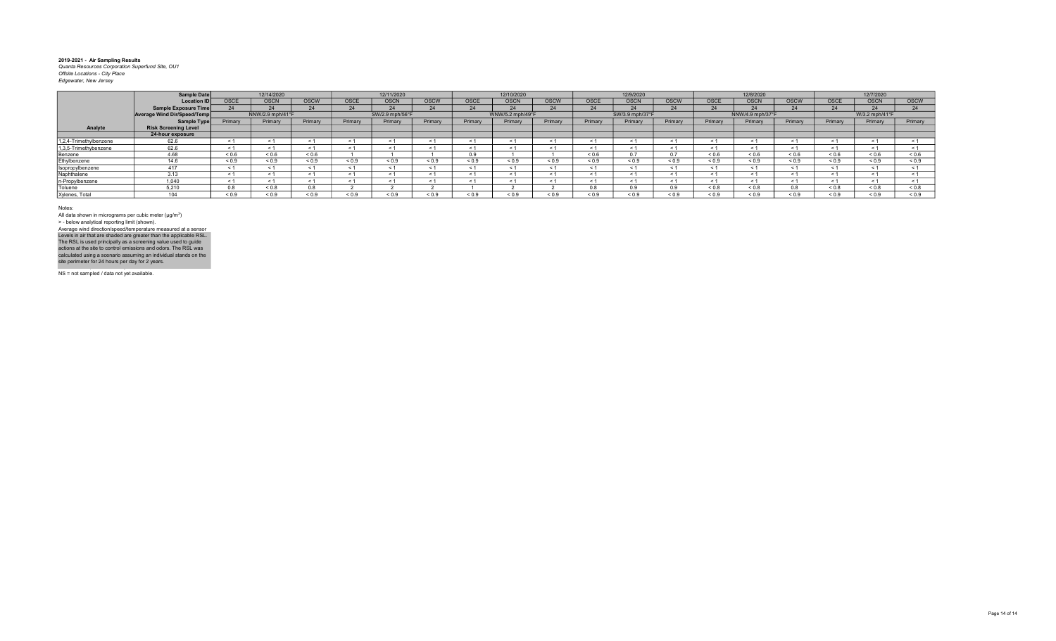**2019-2021 - Air Sampling Results**
*Quanta Resources Corporation Superfund Site, OU1*
*Offsite Locations - City Place*
*Edgewater, New Jersey*

| | Sample Date | 12/14/2020 | | | 12/11/2020 | | | 12/10/2020 | | | 12/9/2020 | | | 12/8/2020 | | | 12/7/2020 | | |
|---|---|---|---|---|---|---|---|---|---|---|---|---|---|---|---|---|---|---|---|
| | Location ID | OSCE | OSCN | OSCW | OSCE | OSCN | OSCW | OSCE | OSCN | OSCW | OSCE | OSCN | OSCW | OSCE | OSCN | OSCW | OSCE | OSCN | OSCW |
| | Sample Exposure Time | 24 | 24 | 24 | 24 | 24 | 24 | 24 | 24 | 24 | 24 | 24 | 24 | 24 | 24 | 24 | 24 | 24 | 24 |
| | Average Wind Dir/Speed/Temp | NNW/2.9 mph/41°F | | | SW/2.9 mph/56°F | | | WNW/5.2 mph/49°F | | | SW/3.9 mph/37°F | | | NNW/4.9 mph/37°F | | | W/3.2 mph/41°F | | |
| | Sample Type | Primary | Primary | Primary | Primary | Primary | Primary | Primary | Primary | Primary | Primary | Primary | Primary | Primary | Primary | Primary | Primary | Primary | Primary |
| Analyte | Risk Screening Level | | | | | | | | | | | | | | | | | | |
| | 24-hour exposure | | | | | | | | | | | | | | | | | | |
| 1,2,4-Trimethylbenzene | 62.6 | < 1 | < 1 | < 1 | < 1 | < 1 | < 1 | < 1 | < 1 | < 1 | < 1 | < 1 | < 1 | < 1 | < 1 | < 1 | < 1 | < 1 | < 1 |
| 1,3,5-Trimethylbenzene | 62.6 | < 1 | < 1 | < 1 | < 1 | < 1 | < 1 | < 1 | < 1 | < 1 | < 1 | < 1 | < 1 | < 1 | < 1 | < 1 | < 1 | < 1 | < 1 |
| Benzene | 4.68 | < 0.6 | < 0.6 | < 0.6 | 1 | 1 | 1 | 0.9 | 1 | 1 | < 0.6 | 0.7 | 0.7 | < 0.6 | < 0.6 | < 0.6 | < 0.6 | < 0.6 | < 0.6 |
| Ethylbenzene | 14.6 | < 0.9 | < 0.9 | < 0.9 | < 0.9 | < 0.9 | < 0.9 | < 0.9 | < 0.9 | < 0.9 | < 0.9 | < 0.9 | < 0.9 | < 0.9 | < 0.9 | < 0.9 | < 0.9 | < 0.9 | < 0.9 |
| Isopropylbenzene | 417 | < 1 | < 1 | < 1 | < 1 | < 1 | < 1 | < 1 | < 1 | < 1 | < 1 | < 1 | < 1 | < 1 | < 1 | < 1 | < 1 | < 1 | < 1 |
| Naphthalene | 3.13 | < 1 | < 1 | < 1 | < 1 | < 1 | < 1 | < 1 | < 1 | < 1 | < 1 | < 1 | < 1 | < 1 | < 1 | < 1 | < 1 | < 1 | < 1 |
| n-Propylbenzene | 1,040 | < 1 | < 1 | < 1 | < 1 | < 1 | < 1 | < 1 | < 1 | < 1 | < 1 | < 1 | < 1 | < 1 | < 1 | < 1 | < 1 | < 1 | < 1 |
| Toluene | 5,210 | 0.8 | < 0.8 | 0.8 | 2 | 2 | 2 | 1 | 2 | 2 | 0.8 | 0.9 | 0.9 | < 0.8 | < 0.8 | 0.8 | < 0.8 | < 0.8 | < 0.8 |
| Xylenes, Total | 104 | < 0.9 | < 0.9 | < 0.9 | < 0.9 | < 0.9 | < 0.9 | < 0.9 | < 0.9 | < 0.9 | < 0.9 | < 0.9 | < 0.9 | < 0.9 | < 0.9 | < 0.9 | < 0.9 | < 0.9 | < 0.9 |

Notes:
All data shown in micrograms per cubic meter (µg/m$^3$)
> - below analytical reporting limit (shown).
Average wind direction/speed/temperature measured at a sensor
Levels in air that are shaded are greater than the applicable RSL.
The RSL is used principally as a screening value used to guide actions at the site to control emissions and odors. The RSL was calculated using a scenario assuming an individual stands on the site perimeter for 24 hours per day for 2 years.

NS = not sampled / data not yet available.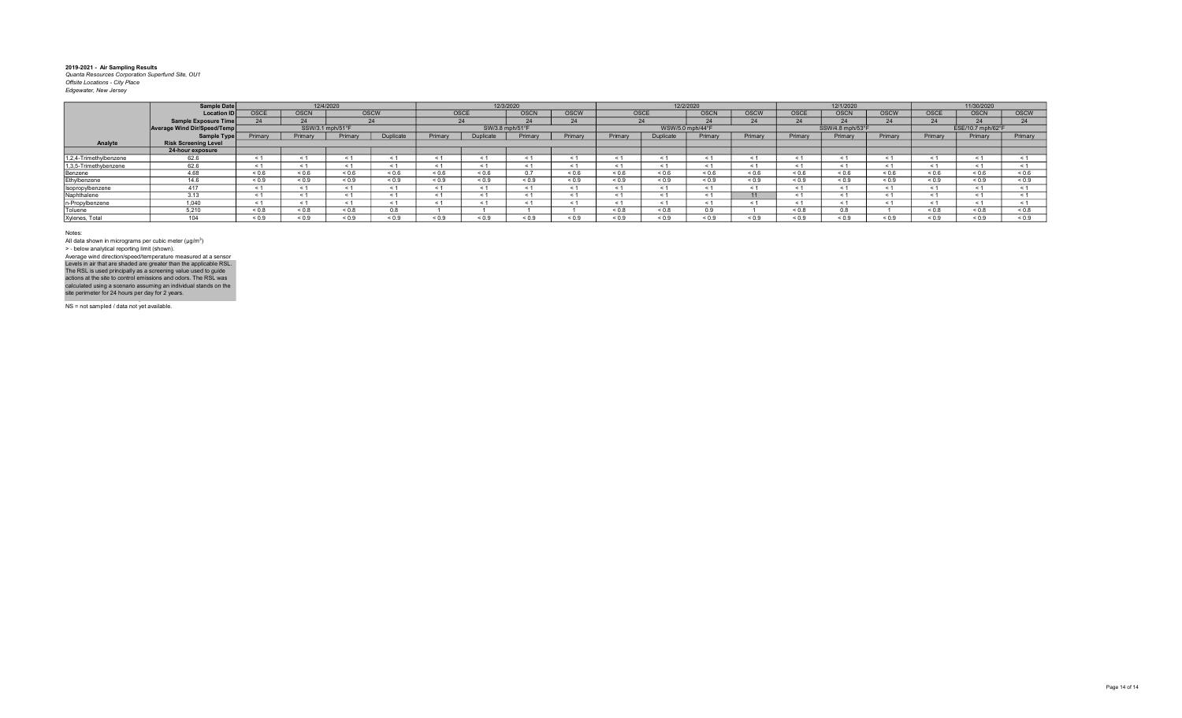**2019-2021 - Air Sampling Results**
*Quanta Resources Corporation Superfund Site, OU1*
*Offsite Locations - City Place*
*Edgewater, New Jersey*

| | **Sample Date** | 12/4/2020 | | | | 12/3/2020 | | | | 12/2/2020 | | | | 12/1/2020 | | | 11/30/2020 | | |
|---|---|---|---|---|---|---|---|---|---|---|---|---|---|---|---|---|---|---|---|
| | **Location ID** | OSCE | OSCN | OSCW | | OSCE | | OSCN | OSCW | OSCE | | OSCN | OSCW | OSCE | OSCN | OSCW | OSCE | OSCN | OSCW |
| | **Sample Exposure Time** | 24 | 24 | 24 | | 24 | | 24 | 24 | 24 | | 24 | 24 | 24 | 24 | 24 | 24 | 24 | 24 |
| | **Average Wind Dir/Speed/Temp** | SSW/3.1 mph/51°F | | | | SW/3.8 mph/51°F | | | | WSW/5.0 mph/44°F | | | | SSW/4.8 mph/53°F | | | ESE/10.7 mph/62°F | | |
| | **Sample Type** | Primary | Primary | Primary | Duplicate | Primary | Duplicate | Primary | Primary | Primary | Duplicate | Primary | Primary | Primary | Primary | Primary | Primary | Primary | Primary |
| **Analyte** | **Risk Screening Level** | | | | | | | | | | | | | | | | | | |
| | **24-hour exposure** | | | | | | | | | | | | | | | | | | |
| 1,2,4-Trimethylbenzene | 62.6 | < 1 | < 1 | < 1 | < 1 | < 1 | < 1 | < 1 | < 1 | < 1 | < 1 | < 1 | < 1 | < 1 | < 1 | < 1 | < 1 | < 1 | < 1 |
| 1,3,5-Trimethylbenzene | 62.6 | < 1 | < 1 | < 1 | < 1 | < 1 | < 1 | < 1 | < 1 | < 1 | < 1 | < 1 | < 1 | < 1 | < 1 | < 1 | < 1 | < 1 | < 1 |
| Benzene | 4.68 | < 0.6 | < 0.6 | < 0.6 | < 0.6 | < 0.6 | < 0.6 | < 0.6 | < 0.6 | < 0.6 | < 0.6 | < 0.6 | < 0.6 | < 0.6 | < 0.6 | < 0.6 | < 0.6 | < 0.6 | < 0.6 |
| Ethylbenzene | 14.6 | < 0.9 | < 0.9 | < 0.9 | < 0.9 | < 0.9 | < 0.9 | < 0.9 | < 0.9 | < 0.9 | < 0.9 | < 0.9 | < 0.9 | < 0.9 | < 0.9 | < 0.9 | < 0.9 | < 0.9 | < 0.9 |
| Isopropylbenzene | 417 | < 1 | < 1 | < 1 | < 1 | < 1 | < 1 | < 1 | < 1 | < 1 | < 1 | < 1 | < 1 | < 1 | < 1 | < 1 | < 1 | < 1 | < 1 |
| Naphthalene | 3.13 | < 1 | < 1 | < 1 | < 1 | < 1 | < 1 | < 1 | < 1 | < 1 | < 1 | < 1 | 11 | < 1 | < 1 | < 1 | < 1 | < 1 | < 1 |
| n-Propylbenzene | 1,040 | < 1 | < 1 | < 1 | < 1 | < 1 | < 1 | < 1 | < 1 | < 1 | < 1 | < 1 | < 1 | < 1 | < 1 | < 1 | < 1 | < 1 | < 1 |
| Toluene | 5,210 | < 0.8 | < 0.8 | < 0.8 | 0.8 | 1 | 1 | 1 | 1 | < 0.8 | < 0.8 | 0.9 | 1 | < 0.8 | 0.8 | 1 | < 0.8 | < 0.8 | < 0.8 |
| Xylenes, Total | 104 | < 0.9 | < 0.9 | < 0.9 | < 0.9 | < 0.9 | < 0.9 | < 0.9 | < 0.9 | < 0.9 | < 0.9 | < 0.9 | < 0.9 | < 0.9 | < 0.9 | < 0.9 | < 0.9 | < 0.9 | < 0.9 |

Notes:
All data shown in micrograms per cubic meter (µg/m$^3$)
> - below analytical reporting limit (shown).
Average wind direction/speed/temperature measured at a sensor
Levels in air that are shaded are greater than the applicable RSL.
The RSL is used principally as a screening value used to guide actions at the site to control emissions and odors. The RSL was calculated using a scenario assuming an individual stands on the site perimeter for 24 hours per day for 2 years.

NS = not sampled / data not yet available.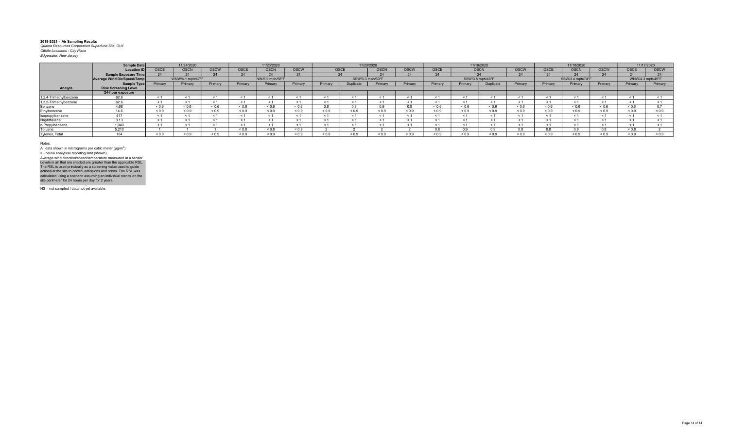**2019-2021 - Air Sampling Results**
*Quanta Resources Corporation Superfund Site, OU1*
*Offsite Locations - City Place*
*Edgewater, New Jersey*

| | Sample Date | 11/24/2020 | | | 11/23/2020 | | | 11/20/2020 | | | | 11/19/2020 | | | | 11/18/2020 | | | 11/17/2020 | |
|---|---|---|---|---|---|---|---|---|---|---|---|---|---|---|---|---|---|---|---|---|
| | Location ID | OSCE | OSCN | OSCW | OSCE | OSCN | OSCW | OSCE | | OSCN | OSCW | OSCE | OSCN | | OSCW | OSCE | OSCN | OSCW | OSCE | OSCW |
| | Sample Exposure Time | 24 | 24 | 24 | 24 | 24 | 24 | 24 | | 24 | 24 | 24 | 24 | | 24 | 24 | 24 | 24 | 24 | 24 |
| | Average Wind Dir/Speed/Temp | WNW/4.1 mph/47°F | | | NW/6.9 mph/56°F | | | SSW/3.3 mph/63°F | | | | SSW/3.8 mph/48°F | | | | SSW/3.4 mph/74°F | | | WNW/4.3 mph/49°F | |
| | Sample Type | Primary | Primary | Primary | Primary | Primary | Primary | Primary | Duplicate | Primary | Primary | Primary | Primary | Duplicate | Primary | Primary | Primary | Primary | Primary | Primary |
| Analyte | Risk Screening Level | | | | | | | | | | | | | | | | | | | |
| | 24-hour exposure | | | | | | | | | | | | | | | | | | | |
| 1,2,4-Trimethylbenzene | 62.6 | < 1 | < 1 | < 1 | < 1 | < 1 | < 1 | < 1 | < 1 | < 1 | < 1 | < 1 | < 1 | < 1 | < 1 | < 1 | < 1 | < 1 | < 1 | < 1 |
| 1,3,5-Trimethylbenzene | 62.6 | < 1 | < 1 | < 1 | < 1 | < 1 | < 1 | < 1 | < 1 | < 1 | < 1 | < 1 | < 1 | < 1 | < 1 | < 1 | < 1 | < 1 | < 1 | < 1 |
| Benzene | 4.68 | < 0.6 | < 0.6 | < 0.6 | < 0.6 | < 0.6 | < 0.6 | 0.8 | 0.8 | 0.9 | 0.8 | < 0.6 | < 0.6 | < 0.6 | < 0.6 | < 0.6 | < 0.6 | < 0.6 | < 0.6 | 0.7 |
| Ethylbenzene | 14.6 | < 0.9 | < 0.9 | < 0.9 | < 0.9 | < 0.9 | < 0.9 | < 0.9 | < 0.9 | < 0.9 | < 0.9 | < 0.9 | < 0.9 | < 0.9 | < 0.9 | < 0.9 | < 0.9 | < 0.9 | < 0.9 | < 0.9 |
| Isopropylbenzene | 417 | < 1 | < 1 | < 1 | < 1 | < 1 | < 1 | < 1 | < 1 | < 1 | < 1 | < 1 | < 1 | < 1 | < 1 | < 1 | < 1 | < 1 | < 1 | < 1 |
| Naphthalene | 3.13 | < 1 | < 1 | < 1 | < 1 | < 1 | < 1 | < 1 | < 1 | < 1 | < 1 | < 1 | < 1 | < 1 | < 1 | < 1 | < 1 | < 1 | < 1 | < 1 |
| n-Propylbenzene | 1,040 | < 1 | < 1 | < 1 | < 1 | < 1 | < 1 | < 1 | < 1 | < 1 | < 1 | < 1 | < 1 | < 1 | < 1 | < 1 | < 1 | < 1 | < 1 | < 1 |
| Toluene | 5,210 | 1 | 1 | 1 | < 0.8 | < 0.8 | < 0.8 | 2 | 2 | 2 | 2 | 0.8 | 0.9 | 0.9 | 0.8 | 0.8 | 0.8 | 0.8 | < 0.8 | 2 |
| Xylenes, Total | 104 | < 0.9 | < 0.9 | < 0.9 | < 0.9 | < 0.9 | < 0.9 | < 0.9 | < 0.9 | < 0.9 | < 0.9 | < 0.9 | < 0.9 | < 0.9 | < 0.9 | < 0.9 | < 0.9 | < 0.9 | < 0.9 | < 0.9 |

Notes:
All data shown in micrograms per cubic meter (µg/m$^3$)
> - below analytical reporting limit (shown).
Average wind direction/speed/temperature measured at a sensor
Levels in air that are shaded are greater than the applicable RSL.
The RSL is used principally as a screening value used to guide actions at the site to control emissions and odors. The RSL was calculated using a scenario assuming an individual stands on the site perimeter for 24 hours per day for 2 years.

NS = not sampled / data not yet available.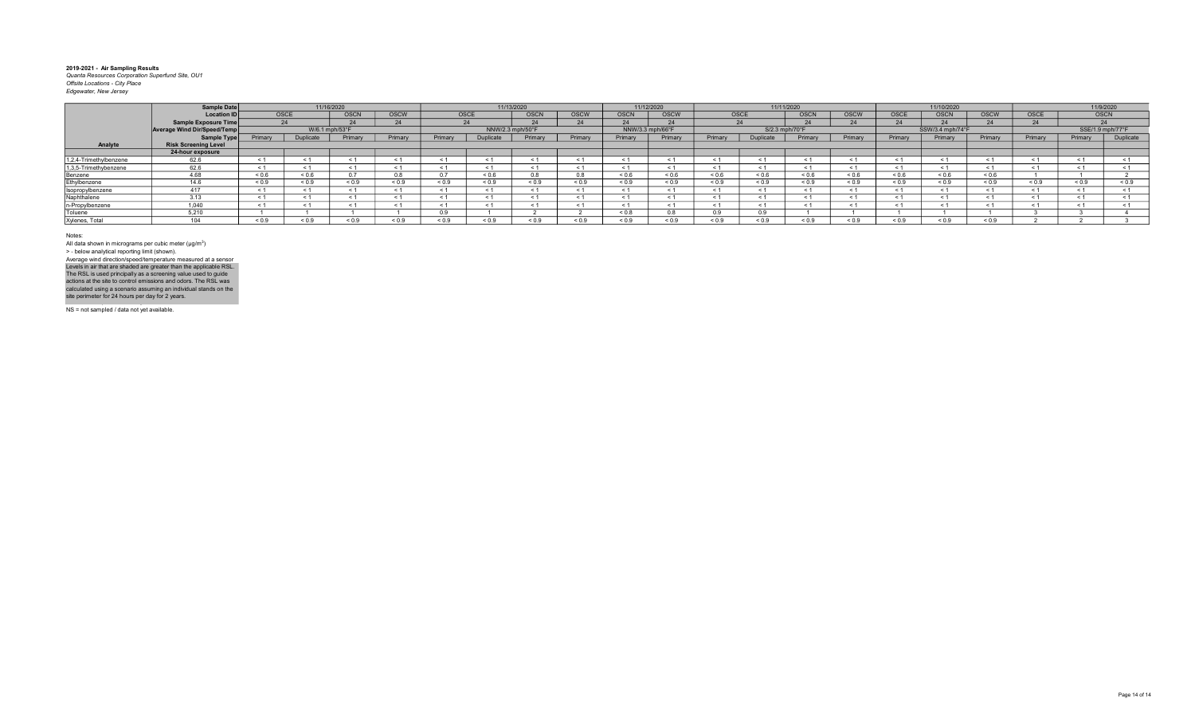**2019-2021 - Air Sampling Results**
*Quanta Resources Corporation Superfund Site, OU1*
*Offsite Locations - City Place*
*Edgewater, New Jersey*

| | Sample Date | 11/16/2020 | | | | 11/13/2020 | | | | 11/12/2020 | | 11/11/2020 | | | | 11/10/2020 | | | 11/9/2020 | | |
|---|---|---|---|---|---|---|---|---|---|---|---|---|---|---|---|---|---|---|---|---|---|
| | Location ID | OSCE | | OSCN | OSCW | OSCE | | OSCN | OSCW | OSCN | OSCW | OSCE | | OSCN | OSCW | OSCE | OSCN | OSCW | OSCE | OSCN | |
| | Sample Exposure Time | 24 | | 24 | 24 | 24 | | 24 | 24 | 24 | 24 | 24 | | 24 | 24 | 24 | 24 | 24 | 24 | 24 | |
| | Average Wind Dir/Speed/Temp | W/6.1 mph/53°F | | | | NNW/2.3 mph/50°F | | | | NNW/3.3 mph/66°F | | S/2.3 mph/70°F | | | | SSW/3.4 mph/74°F | | | SSE/1.9 mph/77°F | | |
| | Sample Type | Primary | Duplicate | Primary | Primary | Primary | Duplicate | Primary | Primary | Primary | Primary | Primary | Duplicate | Primary | Primary | Primary | Primary | Primary | Primary | Primary | Duplicate |
| **Analyte** | **Risk Screening Level** | | | | | | | | | | | | | | | | | | | | |
| | **24-hour exposure** | | | | | | | | | | | | | | | | | | | | |
| 1,2,4-Trimethylbenzene | 62.6 | < 1 | < 1 | < 1 | < 1 | < 1 | < 1 | < 1 | < 1 | < 1 | < 1 | < 1 | < 1 | < 1 | < 1 | < 1 | < 1 | < 1 | < 1 | < 1 | < 1 |
| 1,3,5-Trimethybenzene | 62.6 | < 1 | < 1 | < 1 | < 1 | < 1 | < 1 | < 1 | < 1 | < 1 | < 1 | < 1 | < 1 | < 1 | < 1 | < 1 | < 1 | < 1 | < 1 | < 1 | < 1 |
| Benzene | 4.68 | < 0.6 | < 0.6 | 0.7 | 0.8 | 0.7 | < 0.6 | 0.8 | 0.8 | < 0.6 | < 0.6 | < 0.6 | < 0.6 | < 0.6 | < 0.6 | < 0.6 | < 0.6 | < 0.6 | 1 | 1 | 2 |
| Ethylbenzene | 14.6 | < 0.9 | < 0.9 | < 0.9 | < 0.9 | < 0.9 | < 0.9 | < 0.9 | < 0.9 | < 0.9 | < 0.9 | < 0.9 | < 0.9 | < 0.9 | < 0.9 | < 0.9 | < 0.9 | < 0.9 | < 0.9 | < 0.9 | < 0.9 |
| Isopropylbenzene | 417 | < 1 | < 1 | < 1 | < 1 | < 1 | < 1 | < 1 | < 1 | < 1 | < 1 | < 1 | < 1 | < 1 | < 1 | < 1 | < 1 | < 1 | < 1 | < 1 | < 1 |
| Naphthalene | 3.13 | < 1 | < 1 | < 1 | < 1 | < 1 | < 1 | < 1 | < 1 | < 1 | < 1 | < 1 | < 1 | < 1 | < 1 | < 1 | < 1 | < 1 | < 1 | < 1 | < 1 |
| n-Propylbenzene | 1,040 | < 1 | < 1 | < 1 | < 1 | < 1 | < 1 | < 1 | < 1 | < 1 | < 1 | < 1 | < 1 | < 1 | < 1 | < 1 | < 1 | < 1 | < 1 | < 1 | < 1 |
| Toluene | 5,210 | 1 | 1 | 1 | 1 | 0.9 | 1 | 2 | 2 | < 0.8 | 0.8 | 0.9 | 0.9 | 1 | 1 | 1 | 1 | 1 | 3 | 3 | 4 |
| Xylenes, Total | 104 | < 0.9 | < 0.9 | < 0.9 | < 0.9 | < 0.9 | < 0.9 | < 0.9 | < 0.9 | < 0.9 | < 0.9 | < 0.9 | < 0.9 | < 0.9 | < 0.9 | < 0.9 | < 0.9 | < 0.9 | 2 | 2 | 3 |

Notes:
All data shown in micrograms per cubic meter (µg/m$^3$)
> - below analytical reporting limit (shown).
Average wind direction/speed/temperature measured at a sensor
Levels in air that are shaded are greater than the applicable RSL.
The RSL is used principally as a screening value used to guide actions at the site to control emissions and odors. The RSL was calculated using a scenario assuming an individual stands on the site perimeter for 24 hours per day for 2 years.

NS = not sampled / data not yet available.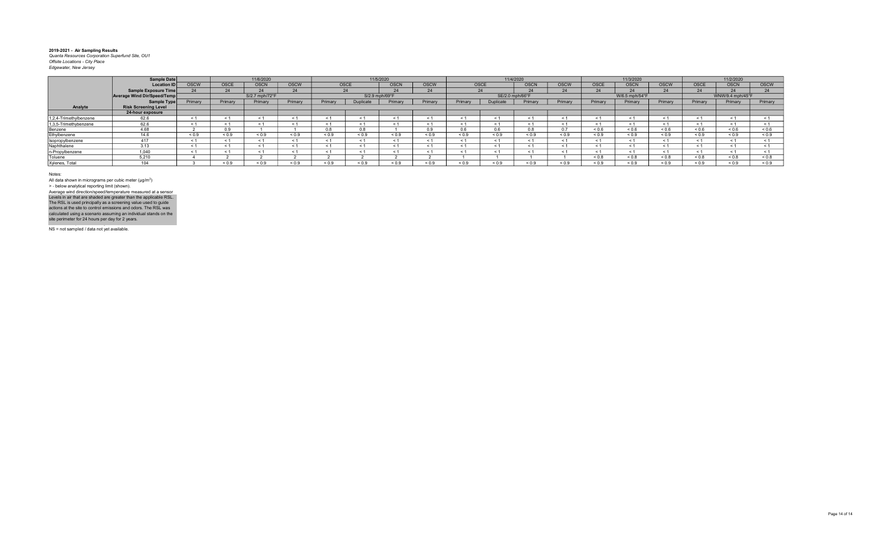**2019-2021 - Air Sampling Results**
*Quanta Resources Corporation Superfund Site, OU1*
*Offsite Locations - City Place*
*Edgewater, New Jersey*

| | Sample Date | | 11/6/2020 | | | 11/5/2020 | | | | 11/4/2020 | | | | 11/3/2020 | | | 11/2/2020 | | |
|---|---|---|---|---|---|---|---|---|---|---|---|---|---|---|---|---|---|---|---|
| | Location ID | OSCW | OSCE | OSCN | OSCW | OSCE | | OSCN | OSCW | OSCE | | OSCN | OSCW | OSCE | OSCN | OSCW | OSCE | OSCN | OSCW |
| | Sample Exposure Time | 24 | 24 | 24 | 24 | 24 | | 24 | 24 | 24 | | 24 | 24 | 24 | 24 | 24 | 24 | 24 | 24 |
| | Average Wind Dir/Speed/Temp | | S/2.7 mph/72°F | | | S/2.9 mph/69°F | | | | SE/2.0 mph/66°F | | | | W/6.5 mph/54°F | | | WNW/9.4 mph/45°F | | |
| | Sample Type | Primary | Primary | Primary | Primary | Primary | Duplicate | Primary | Primary | Primary | Duplicate | Primary | Primary | Primary | Primary | Primary | Primary | Primary | Primary |
| **Analyte** | **Risk Screening Level** | | | | | | | | | | | | | | | | | | |
| | **24-hour exposure** | | | | | | | | | | | | | | | | | | |
| 1,2,4-Trimethylbenzene | 62.6 | < 1 | < 1 | < 1 | < 1 | < 1 | < 1 | < 1 | < 1 | < 1 | < 1 | < 1 | < 1 | < 1 | < 1 | < 1 | < 1 | < 1 | < 1 |
| 1,3,5-Trimethylbenzene | 62.6 | < 1 | < 1 | < 1 | < 1 | < 1 | < 1 | < 1 | < 1 | < 1 | < 1 | < 1 | < 1 | < 1 | < 1 | < 1 | < 1 | < 1 | < 1 |
| Benzene | 4.68 | 2 | 0.9 | 1 | 1 | 0.8 | 0.8 | 1 | 0.9 | 0.6 | 0.6 | 0.8 | 0.7 | < 0.6 | < 0.6 | < 0.6 | < 0.6 | < 0.6 | < 0.6 |
| Ethylbenzene | 14.6 | < 0.9 | < 0.9 | < 0.9 | < 0.9 | < 0.9 | < 0.9 | < 0.9 | < 0.9 | < 0.9 | < 0.9 | < 0.9 | < 0.9 | < 0.9 | < 0.9 | < 0.9 | < 0.9 | < 0.9 | < 0.9 |
| Isopropylbenzene | 417 | < 1 | < 1 | < 1 | < 1 | < 1 | < 1 | < 1 | < 1 | < 1 | < 1 | < 1 | < 1 | < 1 | < 1 | < 1 | < 1 | < 1 | < 1 |
| Naphthalene | 3.13 | < 1 | < 1 | < 1 | < 1 | < 1 | < 1 | < 1 | < 1 | < 1 | < 1 | < 1 | < 1 | < 1 | < 1 | < 1 | < 1 | < 1 | < 1 |
| n-Propylbenzene | 1,040 | < 1 | < 1 | < 1 | < 1 | < 1 | < 1 | < 1 | < 1 | < 1 | < 1 | < 1 | < 1 | < 1 | < 1 | < 1 | < 1 | < 1 | < 1 |
| Toluene | 5,210 | 4 | 2 | 2 | 2 | 2 | 2 | 2 | 2 | 1 | 1 | 1 | 1 | < 0.8 | < 0.8 | < 0.8 | < 0.8 | < 0.8 | < 0.8 |
| Xylenes, Total | 104 | 3 | < 0.9 | < 0.9 | < 0.9 | < 0.9 | < 0.9 | < 0.9 | < 0.9 | < 0.9 | < 0.9 | < 0.9 | < 0.9 | < 0.9 | < 0.9 | < 0.9 | < 0.9 | < 0.9 | < 0.9 |

Notes:
All data shown in micrograms per cubic meter (µg/m$^3$)
> - below analytical reporting limit (shown).
Average wind direction/speed/temperature measured at a sensor
Levels in air that are shaded are greater than the applicable RSL.
The RSL is used principally as a screening value used to guide actions at the site to control emissions and odors. The RSL was calculated using a scenario assuming an individual stands on the site perimeter for 24 hours per day for 2 years.

NS = not sampled / data not yet available.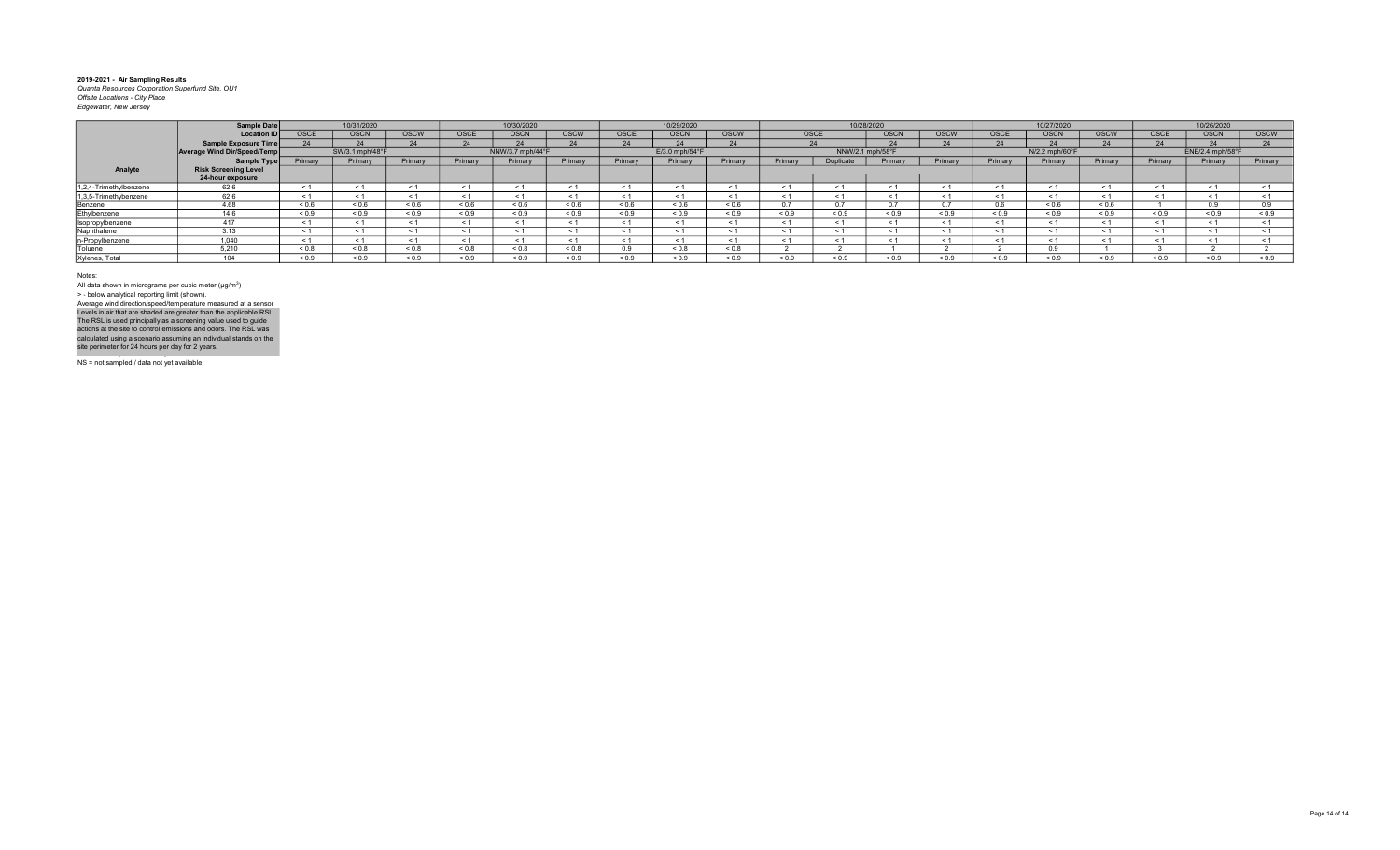**2019-2021 - Air Sampling Results**
*Quanta Resources Corporation Superfund Site, OU1*
*Offsite Locations - City Place*
*Edgewater, New Jersey*

| | Sample Date | 10/31/2020 | | | 10/30/2020 | | | 10/29/2020 | | | 10/28/2020 | | | | 10/27/2020 | | | 10/26/2020 | | |
|---|---|---|---|---|---|---|---|---|---|---|---|---|---|---|---|---|---|---|---|---|
| | Location ID | OSCE | OSCN | OSCW | OSCE | OSCN | OSCW | OSCE | OSCN | OSCW | OSCE | | OSCN | OSCW | OSCE | OSCN | OSCW | OSCE | OSCN | OSCW |
| | Sample Exposure Time | 24 | 24 | 24 | 24 | 24 | 24 | 24 | 24 | 24 | 24 | | 24 | 24 | 24 | 24 | 24 | 24 | 24 | 24 |
| | Average Wind Dir/Speed/Temp | SW/3.1 mph/48°F | | | NNW/3.7 mph/44°F | | | E/3.0 mph/54°F | | | NNW/2.1 mph/58°F | | | | N/2.2 mph/60°F | | | ENE/2.4 mph/58°F | | |
| | Sample Type | Primary | Primary | Primary | Primary | Primary | Primary | Primary | Primary | Primary | Primary | Duplicate | Primary | Primary | Primary | Primary | Primary | Primary | Primary | Primary |
| **Analyte** | **Risk Screening Level** | | | | | | | | | | | | | | | | | | | |
| | **24-hour exposure** | | | | | | | | | | | | | | | | | | | |
| 1,2,4-Trimethylbenzene | 62.6 | < 1 | < 1 | < 1 | < 1 | < 1 | < 1 | < 1 | < 1 | < 1 | < 1 | < 1 | < 1 | < 1 | < 1 | < 1 | < 1 | < 1 | < 1 | < 1 |
| 1,3,5-Trimethylbenzene | 62.6 | < 1 | < 1 | < 1 | < 1 | < 1 | < 1 | < 1 | < 1 | < 1 | < 1 | < 1 | < 1 | < 1 | < 1 | < 1 | < 1 | < 1 | < 1 | < 1 |
| Benzene | 4.68 | < 0.6 | < 0.6 | < 0.6 | < 0.6 | < 0.6 | < 0.6 | < 0.6 | < 0.6 | < 0.6 | 0.7 | 0.7 | 0.7 | 0.7 | 0.6 | < 0.6 | < 0.6 | 1 | 0.9 | 0.9 |
| Ethylbenzene | 14.6 | < 0.9 | < 0.9 | < 0.9 | < 0.9 | < 0.9 | < 0.9 | < 0.9 | < 0.9 | < 0.9 | < 0.9 | < 0.9 | < 0.9 | < 0.9 | < 0.9 | < 0.9 | < 0.9 | < 0.9 | < 0.9 | < 0.9 |
| Isopropylbenzene | 417 | < 1 | < 1 | < 1 | < 1 | < 1 | < 1 | < 1 | < 1 | < 1 | < 1 | < 1 | < 1 | < 1 | < 1 | < 1 | < 1 | < 1 | < 1 | < 1 |
| Naphthalene | 3.13 | < 1 | < 1 | < 1 | < 1 | < 1 | < 1 | < 1 | < 1 | < 1 | < 1 | < 1 | < 1 | < 1 | < 1 | < 1 | < 1 | < 1 | < 1 | < 1 |
| n-Propylbenzene | 1,040 | < 1 | < 1 | < 1 | < 1 | < 1 | < 1 | < 1 | < 1 | < 1 | < 1 | < 1 | < 1 | < 1 | < 1 | < 1 | < 1 | < 1 | < 1 | < 1 |
| Toluene | 5,210 | < 0.8 | < 0.8 | < 0.8 | < 0.8 | < 0.8 | < 0.8 | 0.9 | < 0.8 | < 0.8 | 2 | 2 | 1 | 2 | 2 | 0.9 | 1 | 3 | 2 | 2 |
| Xylenes, Total | 104 | < 0.9 | < 0.9 | < 0.9 | < 0.9 | < 0.9 | < 0.9 | < 0.9 | < 0.9 | < 0.9 | < 0.9 | < 0.9 | < 0.9 | < 0.9 | < 0.9 | < 0.9 | < 0.9 | < 0.9 | < 0.9 | < 0.9 |

Notes:

All data shown in micrograms per cubic meter (µg/m$^3$)

> - below analytical reporting limit (shown).

Average wind direction/speed/temperature measured at a sensor

Levels in air that are shaded are greater than the applicable RSL. The RSL is used principally as a screening value used to guide actions at the site to control emissions and odors. The RSL was calculated using a scenario assuming an individual stands on the site perimeter for 24 hours per day for 2 years.

NS = not sampled / data not yet available.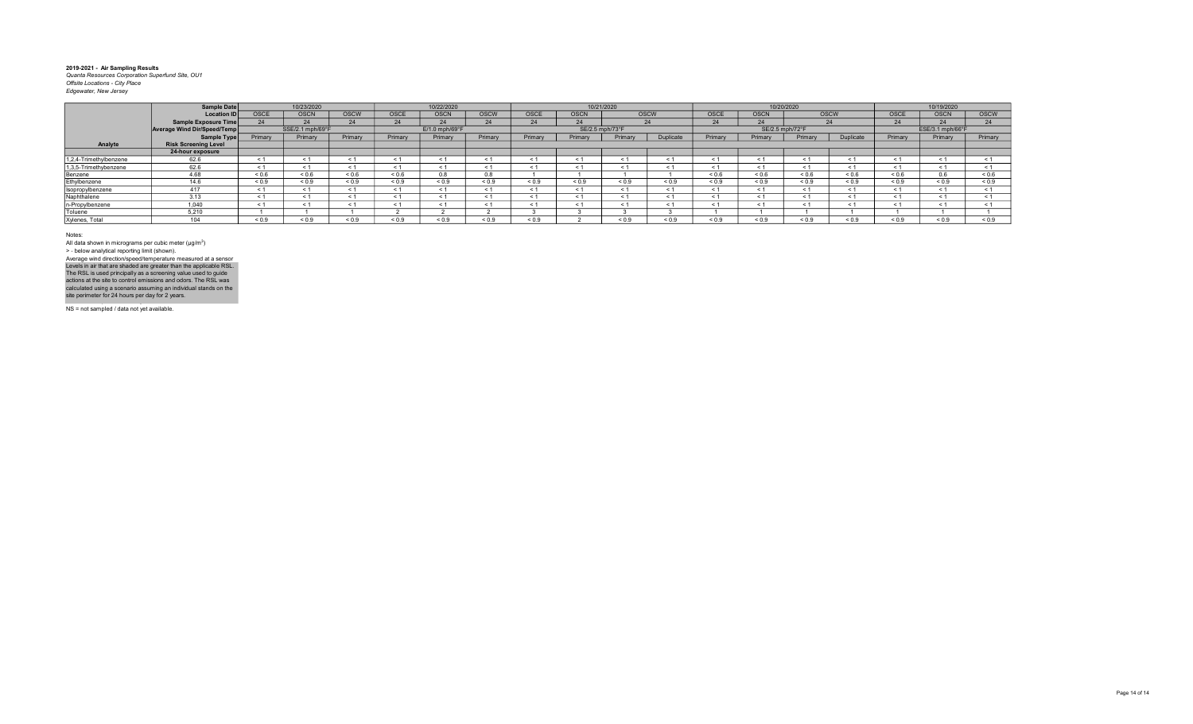**2019-2021 - Air Sampling Results**
*Quanta Resources Corporation Superfund Site, OU1*
*Offsite Locations - City Place*
*Edgewater, New Jersey*

| | Sample Date | 10/23/2020 | | | 10/22/2020 | | | 10/21/2020 | | | | 10/20/2020 | | | | 10/19/2020 | | |
|---|---|---|---|---|---|---|---|---|---|---|---|---|---|---|---|---|---|---|
| | Location ID | OSCE | OSCN | OSCW | OSCE | OSCN | OSCW | OSCE | OSCN | OSCW | | OSCE | OSCN | OSCW | | OSCE | OSCN | OSCW |
| | Sample Exposure Time | 24 | 24 | 24 | 24 | 24 | 24 | 24 | 24 | 24 | | 24 | 24 | 24 | | 24 | 24 | 24 |
| | Average Wind Dir/Speed/Temp | SSE/2.1 mph/69°F | | | E/1.0 mph/69°F | | | SE/2.5 mph/73°F | | | | SE/2.5 mph/72°F | | | | ESE/3.1 mph/66°F | | |
| | Sample Type | Primary | Primary | Primary | Primary | Primary | Primary | Primary | Primary | Primary | Duplicate | Primary | Primary | Primary | Duplicate | Primary | Primary | Primary |
| Analyte | Risk Screening Level | | | | | | | | | | | | | | | | | |
| | 24-hour exposure | | | | | | | | | | | | | | | | | |
| 1,2,4-Trimethylbenzene | 62.6 | < 1 | < 1 | < 1 | < 1 | < 1 | < 1 | < 1 | < 1 | < 1 | < 1 | < 1 | < 1 | < 1 | < 1 | < 1 | < 1 | < 1 |
| 1,3,5-Trimethylbenzene | 62.6 | < 1 | < 1 | < 1 | < 1 | < 1 | < 1 | < 1 | < 1 | < 1 | < 1 | < 1 | < 1 | < 1 | < 1 | < 1 | < 1 | < 1 |
| Benzene | 4.68 | < 0.6 | < 0.6 | < 0.6 | < 0.6 | 0.8 | 0.8 | 1 | 1 | 1 | 1 | < 0.6 | < 0.6 | < 0.6 | < 0.6 | < 0.6 | 0.6 | < 0.6 |
| Ethylbenzene | 14.6 | < 0.9 | < 0.9 | < 0.9 | < 0.9 | < 0.9 | < 0.9 | < 0.9 | < 0.9 | < 0.9 | < 0.9 | < 0.9 | < 0.9 | < 0.9 | < 0.9 | < 0.9 | < 0.9 | < 0.9 |
| Isopropylbenzene | 417 | < 1 | < 1 | < 1 | < 1 | < 1 | < 1 | < 1 | < 1 | < 1 | < 1 | < 1 | < 1 | < 1 | < 1 | < 1 | < 1 | < 1 |
| Naphthalene | 3.13 | < 1 | < 1 | < 1 | < 1 | < 1 | < 1 | < 1 | < 1 | < 1 | < 1 | < 1 | < 1 | < 1 | < 1 | < 1 | < 1 | < 1 |
| n-Propylbenzene | 1,040 | < 1 | < 1 | < 1 | < 1 | < 1 | < 1 | < 1 | < 1 | < 1 | < 1 | < 1 | < 1 | < 1 | < 1 | < 1 | < 1 | < 1 |
| Toluene | 5,210 | 1 | 1 | 1 | 2 | 2 | 2 | 3 | 3 | 3 | 3 | 1 | 1 | 1 | 1 | 1 | 1 | 1 |
| Xylenes, Total | 104 | < 0.9 | < 0.9 | < 0.9 | < 0.9 | < 0.9 | < 0.9 | < 0.9 | 2 | < 0.9 | < 0.9 | < 0.9 | < 0.9 | < 0.9 | < 0.9 | < 0.9 | < 0.9 | < 0.9 |

Notes:
All data shown in micrograms per cubic meter (μg/m$^3$)
> - below analytical reporting limit (shown).
Average wind direction/speed/temperature measured at a sensor
Levels in air that are shaded are greater than the applicable RSL.
The RSL is used principally as a screening value used to guide actions at the site to control emissions and odors. The RSL was calculated using a scenario assuming an individual stands on the site perimeter for 24 hours per day for 2 years.

NS = not sampled / data not yet available.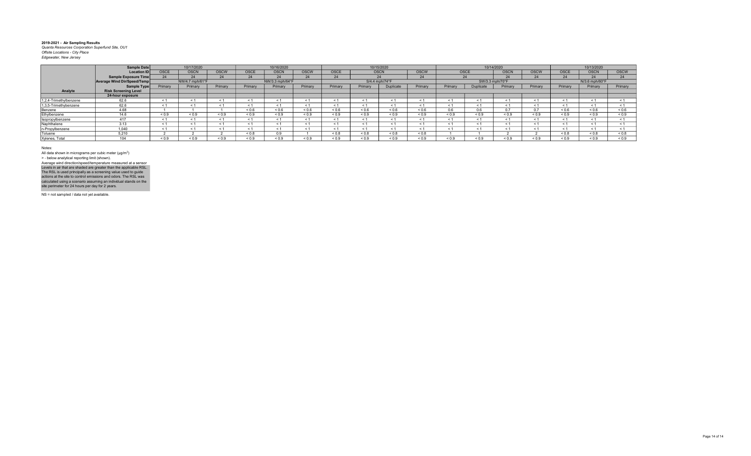**2019-2021 - Air Sampling Results**
*Quanta Resources Corporation Superfund Site, OU1*
*Offsite Locations - City Place*
*Edgewater, New Jersey*

| | Sample Date | 10/17/2020 | | | 10/16/2020 | | | 10/15/2020 | | | | 10/14/2020 | | | | 10/13/2020 | | |
|---|---|---|---|---|---|---|---|---|---|---|---|---|---|---|---|---|---|---|
| | Location ID | OSCE | OSCN | OSCW | OSCE | OSCN | OSCW | OSCE | OSCN | | OSCW | OSCE | | OSCN | OSCW | OSCE | OSCN | OSCW |
| | Sample Exposure Time | 24 | 24 | 24 | 24 | 24 | 24 | 24 | 24 | | 24 | 24 | | 24 | 24 | 24 | 24 | 24 |
| | Average Wind Dir/Speed/Temp | NW/4.7 mph/61°F | | | NW/3.3 mph/64°F | | | S/4.4 mph/74°F | | | | SW/3.3 mph/70°F | | | | N/3.6 mph/60°F | | |
| | Sample Type | Primary | Primary | Primary | Primary | Primary | Primary | Primary | Primary | Duplicate | Primary | Primary | Duplicate | Primary | Primary | Primary | Primary | Primary |
| Analyte | Risk Screening Level | | | | | | | | | | | | | | | | | |
| | 24-hour exposure | | | | | | | | | | | | | | | | | |
| 1,2,4-Trimethylbenzene | 62.6 | < 1 | < 1 | < 1 | < 1 | < 1 | < 1 | < 1 | < 1 | < 1 | < 1 | < 1 | < 1 | < 1 | < 1 | < 1 | < 1 | < 1 |
| 1,3,5-Trimethylbenzene | 62.6 | < 1 | < 1 | < 1 | < 1 | < 1 | < 1 | < 1 | < 1 | < 1 | < 1 | < 1 | < 1 | < 1 | < 1 | < 1 | < 1 | < 1 |
| Benzene | 4.68 | 1 | 1 | 1 | < 0.6 | < 0.6 | < 0.6 | < 0.6 | < 0.6 | < 0.6 | < 0.6 | 0.6 | 0.6 | 0.7 | 0.7 | < 0.6 | < 0.6 | < 0.6 |
| Ethylbenzene | 14.6 | < 0.9 | < 0.9 | < 0.9 | < 0.9 | < 0.9 | < 0.9 | < 0.9 | < 0.9 | < 0.9 | < 0.9 | < 0.9 | < 0.9 | < 0.9 | < 0.9 | < 0.9 | < 0.9 | < 0.9 |
| Isopropylbenzene | 417 | < 1 | < 1 | < 1 | < 1 | < 1 | < 1 | < 1 | < 1 | < 1 | < 1 | < 1 | < 1 | < 1 | < 1 | < 1 | < 1 | < 1 |
| Naphthalene | 3.13 | < 1 | < 1 | < 1 | < 1 | < 1 | < 1 | < 1 | < 1 | < 1 | < 1 | < 1 | < 1 | < 1 | < 1 | < 1 | < 1 | < 1 |
| n-Propylbenzene | 1,040 | < 1 | < 1 | < 1 | < 1 | < 1 | < 1 | < 1 | < 1 | < 1 | < 1 | < 1 | < 1 | < 1 | < 1 | < 1 | < 1 | < 1 |
| Toluene | 5,210 | 2 | 2 | 2 | < 0.8 | 0.9 | 1 | < 0.8 | < 0.8 | < 0.8 | < 0.8 | 1 | 1 | 2 | 2 | < 0.8 | < 0.8 | < 0.8 |
| Xylenes, Total | 104 | < 0.9 | < 0.9 | < 0.9 | < 0.9 | < 0.9 | < 0.9 | < 0.9 | < 0.9 | < 0.9 | < 0.9 | < 0.9 | < 0.9 | < 0.9 | < 0.9 | < 0.9 | < 0.9 | < 0.9 |

Notes:
All data shown in micrograms per cubic meter ($\mu g/m^3$)
> - below analytical reporting limit (shown).
Average wind direction/speed/temperature measured at a sensor
Levels in air that are shaded are greater than the applicable RSL. The RSL is used principally as a screening value used to guide actions at the site to control emissions and odors. The RSL was calculated using a scenario assuming an individual stands on the site perimeter for 24 hours per day for 2 years.
NS = not sampled / data not yet available.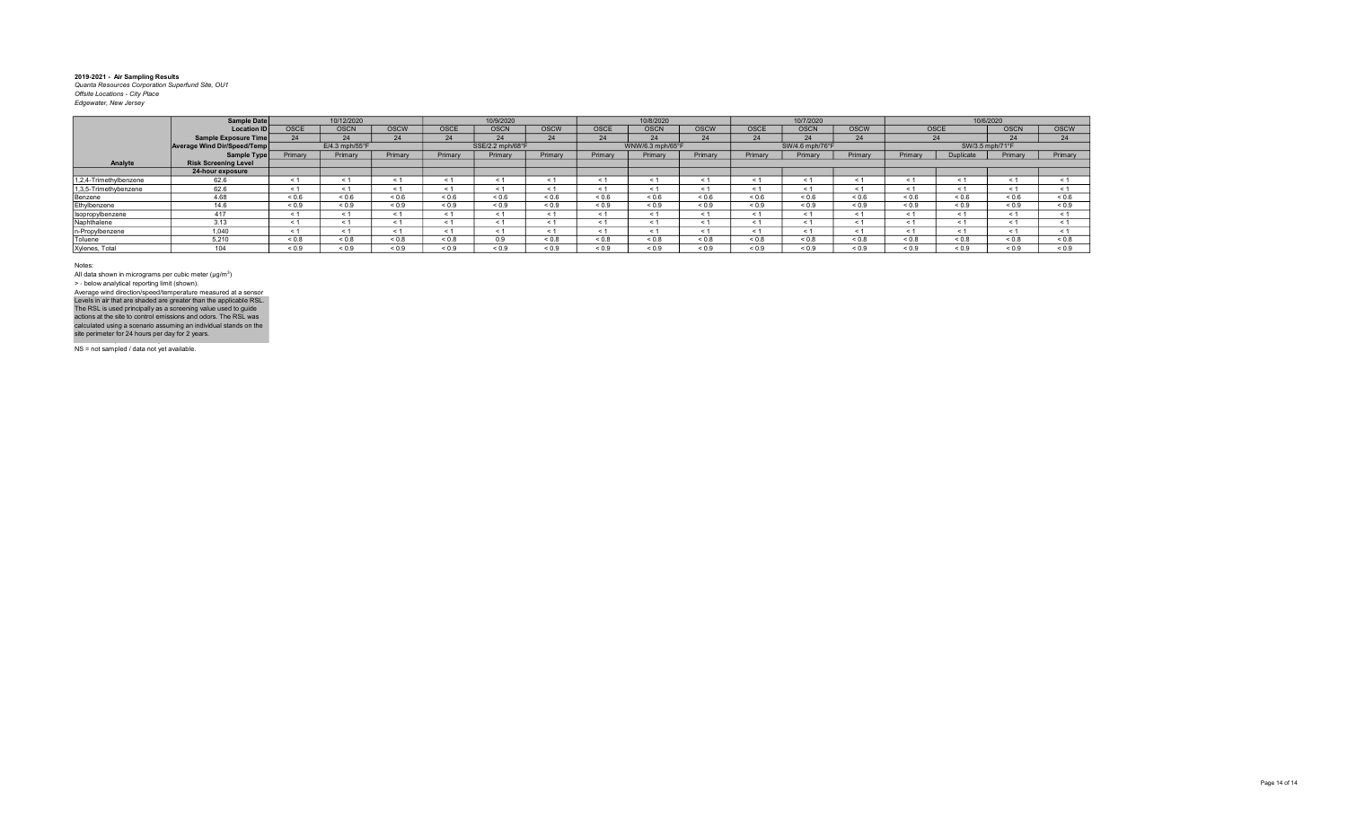**2019-2021 - Air Sampling Results**
*Quanta Resources Corporation Superfund Site, OU1*
*Offsite Locations - City Place*
*Edgewater, New Jersey*

| | Sample Date | 10/12/2020 | | | 10/9/2020 | | | 10/8/2020 | | | 10/7/2020 | | | 10/6/2020 | | | |
|---|---|---|---|---|---|---|---|---|---|---|---|---|---|---|---|---|---|
| | Location ID | OSCE | OSCN | OSCW | OSCE | OSCN | OSCW | OSCE | OSCN | OSCW | OSCE | OSCN | OSCW | OSCE | | OSCN | OSCW |
| | Sample Exposure Time | 24 | 24 | 24 | 24 | 24 | 24 | 24 | 24 | 24 | 24 | 24 | 24 | 24 | | 24 | 24 |
| | Average Wind Dir/Speed/Temp | E/4.3 mph/55°F | | | SSE/2.2 mph/68°F | | | WNW/6.3 mph/65°F | | | SW/4.6 mph/76°F | | | SW/3.5 mph/71°F | | | |
| | Sample Type | Primary | Primary | Primary | Primary | Primary | Primary | Primary | Primary | Primary | Primary | Primary | Primary | Primary | Duplicate | Primary | Primary |
| **Analyte** | **Risk Screening Level** | | | | | | | | | | | | | | | | |
| | **24-hour exposure** | | | | | | | | | | | | | | | | |
| 1,2,4-Trimethylbenzene | 62.6 | < 1 | < 1 | < 1 | < 1 | < 1 | < 1 | < 1 | < 1 | < 1 | < 1 | < 1 | < 1 | < 1 | < 1 | < 1 | < 1 |
| 1,3,5-Trimethylbenzene | 62.6 | < 1 | < 1 | < 1 | < 1 | < 1 | < 1 | < 1 | < 1 | < 1 | < 1 | < 1 | < 1 | < 1 | < 1 | < 1 | < 1 |
| Benzene | 4.68 | < 0.6 | < 0.6 | < 0.6 | < 0.6 | < 0.6 | < 0.6 | < 0.6 | < 0.6 | < 0.6 | < 0.6 | < 0.6 | < 0.6 | < 0.6 | < 0.6 | < 0.6 | < 0.6 |
| Ethylbenzene | 14.6 | < 0.9 | < 0.9 | < 0.9 | < 0.9 | < 0.9 | < 0.9 | < 0.9 | < 0.9 | < 0.9 | < 0.9 | < 0.9 | < 0.9 | < 0.9 | < 0.9 | < 0.9 | < 0.9 |
| Isopropylbenzene | 417 | < 1 | < 1 | < 1 | < 1 | < 1 | < 1 | < 1 | < 1 | < 1 | < 1 | < 1 | < 1 | < 1 | < 1 | < 1 | < 1 |
| Naphthalene | 3.13 | < 1 | < 1 | < 1 | < 1 | < 1 | < 1 | < 1 | < 1 | < 1 | < 1 | < 1 | < 1 | < 1 | < 1 | < 1 | < 1 |
| n-Propylbenzene | 1,040 | < 1 | < 1 | < 1 | < 1 | < 1 | < 1 | < 1 | < 1 | < 1 | < 1 | < 1 | < 1 | < 1 | < 1 | < 1 | < 1 |
| Toluene | 5,210 | < 0.8 | < 0.8 | < 0.8 | < 0.8 | 0.9 | < 0.8 | < 0.8 | < 0.8 | < 0.8 | < 0.8 | < 0.8 | < 0.8 | < 0.8 | < 0.8 | < 0.8 | < 0.8 |
| Xylenes, Total | 104 | < 0.9 | < 0.9 | < 0.9 | < 0.9 | < 0.9 | < 0.9 | < 0.9 | < 0.9 | < 0.9 | < 0.9 | < 0.9 | < 0.9 | < 0.9 | < 0.9 | < 0.9 | < 0.9 |

Notes:

All data shown in micrograms per cubic meter (µg/m$^3$)

> - below analytical reporting limit (shown).

Average wind direction/speed/temperature measured at a sensor

Levels in air that are shaded are greater than the applicable RSL. The RSL is used principally as a screening value used to guide actions at the site to control emissions and odors. The RSL was calculated using a scenario assuming an individual stands on the site perimeter for 24 hours per day for 2 years.

NS = not sampled / data not yet available.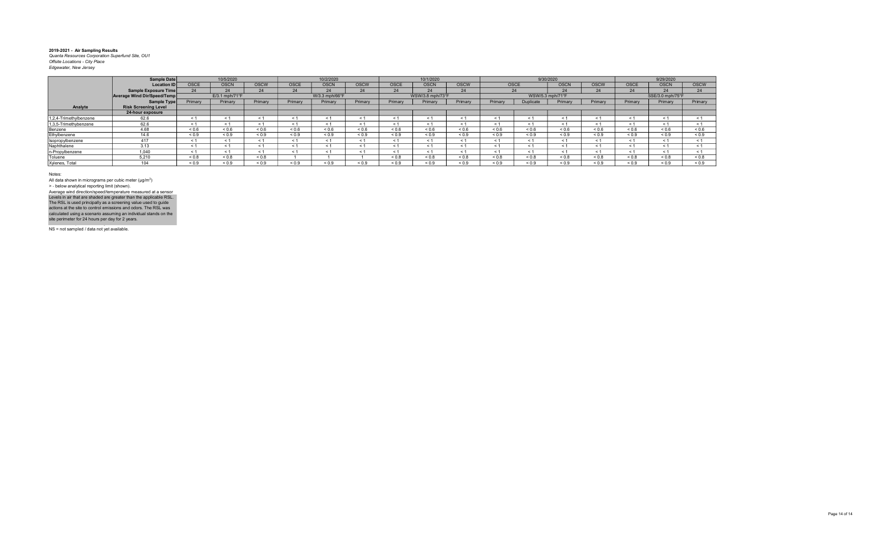**2019-2021 - Air Sampling Results**
*Quanta Resources Corporation Superfund Site, OU1*
*Offsite Locations - City Place*
*Edgewater, New Jersey*

| | Sample Date | 10/5/2020 | | | 10/2/2020 | | | 10/1/2020 | | | 9/30/2020 | | | | 9/29/2020 | | |
|---|---|---|---|---|---|---|---|---|---|---|---|---|---|---|---|---|---|
| | Location ID | OSCE | OSCN | OSCW | OSCE | OSCN | OSCW | OSCE | OSCN | OSCW | OSCE | | OSCN | OSCW | OSCE | OSCN | OSCW |
| | Sample Exposure Time | 24 | 24 | 24 | 24 | 24 | 24 | 24 | 24 | 24 | 24 | | 24 | 24 | 24 | 24 | 24 |
| | Average Wind Dir/Speed/Temp | E/3.1 mph/71°F | | | W/3.3 mph/66°F | | | WSW/3.8 mph/73°F | | | WSW/5.3 mph/71°F | | | | SSE/3.0 mph/75°F | | |
| | Sample Type | Primary | Primary | Primary | Primary | Primary | Primary | Primary | Primary | Primary | Primary | Duplicate | Primary | Primary | Primary | Primary | Primary |
| Analyte | Risk Screening Level | | | | | | | | | | | | | | | | |
| | 24-hour exposure | | | | | | | | | | | | | | | | |
| 1,2,4-Trimethylbenzene | 62.6 | < 1 | < 1 | < 1 | < 1 | < 1 | < 1 | < 1 | < 1 | < 1 | < 1 | < 1 | < 1 | < 1 | < 1 | < 1 | < 1 |
| 1,3,5-Trimethylbenzene | 62.6 | < 1 | < 1 | < 1 | < 1 | < 1 | < 1 | < 1 | < 1 | < 1 | < 1 | < 1 | < 1 | < 1 | < 1 | < 1 | < 1 |
| Benzene | 4.68 | < 0.6 | < 0.6 | < 0.6 | < 0.6 | < 0.6 | < 0.6 | < 0.6 | < 0.6 | < 0.6 | < 0.6 | < 0.6 | < 0.6 | < 0.6 | < 0.6 | < 0.6 | < 0.6 |
| Ethylbenzene | 14.6 | < 0.9 | < 0.9 | < 0.9 | < 0.9 | < 0.9 | < 0.9 | < 0.9 | < 0.9 | < 0.9 | < 0.9 | < 0.9 | < 0.9 | < 0.9 | < 0.9 | < 0.9 | < 0.9 |
| Isopropylbenzene | 417 | < 1 | < 1 | < 1 | < 1 | < 1 | < 1 | < 1 | < 1 | < 1 | < 1 | < 1 | < 1 | < 1 | < 1 | < 1 | < 1 |
| Naphthalene | 3.13 | < 1 | < 1 | < 1 | < 1 | < 1 | < 1 | < 1 | < 1 | < 1 | < 1 | < 1 | < 1 | < 1 | < 1 | < 1 | < 1 |
| n-Propylbenzene | 1,040 | < 1 | < 1 | < 1 | < 1 | < 1 | < 1 | < 1 | < 1 | < 1 | < 1 | < 1 | < 1 | < 1 | < 1 | < 1 | < 1 |
| Toluene | 5,210 | < 0.8 | < 0.8 | < 0.8 | 1 | 1 | 1 | < 0.8 | < 0.8 | < 0.8 | < 0.8 | < 0.8 | < 0.8 | < 0.8 | < 0.8 | < 0.8 | < 0.8 |
| Xylenes, Total | 104 | < 0.9 | < 0.9 | < 0.9 | < 0.9 | < 0.9 | < 0.9 | < 0.9 | < 0.9 | < 0.9 | < 0.9 | < 0.9 | < 0.9 | < 0.9 | < 0.9 | < 0.9 | < 0.9 |

Notes:

All data shown in micrograms per cubic meter (µg/m$^3$)

> - below analytical reporting limit (shown).

Average wind direction/speed/temperature measured at a sensor

Levels in air that are shaded are greater than the applicable RSL. The RSL is used principally as a screening value used to guide actions at the site to control emissions and odors. The RSL was calculated using a scenario assuming an individual stands on the site perimeter for 24 hours per day for 2 years.

NS = not sampled / data not yet available.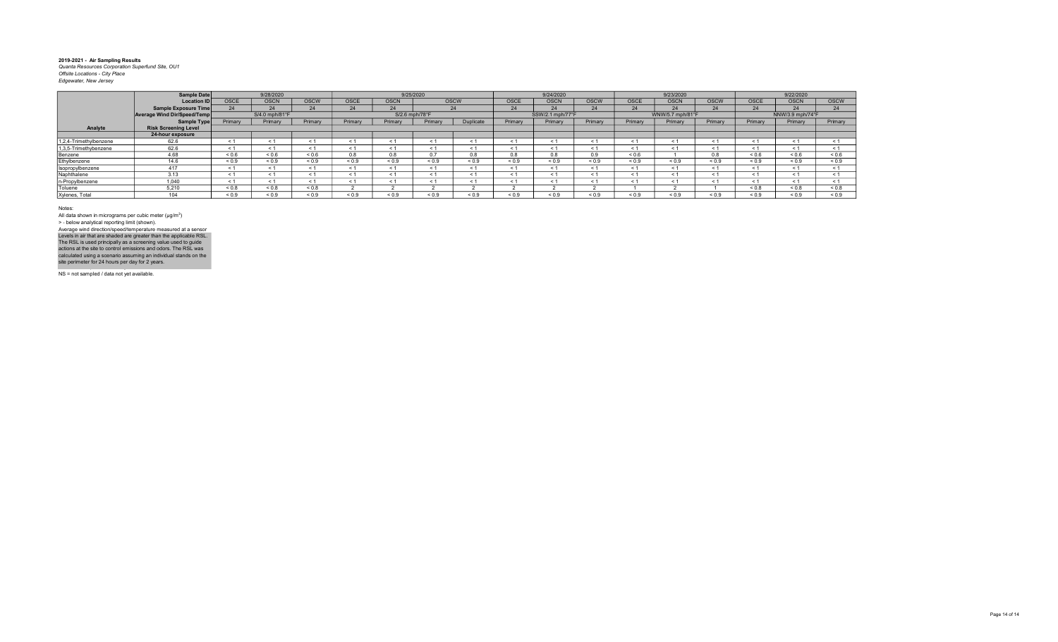**2019-2021 - Air Sampling Results**
*Quanta Resources Corporation Superfund Site, OU1*
*Offsite Locations - City Place*
*Edgewater, New Jersey*

| | Sample Date | 9/28/2020 | | | 9/25/2020 | | | | 9/24/2020 | | | 9/23/2020 | | | 9/22/2020 | | |
|---|---|---|---|---|---|---|---|---|---|---|---|---|---|---|---|---|---|
| | Location ID | OSCE | OSCN | OSCW | OSCE | OSCN | OSCW | | OSCE | OSCN | OSCW | OSCE | OSCN | OSCW | OSCE | OSCN | OSCW |
| | Sample Exposure Time | 24 | 24 | 24 | 24 | 24 | 24 | | 24 | 24 | 24 | 24 | 24 | 24 | 24 | 24 | 24 |
| | Average Wind Dir/Speed/Temp | S/4.0 mph/81°F | | | S/2.6 mph/78°F | | | | SSW/2.1 mph/77°F | | | WNW/5.7 mph/81°F | | | NNW/3.9 mph/74°F | | |
| | Sample Type | Primary | Primary | Primary | Primary | Primary | Primary | Duplicate | Primary | Primary | Primary | Primary | Primary | Primary | Primary | Primary | Primary |
| Analyte | Risk Screening Level | | | | | | | | | | | | | | | | |
| | 24-hour exposure | | | | | | | | | | | | | | | | |
| 1,2,4-Trimethylbenzene | 62.6 | < 1 | < 1 | < 1 | < 1 | < 1 | < 1 | < 1 | < 1 | < 1 | < 1 | < 1 | < 1 | < 1 | < 1 | < 1 | < 1 |
| 1,3,5-Trimethylbenzene | 62.6 | < 1 | < 1 | < 1 | < 1 | < 1 | < 1 | < 1 | < 1 | < 1 | < 1 | < 1 | < 1 | < 1 | < 1 | < 1 | < 1 |
| Benzene | 4.68 | < 0.6 | < 0.6 | < 0.6 | 0.8 | 0.8 | 0.7 | 0.8 | 0.8 | 0.8 | 0.9 | < 0.6 | 1 | 0.8 | < 0.6 | < 0.6 | < 0.6 |
| Ethylbenzene | 14.6 | < 0.9 | < 0.9 | < 0.9 | < 0.9 | < 0.9 | < 0.9 | < 0.9 | < 0.9 | < 0.9 | < 0.9 | < 0.9 | < 0.9 | < 0.9 | < 0.9 | < 0.9 | < 0.9 |
| Isopropylbenzene | 417 | < 1 | < 1 | < 1 | < 1 | < 1 | < 1 | < 1 | < 1 | < 1 | < 1 | < 1 | < 1 | < 1 | < 1 | < 1 | < 1 |
| Naphthalene | 3.13 | < 1 | < 1 | < 1 | < 1 | < 1 | < 1 | < 1 | < 1 | < 1 | < 1 | < 1 | < 1 | < 1 | < 1 | < 1 | < 1 |
| n-Propylbenzene | 1,040 | < 1 | < 1 | < 1 | < 1 | < 1 | < 1 | < 1 | < 1 | < 1 | < 1 | < 1 | < 1 | < 1 | < 1 | < 1 | < 1 |
| Toluene | 5,210 | < 0.8 | < 0.8 | < 0.8 | 2 | 2 | 2 | 2 | 2 | 2 | 2 | 1 | 2 | 1 | < 0.8 | < 0.8 | < 0.8 |
| Xylenes, Total | 104 | < 0.9 | < 0.9 | < 0.9 | < 0.9 | < 0.9 | < 0.9 | < 0.9 | < 0.9 | < 0.9 | < 0.9 | < 0.9 | < 0.9 | < 0.9 | < 0.9 | < 0.9 | < 0.9 |

Notes:
All data shown in micrograms per cubic meter (µg/m$^3$)
> - below analytical reporting limit (shown).
Average wind direction/speed/temperature measured at a sensor
Levels in air that are shaded are greater than the applicable RSL.
The RSL is used principally as a screening value used to guide actions at the site to control emissions and odors. The RSL was calculated using a scenario assuming an individual stands on the site perimeter for 24 hours per day for 2 years.

NS = not sampled / data not yet available.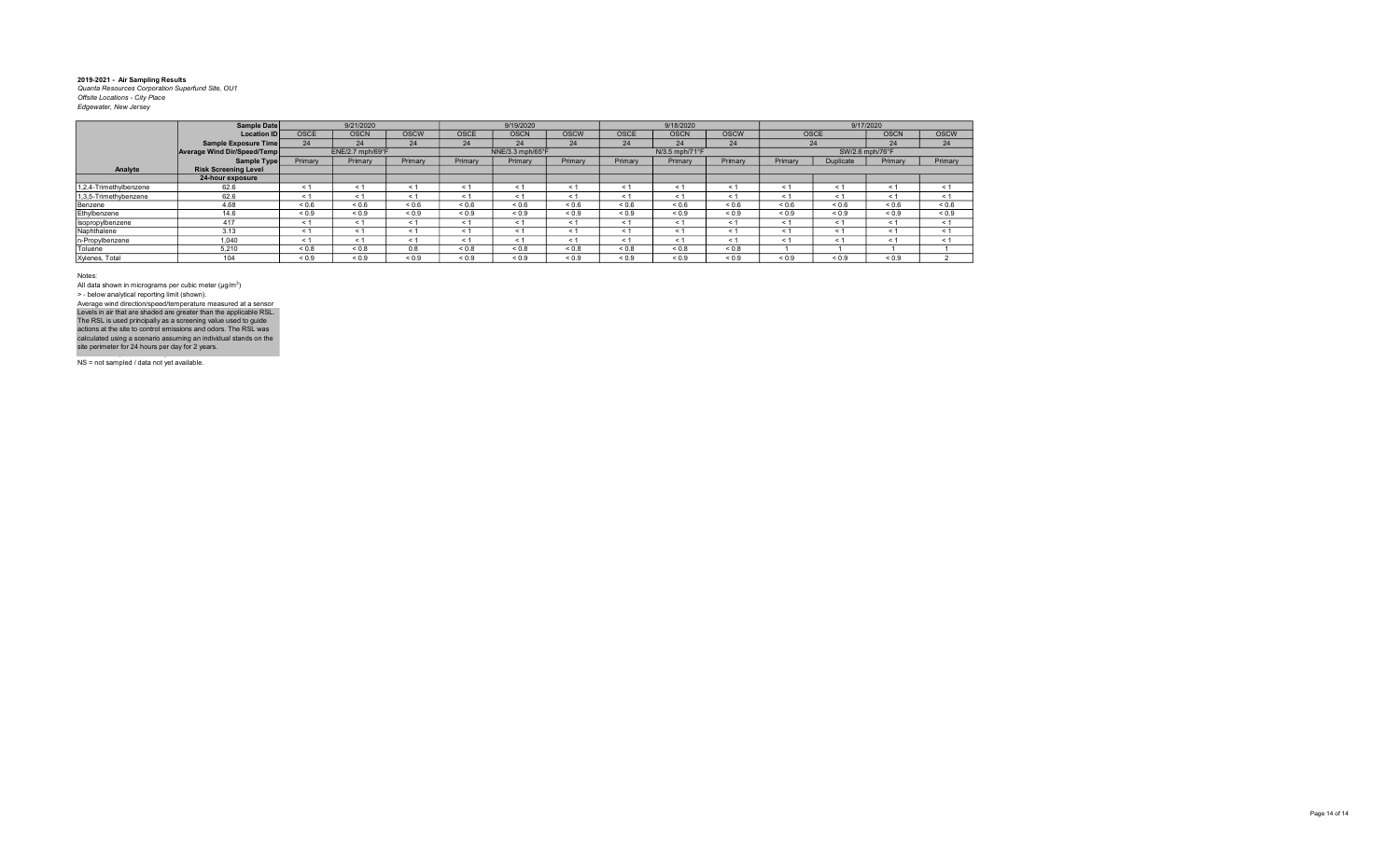**2019-2021 - Air Sampling Results**
*Quanta Resources Corporation Superfund Site, OU1*
*Offsite Locations - City Place*
*Edgewater, New Jersey*

| | Sample Date | 9/21/2020 | | | 9/19/2020 | | | 9/18/2020 | | | 9/17/2020 | | | |
|---|---|---|---|---|---|---|---|---|---|---|---|---|---|---|
| | Location ID | OSCE | OSCN | OSCW | OSCE | OSCN | OSCW | OSCE | OSCN | OSCW | OSCE | | OSCN | OSCW |
| | Sample Exposure Time | 24 | 24 | 24 | 24 | 24 | 24 | 24 | 24 | 24 | 24 | | 24 | 24 |
| | Average Wind Dir/Speed/Temp | ENE/2.7 mph/69°F | | | NNE/3.3 mph/65°F | | | N/3.5 mph/71°F | | | SW/2.6 mph/76°F | | | |
| | Sample Type | Primary | Primary | Primary | Primary | Primary | Primary | Primary | Primary | Primary | Primary | Duplicate | Primary | Primary |
| Analyte | Risk Screening Level | | | | | | | | | | | | | |
| | 24-hour exposure | | | | | | | | | | | | | |
| 1,2,4-Trimethylbenzene | 62.6 | < 1 | < 1 | < 1 | < 1 | < 1 | < 1 | < 1 | < 1 | < 1 | < 1 | < 1 | < 1 | < 1 |
| 1,3,5-Trimethylbenzene | 62.6 | < 1 | < 1 | < 1 | < 1 | < 1 | < 1 | < 1 | < 1 | < 1 | < 1 | < 1 | < 1 | < 1 |
| Benzene | 4.68 | < 0.6 | < 0.6 | < 0.6 | < 0.6 | < 0.6 | < 0.6 | < 0.6 | < 0.6 | < 0.6 | < 0.6 | < 0.6 | < 0.6 | < 0.6 |
| Ethylbenzene | 14.6 | < 0.9 | < 0.9 | < 0.9 | < 0.9 | < 0.9 | < 0.9 | < 0.9 | < 0.9 | < 0.9 | < 0.9 | < 0.9 | < 0.9 | < 0.9 |
| Isopropylbenzene | 417 | < 1 | < 1 | < 1 | < 1 | < 1 | < 1 | < 1 | < 1 | < 1 | < 1 | < 1 | < 1 | < 1 |
| Naphthalene | 3.13 | < 1 | < 1 | < 1 | < 1 | < 1 | < 1 | < 1 | < 1 | < 1 | < 1 | < 1 | < 1 | < 1 |
| n-Propylbenzene | 1,040 | < 1 | < 1 | < 1 | < 1 | < 1 | < 1 | < 1 | < 1 | < 1 | < 1 | < 1 | < 1 | < 1 |
| Toluene | 5,210 | < 0.8 | < 0.8 | 0.8 | < 0.8 | < 0.8 | < 0.8 | < 0.8 | < 0.8 | < 0.8 | 1 | 1 | 1 | 1 |
| Xylenes, Total | 104 | < 0.9 | < 0.9 | < 0.9 | < 0.9 | < 0.9 | < 0.9 | < 0.9 | < 0.9 | < 0.9 | < 0.9 | < 0.9 | < 0.9 | 2 |

Notes:
All data shown in micrograms per cubic meter (µg/m$^3$)
> - below analytical reporting limit (shown).
Average wind direction/speed/temperature measured at a sensor
Levels in air that are shaded are greater than the applicable RSL. The RSL is used principally as a screening value used to guide actions at the site to control emissions and odors. The RSL was calculated using a scenario assuming an individual stands on the site perimeter for 24 hours per day for 2 years.

NS = not sampled / data not yet available.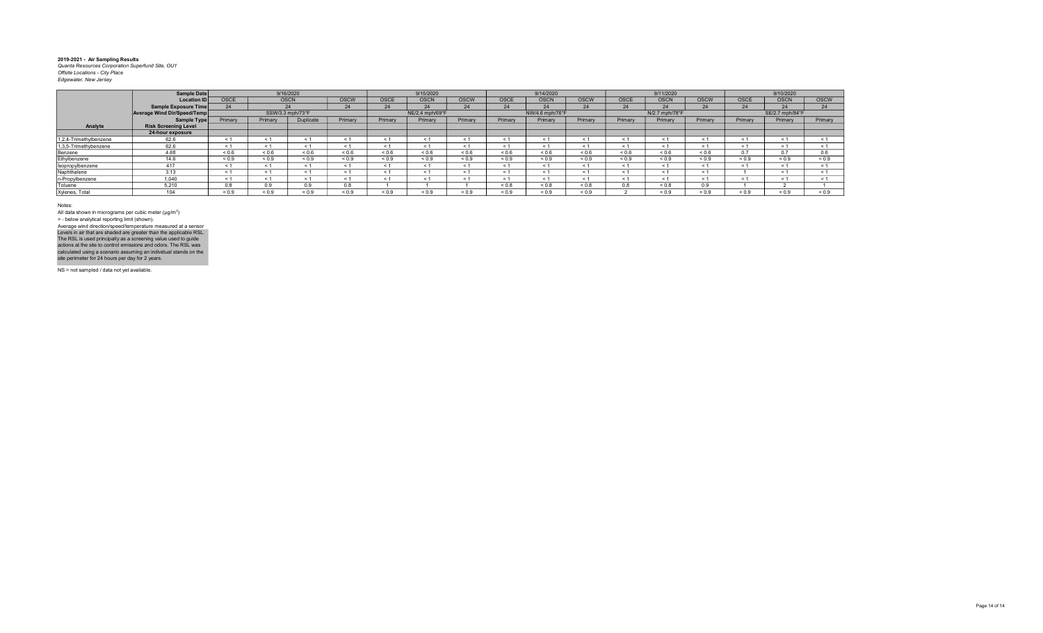**2019-2021 - Air Sampling Results**
*Quanta Resources Corporation Superfund Site, OU1*
*Offsite Locations - City Place*
*Edgewater, New Jersey*

| | Sample Date | 9/16/2020 | | | | 9/15/2020 | | | 9/14/2020 | | | 9/11/2020 | | | 9/10/2020 | | |
|---|---|---|---|---|---|---|---|---|---|---|---|---|---|---|---|---|---|
| | Location ID | OSCE | OSCN | | OSCW | OSCE | OSCN | OSCW | OSCE | OSCN | OSCW | OSCE | OSCN | OSCW | OSCE | OSCN | OSCW |
| | Sample Exposure Time | 24 | 24 | | 24 | 24 | 24 | 24 | 24 | 24 | 24 | 24 | 24 | 24 | 24 | 24 | 24 |
| | Average Wind Dir/Speed/Temp | SSW/3.3 mph/73°F | | | | NE/2.4 mph/69°F | | | NW/4.6 mph/76°F | | | N/2.7 mph/78°F | | | SE/2.7 mph/84°F | | |
| | Sample Type | Primary | Primary | Duplicate | Primary | Primary | Primary | Primary | Primary | Primary | Primary | Primary | Primary | Primary | Primary | Primary | Primary |
| Analyte | Risk Screening Level | | | | | | | | | | | | | | | | |
| | 24-hour exposure | | | | | | | | | | | | | | | | |
| 1,2,4-Trimethylbenzene | 62.6 | < 1 | < 1 | < 1 | < 1 | < 1 | < 1 | < 1 | < 1 | < 1 | < 1 | < 1 | < 1 | < 1 | < 1 | < 1 | < 1 |
| 1,3,5-Trimethylbenzene | 62.6 | < 1 | < 1 | < 1 | < 1 | < 1 | < 1 | < 1 | < 1 | < 1 | < 1 | < 1 | < 1 | < 1 | < 1 | < 1 | < 1 |
| Benzene | 4.68 | < 0.6 | < 0.6 | < 0.6 | < 0.6 | < 0.6 | < 0.6 | < 0.6 | < 0.6 | < 0.6 | < 0.6 | < 0.6 | < 0.6 | < 0.6 | 0.7 | 0.7 | 0.6 |
| Ethylbenzene | 14.6 | < 0.9 | < 0.9 | < 0.9 | < 0.9 | < 0.9 | < 0.9 | < 0.9 | < 0.9 | < 0.9 | < 0.9 | < 0.9 | < 0.9 | < 0.9 | < 0.9 | < 0.9 | < 0.9 |
| Isopropylbenzene | 417 | < 1 | < 1 | < 1 | < 1 | < 1 | < 1 | < 1 | < 1 | < 1 | < 1 | < 1 | < 1 | < 1 | < 1 | < 1 | < 1 |
| Naphthalene | 3.13 | < 1 | < 1 | < 1 | < 1 | < 1 | < 1 | < 1 | < 1 | < 1 | < 1 | < 1 | < 1 | < 1 | 1 | < 1 | < 1 |
| n-Propylbenzene | 1,040 | < 1 | < 1 | < 1 | < 1 | < 1 | < 1 | < 1 | < 1 | < 1 | < 1 | < 1 | < 1 | < 1 | < 1 | < 1 | < 1 |
| Toluene | 5,210 | 0.8 | 0.9 | 0.9 | 0.8 | 1 | 1 | 1 | < 0.8 | < 0.8 | < 0.8 | 0.8 | < 0.8 | 0.9 | 1 | 2 | 1 |
| Xylenes, Total | 104 | < 0.9 | < 0.9 | < 0.9 | < 0.9 | < 0.9 | < 0.9 | < 0.9 | < 0.9 | < 0.9 | < 0.9 | 2 | < 0.9 | < 0.9 | < 0.9 | < 0.9 | < 0.9 |

Notes:
All data shown in micrograms per cubic meter (µg/m$^3$)
> - below analytical reporting limit (shown).
Average wind direction/speed/temperature measured at a sensor
Levels in air that are shaded are greater than the applicable RSL.
The RSL is used principally as a screening value used to guide actions at the site to control emissions and odors. The RSL was calculated using a scenario assuming an individual stands on the site perimeter for 24 hours per day for 2 years.

NS = not sampled / data not yet available.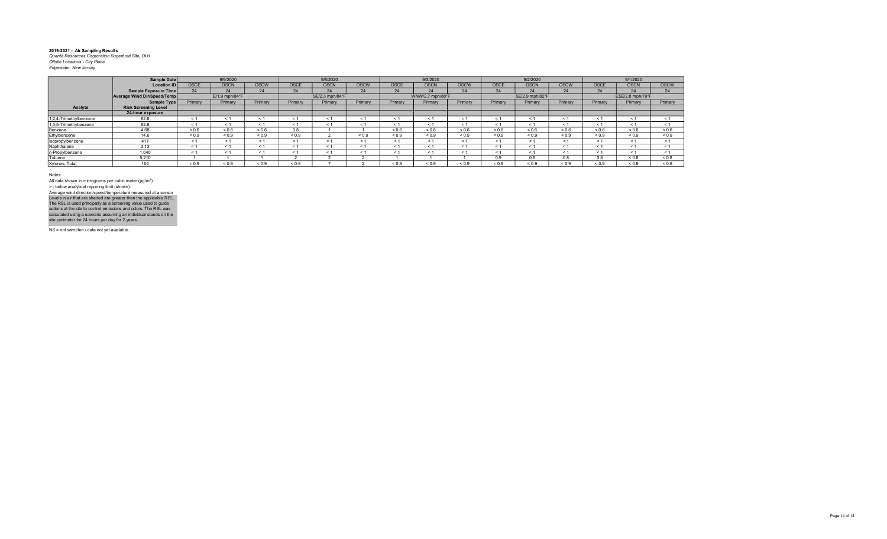**2019-2021 - Air Sampling Results**

*Quanta Resources Corporation Superfund Site, OU1*

*Offsite Locations - City Place*

*Edgewater, New Jersey*

| | Sample Date | 9/9/2020 | | | 9/8/2020 | | | 9/3/2020 | | | 9/2/2020 | | | 9/1/2020 | | |
|---|---|---|---|---|---|---|---|---|---|---|---|---|---|---|---|---|
| | Location ID | OSCE | OSCN | OSCW | OSCE | OSCN | OSCW | OSCE | OSCN | OSCW | OSCE | OSCN | OSCW | OSCE | OSCN | OSCW |
| | Sample Exposure Time | 24 | 24 | 24 | 24 | 24 | 24 | 24 | 24 | 24 | 24 | 24 | 24 | 24 | 24 | 24 |
| | Average Wind Dir/Speed/Temp | E/1.9 mph/84°F | | | SE/2.3 mph/84°F | | | WNW/2.7 mph/88°F | | | SE/2.9 mph/82°F | | | ESE/2.8 mph/79°F | | |
| | Sample Type | Primary | Primary | Primary | Primary | Primary | Primary | Primary | Primary | Primary | Primary | Primary | Primary | Primary | Primary | Primary |
| Analyte | Risk Screening Level | | | | | | | | | | | | | | | |
| | 24-hour exposure | | | | | | | | | | | | | | | |
| 1,2,4-Trimethylbenzene | 62.6 | < 1 | < 1 | < 1 | < 1 | < 1 | < 1 | < 1 | < 1 | < 1 | < 1 | < 1 | < 1 | < 1 | < 1 | < 1 |
| 1,3,5-Trimethylbenzene | 62.6 | < 1 | < 1 | < 1 | < 1 | < 1 | < 1 | < 1 | < 1 | < 1 | < 1 | < 1 | < 1 | < 1 | < 1 | < 1 |
| Benzene | 4.68 | < 0.6 | < 0.6 | < 0.6 | 0.8 | 1 | 1 | < 0.6 | < 0.6 | < 0.6 | < 0.6 | < 0.6 | < 0.6 | < 0.6 | < 0.6 | < 0.6 |
| Ethylbenzene | 14.6 | < 0.9 | < 0.9 | < 0.9 | < 0.9 | 2 | < 0.9 | < 0.9 | < 0.9 | < 0.9 | < 0.9 | < 0.9 | < 0.9 | < 0.9 | < 0.9 | < 0.9 |
| Isopropylbenzene | 417 | < 1 | < 1 | < 1 | < 1 | < 1 | < 1 | < 1 | < 1 | < 1 | < 1 | < 1 | < 1 | < 1 | < 1 | < 1 |
| Naphthalene | 3.13 | < 1 | < 1 | < 1 | < 1 | < 1 | < 1 | < 1 | < 1 | < 1 | < 1 | < 1 | < 1 | < 1 | < 1 | < 1 |
| n-Propylbenzene | 1,040 | < 1 | < 1 | < 1 | < 1 | < 1 | < 1 | < 1 | < 1 | < 1 | < 1 | < 1 | < 1 | < 1 | < 1 | < 1 |
| Toluene | 5,210 | 1 | 1 | 1 | 2 | 2 | 2 | 1 | 1 | 1 | 0.9 | 0.9 | 0.8 | 0.8 | < 0.8 | < 0.8 |
| Xylenes, Total | 104 | < 0.9 | < 0.9 | < 0.9 | < 0.9 | 7 | 2 | < 0.9 | < 0.9 | < 0.9 | < 0.9 | < 0.9 | < 0.9 | < 0.9 | < 0.9 | < 0.9 |

Notes:

All data shown in micrograms per cubic meter (µg/m³)

> - below analytical reporting limit (shown).

Average wind direction/speed/temperature measured at a sensor

Levels in air that are shaded are greater than the applicable RSL. The RSL is used principally as a screening value used to guide actions at the site to control emissions and odors. The RSL was calculated using a scenario assuming an individual stands on the site perimeter for 24 hours per day for 2 years.

NS = not sampled / data not yet available.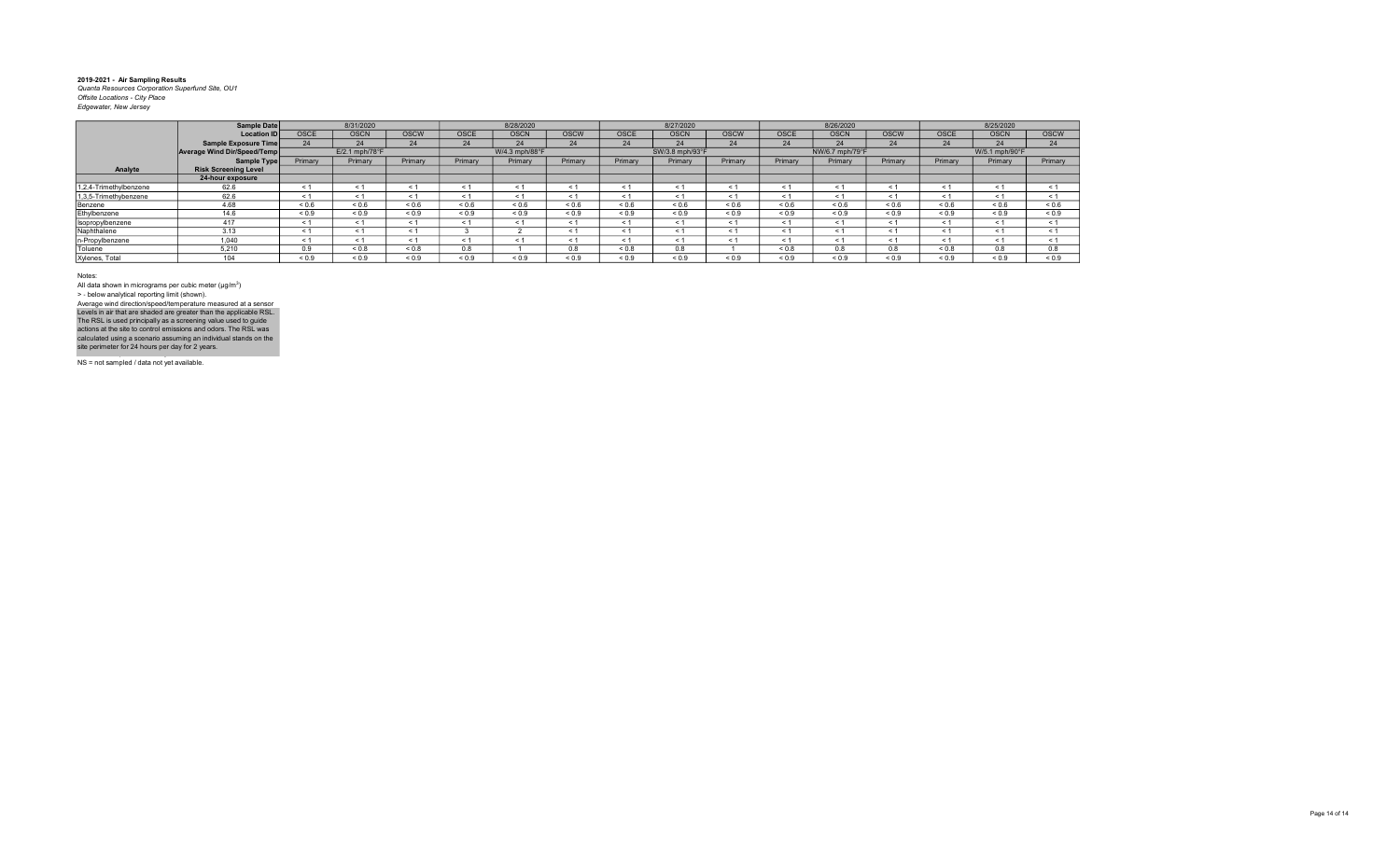**2019-2021 - Air Sampling Results**
*Quanta Resources Corporation Superfund Site, OU1*
*Offsite Locations - City Place*
*Edgewater, New Jersey*

| | Sample Date | 8/31/2020 | | | 8/28/2020 | | | 8/27/2020 | | | 8/26/2020 | | | 8/25/2020 | | |
|---|---|---|---|---|---|---|---|---|---|---|---|---|---|---|---|---|
| | Location ID | OSCE | OSCN | OSCW | OSCE | OSCN | OSCW | OSCE | OSCN | OSCW | OSCE | OSCN | OSCW | OSCE | OSCN | OSCW |
| | Sample Exposure Time | 24 | 24 | 24 | 24 | 24 | 24 | 24 | 24 | 24 | 24 | 24 | 24 | 24 | 24 | 24 |
| | Average Wind Dir/Speed/Temp | E/2.1 mph/78°F | | | W/4.3 mph/88°F | | | SW/3.8 mph/93°F | | | NW/6.7 mph/79°F | | | W/5.1 mph/90°F | | |
| | Sample Type | Primary | Primary | Primary | Primary | Primary | Primary | Primary | Primary | Primary | Primary | Primary | Primary | Primary | Primary | Primary |
| **Analyte** | **Risk Screening Level** | | | | | | | | | | | | | | | |
| | **24-hour exposure** | | | | | | | | | | | | | | | |
| 1,2,4-Trimethylbenzene | 62.6 | < 1 | < 1 | < 1 | < 1 | < 1 | < 1 | < 1 | < 1 | < 1 | < 1 | < 1 | < 1 | < 1 | < 1 | < 1 |
| 1,3,5-Trimethylbenzene | 62.6 | < 1 | < 1 | < 1 | < 1 | < 1 | < 1 | < 1 | < 1 | < 1 | < 1 | < 1 | < 1 | < 1 | < 1 | < 1 |
| Benzene | 4.68 | < 0.6 | < 0.6 | < 0.6 | < 0.6 | < 0.6 | < 0.6 | < 0.6 | < 0.6 | < 0.6 | < 0.6 | < 0.6 | < 0.6 | < 0.6 | < 0.6 | < 0.6 |
| Ethylbenzene | 14.6 | < 0.9 | < 0.9 | < 0.9 | < 0.9 | < 0.9 | < 0.9 | < 0.9 | < 0.9 | < 0.9 | < 0.9 | < 0.9 | < 0.9 | < 0.9 | < 0.9 | < 0.9 |
| Isopropylbenzene | 417 | < 1 | < 1 | < 1 | < 1 | < 1 | < 1 | < 1 | < 1 | < 1 | < 1 | < 1 | < 1 | < 1 | < 1 | < 1 |
| Naphthalene | 3.13 | < 1 | < 1 | < 1 | 3 | 2 | < 1 | < 1 | < 1 | < 1 | < 1 | < 1 | < 1 | < 1 | < 1 | < 1 |
| n-Propylbenzene | 1,040 | < 1 | < 1 | < 1 | < 1 | < 1 | < 1 | < 1 | < 1 | < 1 | < 1 | < 1 | < 1 | < 1 | < 1 | < 1 |
| Toluene | 5,210 | 0.9 | < 0.8 | < 0.8 | 0.8 | 1 | 0.8 | < 0.8 | 0.8 | 1 | < 0.8 | 0.8 | 0.8 | < 0.8 | 0.8 | 0.8 |
| Xylenes, Total | 104 | < 0.9 | < 0.9 | < 0.9 | < 0.9 | < 0.9 | < 0.9 | < 0.9 | < 0.9 | < 0.9 | < 0.9 | < 0.9 | < 0.9 | < 0.9 | < 0.9 | < 0.9 |

Notes:

All data shown in micrograms per cubic meter (µg/m$^3$)

> - below analytical reporting limit (shown).

Average wind direction/speed/temperature measured at a sensor

Levels in air that are shaded are greater than the applicable RSL. The RSL is used principally as a screening value used to guide actions at the site to control emissions and odors. The RSL was calculated using a scenario assuming an individual stands on the site perimeter for 24 hours per day for 2 years.

NS = not sampled / data not yet available.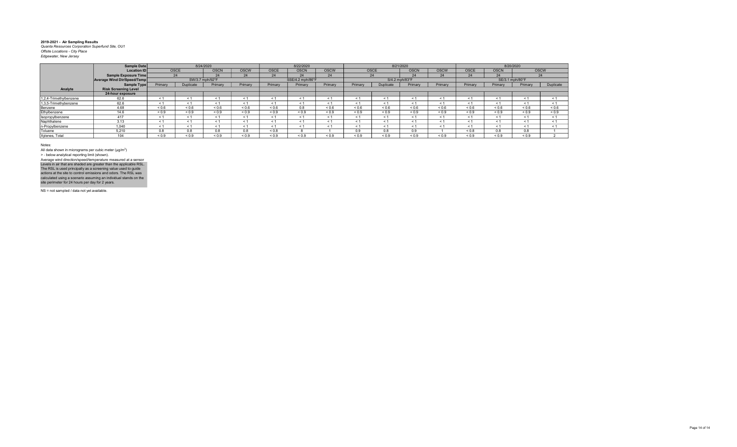**2019-2021 - Air Sampling Results**
*Quanta Resources Corporation Superfund Site, OU1*
*Offsite Locations - City Place*
*Edgewater, New Jersey*

| | Sample Date | 8/24/2020 | | | | 8/22/2020 | | | 8/21/2020 | | | | 8/20/2020 | | | |
|---|---|---|---|---|---|---|---|---|---|---|---|---|---|---|---|---|
| | Location ID | OSCE | | OSCN | OSCW | OSCE | OSCN | OSCW | OSCE | | OSCN | OSCW | OSCE | OSCN | OSCW | |
| | Sample Exposure Time | 24 | | 24 | 24 | 24 | 24 | 24 | 24 | | 24 | 24 | 24 | 24 | 24 | |
| | Average Wind Dir/Speed/Temp | SW/3.7 mph/92°F | | | | SSE/4.2 mph/86°F | | | S/4.2 mph/83°F | | | | SE/3.1 mph/80°F | | | |
| | Sample Type | Primary | Duplicate | Primary | Primary | Primary | Primary | Primary | Primary | Duplicate | Primary | Primary | Primary | Primary | Primary | Duplicate |
| Analyte | Risk Screening Level | | | | | | | | | | | | | | | |
| | 24-hour exposure | | | | | | | | | | | | | | | |
| 1,2,4-Trimethylbenzene | 62.6 | < 1 | < 1 | < 1 | < 1 | < 1 | < 1 | < 1 | < 1 | < 1 | < 1 | < 1 | < 1 | < 1 | < 1 | < 1 |
| 1,3,5-Trimethylbenzene | 62.6 | < 1 | < 1 | < 1 | < 1 | < 1 | < 1 | < 1 | < 1 | < 1 | < 1 | < 1 | < 1 | < 1 | < 1 | < 1 |
| Benzene | 4.68 | < 0.6 | < 0.6 | < 0.6 | < 0.6 | < 0.6 | 0.8 | < 0.6 | < 0.6 | < 0.6 | < 0.6 | < 0.6 | < 0.6 | < 0.6 | < 0.6 | < 0.6 |
| Ethylbenzene | 14.6 | < 0.9 | < 0.9 | < 0.9 | < 0.9 | < 0.9 | < 0.9 | < 0.9 | < 0.9 | < 0.9 | < 0.9 | < 0.9 | < 0.9 | < 0.9 | < 0.9 | < 0.9 |
| Isopropylbenzene | 417 | < 1 | < 1 | < 1 | < 1 | < 1 | < 1 | < 1 | < 1 | < 1 | < 1 | < 1 | < 1 | < 1 | < 1 | < 1 |
| Naphthalene | 3.13 | < 1 | < 1 | < 1 | < 1 | < 1 | < 1 | < 1 | < 1 | < 1 | < 1 | < 1 | < 1 | < 1 | < 1 | < 1 |
| n-Propylbenzene | 1,040 | < 1 | < 1 | < 1 | < 1 | < 1 | < 1 | < 1 | < 1 | < 1 | < 1 | < 1 | < 1 | < 1 | < 1 | < 1 |
| Toluene | 5,210 | 0.8 | 0.8 | 0.8 | 0.8 | < 0.8 | 8 | 1 | 0.9 | 0.8 | 0.9 | 1 | < 0.8 | 0.8 | 0.8 | 1 |
| Xylenes, Total | 104 | < 0.9 | < 0.9 | < 0.9 | < 0.9 | < 0.9 | < 0.9 | < 0.9 | < 0.9 | < 0.9 | < 0.9 | < 0.9 | < 0.9 | < 0.9 | < 0.9 | 2 |

Notes:
All data shown in micrograms per cubic meter (µg/m$^3$)
> - below analytical reporting limit (shown).
Average wind direction/speed/temperature measured at a sensor
Levels in air that are shaded are greater than the applicable RSL.
The RSL is used principally as a screening value used to guide actions at the site to control emissions and odors. The RSL was calculated using a scenario assuming an individual stands on the site perimeter for 24 hours per day for 2 years.

NS = not sampled / data not yet available.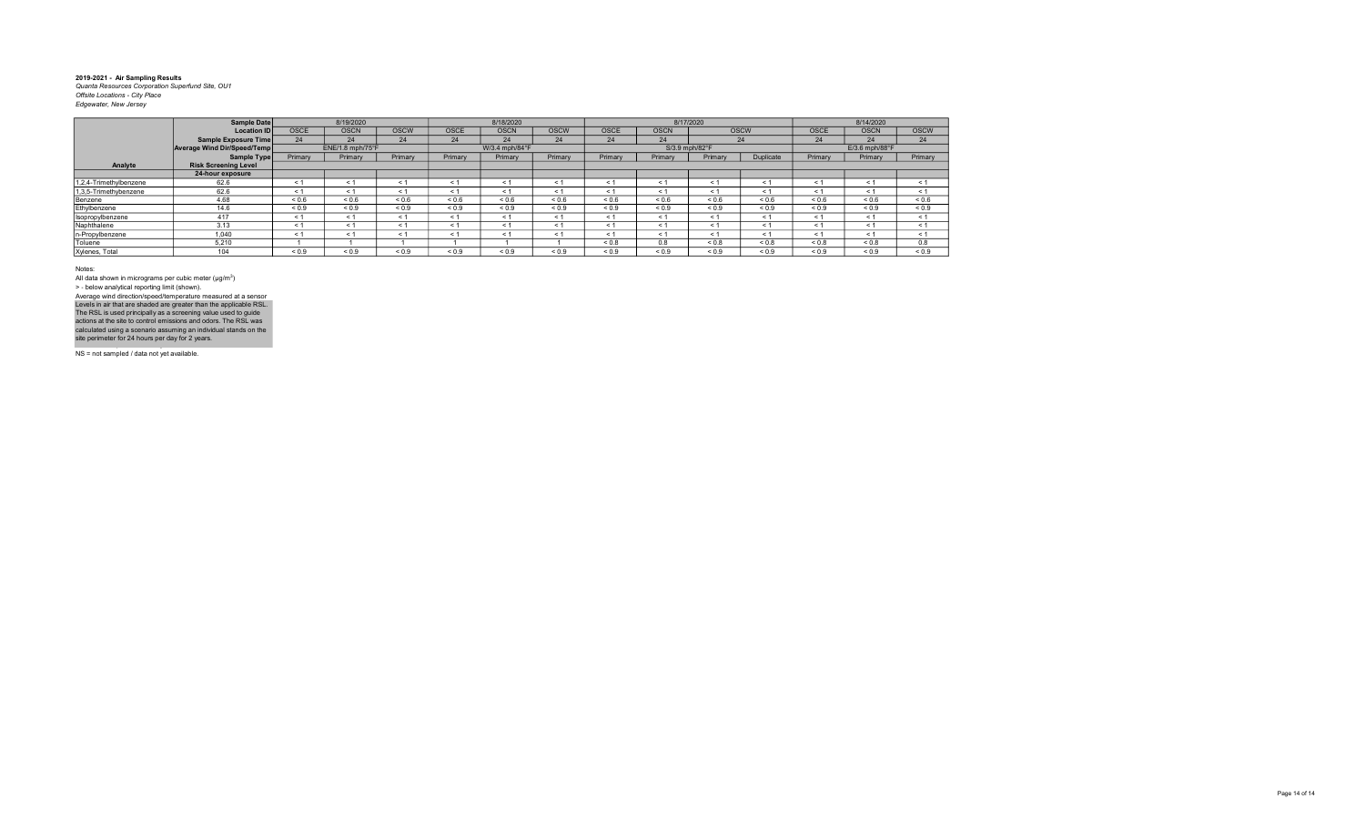**2019-2021 - Air Sampling Results**
*Quanta Resources Corporation Superfund Site, OU1*
*Offsite Locations - City Place*
*Edgewater, New Jersey*

| | Sample Date | 8/19/2020 | | | 8/18/2020 | | | 8/17/2020 | | | | 8/14/2020 | | |
|---|---|---|---|---|---|---|---|---|---|---|---|---|---|---|
| | Location ID | OSCE | OSCN | OSCW | OSCE | OSCN | OSCW | OSCE | OSCN | OSCW | | OSCE | OSCN | OSCW |
| | Sample Exposure Time | 24 | 24 | 24 | 24 | 24 | 24 | 24 | 24 | 24 | | 24 | 24 | 24 |
| | Average Wind Dir/Speed/Temp | ENE/1.8 mph/75°F | | | W/3.4 mph/84°F | | | S/3.9 mph/82°F | | | | E/3.6 mph/88°F | | |
| | Sample Type | Primary | Primary | Primary | Primary | Primary | Primary | Primary | Primary | Primary | Duplicate | Primary | Primary | Primary |
| Analyte | Risk Screening Level | | | | | | | | | | | | | |
| | 24-hour exposure | | | | | | | | | | | | | |
| 1,2,4-Trimethylbenzene | 62.6 | < 1 | < 1 | < 1 | < 1 | < 1 | < 1 | < 1 | < 1 | < 1 | < 1 | < 1 | < 1 | < 1 |
| 1,3,5-Trimethybenzene | 62.6 | < 1 | < 1 | < 1 | < 1 | < 1 | < 1 | < 1 | < 1 | < 1 | < 1 | < 1 | < 1 | < 1 |
| Benzene | 4.68 | < 0.6 | < 0.6 | < 0.6 | < 0.6 | < 0.6 | < 0.6 | < 0.6 | < 0.6 | < 0.6 | < 0.6 | < 0.6 | < 0.6 | < 0.6 |
| Ethylbenzene | 14.6 | < 0.9 | < 0.9 | < 0.9 | < 0.9 | < 0.9 | < 0.9 | < 0.9 | < 0.9 | < 0.9 | < 0.9 | < 0.9 | < 0.9 | < 0.9 |
| Isopropylbenzene | 417 | < 1 | < 1 | < 1 | < 1 | < 1 | < 1 | < 1 | < 1 | < 1 | < 1 | < 1 | < 1 | < 1 |
| Naphthalene | 3.13 | < 1 | < 1 | < 1 | < 1 | < 1 | < 1 | < 1 | < 1 | < 1 | < 1 | < 1 | < 1 | < 1 |
| n-Propylbenzene | 1,040 | < 1 | < 1 | < 1 | < 1 | < 1 | < 1 | < 1 | < 1 | < 1 | < 1 | < 1 | < 1 | < 1 |
| Toluene | 5,210 | 1 | 1 | 1 | 1 | 1 | 1 | < 0.8 | 0.8 | < 0.8 | < 0.8 | < 0.8 | < 0.8 | 0.8 |
| Xylenes, Total | 104 | < 0.9 | < 0.9 | < 0.9 | < 0.9 | < 0.9 | < 0.9 | < 0.9 | < 0.9 | < 0.9 | < 0.9 | < 0.9 | < 0.9 | < 0.9 |

Notes:

All data shown in micrograms per cubic meter (µg/m$^3$)

> - below analytical reporting limit (shown).

Average wind direction/speed/temperature measured at a sensor

Levels in air that are shaded are greater than the applicable RSL. The RSL is used principally as a screening value used to guide actions at the site to control emissions and odors. The RSL was calculated using a scenario assuming an individual stands on the site perimeter for 24 hours per day for 2 years.

NS = not sampled / data not yet available.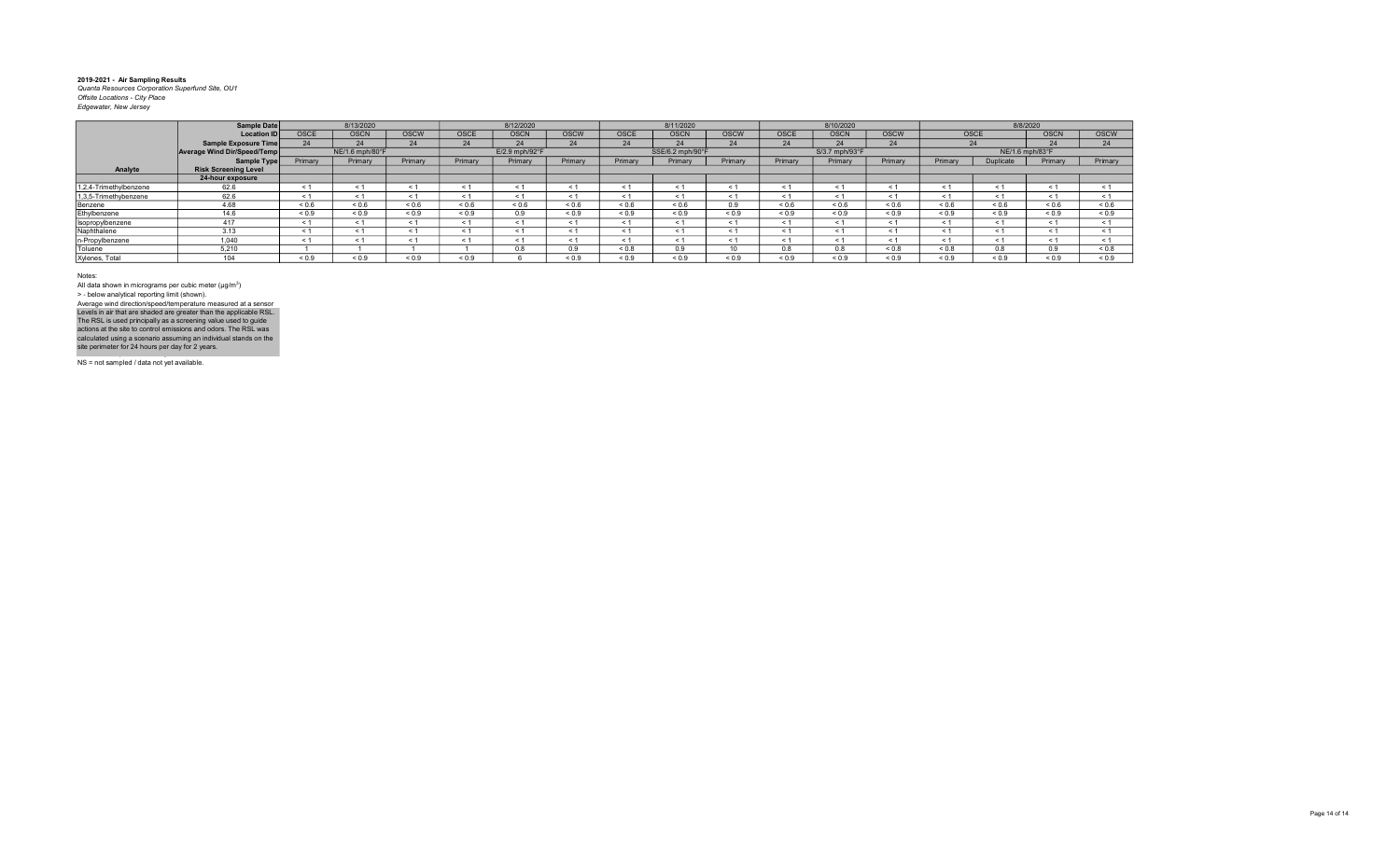**2019-2021 - Air Sampling Results**
*Quanta Resources Corporation Superfund Site, OU1*
*Offsite Locations - City Place*
*Edgewater, New Jersey*

| | Sample Date | 8/13/2020 | | | 8/12/2020 | | | 8/11/2020 | | | 8/10/2020 | | | 8/8/2020 | | | |
|---|---|---|---|---|---|---|---|---|---|---|---|---|---|---|---|---|---|
| | Location ID | OSCE | OSCN | OSCW | OSCE | OSCN | OSCW | OSCE | OSCN | OSCW | OSCE | OSCN | OSCW | OSCE | | OSCN | OSCW |
| | Sample Exposure Time | 24 | 24 | 24 | 24 | 24 | 24 | 24 | 24 | 24 | 24 | 24 | 24 | 24 | | 24 | 24 |
| | Average Wind Dir/Speed/Temp | NE/1.6 mph/80°F | | | E/2.9 mph/92°F | | | SSE/6.2 mph/90°F | | | S/3.7 mph/93°F | | | NE/1.6 mph/83°F | | | |
| | Sample Type | Primary | Primary | Primary | Primary | Primary | Primary | Primary | Primary | Primary | Primary | Primary | Primary | Primary | Duplicate | Primary | Primary |
| Analyte | Risk Screening Level | | | | | | | | | | | | | | | | |
| | 24-hour exposure | | | | | | | | | | | | | | | | |
| 1,2,4-Trimethylbenzene | 62.6 | < 1 | < 1 | < 1 | < 1 | < 1 | < 1 | < 1 | < 1 | < 1 | < 1 | < 1 | < 1 | < 1 | < 1 | < 1 | < 1 |
| 1,3,5-Trimethylbenzene | 62.6 | < 1 | < 1 | < 1 | < 1 | < 1 | < 1 | < 1 | < 1 | < 1 | < 1 | < 1 | < 1 | < 1 | < 1 | < 1 | < 1 |
| Benzene | 4.68 | < 0.6 | < 0.6 | < 0.6 | < 0.6 | < 0.6 | < 0.6 | < 0.6 | < 0.6 | 0.9 | < 0.6 | < 0.6 | < 0.6 | < 0.6 | < 0.6 | < 0.6 | < 0.6 |
| Ethylbenzene | 14.6 | < 0.9 | < 0.9 | < 0.9 | < 0.9 | 0.9 | < 0.9 | < 0.9 | < 0.9 | < 0.9 | < 0.9 | < 0.9 | < 0.9 | < 0.9 | < 0.9 | < 0.9 | < 0.9 |
| Isopropylbenzene | 417 | < 1 | < 1 | < 1 | < 1 | < 1 | < 1 | < 1 | < 1 | < 1 | < 1 | < 1 | < 1 | < 1 | < 1 | < 1 | < 1 |
| Naphthalene | 3.13 | < 1 | < 1 | < 1 | < 1 | < 1 | < 1 | < 1 | < 1 | < 1 | < 1 | < 1 | < 1 | < 1 | < 1 | < 1 | < 1 |
| n-Propylbenzene | 1,040 | < 1 | < 1 | < 1 | < 1 | < 1 | < 1 | < 1 | < 1 | < 1 | < 1 | < 1 | < 1 | < 1 | < 1 | < 1 | < 1 |
| Toluene | 5,210 | 1 | 1 | 1 | 1 | 0.8 | 0.9 | < 0.8 | 0.9 | 10 | 0.8 | 0.8 | < 0.8 | < 0.8 | 0.8 | 0.9 | < 0.8 |
| Xylenes, Total | 104 | < 0.9 | < 0.9 | < 0.9 | < 0.9 | 6 | < 0.9 | < 0.9 | < 0.9 | < 0.9 | < 0.9 | < 0.9 | < 0.9 | < 0.9 | < 0.9 | < 0.9 | < 0.9 |

Notes:

All data shown in micrograms per cubic meter (µg/m$^3$)

> - below analytical reporting limit (shown).

Average wind direction/speed/temperature measured at a sensor

Levels in air that are shaded are greater than the applicable RSL. The RSL is used principally as a screening value used to guide actions at the site to control emissions and odors. The RSL was calculated using a scenario assuming an individual stands on the site perimeter for 24 hours per day for 2 years.

NS = not sampled / data not yet available.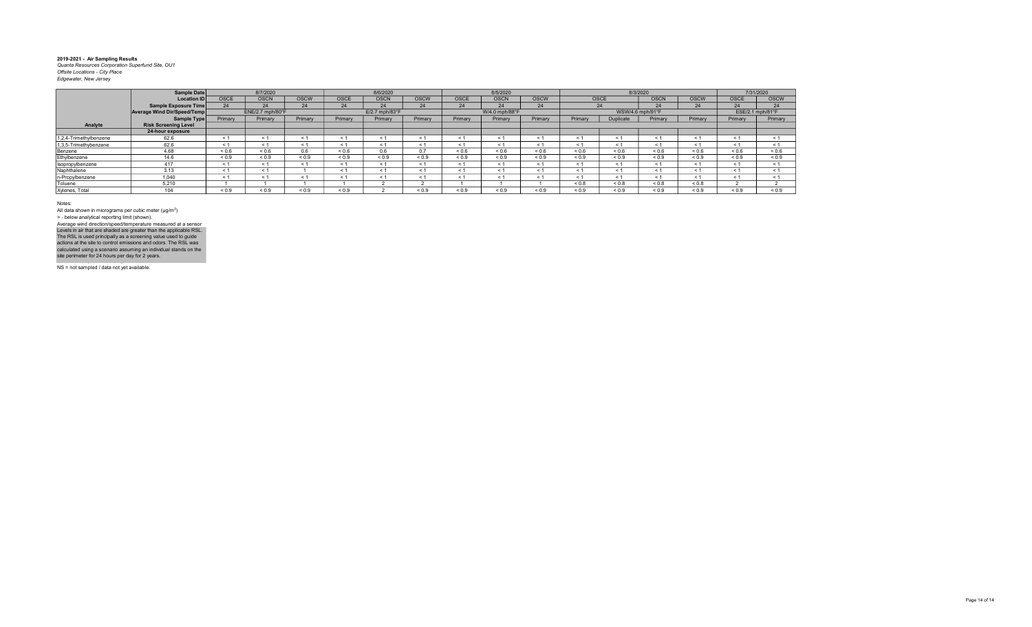**2019-2021 - Air Sampling Results**
*Quanta Resources Corporation Superfund Site, OU1*
*Offsite Locations - City Place*
*Edgewater, New Jersey*

| | Sample Date | 8/7/2020 | | | 8/6/2020 | | | 8/5/2020 | | | 8/3/2020 | | | | 7/31/2020 | |
|---|---|---|---|---|---|---|---|---|---|---|---|---|---|---|---|---|
| | Location ID | OSCE | OSCN | OSCW | OSCE | OSCN | OSCW | OSCE | OSCN | OSCW | OSCE | | OSCN | OSCW | OSCE | OSCW |
| | Sample Exposure Time | 24 | 24 | 24 | 24 | 24 | 24 | 24 | 24 | 24 | 24 | | 24 | 24 | 24 | 24 |
| | Average Wind Dir/Speed/Temp | ENE/2.7 mph/80°F | | | E/2.7 mph/83°F | | | W/4.0 mph/88°F | | | WSW/4.6 mph/91°F | | | | ESE/2.1 mph/81°F | |
| | Sample Type | Primary | Primary | Primary | Primary | Primary | Primary | Primary | Primary | Primary | Primary | Duplicate | Primary | Primary | Primary | Primary |
| Analyte | Risk Screening Level | | | | | | | | | | | | | | | |
| | 24-hour exposure | | | | | | | | | | | | | | | |
| 1,2,4-Trimethylbenzene | 62.6 | < 1 | < 1 | < 1 | < 1 | < 1 | < 1 | < 1 | < 1 | < 1 | < 1 | < 1 | < 1 | < 1 | < 1 | < 1 |
| 1,3,5-Trimethylbenzene | 62.6 | < 1 | < 1 | < 1 | < 1 | < 1 | < 1 | < 1 | < 1 | < 1 | < 1 | < 1 | < 1 | < 1 | < 1 | < 1 |
| Benzene | 4.68 | < 0.6 | < 0.6 | 0.6 | < 0.6 | 0.6 | 0.7 | < 0.6 | < 0.6 | < 0.6 | < 0.6 | < 0.6 | < 0.6 | < 0.6 | < 0.6 | < 0.6 |
| Ethylbenzene | 14.6 | < 0.9 | < 0.9 | < 0.9 | < 0.9 | < 0.9 | < 0.9 | < 0.9 | < 0.9 | < 0.9 | < 0.9 | < 0.9 | < 0.9 | < 0.9 | < 0.9 | < 0.9 |
| Isopropylbenzene | 417 | < 1 | < 1 | < 1 | < 1 | < 1 | < 1 | < 1 | < 1 | < 1 | < 1 | < 1 | < 1 | < 1 | < 1 | < 1 |
| Naphthalene | 3.13 | < 1 | < 1 | 1 | < 1 | < 1 | < 1 | < 1 | < 1 | < 1 | < 1 | < 1 | < 1 | < 1 | < 1 | < 1 |
| n-Propylbenzene | 1,040 | < 1 | < 1 | < 1 | < 1 | < 1 | < 1 | < 1 | < 1 | < 1 | < 1 | < 1 | < 1 | < 1 | < 1 | < 1 |
| Toluene | 5,210 | 1 | 1 | 1 | 1 | 2 | 2 | 1 | 1 | 1 | < 0.8 | < 0.8 | < 0.8 | < 0.8 | 2 | 2 |
| Xylenes, Total | 104 | < 0.9 | < 0.9 | < 0.9 | < 0.9 | 2 | < 0.9 | < 0.9 | < 0.9 | < 0.9 | < 0.9 | < 0.9 | < 0.9 | < 0.9 | < 0.9 | < 0.9 |

Notes:
All data shown in micrograms per cubic meter (µg/m$^3$)
> - below analytical reporting limit (shown).
Average wind direction/speed/temperature measured at a sensor
Levels in air that are shaded are greater than the applicable RSL.
The RSL is used principally as a screening value used to guide actions at the site to control emissions and odors. The RSL was calculated using a scenario assuming an individual stands on the site perimeter for 24 hours per day for 2 years.

NS = not sampled / data not yet available.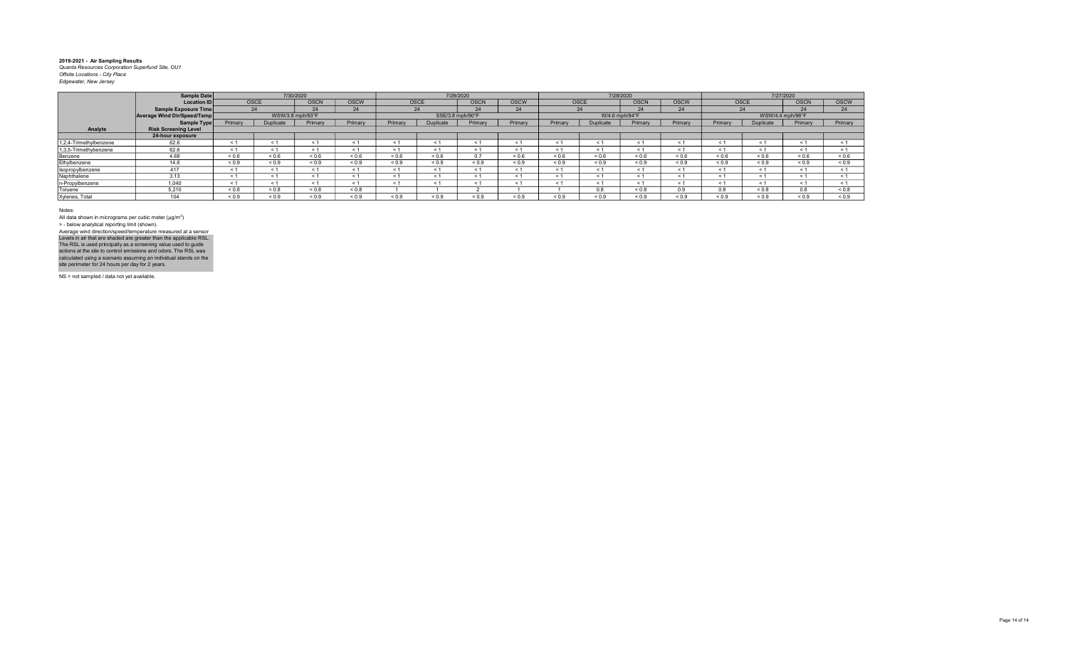**2019-2021 - Air Sampling Results**
*Quanta Resources Corporation Superfund Site, OU1*
*Offsite Locations - City Place*
*Edgewater, New Jersey*

| | Sample Date | 7/30/2020 | | | | 7/29/2020 | | | | 7/28/2020 | | | | 7/27/2020 | | | |
|---|---|---|---|---|---|---|---|---|---|---|---|---|---|---|---|---|---|
| | Location ID | OSCE | | OSCN | OSCW | OSCE | | OSCN | OSCW | OSCE | | OSCN | OSCW | OSCE | | OSCN | OSCW |
| | Sample Exposure Time | 24 | | 24 | 24 | 24 | | 24 | 24 | 24 | | 24 | 24 | 24 | | 24 | 24 |
| | Average Wind Dir/Speed/Temp | WSW/3.8 mph/93°F | | | | SSE/3.8 mph/90°F | | | | W/4.6 mph/94°F | | | | WSW/4.4 mph/96°F | | | |
| | Sample Type | Primary | Duplicate | Primary | Primary | Primary | Duplicate | Primary | Primary | Primary | Duplicate | Primary | Primary | Primary | Duplicate | Primary | Primary |
| Analyte | Risk Screening Level | | | | | | | | | | | | | | | | |
| | 24-hour exposure | | | | | | | | | | | | | | | | |
| 1,2,4-Trimethylbenzene | 62.6 | < 1 | < 1 | < 1 | < 1 | < 1 | < 1 | < 1 | < 1 | < 1 | < 1 | < 1 | < 1 | < 1 | < 1 | < 1 | < 1 |
| 1,3,5-Trimethylbenzene | 62.6 | < 1 | < 1 | < 1 | < 1 | < 1 | < 1 | < 1 | < 1 | < 1 | < 1 | < 1 | < 1 | < 1 | < 1 | < 1 | < 1 |
| Benzene | 4.68 | < 0.6 | < 0.6 | < 0.6 | < 0.6 | < 0.6 | < 0.6 | 0.7 | < 0.6 | < 0.6 | < 0.6 | < 0.6 | < 0.6 | < 0.6 | < 0.6 | < 0.6 | < 0.6 |
| Ethylbenzene | 14.6 | < 0.9 | < 0.9 | < 0.9 | < 0.9 | < 0.9 | < 0.9 | < 0.9 | < 0.9 | < 0.9 | < 0.9 | < 0.9 | < 0.9 | < 0.9 | < 0.9 | < 0.9 | < 0.9 |
| Isopropylbenzene | 417 | < 1 | < 1 | < 1 | < 1 | < 1 | < 1 | < 1 | < 1 | < 1 | < 1 | < 1 | < 1 | < 1 | < 1 | < 1 | < 1 |
| Naphthalene | 3.13 | < 1 | < 1 | < 1 | < 1 | < 1 | < 1 | < 1 | < 1 | < 1 | < 1 | < 1 | < 1 | < 1 | < 1 | < 1 | < 1 |
| n-Propylbenzene | 1,040 | < 1 | < 1 | < 1 | < 1 | < 1 | < 1 | < 1 | < 1 | < 1 | < 1 | < 1 | < 1 | < 1 | < 1 | < 1 | < 1 |
| Toluene | 5,210 | < 0.8 | < 0.8 | < 0.8 | < 0.8 | 1 | 1 | 2 | 1 | 1 | 0.8 | < 0.8 | 0.9 | 0.8 | < 0.8 | 0.8 | < 0.8 |
| Xylenes, Total | 104 | < 0.9 | < 0.9 | < 0.9 | < 0.9 | < 0.9 | < 0.9 | < 0.9 | < 0.9 | < 0.9 | < 0.9 | < 0.9 | < 0.9 | < 0.9 | < 0.9 | < 0.9 | < 0.9 |

Notes:
All data shown in micrograms per cubic meter (µg/m$^3$)
> - below analytical reporting limit (shown).
Average wind direction/speed/temperature measured at a sensor
Levels in air that are shaded are greater than the applicable RSL.
The RSL is used principally as a screening value used to guide actions at the site to control emissions and odors. The RSL was calculated using a scenario assuming an individual stands on the site perimeter for 24 hours per day for 2 years.

NS = not sampled / data not yet available.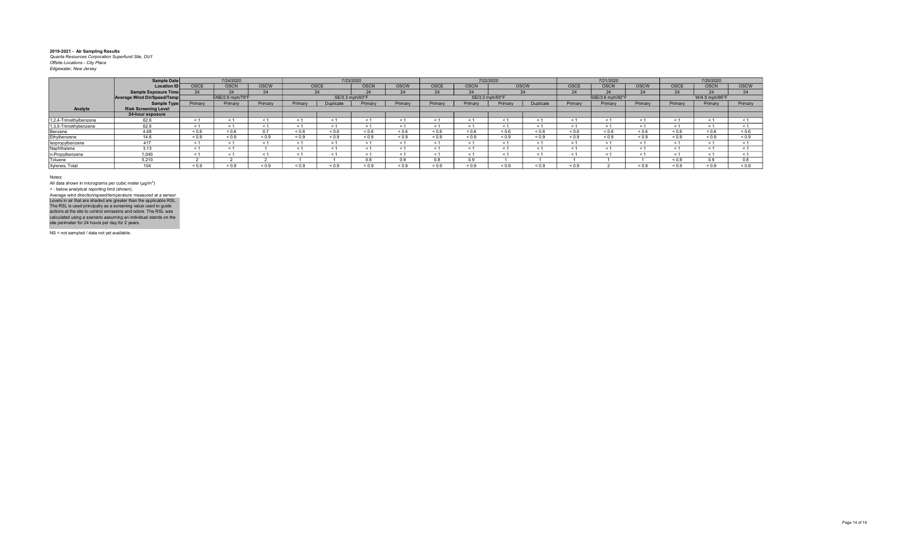**2019-2021 - Air Sampling Results**
*Quanta Resources Corporation Superfund Site, OU1*
*Offsite Locations - City Place*
*Edgewater, New Jersey*

| | Sample Date | 7/24/2020 | | | 7/23/2020 | | | | 7/22/2020 | | | | 7/21/2020 | | | 7/20/2020 | | |
|---|---|---|---|---|---|---|---|---|---|---|---|---|---|---|---|---|---|---|
| | Location ID | OSCE | OSCN | OSCW | OSCE | | OSCN | OSCW | OSCE | OSCN | OSCW | | OSCE | OSCN | OSCW | OSCE | OSCN | OSCW |
| | Sample Exposure Time | 24 | 24 | 24 | 24 | | 24 | 24 | 24 | 24 | 24 | | 24 | 24 | 24 | 24 | 24 | 24 |
| | Average Wind Dir/Speed/Temp | ENE/2.9 mph/79°F | | | SE/3.3 mph/93°F | | | | SE/3.3 mph/93°F | | | | SSE/3.6 mph/92°F | | | W/4.5 mph/96°F | | |
| | Sample Type | Primary | Primary | Primary | Primary | Duplicate | Primary | Primary | Primary | Primary | Primary | Duplicate | Primary | Primary | Primary | Primary | Primary | Primary |
| Analyte | Risk Screening Level | | | | | | | | | | | | | | | | | |
| | 24-hour exposure | | | | | | | | | | | | | | | | | |
| 1,2,4-Trimethylbenzene | 62.6 | < 1 | < 1 | < 1 | < 1 | < 1 | < 1 | < 1 | < 1 | < 1 | < 1 | < 1 | < 1 | < 1 | < 1 | < 1 | < 1 | < 1 |
| 1,3,5-Trimethylbenzene | 62.6 | < 1 | < 1 | < 1 | < 1 | < 1 | < 1 | < 1 | < 1 | < 1 | < 1 | < 1 | < 1 | < 1 | < 1 | < 1 | < 1 | < 1 |
| Benzene | 4.68 | < 0.6 | < 0.6 | 0.7 | < 0.6 | < 0.6 | < 0.6 | < 0.6 | < 0.6 | < 0.6 | < 0.6 | < 0.6 | < 0.6 | < 0.6 | < 0.6 | < 0.6 | < 0.6 | < 0.6 |
| Ethylbenzene | 14.6 | < 0.9 | < 0.9 | < 0.9 | < 0.9 | < 0.9 | < 0.9 | < 0.9 | < 0.9 | < 0.9 | < 0.9 | < 0.9 | < 0.9 | < 0.9 | < 0.9 | < 0.9 | < 0.9 | < 0.9 |
| Isopropylbenzene | 417 | < 1 | < 1 | < 1 | < 1 | < 1 | < 1 | < 1 | < 1 | < 1 | < 1 | < 1 | < 1 | < 1 | < 1 | < 1 | < 1 | < 1 |
| Naphthalene | 3.13 | < 1 | < 1 | 1 | < 1 | < 1 | < 1 | < 1 | < 1 | < 1 | < 1 | < 1 | < 1 | < 1 | < 1 | < 1 | < 1 | < 1 |
| n-Propylbenzene | 1,040 | < 1 | < 1 | < 1 | < 1 | < 1 | < 1 | < 1 | < 1 | < 1 | < 1 | < 1 | < 1 | < 1 | < 1 | < 1 | < 1 | < 1 |
| Toluene | 5,210 | 2 | 2 | 2 | 1 | 1 | 0.8 | 0.9 | 0.8 | 0.9 | 1 | 1 | 1 | 1 | 1 | < 0.8 | 0.9 | 0.8 |
| Xylenes, Total | 104 | < 0.9 | < 0.9 | < 0.9 | < 0.9 | < 0.9 | < 0.9 | < 0.9 | < 0.9 | < 0.9 | < 0.9 | < 0.9 | < 0.9 | 2 | < 0.9 | < 0.9 | < 0.9 | < 0.9 |

Notes:
All data shown in micrograms per cubic meter (µg/m$^3$)
> - below analytical reporting limit (shown).
Average wind direction/speed/temperature measured at a sensor
Levels in air that are shaded are greater than the applicable RSL.
The RSL is used principally as a screening value used to guide actions at the site to control emissions and odors. The RSL was calculated using a scenario assuming an individual stands on the site perimeter for 24 hours per day for 2 years.

NS = not sampled / data not yet available.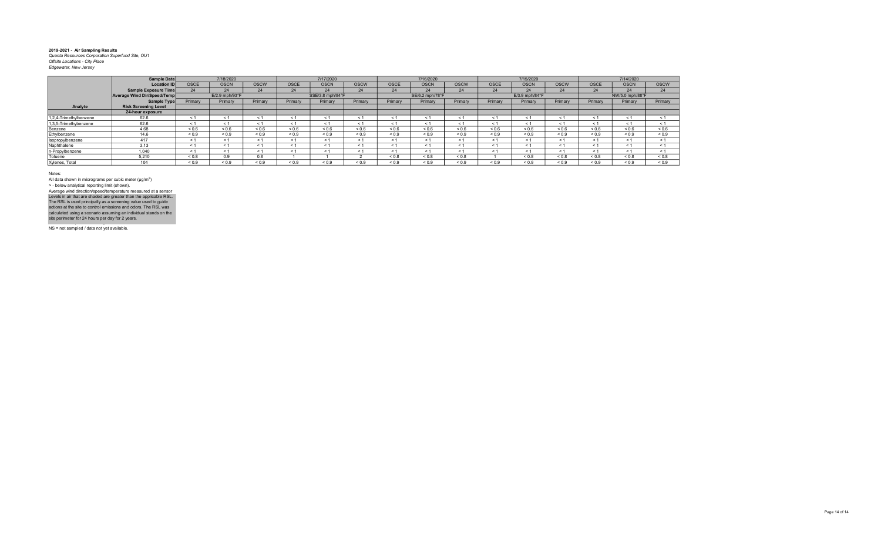**2019-2021 - Air Sampling Results**
*Quanta Resources Corporation Superfund Site, OU1*
*Offsite Locations - City Place*
*Edgewater, New Jersey*

| | Sample Date | 7/18/2020 | | | 7/17/2020 | | | 7/16/2020 | | | 7/15/2020 | | | 7/14/2020 | | |
|---|---|---|---|---|---|---|---|---|---|---|---|---|---|---|---|---|
| | Location ID | OSCE | OSCN | OSCW | OSCE | OSCN | OSCW | OSCE | OSCN | OSCW | OSCE | OSCN | OSCW | OSCE | OSCN | OSCW |
| | Sample Exposure Time | 24 | 24 | 24 | 24 | 24 | 24 | 24 | 24 | 24 | 24 | 24 | 24 | 24 | 24 | 24 |
| | Average Wind Dir/Speed/Temp | E/2.9 mph/93°F | | | SSE/3.8 mph/84°F | | | SE/6.2 mph/78°F | | | E/3.9 mph/84°F | | | NW/5.0 mph/88°F | | |
| | Sample Type | Primary | Primary | Primary | Primary | Primary | Primary | Primary | Primary | Primary | Primary | Primary | Primary | Primary | Primary | Primary |
| Analyte | Risk Screening Level | | | | | | | | | | | | | | | |
| | 24-hour exposure | | | | | | | | | | | | | | | |
| 1,2,4-Trimethylbenzene | 62.6 | < 1 | < 1 | < 1 | < 1 | < 1 | < 1 | < 1 | < 1 | < 1 | < 1 | < 1 | < 1 | < 1 | < 1 | < 1 |
| 1,3,5-Trimethybenzene | 62.6 | < 1 | < 1 | < 1 | < 1 | < 1 | < 1 | < 1 | < 1 | < 1 | < 1 | < 1 | < 1 | < 1 | < 1 | < 1 |
| Benzene | 4.68 | < 0.6 | < 0.6 | < 0.6 | < 0.6 | < 0.6 | < 0.6 | < 0.6 | < 0.6 | < 0.6 | < 0.6 | < 0.6 | < 0.6 | < 0.6 | < 0.6 | < 0.6 |
| Ethylbenzene | 14.6 | < 0.9 | < 0.9 | < 0.9 | < 0.9 | < 0.9 | < 0.9 | < 0.9 | < 0.9 | < 0.9 | < 0.9 | < 0.9 | < 0.9 | < 0.9 | < 0.9 | < 0.9 |
| Isopropylbenzene | 417 | < 1 | < 1 | < 1 | < 1 | < 1 | < 1 | < 1 | < 1 | < 1 | < 1 | < 1 | < 1 | < 1 | < 1 | < 1 |
| Naphthalene | 3.13 | < 1 | < 1 | < 1 | < 1 | < 1 | < 1 | < 1 | < 1 | < 1 | < 1 | < 1 | < 1 | < 1 | < 1 | < 1 |
| n-Propylbenzene | 1,040 | < 1 | < 1 | < 1 | < 1 | < 1 | < 1 | < 1 | < 1 | < 1 | < 1 | < 1 | < 1 | < 1 | < 1 | < 1 |
| Toluene | 5,210 | < 0.8 | 0.9 | 0.8 | 1 | 1 | 2 | < 0.8 | < 0.8 | < 0.8 | 1 | < 0.8 | < 0.8 | < 0.8 | < 0.8 | < 0.8 |
| Xylenes, Total | 104 | < 0.9 | < 0.9 | < 0.9 | < 0.9 | < 0.9 | < 0.9 | < 0.9 | < 0.9 | < 0.9 | < 0.9 | < 0.9 | < 0.9 | < 0.9 | < 0.9 | < 0.9 |

Notes:

All data shown in micrograms per cubic meter (μg/m$^3$)

> - below analytical reporting limit (shown).

Average wind direction/speed/temperature measured at a sensor

Levels in air that are shaded are greater than the applicable RSL. The RSL is used principally as a screening value used to guide actions at the site to control emissions and odors. The RSL was calculated using a scenario assuming an individual stands on the site perimeter for 24 hours per day for 2 years.

NS = not sampled / data not yet available.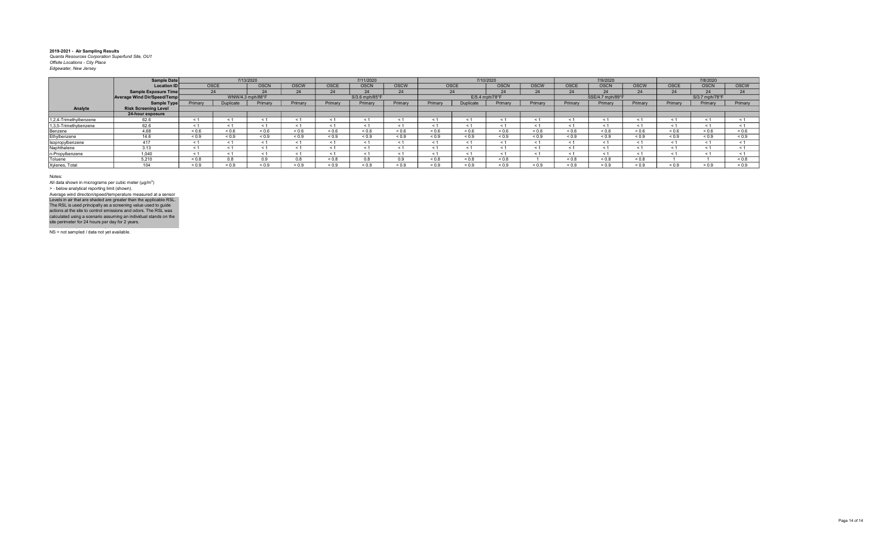**2019-2021 - Air Sampling Results**
*Quanta Resources Corporation Superfund Site, OU1*
*Offsite Locations - City Place*
*Edgewater, New Jersey*

| | Sample Date | 7/13/2020 | | | | 7/11/2020 | | | 7/10/2020 | | | | 7/9/2020 | | | 7/8/2020 | | |
|---|---|---|---|---|---|---|---|---|---|---|---|---|---|---|---|---|---|---|
| | Location ID | OSCE | | OSCN | OSCW | OSCE | OSCN | OSCW | OSCE | | OSCN | OSCW | OSCE | OSCN | OSCW | OSCE | OSCN | OSCW |
| | Sample Exposure Time | 24 | | 24 | 24 | 24 | 24 | 24 | 24 | | 24 | 24 | 24 | 24 | 24 | 24 | 24 | 24 |
| | Average Wind Dir/Speed/Temp | WNW/4.3 mph/88°F | | | | S/3.6 mph/85°F | | | E/5.4 mph/78°F | | | | SSE/4.7 mph/89°F | | | S/3.7 mph/78°F | | |
| | Sample Type | Primary | Duplicate | Primary | Primary | Primary | Primary | Primary | Primary | Duplicate | Primary | Primary | Primary | Primary | Primary | Primary | Primary | Primary |
| **Analyte** | **Risk Screening Level** | | | | | | | | | | | | | | | | | |
| | **24-hour exposure** | | | | | | | | | | | | | | | | | |
| 1,2,4-Trimethylbenzene | 62.6 | < 1 | < 1 | < 1 | < 1 | < 1 | < 1 | < 1 | < 1 | < 1 | < 1 | < 1 | < 1 | < 1 | < 1 | < 1 | < 1 | < 1 |
| 1,3,5-Trimethylbenzene | 62.6 | < 1 | < 1 | < 1 | < 1 | < 1 | < 1 | < 1 | < 1 | < 1 | < 1 | < 1 | < 1 | < 1 | < 1 | < 1 | < 1 | < 1 |
| Benzene | 4.68 | < 0.6 | < 0.6 | < 0.6 | < 0.6 | < 0.6 | < 0.6 | < 0.6 | < 0.6 | < 0.6 | < 0.6 | < 0.6 | < 0.6 | < 0.6 | < 0.6 | < 0.6 | < 0.6 | < 0.6 |
| Ethylbenzene | 14.6 | < 0.9 | < 0.9 | < 0.9 | < 0.9 | < 0.9 | < 0.9 | < 0.9 | < 0.9 | < 0.9 | < 0.9 | < 0.9 | < 0.9 | < 0.9 | < 0.9 | < 0.9 | < 0.9 | < 0.9 |
| Isopropylbenzene | 417 | < 1 | < 1 | < 1 | < 1 | < 1 | < 1 | < 1 | < 1 | < 1 | < 1 | < 1 | < 1 | < 1 | < 1 | < 1 | < 1 | < 1 |
| Naphthalene | 3.13 | < 1 | < 1 | < 1 | < 1 | < 1 | < 1 | < 1 | < 1 | < 1 | < 1 | < 1 | < 1 | < 1 | < 1 | < 1 | < 1 | < 1 |
| n-Propylbenzene | 1,040 | < 1 | < 1 | < 1 | < 1 | < 1 | < 1 | < 1 | < 1 | < 1 | < 1 | < 1 | < 1 | < 1 | < 1 | < 1 | < 1 | < 1 |
| Toluene | 5,210 | < 0.8 | 0.8 | 0.9 | 0.8 | < 0.8 | 0.8 | 0.9 | < 0.8 | < 0.8 | < 0.8 | 1 | < 0.8 | < 0.8 | < 0.8 | 1 | 1 | < 0.8 |
| Xylenes, Total | 104 | < 0.9 | < 0.9 | < 0.9 | < 0.9 | < 0.9 | < 0.9 | < 0.9 | < 0.9 | < 0.9 | < 0.9 | < 0.9 | < 0.9 | < 0.9 | < 0.9 | < 0.9 | < 0.9 | < 0.9 |

Notes:
All data shown in micrograms per cubic meter (µg/m$^3$)
> - below analytical reporting limit (shown).
Average wind direction/speed/temperature measured at a sensor
Levels in air that are shaded are greater than the applicable RSL. The RSL is used principally as a screening value used to guide actions at the site to control emissions and odors. The RSL was calculated using a scenario assuming an individual stands on the site perimeter for 24 hours per day for 2 years.

NS = not sampled / data not yet available.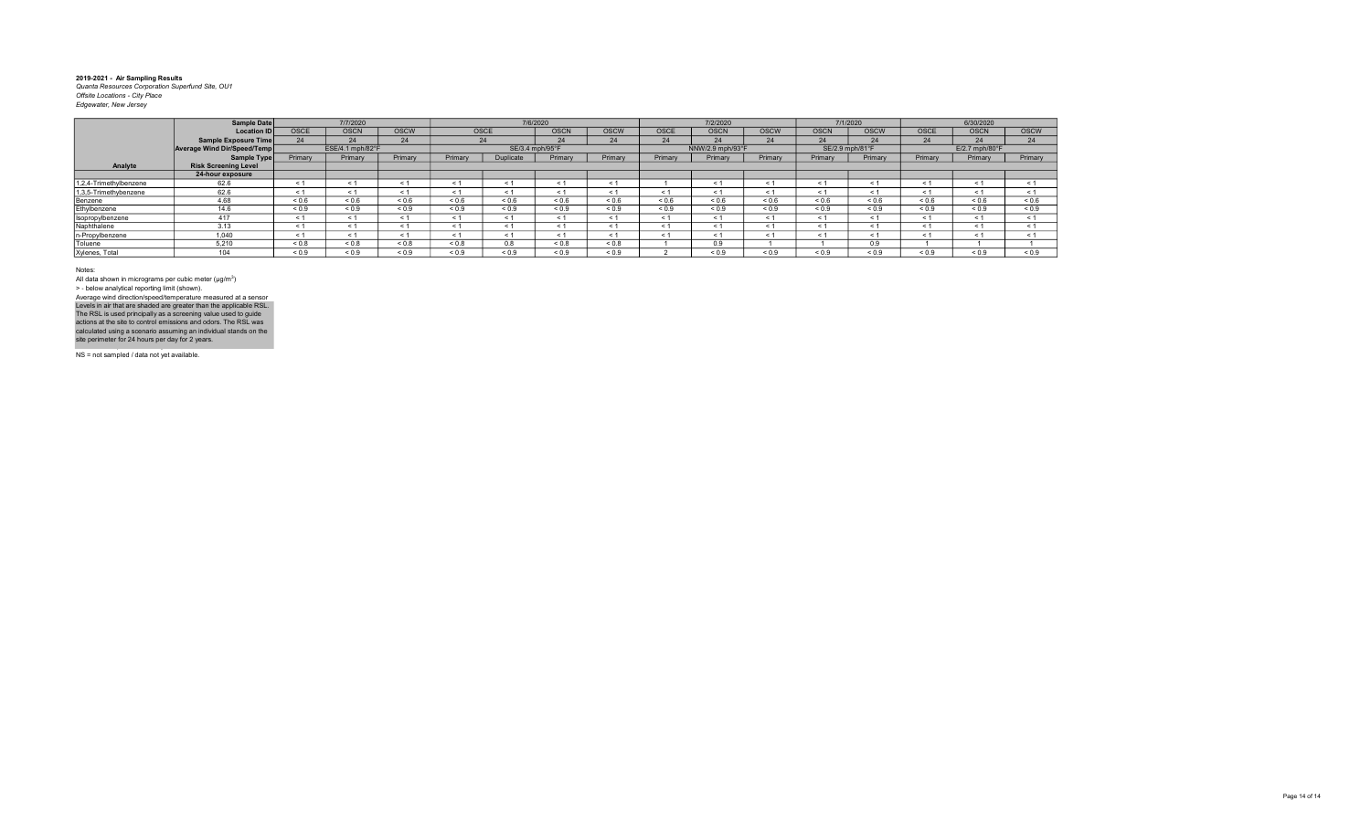**2019-2021 - Air Sampling Results**
*Quanta Resources Corporation Superfund Site, OU1*
*Offsite Locations - City Place*
*Edgewater, New Jersey*

| | Sample Date | 7/7/2020 | | | 7/6/2020 | | | | 7/2/2020 | | | 7/1/2020 | | 6/30/2020 | | |
|---|---|---|---|---|---|---|---|---|---|---|---|---|---|---|---|---|
| | Location ID | OSCE | OSCN | OSCW | OSCE | | OSCN | OSCW | OSCE | OSCN | OSCW | OSCN | OSCW | OSCE | OSCN | OSCW |
| | Sample Exposure Time | 24 | 24 | 24 | 24 | | 24 | 24 | 24 | 24 | 24 | 24 | 24 | 24 | 24 | 24 |
| | Average Wind Dir/Speed/Temp | ESE/4.1 mph/82°F | | | SE/3.4 mph/95°F | | | | NNW/2.9 mph/93°F | | | SE/2.9 mph/81°F | | E/2.7 mph/80°F | | |
| | Sample Type | Primary | Primary | Primary | Primary | Duplicate | Primary | Primary | Primary | Primary | Primary | Primary | Primary | Primary | Primary | Primary |
| Analyte | Risk Screening Level | | | | | | | | | | | | | | | |
| | 24-hour exposure | | | | | | | | | | | | | | | |
| 1,2,4-Trimethylbenzene | 62.6 | < 1 | < 1 | < 1 | < 1 | < 1 | < 1 | < 1 | 1 | < 1 | < 1 | < 1 | < 1 | < 1 | < 1 | < 1 |
| 1,3,5-Trimethylbenzene | 62.6 | < 1 | < 1 | < 1 | < 1 | < 1 | < 1 | < 1 | < 1 | < 1 | < 1 | < 1 | < 1 | < 1 | < 1 | < 1 |
| Benzene | 4.68 | < 0.6 | < 0.6 | < 0.6 | < 0.6 | < 0.6 | < 0.6 | < 0.6 | < 0.6 | < 0.6 | < 0.6 | < 0.6 | < 0.6 | < 0.6 | < 0.6 | < 0.6 |
| Ethylbenzene | 14.6 | < 0.9 | < 0.9 | < 0.9 | < 0.9 | < 0.9 | < 0.9 | < 0.9 | < 0.9 | < 0.9 | < 0.9 | < 0.9 | < 0.9 | < 0.9 | < 0.9 | < 0.9 |
| Isopropylbenzene | 417 | < 1 | < 1 | < 1 | < 1 | < 1 | < 1 | < 1 | < 1 | < 1 | < 1 | < 1 | < 1 | < 1 | < 1 | < 1 |
| Naphthalene | 3.13 | < 1 | < 1 | < 1 | < 1 | < 1 | < 1 | < 1 | < 1 | < 1 | < 1 | < 1 | < 1 | < 1 | < 1 | < 1 |
| n-Propylbenzene | 1,040 | < 1 | < 1 | < 1 | < 1 | < 1 | < 1 | < 1 | < 1 | < 1 | < 1 | < 1 | < 1 | < 1 | < 1 | < 1 |
| Toluene | 5,210 | < 0.8 | < 0.8 | < 0.8 | < 0.8 | 0.8 | < 0.8 | < 0.8 | 1 | 0.9 | 1 | 1 | 0.9 | 1 | 1 | 1 |
| Xylenes, Total | 104 | < 0.9 | < 0.9 | < 0.9 | < 0.9 | < 0.9 | < 0.9 | < 0.9 | 2 | < 0.9 | < 0.9 | < 0.9 | < 0.9 | < 0.9 | < 0.9 | < 0.9 |

Notes:
All data shown in micrograms per cubic meter (µg/m$^3$)
> - below analytical reporting limit (shown).
Average wind direction/speed/temperature measured at a sensor
Levels in air that are shaded are greater than the applicable RSL.
The RSL is used principally as a screening value used to guide actions at the site to control emissions and odors. The RSL was calculated using a scenario assuming an individual stands on the site perimeter for 24 hours per day for 2 years.

NS = not sampled / data not yet available.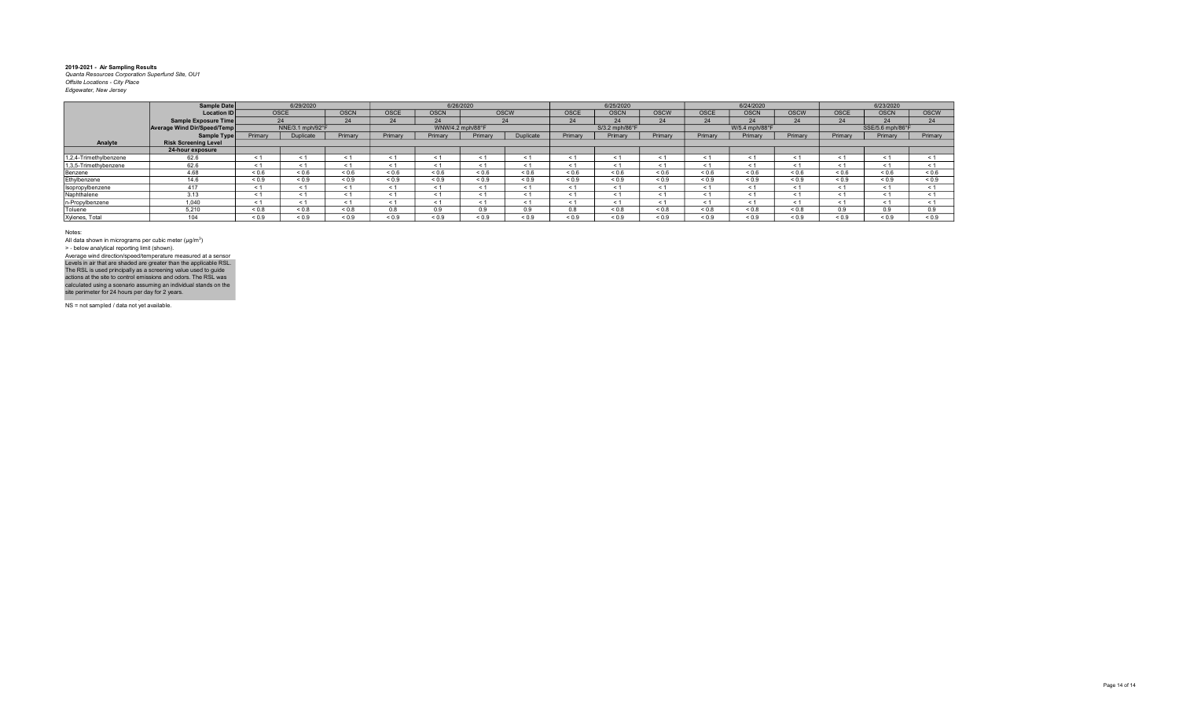**2019-2021 - Air Sampling Results**
*Quanta Resources Corporation Superfund Site, OU1*
*Offsite Locations - City Place*
*Edgewater, New Jersey*

| | Sample Date | 6/29/2020 | | | 6/26/2020 | | | | 6/25/2020 | | | 6/24/2020 | | | 6/23/2020 | | |
|---|---|---|---|---|---|---|---|---|---|---|---|---|---|---|---|---|---|
| | Location ID | OSCE | | OSCN | OSCE | OSCN | OSCW | | OSCE | OSCN | OSCW | OSCE | OSCN | OSCW | OSCE | OSCN | OSCW |
| | Sample Exposure Time | 24 | | 24 | 24 | 24 | 24 | | 24 | 24 | 24 | 24 | 24 | 24 | 24 | 24 | 24 |
| | Average Wind Dir/Speed/Temp | NNE/3.1 mph/92°F | | | WNW/4.2 mph/88°F | | | | S/3.2 mph/86°F | | | W/5.4 mph/88°F | | | SSE/5.6 mph/86°F | | |
| | Sample Type | Primary | Duplicate | Primary | Primary | Primary | Primary | Duplicate | Primary | Primary | Primary | Primary | Primary | Primary | Primary | Primary | Primary |
| Analyte | Risk Screening Level | | | | | | | | | | | | | | | | |
| | 24-hour exposure | | | | | | | | | | | | | | | | |
| 1,2,4-Trimethylbenzene | 62.6 | < 1 | < 1 | < 1 | < 1 | < 1 | < 1 | < 1 | < 1 | < 1 | < 1 | < 1 | < 1 | < 1 | < 1 | < 1 | < 1 |
| 1,3,5-Trimethylbenzene | 62.6 | < 1 | < 1 | < 1 | < 1 | < 1 | < 1 | < 1 | < 1 | < 1 | < 1 | < 1 | < 1 | < 1 | < 1 | < 1 | < 1 |
| Benzene | 4.68 | < 0.6 | < 0.6 | < 0.6 | < 0.6 | < 0.6 | < 0.6 | < 0.6 | < 0.6 | < 0.6 | < 0.6 | < 0.6 | < 0.6 | < 0.6 | < 0.6 | < 0.6 | < 0.6 |
| Ethylbenzene | 14.6 | < 0.9 | < 0.9 | < 0.9 | < 0.9 | < 0.9 | < 0.9 | < 0.9 | < 0.9 | < 0.9 | < 0.9 | < 0.9 | < 0.9 | < 0.9 | < 0.9 | < 0.9 | < 0.9 |
| Isopropylbenzene | 417 | < 1 | < 1 | < 1 | < 1 | < 1 | < 1 | < 1 | < 1 | < 1 | < 1 | < 1 | < 1 | < 1 | < 1 | < 1 | < 1 |
| Naphthalene | 3.13 | < 1 | < 1 | < 1 | < 1 | < 1 | < 1 | < 1 | < 1 | < 1 | < 1 | < 1 | < 1 | < 1 | < 1 | < 1 | < 1 |
| n-Propylbenzene | 1,040 | < 1 | < 1 | < 1 | < 1 | < 1 | < 1 | < 1 | < 1 | < 1 | < 1 | < 1 | < 1 | < 1 | < 1 | < 1 | < 1 |
| Toluene | 5,210 | < 0.8 | < 0.8 | < 0.8 | 0.8 | 0.9 | 0.9 | 0.9 | 0.8 | < 0.8 | < 0.8 | < 0.8 | < 0.8 | < 0.8 | 0.9 | 0.9 | 0.9 |
| Xylenes, Total | 104 | < 0.9 | < 0.9 | < 0.9 | < 0.9 | < 0.9 | < 0.9 | < 0.9 | < 0.9 | < 0.9 | < 0.9 | < 0.9 | < 0.9 | < 0.9 | < 0.9 | < 0.9 | < 0.9 |

Notes:
All data shown in micrograms per cubic meter (µg/m$^3$)
> - below analytical reporting limit (shown).
Average wind direction/speed/temperature measured at a sensor
Levels in air that are shaded are greater than the applicable RSL.
The RSL is used principally as a screening value used to guide actions at the site to control emissions and odors. The RSL was calculated using a scenario assuming an individual stands on the site perimeter for 24 hours per day for 2 years.

NS = not sampled / data not yet available.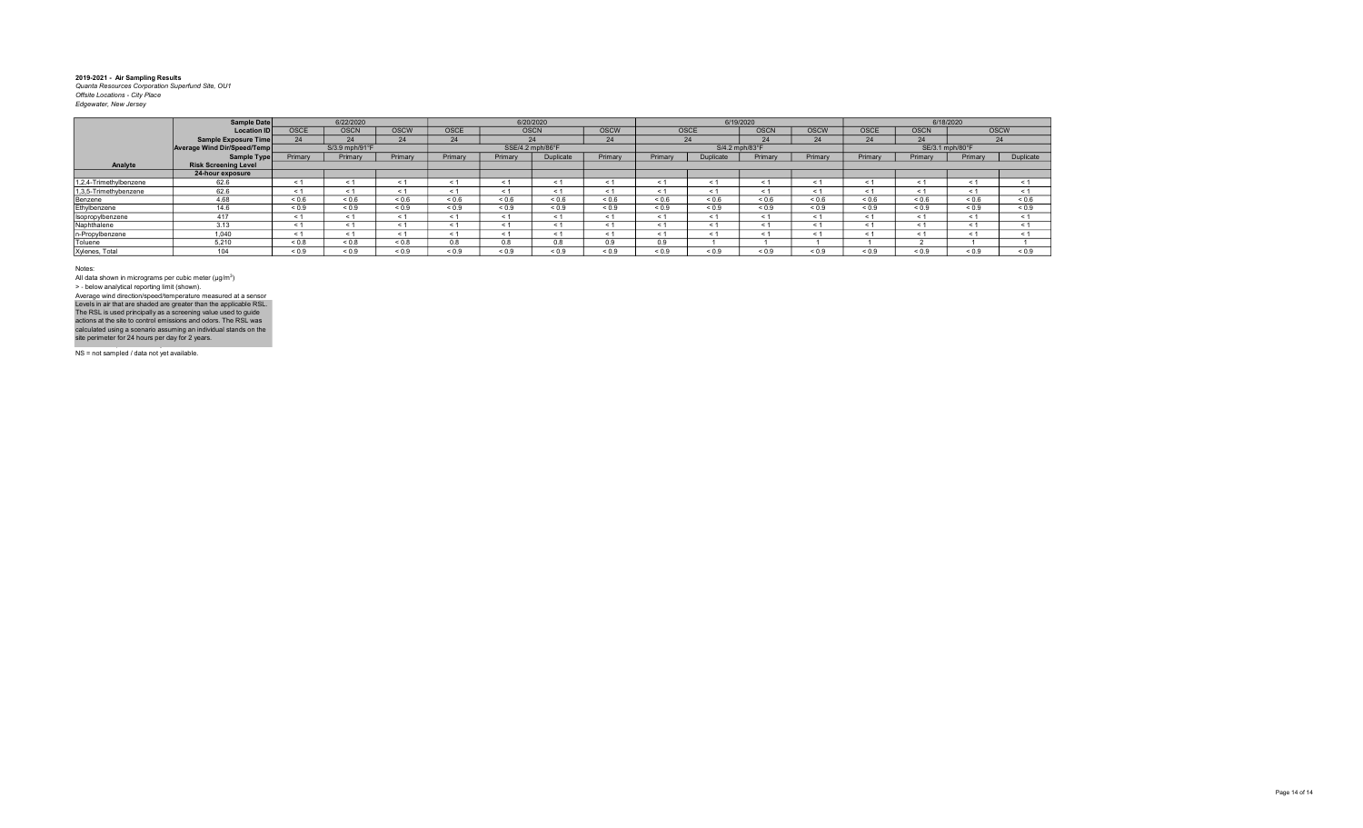**2019-2021 - Air Sampling Results**
*Quanta Resources Corporation Superfund Site, OU1*
*Offsite Locations - City Place*
*Edgewater, New Jersey*

| | Sample Date | 6/22/2020 | | | 6/20/2020 | | | | 6/19/2020 | | | | 6/18/2020 | | | |
|---|---|---|---|---|---|---|---|---|---|---|---|---|---|---|---|---|
| | Location ID | OSCE | OSCN | OSCW | OSCE | OSCN | | OSCW | OSCE | | OSCN | OSCW | OSCE | OSCN | OSCW | |
| | Sample Exposure Time | 24 | 24 | 24 | 24 | 24 | | 24 | 24 | | 24 | 24 | 24 | 24 | 24 | |
| | Average Wind Dir/Speed/Temp | S/3.9 mph/91°F | | | SSE/4.2 mph/86°F | | | | S/4.2 mph/83°F | | | | SE/3.1 mph/80°F | | | |
| | Sample Type | Primary | Primary | Primary | Primary | Primary | Duplicate | Primary | Primary | Duplicate | Primary | Primary | Primary | Primary | Primary | Duplicate |
| Analyte | Risk Screening Level | | | | | | | | | | | | | | | |
| | 24-hour exposure | | | | | | | | | | | | | | | |
| 1,2,4-Trimethylbenzene | 62.6 | < 1 | < 1 | < 1 | < 1 | < 1 | < 1 | < 1 | < 1 | < 1 | < 1 | < 1 | < 1 | < 1 | < 1 | < 1 |
| 1,3,5-Trimethybenzene | 62.6 | < 1 | < 1 | < 1 | < 1 | < 1 | < 1 | < 1 | < 1 | < 1 | < 1 | < 1 | < 1 | < 1 | < 1 | < 1 |
| Benzene | 4.68 | < 0.6 | < 0.6 | < 0.6 | < 0.6 | < 0.6 | < 0.6 | < 0.6 | < 0.6 | < 0.6 | < 0.6 | < 0.6 | < 0.6 | < 0.6 | < 0.6 | < 0.6 |
| Ethylbenzene | 14.6 | < 0.9 | < 0.9 | < 0.9 | < 0.9 | < 0.9 | < 0.9 | < 0.9 | < 0.9 | < 0.9 | < 0.9 | < 0.9 | < 0.9 | < 0.9 | < 0.9 | < 0.9 |
| Isopropylbenzene | 417 | < 1 | < 1 | < 1 | < 1 | < 1 | < 1 | < 1 | < 1 | < 1 | < 1 | < 1 | < 1 | < 1 | < 1 | < 1 |
| Naphthalene | 3.13 | < 1 | < 1 | < 1 | < 1 | < 1 | < 1 | < 1 | < 1 | < 1 | < 1 | < 1 | < 1 | < 1 | < 1 | < 1 |
| n-Propylbenzene | 1,040 | < 1 | < 1 | < 1 | < 1 | < 1 | < 1 | < 1 | < 1 | < 1 | < 1 | < 1 | < 1 | < 1 | < 1 | < 1 |
| Toluene | 5,210 | < 0.8 | < 0.8 | < 0.8 | 0.8 | 0.8 | 0.8 | 0.9 | 0.9 | 1 | 1 | 1 | 1 | 2 | 1 | 1 |
| Xylenes, Total | 104 | < 0.9 | < 0.9 | < 0.9 | < 0.9 | < 0.9 | < 0.9 | < 0.9 | < 0.9 | < 0.9 | < 0.9 | < 0.9 | < 0.9 | < 0.9 | < 0.9 | < 0.9 |

Notes:
All data shown in micrograms per cubic meter (µg/m$^3$)
> - below analytical reporting limit (shown).
Average wind direction/speed/temperature measured at a sensor
Levels in air that are shaded are greater than the applicable RSL.
The RSL is used principally as a screening value used to guide actions at the site to control emissions and odors. The RSL was calculated using a scenario assuming an individual stands on the site perimeter for 24 hours per day for 2 years.

NS = not sampled / data not yet available.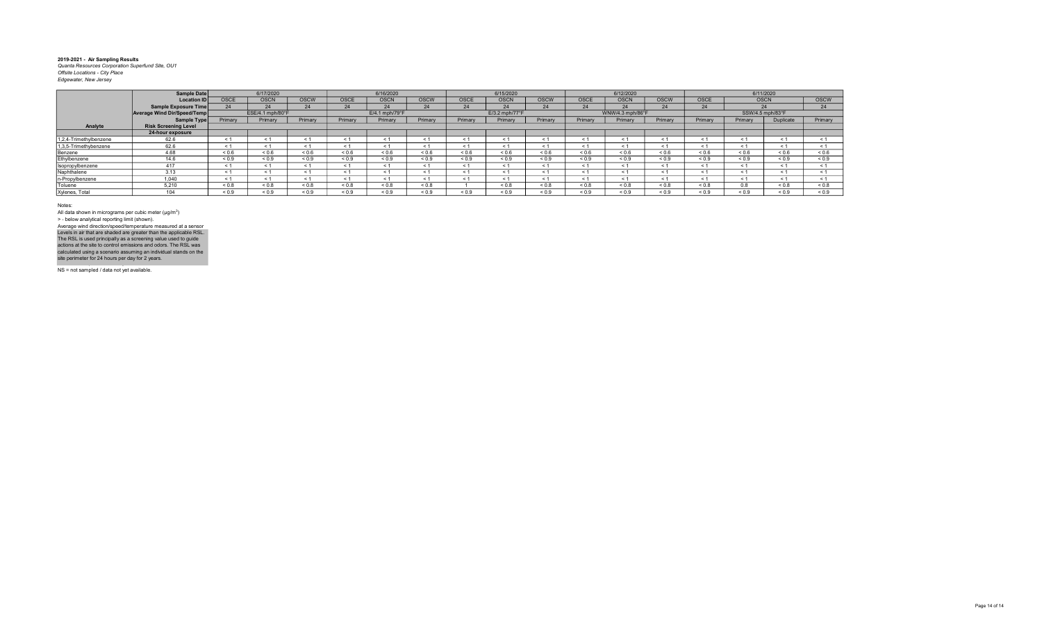**2019-2021 - Air Sampling Results**
*Quanta Resources Corporation Superfund Site, OU1*
*Offsite Locations - City Place*
*Edgewater, New Jersey*

| | Sample Date | 6/17/2020 | | | 6/16/2020 | | | 6/15/2020 | | | 6/12/2020 | | | 6/11/2020 | | | |
|---|---|---|---|---|---|---|---|---|---|---|---|---|---|---|---|---|---|
| | Location ID | OSCE | OSCN | OSCW | OSCE | OSCN | OSCW | OSCE | OSCN | OSCW | OSCE | OSCN | OSCW | OSCE | OSCN | | OSCW |
| | Sample Exposure Time | 24 | 24 | 24 | 24 | 24 | 24 | 24 | 24 | 24 | 24 | 24 | 24 | 24 | 24 | | 24 |
| | Average Wind Dir/Speed/Temp | ESE/4.1 mph/80°F | | | E/4.1 mph/79°F | | | E/3.2 mph/77°F | | | WNW/4.3 mph/86°F | | | SSW/4.5 mph/83°F | | | |
| | Sample Type | Primary | Primary | Primary | Primary | Primary | Primary | Primary | Primary | Primary | Primary | Primary | Primary | Primary | Primary | Duplicate | Primary |
| **Analyte** | **Risk Screening Level** | | | | | | | | | | | | | | | | |
| | **24-hour exposure** | | | | | | | | | | | | | | | | |
| 1,2,4-Trimethylbenzene | 62.6 | < 1 | < 1 | < 1 | < 1 | < 1 | < 1 | < 1 | < 1 | < 1 | < 1 | < 1 | < 1 | < 1 | < 1 | < 1 | < 1 |
| 1,3,5-Trimethylbenzene | 62.6 | < 1 | < 1 | < 1 | < 1 | < 1 | < 1 | < 1 | < 1 | < 1 | < 1 | < 1 | < 1 | < 1 | < 1 | < 1 | < 1 |
| Benzene | 4.68 | < 0.6 | < 0.6 | < 0.6 | < 0.6 | < 0.6 | < 0.6 | < 0.6 | < 0.6 | < 0.6 | < 0.6 | < 0.6 | < 0.6 | < 0.6 | < 0.6 | < 0.6 | < 0.6 |
| Ethylbenzene | 14.6 | < 0.9 | < 0.9 | < 0.9 | < 0.9 | < 0.9 | < 0.9 | < 0.9 | < 0.9 | < 0.9 | < 0.9 | < 0.9 | < 0.9 | < 0.9 | < 0.9 | < 0.9 | < 0.9 |
| Isopropylbenzene | 417 | < 1 | < 1 | < 1 | < 1 | < 1 | < 1 | < 1 | < 1 | < 1 | < 1 | < 1 | < 1 | < 1 | < 1 | < 1 | < 1 |
| Naphthalene | 3.13 | < 1 | < 1 | < 1 | < 1 | < 1 | < 1 | < 1 | < 1 | < 1 | < 1 | < 1 | < 1 | < 1 | < 1 | < 1 | < 1 |
| n-Propylbenzene | 1,040 | < 1 | < 1 | < 1 | < 1 | < 1 | < 1 | < 1 | < 1 | < 1 | < 1 | < 1 | < 1 | < 1 | < 1 | < 1 | < 1 |
| Toluene | 5,210 | < 0.8 | < 0.8 | < 0.8 | < 0.8 | < 0.8 | < 0.8 | 1 | < 0.8 | < 0.8 | < 0.8 | < 0.8 | < 0.8 | < 0.8 | 0.8 | < 0.8 | < 0.8 |
| Xylenes, Total | 104 | < 0.9 | < 0.9 | < 0.9 | < 0.9 | < 0.9 | < 0.9 | < 0.9 | < 0.9 | < 0.9 | < 0.9 | < 0.9 | < 0.9 | < 0.9 | < 0.9 | < 0.9 | < 0.9 |

Notes:

All data shown in micrograms per cubic meter (μg/m[3])

> - below analytical reporting limit (shown).

Average wind direction/speed/temperature measured at a sensor

Levels in air that are shaded are greater than the applicable RSL. The RSL is used principally as a screening value used to guide actions at the site to control emissions and odors. The RSL was calculated using a scenario assuming an individual stands on the site perimeter for 24 hours per day for 2 years.

NS = not sampled / data not yet available.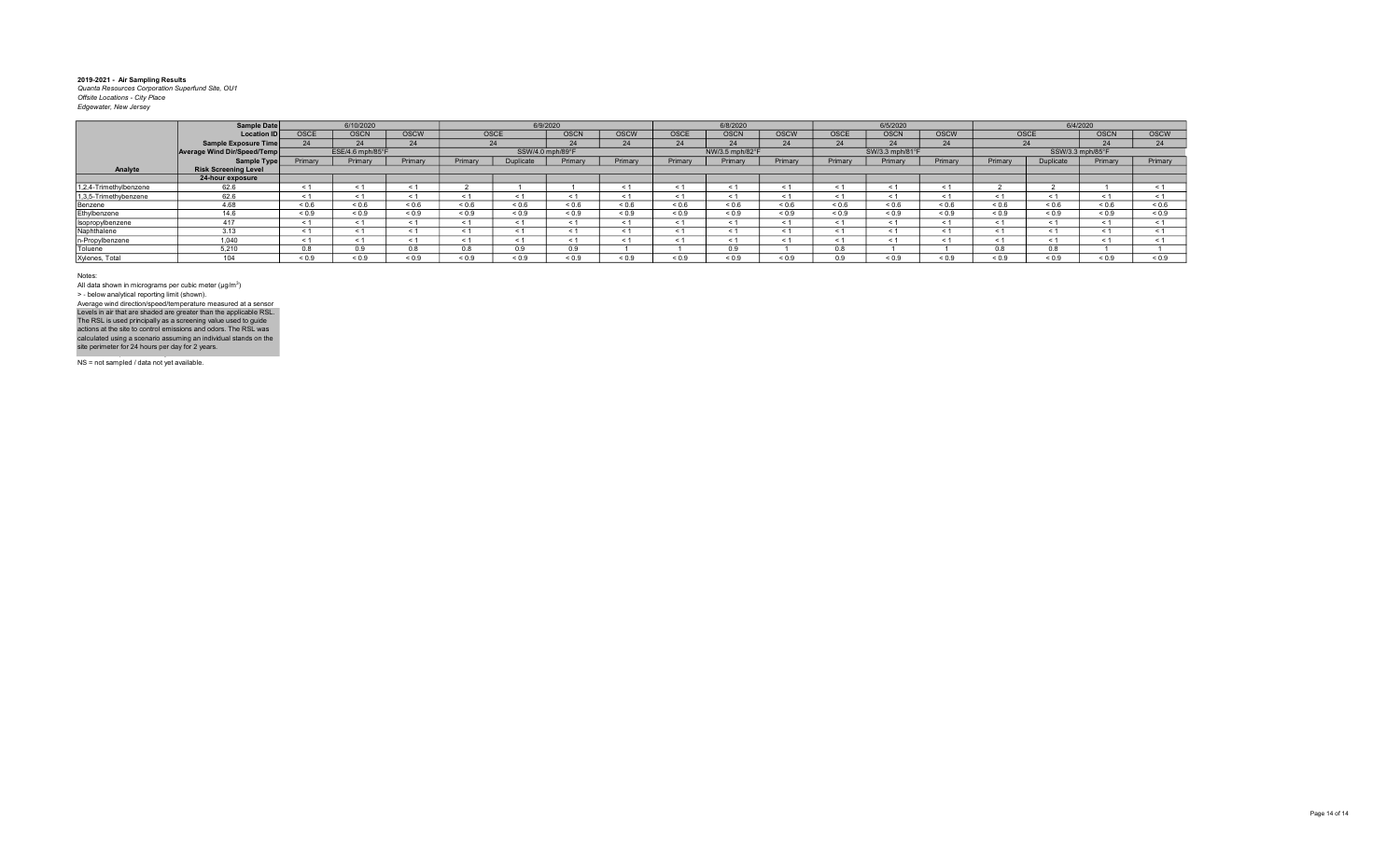**2019-2021 - Air Sampling Results**
*Quanta Resources Corporation Superfund Site, OU1*
*Offsite Locations - City Place*
*Edgewater, New Jersey*

| | Sample Date | 6/10/2020 | | | 6/9/2020 | | | | 6/8/2020 | | | 6/5/2020 | | | 6/4/2020 | | | |
|---|---|---|---|---|---|---|---|---|---|---|---|---|---|---|---|---|---|---|
| | Location ID | OSCE | OSCN | OSCW | OSCE | | OSCN | OSCW | OSCE | OSCN | OSCW | OSCE | OSCN | OSCW | OSCE | | OSCN | OSCW |
| | Sample Exposure Time | 24 | 24 | 24 | 24 | | 24 | 24 | 24 | 24 | 24 | 24 | 24 | 24 | 24 | | 24 | 24 |
| | Average Wind Dir/Speed/Temp | ESE/4.6 mph/85°F | | | SSW/4.0 mph/89°F | | | | NW/3.5 mph/82°F | | | SW/3.3 mph/81°F | | | SSW/3.3 mph/85°F | | | |
| | Sample Type | Primary | Primary | Primary | Primary | Duplicate | Primary | Primary | Primary | Primary | Primary | Primary | Primary | Primary | Primary | Duplicate | Primary | Primary |
| **Analyte** | **Risk Screening Level** | | | | | | | | | | | | | | | | | |
| | **24-hour exposure** | | | | | | | | | | | | | | | | | |
| 1,2,4-Trimethylbenzene | 62.6 | < 1 | < 1 | < 1 | 2 | 1 | 1 | < 1 | < 1 | < 1 | < 1 | < 1 | < 1 | < 1 | 2 | 2 | 1 | < 1 |
| 1,3,5-Trimethylbenzene | 62.6 | < 1 | < 1 | < 1 | < 1 | < 1 | < 1 | < 1 | < 1 | < 1 | < 1 | < 1 | < 1 | < 1 | < 1 | < 1 | < 1 | < 1 |
| Benzene | 4.68 | < 0.6 | < 0.6 | < 0.6 | < 0.6 | < 0.6 | < 0.6 | < 0.6 | < 0.6 | < 0.6 | < 0.6 | < 0.6 | < 0.6 | < 0.6 | < 0.6 | < 0.6 | < 0.6 | < 0.6 |
| Ethylbenzene | 14.6 | < 0.9 | < 0.9 | < 0.9 | < 0.9 | < 0.9 | < 0.9 | < 0.9 | < 0.9 | < 0.9 | < 0.9 | < 0.9 | < 0.9 | < 0.9 | < 0.9 | < 0.9 | < 0.9 | < 0.9 |
| Isopropylbenzene | 417 | < 1 | < 1 | < 1 | < 1 | < 1 | < 1 | < 1 | < 1 | < 1 | < 1 | < 1 | < 1 | < 1 | < 1 | < 1 | < 1 | < 1 |
| Naphthalene | 3.13 | < 1 | < 1 | < 1 | < 1 | < 1 | < 1 | < 1 | < 1 | < 1 | < 1 | < 1 | < 1 | < 1 | < 1 | < 1 | < 1 | < 1 |
| n-Propylbenzene | 1,040 | < 1 | < 1 | < 1 | < 1 | < 1 | < 1 | < 1 | < 1 | < 1 | < 1 | < 1 | < 1 | < 1 | < 1 | < 1 | < 1 | < 1 |
| Toluene | 5,210 | 0.8 | 0.9 | 0.8 | 0.8 | 0.9 | 0.9 | 1 | 1 | 0.9 | 1 | 0.8 | 1 | 1 | 0.8 | 0.8 | 1 | 1 |
| Xylenes, Total | 104 | < 0.9 | < 0.9 | < 0.9 | < 0.9 | < 0.9 | < 0.9 | < 0.9 | < 0.9 | < 0.9 | < 0.9 | 0.9 | < 0.9 | < 0.9 | < 0.9 | < 0.9 | < 0.9 | < 0.9 |

Notes:
All data shown in micrograms per cubic meter (µg/m³)
> - below analytical reporting limit (shown).
Average wind direction/speed/temperature measured at a sensor
Levels in air that are shaded are greater than the applicable RSL.
The RSL is used principally as a screening value used to guide actions at the site to control emissions and odors. The RSL was calculated using a scenario assuming an individual stands on the site perimeter for 24 hours per day for 2 years.

NS = not sampled / data not yet available.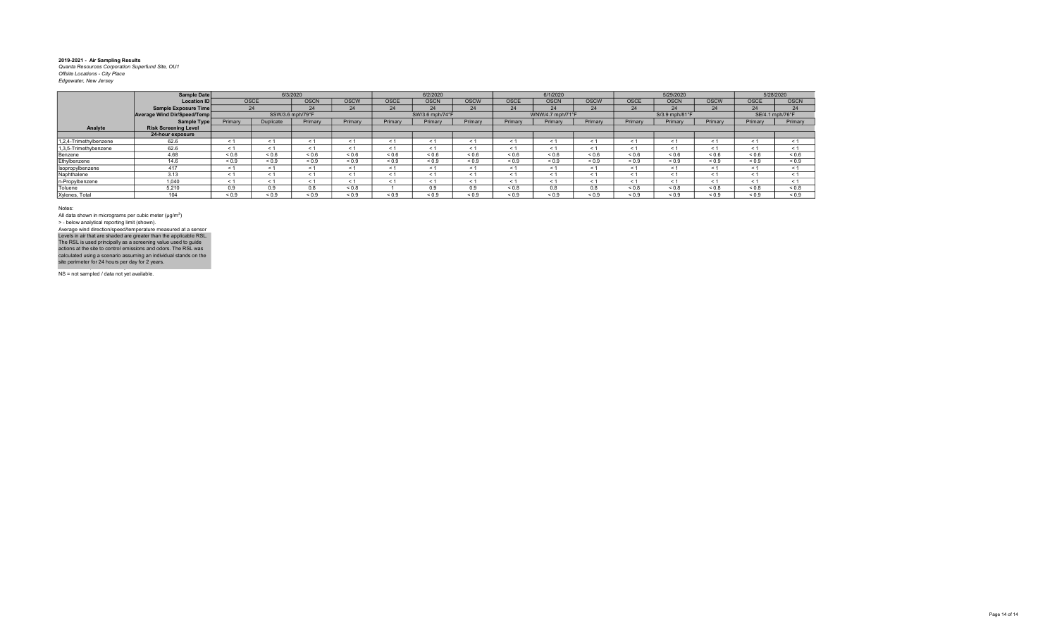**2019-2021 - Air Sampling Results**
*Quanta Resources Corporation Superfund Site, OU1*
*Offsite Locations - City Place*
*Edgewater, New Jersey*

| | Sample Date | 6/3/2020 | | | | 6/2/2020 | | | 6/1/2020 | | | 5/29/2020 | | | 5/28/2020 | |
|---|---|---|---|---|---|---|---|---|---|---|---|---|---|---|---|---|
| | Location ID | OSCE | | OSCN | OSCW | OSCE | OSCN | OSCW | OSCE | OSCN | OSCW | OSCE | OSCN | OSCW | OSCE | OSCN |
| | Sample Exposure Time | 24 | | 24 | 24 | 24 | 24 | 24 | 24 | 24 | 24 | 24 | 24 | 24 | 24 | 24 |
| | Average Wind Dir/Speed/Temp | SSW/3.6 mph/79°F | | | | SW/3.6 mph/74°F | | | WNW/4.7 mph/71°F | | | S/3.9 mph/81°F | | | SE/4.1 mph/76°F | |
| | Sample Type | Primary | Duplicate | Primary | Primary | Primary | Primary | Primary | Primary | Primary | Primary | Primary | Primary | Primary | Primary | Primary |
| Analyte | Risk Screening Level | | | | | | | | | | | | | | | |
| | 24-hour exposure | | | | | | | | | | | | | | | |
| 1,2,4-Trimethylbenzene | 62.6 | < 1 | < 1 | < 1 | < 1 | < 1 | < 1 | < 1 | < 1 | < 1 | < 1 | < 1 | < 1 | < 1 | < 1 | < 1 |
| 1,3,5-Trimethylbenzene | 62.6 | < 1 | < 1 | < 1 | < 1 | < 1 | < 1 | < 1 | < 1 | < 1 | < 1 | < 1 | < 1 | < 1 | < 1 | < 1 |
| Benzene | 4.68 | < 0.6 | < 0.6 | < 0.6 | < 0.6 | < 0.6 | < 0.6 | < 0.6 | < 0.6 | < 0.6 | < 0.6 | < 0.6 | < 0.6 | < 0.6 | < 0.6 | < 0.6 |
| Ethylbenzene | 14.6 | < 0.9 | < 0.9 | < 0.9 | < 0.9 | < 0.9 | < 0.9 | < 0.9 | < 0.9 | < 0.9 | < 0.9 | < 0.9 | < 0.9 | < 0.9 | < 0.9 | < 0.9 |
| Isopropylbenzene | 417 | < 1 | < 1 | < 1 | < 1 | < 1 | < 1 | < 1 | < 1 | < 1 | < 1 | < 1 | < 1 | < 1 | < 1 | < 1 |
| Naphthalene | 3.13 | < 1 | < 1 | < 1 | < 1 | < 1 | < 1 | < 1 | < 1 | < 1 | < 1 | < 1 | < 1 | < 1 | < 1 | < 1 |
| n-Propylbenzene | 1,040 | < 1 | < 1 | < 1 | < 1 | < 1 | < 1 | < 1 | < 1 | < 1 | < 1 | < 1 | < 1 | < 1 | < 1 | < 1 |
| Toluene | 5,210 | 0.9 | 0.9 | 0.8 | < 0.8 | 1 | 0.9 | 0.9 | < 0.8 | 0.8 | 0.8 | < 0.8 | < 0.8 | < 0.8 | < 0.8 | < 0.8 |
| Xylenes, Total | 104 | < 0.9 | < 0.9 | < 0.9 | < 0.9 | < 0.9 | < 0.9 | < 0.9 | < 0.9 | < 0.9 | < 0.9 | < 0.9 | < 0.9 | < 0.9 | < 0.9 | < 0.9 |

Notes:
All data shown in micrograms per cubic meter (µg/m$^3$)
> - below analytical reporting limit (shown).
Average wind direction/speed/temperature measured at a sensor
Levels in air that are shaded are greater than the applicable RSL.
The RSL is used principally as a screening value used to guide actions at the site to control emissions and odors. The RSL was calculated using a scenario assuming an individual stands on the site perimeter for 24 hours per day for 2 years.

NS = not sampled / data not yet available.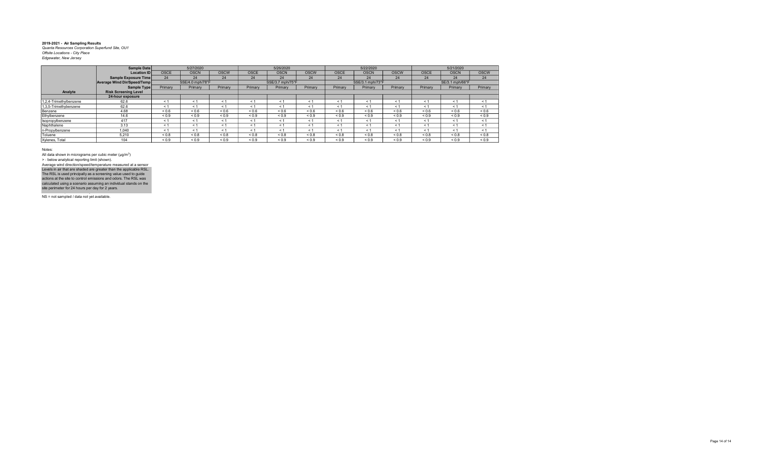**2019-2021 - Air Sampling Results**
*Quanta Resources Corporation Superfund Site, OU1*
*Offsite Locations - City Place*
*Edgewater, New Jersey*

| | Sample Date | 5/27/2020 | | | 5/26/2020 | | | 5/22/2020 | | | 5/21/2020 | | |
|---|---|---|---|---|---|---|---|---|---|---|---|---|---|
| | Location ID | OSCE | OSCN | OSCW | OSCE | OSCN | OSCW | OSCE | OSCN | OSCW | OSCE | OSCN | OSCW |
| | Sample Exposure Time | 24 | 24 | 24 | 24 | 24 | 24 | 24 | 24 | 24 | 24 | 24 | 24 |
| | Average Wind Dir/Speed/Temp | SSE/4.0 mph/78°F | | | SSE/3.7 mph/75°F | | | SSE/3.1 mph/73°F | | | SE/3.1 mph/66°F | | |
| | Sample Type | Primary | Primary | Primary | Primary | Primary | Primary | Primary | Primary | Primary | Primary | Primary | Primary |
| **Analyte** | **Risk Screening Level** | | | | | | | | | | | | |
| | **24-hour exposure** | | | | | | | | | | | | |
| 1,2,4-Trimethylbenzene | 62.6 | < 1 | < 1 | < 1 | < 1 | < 1 | < 1 | < 1 | < 1 | < 1 | < 1 | < 1 | < 1 |
| 1,3,5-Trimethylbenzene | 62.6 | < 1 | < 1 | < 1 | < 1 | < 1 | < 1 | < 1 | < 1 | < 1 | < 1 | < 1 | < 1 |
| Benzene | 4.68 | < 0.6 | < 0.6 | < 0.6 | < 0.6 | < 0.6 | < 0.6 | < 0.6 | < 0.6 | < 0.6 | < 0.6 | < 0.6 | < 0.6 |
| Ethylbenzene | 14.6 | < 0.9 | < 0.9 | < 0.9 | < 0.9 | < 0.9 | < 0.9 | < 0.9 | < 0.9 | < 0.9 | < 0.9 | < 0.9 | < 0.9 |
| Isopropylbenzene | 417 | < 1 | < 1 | < 1 | < 1 | < 1 | < 1 | < 1 | < 1 | < 1 | < 1 | < 1 | < 1 |
| Naphthalene | 3.13 | < 1 | < 1 | < 1 | < 1 | < 1 | < 1 | < 1 | < 1 | < 1 | < 1 | < 1 | < 1 |
| n-Propylbenzene | 1,040 | < 1 | < 1 | < 1 | < 1 | < 1 | < 1 | < 1 | < 1 | < 1 | < 1 | < 1 | < 1 |
| Toluene | 5,210 | < 0.8 | < 0.8 | < 0.8 | < 0.8 | < 0.8 | < 0.8 | < 0.8 | < 0.8 | < 0.8 | < 0.8 | < 0.8 | < 0.8 |
| Xylenes, Total | 104 | < 0.9 | < 0.9 | < 0.9 | < 0.9 | < 0.9 | < 0.9 | < 0.9 | < 0.9 | < 0.9 | < 0.9 | < 0.9 | < 0.9 |

Notes:
All data shown in micrograms per cubic meter (µg/m$^3$)
> - below analytical reporting limit (shown).
Average wind direction/speed/temperature measured at a sensor
Levels in air that are shaded are greater than the applicable RSL. The RSL is used principally as a screening value used to guide actions at the site to control emissions and odors. The RSL was calculated using a scenario assuming an individual stands on the site perimeter for 24 hours per day for 2 years.

NS = not sampled / data not yet available.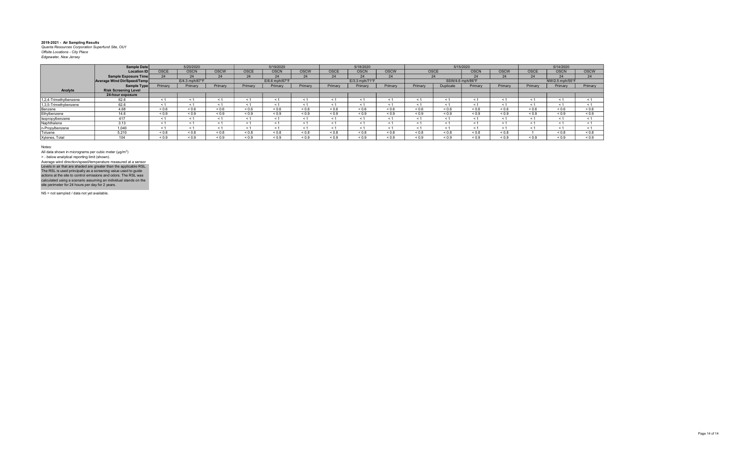**2019-2021 - Air Sampling Results**
*Quanta Resources Corporation Superfund Site, OU1*
*Offsite Locations - City Place*
*Edgewater, New Jersey*

| | Sample Date | 5/20/2020 | | | 5/19/2020 | | | 5/18/2020 | | | 5/15/2020 | | | | 5/14/2020 | | |
|---|---|---|---|---|---|---|---|---|---|---|---|---|---|---|---|---|---|
| | Location ID | OSCE | OSCN | OSCW | OSCE | OSCN | OSCW | OSCE | OSCN | OSCW | OSCE | | OSCN | OSCW | OSCE | OSCN | OSCW |
| | Sample Exposure Time | 24 | 24 | 24 | 24 | 24 | 24 | 24 | 24 | 24 | 24 | | 24 | 24 | 24 | 24 | 24 |
| | Average Wind Dir/Speed/Temp | E/4.3 mph/67°F | | | E/6.6 mph/67°F | | | E/3.3 mph/71°F | | | SSW/4.6 mph/86°F | | | | NW/2.5 mph/55°F | | |
| | Sample Type | Primary | Primary | Primary | Primary | Primary | Primary | Primary | Primary | Primary | Primary | Duplicate | Primary | Primary | Primary | Primary | Primary |
| Analyte | Risk Screening Level | | | | | | | | | | | | | | | | |
| | 24-hour exposure | | | | | | | | | | | | | | | | |
| 1,2,4-Trimethylbenzene | 62.6 | < 1 | < 1 | < 1 | < 1 | < 1 | < 1 | < 1 | < 1 | < 1 | < 1 | < 1 | < 1 | < 1 | < 1 | < 1 | < 1 |
| 1,3,5-Trimethylbenzene | 62.6 | < 1 | < 1 | < 1 | < 1 | < 1 | < 1 | < 1 | < 1 | < 1 | < 1 | < 1 | < 1 | < 1 | < 1 | < 1 | < 1 |
| Benzene | 4.68 | < 0.6 | < 0.6 | < 0.6 | < 0.6 | < 0.6 | < 0.6 | < 0.6 | < 0.6 | < 0.6 | < 0.6 | < 0.6 | < 0.6 | < 0.6 | < 0.6 | < 0.6 | < 0.6 |
| Ethylbenzene | 14.6 | < 0.9 | < 0.9 | < 0.9 | < 0.9 | < 0.9 | < 0.9 | < 0.9 | < 0.9 | < 0.9 | < 0.9 | < 0.9 | < 0.9 | < 0.9 | < 0.9 | < 0.9 | < 0.9 |
| Isopropylbenzene | 417 | < 1 | < 1 | < 1 | < 1 | < 1 | < 1 | < 1 | < 1 | < 1 | < 1 | < 1 | < 1 | < 1 | < 1 | < 1 | < 1 |
| Naphthalene | 3.13 | < 1 | < 1 | < 1 | < 1 | < 1 | < 1 | < 1 | < 1 | < 1 | < 1 | < 1 | < 1 | < 1 | < 1 | < 1 | < 1 |
| n-Propylbenzene | 1,040 | < 1 | < 1 | < 1 | < 1 | < 1 | < 1 | < 1 | < 1 | < 1 | < 1 | < 1 | < 1 | < 1 | < 1 | < 1 | < 1 |
| Toluene | 5,210 | < 0.8 | < 0.8 | < 0.8 | < 0.8 | < 0.8 | < 0.8 | < 0.8 | < 0.8 | < 0.8 | < 0.8 | < 0.8 | < 0.8 | < 0.8 | 1 | < 0.8 | < 0.8 |
| Xylenes, Total | 104 | < 0.9 | < 0.9 | < 0.9 | < 0.9 | < 0.9 | < 0.9 | < 0.9 | < 0.9 | < 0.9 | < 0.9 | < 0.9 | < 0.9 | < 0.9 | < 0.9 | < 0.9 | < 0.9 |

Notes:

All data shown in micrograms per cubic meter (µg/m$^3$)

> - below analytical reporting limit (shown).

Average wind direction/speed/temperature measured at a sensor

Levels in air that are shaded are greater than the applicable RSL. The RSL is used principally as a screening value used to guide actions at the site to control emissions and odors. The RSL was calculated using a scenario assuming an individual stands on the site perimeter for 24 hours per day for 2 years.

NS = not sampled / data not yet available.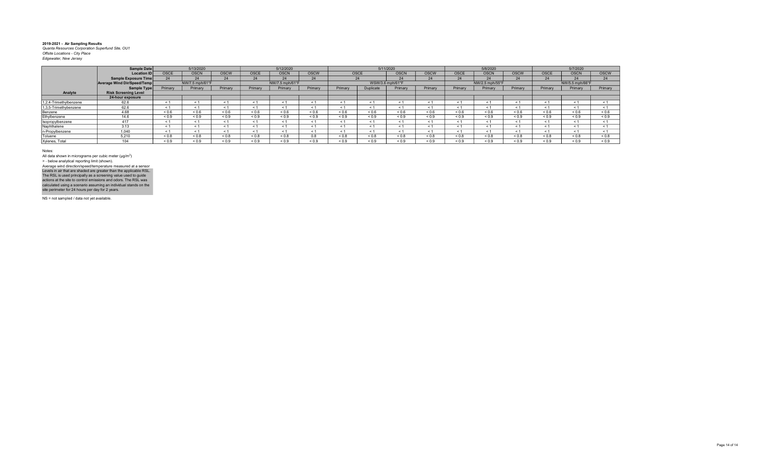**2019-2021 - Air Sampling Results**
*Quanta Resources Corporation Superfund Site, OU1*
*Offsite Locations - City Place*
*Edgewater, New Jersey*

| | Sample Date | 5/13/2020 | | | 5/12/2020 | | | 5/11/2020 | | | | 5/8/2020 | | | 5/7/2020 | | |
|---|---|---|---|---|---|---|---|---|---|---|---|---|---|---|---|---|---|
| | Location ID | OSCE | OSCN | OSCW | OSCE | OSCN | OSCW | OSCE | | OSCN | OSCW | OSCE | OSCN | OSCW | OSCE | OSCN | OSCW |
| | Sample Exposure Time | 24 | 24 | 24 | 24 | 24 | 24 | 24 | | 24 | 24 | 24 | 24 | 24 | 24 | 24 | 24 |
| | Average Wind Dir/Speed/Temp | NW/7.5 mph/61°F | | | NW/7.5 mph/61°F | | | WSW/3.6 mph/61°F | | | | NW/2.5 mph/55°F | | | NW/5.5 mph/66°F | | |
| | Sample Type | Primary | Primary | Primary | Primary | Primary | Primary | Primary | Duplicate | Primary | Primary | Primary | Primary | Primary | Primary | Primary | Primary |
| **Analyte** | **Risk Screening Level** | | | | | | | | | | | | | | | | |
| | **24-hour exposure** | | | | | | | | | | | | | | | | |
| 1,2,4-Trimethylbenzene | 62.6 | < 1 | < 1 | < 1 | < 1 | < 1 | < 1 | < 1 | < 1 | < 1 | < 1 | < 1 | < 1 | < 1 | < 1 | < 1 | < 1 |
| 1,3,5-Trimethylbenzene | 62.6 | < 1 | < 1 | < 1 | < 1 | < 1 | < 1 | < 1 | < 1 | < 1 | < 1 | < 1 | < 1 | < 1 | < 1 | < 1 | < 1 |
| Benzene | 4.68 | < 0.6 | < 0.6 | < 0.6 | < 0.6 | < 0.6 | < 0.6 | < 0.6 | < 0.6 | < 0.6 | < 0.6 | < 0.6 | < 0.6 | < 0.6 | < 0.6 | < 0.6 | < 0.6 |
| Ethylbenzene | 14.6 | < 0.9 | < 0.9 | < 0.9 | < 0.9 | < 0.9 | < 0.9 | < 0.9 | < 0.9 | < 0.9 | < 0.9 | < 0.9 | < 0.9 | < 0.9 | < 0.9 | < 0.9 | < 0.9 |
| Isopropylbenzene | 417 | < 1 | < 1 | < 1 | < 1 | < 1 | < 1 | < 1 | < 1 | < 1 | < 1 | < 1 | < 1 | < 1 | < 1 | < 1 | < 1 |
| Naphthalene | 3.13 | < 1 | < 1 | < 1 | < 1 | < 1 | < 1 | < 1 | < 1 | < 1 | < 1 | < 1 | < 1 | < 1 | < 1 | < 1 | < 1 |
| n-Propylbenzene | 1,040 | < 1 | < 1 | < 1 | < 1 | < 1 | < 1 | < 1 | < 1 | < 1 | < 1 | < 1 | < 1 | < 1 | < 1 | < 1 | < 1 |
| Toluene | 5,210 | < 0.8 | < 0.8 | < 0.8 | < 0.8 | < 0.8 | 0.8 | < 0.8 | < 0.8 | < 0.8 | < 0.8 | < 0.8 | < 0.8 | < 0.8 | < 0.8 | < 0.8 | < 0.8 |
| Xylenes, Total | 104 | < 0.9 | < 0.9 | < 0.9 | < 0.9 | < 0.9 | < 0.9 | < 0.9 | < 0.9 | < 0.9 | < 0.9 | < 0.9 | < 0.9 | < 0.9 | < 0.9 | < 0.9 | < 0.9 |

Notes:

All data shown in micrograms per cubic meter (µg/m$^3$)

> - below analytical reporting limit (shown).

Average wind direction/speed/temperature measured at a sensor

Levels in air that are shaded are greater than the applicable RSL. The RSL is used principally as a screening value used to guide actions at the site to control emissions and odors. The RSL was calculated using a scenario assuming an individual stands on the site perimeter for 24 hours per day for 2 years.

NS = not sampled / data not yet available.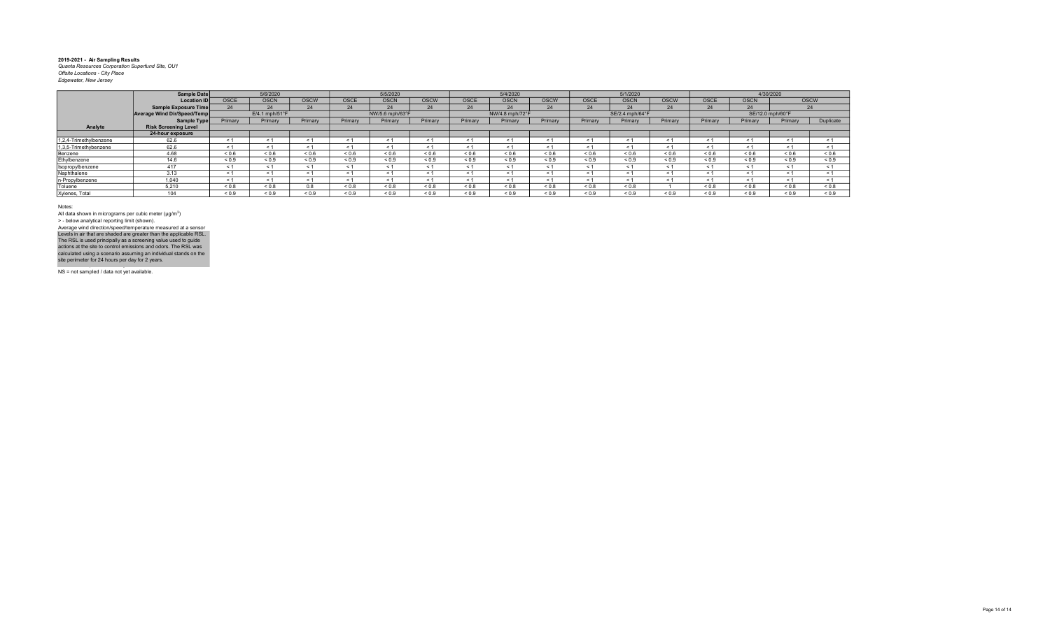**2019-2021 - Air Sampling Results**
*Quanta Resources Corporation Superfund Site, OU1*
*Offsite Locations - City Place*
*Edgewater, New Jersey*

| | Sample Date | 5/6/2020 | | | 5/5/2020 | | | 5/4/2020 | | | 5/1/2020 | | | 4/30/2020 | | | |
|---|---|---|---|---|---|---|---|---|---|---|---|---|---|---|---|---|---|
| | Location ID | OSCE | OSCN | OSCW | OSCE | OSCN | OSCW | OSCE | OSCN | OSCW | OSCE | OSCN | OSCW | OSCE | OSCN | OSCW | |
| | Sample Exposure Time | 24 | 24 | 24 | 24 | 24 | 24 | 24 | 24 | 24 | 24 | 24 | 24 | 24 | 24 | 24 | |
| | Average Wind Dir/Speed/Temp | E/4.1 mph/51°F | | | NW/5.6 mph/63°F | | | NW/4.8 mph/72°F | | | SE/2.4 mph/64°F | | | SE/12.0 mph/60°F | | | |
| | Sample Type | Primary | Primary | Primary | Primary | Primary | Primary | Primary | Primary | Primary | Primary | Primary | Primary | Primary | Primary | Primary | Duplicate |
| Analyte | Risk Screening Level | | | | | | | | | | | | | | | | |
| | 24-hour exposure | | | | | | | | | | | | | | | | |
| 1,2,4-Trimethylbenzene | 62.6 | < 1 | < 1 | < 1 | < 1 | < 1 | < 1 | < 1 | < 1 | < 1 | < 1 | < 1 | < 1 | < 1 | < 1 | < 1 | < 1 |
| 1,3,5-Trimethylbenzene | 62.6 | < 1 | < 1 | < 1 | < 1 | < 1 | < 1 | < 1 | < 1 | < 1 | < 1 | < 1 | < 1 | < 1 | < 1 | < 1 | < 1 |
| Benzene | 4.68 | < 0.6 | < 0.6 | < 0.6 | < 0.6 | < 0.6 | < 0.6 | < 0.6 | < 0.6 | < 0.6 | < 0.6 | < 0.6 | < 0.6 | < 0.6 | < 0.6 | < 0.6 | < 0.6 |
| Ethylbenzene | 14.6 | < 0.9 | < 0.9 | < 0.9 | < 0.9 | < 0.9 | < 0.9 | < 0.9 | < 0.9 | < 0.9 | < 0.9 | < 0.9 | < 0.9 | < 0.9 | < 0.9 | < 0.9 | < 0.9 |
| Isopropylbenzene | 417 | < 1 | < 1 | < 1 | < 1 | < 1 | < 1 | < 1 | < 1 | < 1 | < 1 | < 1 | < 1 | < 1 | < 1 | < 1 | < 1 |
| Naphthalene | 3.13 | < 1 | < 1 | < 1 | < 1 | < 1 | < 1 | < 1 | < 1 | < 1 | < 1 | < 1 | < 1 | < 1 | < 1 | < 1 | < 1 |
| n-Propylbenzene | 1,040 | < 1 | < 1 | < 1 | < 1 | < 1 | < 1 | < 1 | < 1 | < 1 | < 1 | < 1 | < 1 | < 1 | < 1 | < 1 | < 1 |
| Toluene | 5,210 | < 0.8 | < 0.8 | 0.8 | < 0.8 | < 0.8 | < 0.8 | < 0.8 | < 0.8 | < 0.8 | < 0.8 | < 0.8 | 1 | < 0.8 | < 0.8 | < 0.8 | < 0.8 |
| Xylenes, Total | 104 | < 0.9 | < 0.9 | < 0.9 | < 0.9 | < 0.9 | < 0.9 | < 0.9 | < 0.9 | < 0.9 | < 0.9 | < 0.9 | < 0.9 | < 0.9 | < 0.9 | < 0.9 | < 0.9 |

Notes:

All data shown in micrograms per cubic meter (µg/m$^3$)

> - below analytical reporting limit (shown).

Average wind direction/speed/temperature measured at a sensor

Levels in air that are shaded are greater than the applicable RSL. The RSL is used principally as a screening value used to guide actions at the site to control emissions and odors. The RSL was calculated using a scenario assuming an individual stands on the site perimeter for 24 hours per day for 2 years.

NS = not sampled / data not yet available.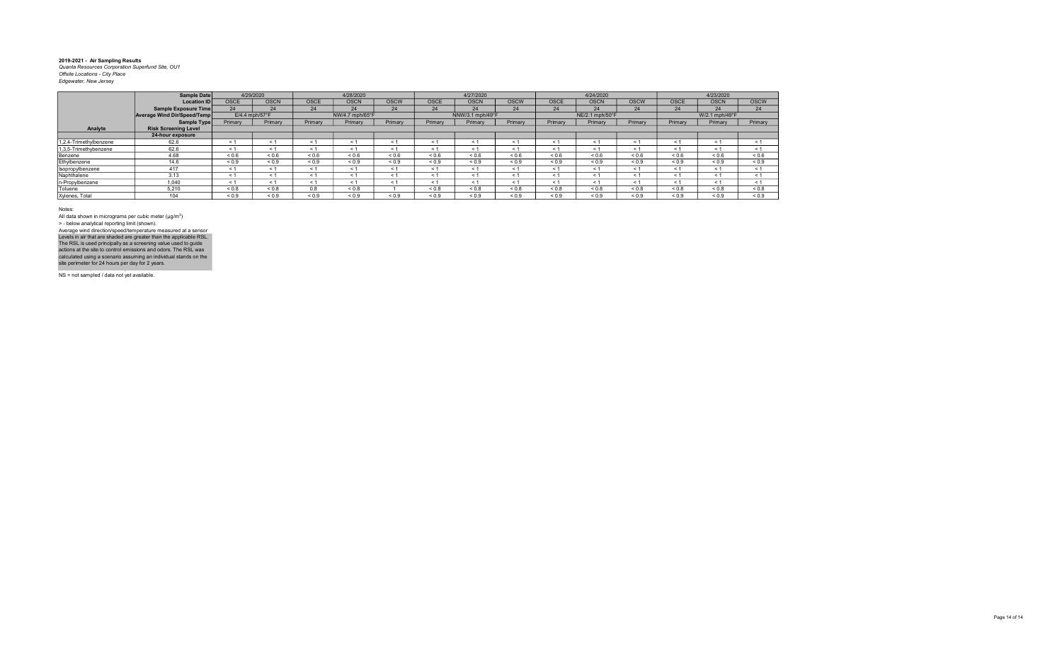**2019-2021 - Air Sampling Results**
*Quanta Resources Corporation Superfund Site, OU1*
*Offsite Locations - City Place*
*Edgewater, New Jersey*

| | Sample Date | 4/29/2020 | | 4/28/2020 | | | 4/27/2020 | | | 4/24/2020 | | | 4/23/2020 | | |
|---|---|---|---|---|---|---|---|---|---|---|---|---|---|---|---|
| | Location ID | OSCE | OSCN | OSCE | OSCN | OSCW | OSCE | OSCN | OSCW | OSCE | OSCN | OSCW | OSCE | OSCN | OSCW |
| | Sample Exposure Time | 24 | 24 | 24 | 24 | 24 | 24 | 24 | 24 | 24 | 24 | 24 | 24 | 24 | 24 |
| | Average Wind Dir/Speed/Temp | E/4.4 mph/57°F | | NW/4.7 mph/65°F | | | NNW/3.1 mph/49°F | | | NE/2.1 mph/50°F | | | W/2.1 mph/49°F | | |
| | Sample Type | Primary | Primary | Primary | Primary | Primary | Primary | Primary | Primary | Primary | Primary | Primary | Primary | Primary | Primary |
| Analyte | Risk Screening Level | | | | | | | | | | | | | | |
| | 24-hour exposure | | | | | | | | | | | | | | |
| 1,2,4-Trimethylbenzene | 62.6 | < 1 | < 1 | < 1 | < 1 | < 1 | < 1 | < 1 | < 1 | < 1 | < 1 | < 1 | < 1 | < 1 | < 1 |
| 1,3,5-Trimethylbenzene | 62.6 | < 1 | < 1 | < 1 | < 1 | < 1 | < 1 | < 1 | < 1 | < 1 | < 1 | < 1 | < 1 | < 1 | < 1 |
| Benzene | 4.68 | < 0.6 | < 0.6 | < 0.6 | < 0.6 | < 0.6 | < 0.6 | < 0.6 | < 0.6 | < 0.6 | < 0.6 | < 0.6 | < 0.6 | < 0.6 | < 0.6 |
| Ethylbenzene | 14.6 | < 0.9 | < 0.9 | < 0.9 | < 0.9 | < 0.9 | < 0.9 | < 0.9 | < 0.9 | < 0.9 | < 0.9 | < 0.9 | < 0.9 | < 0.9 | < 0.9 |
| Isopropylbenzene | 417 | < 1 | < 1 | < 1 | < 1 | < 1 | < 1 | < 1 | < 1 | < 1 | < 1 | < 1 | < 1 | < 1 | < 1 |
| Naphthalene | 3.13 | < 1 | < 1 | < 1 | < 1 | < 1 | < 1 | < 1 | < 1 | < 1 | < 1 | < 1 | < 1 | < 1 | < 1 |
| n-Propylbenzene | 1,040 | < 1 | < 1 | < 1 | < 1 | < 1 | < 1 | < 1 | < 1 | < 1 | < 1 | < 1 | < 1 | < 1 | < 1 |
| Toluene | 5,210 | < 0.8 | < 0.8 | 0.8 | < 0.8 | 1 | < 0.8 | < 0.8 | < 0.8 | < 0.8 | < 0.8 | < 0.8 | < 0.8 | < 0.8 | < 0.8 |
| Xylenes, Total | 104 | < 0.9 | < 0.9 | < 0.9 | < 0.9 | < 0.9 | < 0.9 | < 0.9 | < 0.9 | < 0.9 | < 0.9 | < 0.9 | < 0.9 | < 0.9 | < 0.9 |

Notes:
All data shown in micrograms per cubic meter (µg/m$^3$)
> - below analytical reporting limit (shown).
Average wind direction/speed/temperature measured at a sensor
Levels in air that are shaded are greater than the applicable RSL.
The RSL is used principally as a screening value used to guide actions at the site to control emissions and odors. The RSL was calculated using a scenario assuming an individual stands on the site perimeter for 24 hours per day for 2 years.

NS = not sampled / data not yet available.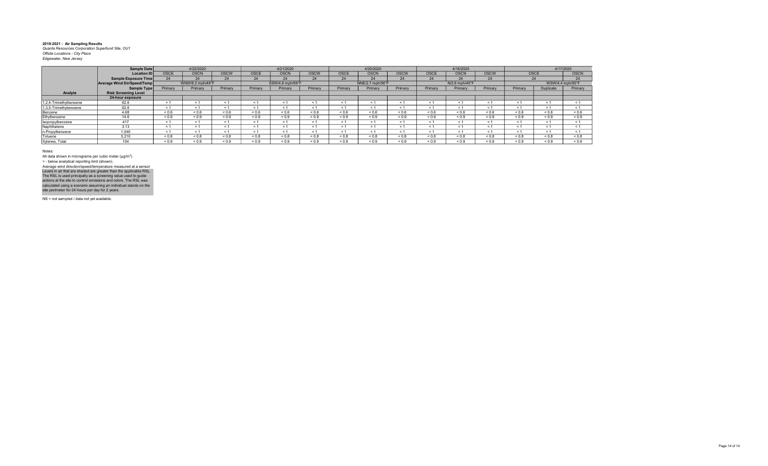**2019-2021 - Air Sampling Results**
*Quanta Resources Corporation Superfund Site, OU1*
*Offsite Locations - City Place*
*Edgewater, New Jersey*

| | Sample Date | 4/22/2020 | | | 4/21/2020 | | | 4/20/2020 | | | 4/18/2020 | | | 4/17/2020 | | |
|---|---|---|---|---|---|---|---|---|---|---|---|---|---|---|---|---|
| | Location ID | OSCE | OSCN | OSCW | OSCE | OSCN | OSCW | OSCE | OSCN | OSCW | OSCE | OSCN | OSCW | OSCE | | OSCN |
| | Sample Exposure Time | 24 | 24 | 24 | 24 | 24 | 24 | 24 | 24 | 24 | 24 | 24 | 24 | 24 | | 24 |
| | Average Wind Dir/Speed/Temp | WNW/8.2 mph/49°F | | | SSW/4.6 mph/59°F | | | NNE/2.7 mph/56°F | | | N/2.6 mph/45°F | | | WSW/4.4 mph/50°F | | |
| | Sample Type | Primary | Primary | Primary | Primary | Primary | Primary | Primary | Primary | Primary | Primary | Primary | Primary | Primary | Duplicate | Primary |
| **Analyte** | **Risk Screening Level** | | | | | | | | | | | | | | | |
| | **24-hour exposure** | | | | | | | | | | | | | | | |
| 1,2,4-Trimethylbenzene | 62.6 | < 1 | < 1 | < 1 | < 1 | < 1 | < 1 | < 1 | < 1 | < 1 | < 1 | < 1 | < 1 | < 1 | < 1 | < 1 |
| 1,3,5-Trimethylbenzene | 62.6 | < 1 | < 1 | < 1 | < 1 | < 1 | < 1 | < 1 | < 1 | < 1 | < 1 | < 1 | < 1 | < 1 | < 1 | < 1 |
| Benzene | 4.68 | < 0.6 | < 0.6 | < 0.6 | < 0.6 | < 0.6 | < 0.6 | < 0.6 | < 0.6 | < 0.6 | < 0.6 | < 0.6 | < 0.6 | < 0.6 | < 0.6 | < 0.6 |
| Ethylbenzene | 14.6 | < 0.9 | < 0.9 | < 0.9 | < 0.9 | < 0.9 | < 0.9 | < 0.9 | < 0.9 | < 0.9 | < 0.9 | < 0.9 | < 0.9 | < 0.9 | < 0.9 | < 0.9 |
| Isopropylbenzene | 417 | < 1 | < 1 | < 1 | < 1 | < 1 | < 1 | < 1 | < 1 | < 1 | < 1 | < 1 | < 1 | < 1 | < 1 | < 1 |
| Naphthalene | 3.13 | < 1 | < 1 | < 1 | < 1 | < 1 | < 1 | < 1 | < 1 | < 1 | < 1 | < 1 | < 1 | < 1 | < 1 | < 1 |
| n-Propylbenzene | 1,040 | < 1 | < 1 | < 1 | < 1 | < 1 | < 1 | < 1 | < 1 | < 1 | < 1 | < 1 | < 1 | < 1 | < 1 | < 1 |
| Toluene | 5,210 | < 0.8 | < 0.8 | < 0.8 | < 0.8 | < 0.8 | < 0.8 | < 0.8 | < 0.8 | < 0.8 | < 0.8 | < 0.8 | < 0.8 | < 0.8 | < 0.8 | < 0.8 |
| Xylenes, Total | 104 | < 0.9 | < 0.9 | < 0.9 | < 0.9 | < 0.9 | < 0.9 | < 0.9 | < 0.9 | < 0.9 | < 0.9 | < 0.9 | < 0.9 | < 0.9 | < 0.9 | < 0.9 |

Notes:

All data shown in micrograms per cubic meter (µg/m$^3$)

> - below analytical reporting limit (shown).

Average wind direction/speed/temperature measured at a sensor

Levels in air that are shaded are greater than the applicable RSL. The RSL is used principally as a screening value used to guide actions at the site to control emissions and odors. The RSL was calculated using a scenario assuming an individual stands on the site perimeter for 24 hours per day for 2 years.

NS = not sampled / data not yet available.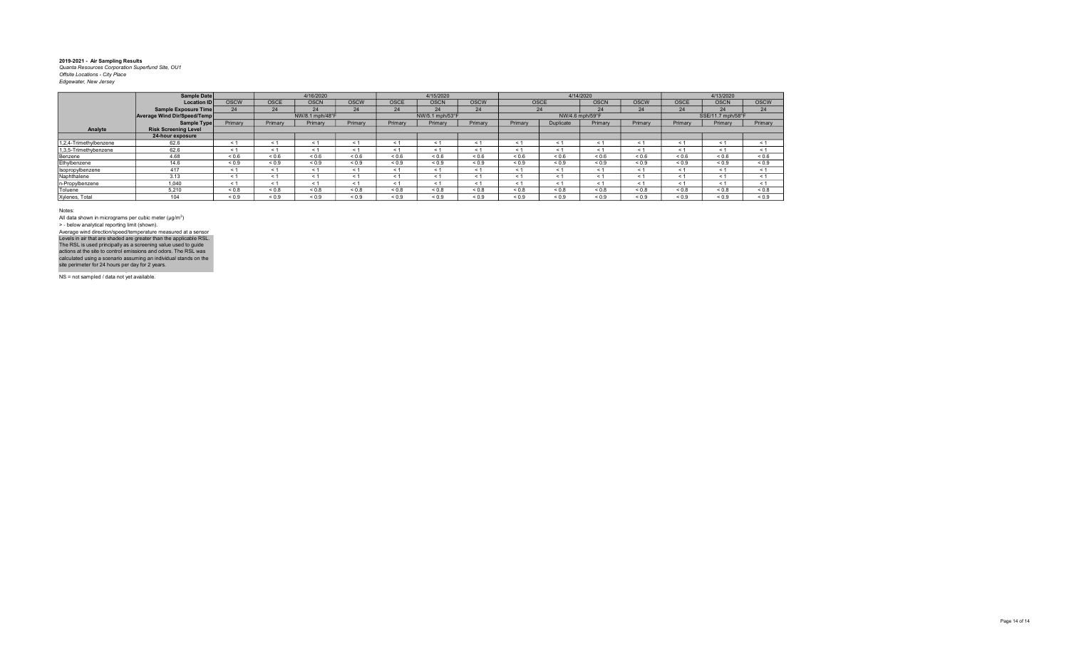**2019-2021 - Air Sampling Results**
*Quanta Resources Corporation Superfund Site, OU1*
*Offsite Locations - City Place*
*Edgewater, New Jersey*

| | Sample Date | | 4/16/2020 | | | 4/15/2020 | | | 4/14/2020 | | | | 4/13/2020 | | |
|---|---|---|---|---|---|---|---|---|---|---|---|---|---|---|---|
| | Location ID | OSCW | OSCE | OSCN | OSCW | OSCE | OSCN | OSCW | OSCE | | OSCN | OSCW | OSCE | OSCN | OSCW |
| | Sample Exposure Time | 24 | 24 | 24 | 24 | 24 | 24 | 24 | 24 | | 24 | 24 | 24 | 24 | 24 |
| | Average Wind Dir/Speed/Temp | | NW/8.1 mph/48°F | | | NW/5.1 mph/53°F | | | NW/4.6 mph/59°F | | | | SSE/11.7 mph/58°F | | |
| | Sample Type | Primary | Primary | Primary | Primary | Primary | Primary | Primary | Primary | Duplicate | Primary | Primary | Primary | Primary | Primary |
| Analyte | Risk Screening Level | | | | | | | | | | | | | | |
| | 24-hour exposure | | | | | | | | | | | | | | |
| 1,2,4-Trimethylbenzene | 62.6 | < 1 | < 1 | < 1 | < 1 | < 1 | < 1 | < 1 | < 1 | < 1 | < 1 | < 1 | < 1 | < 1 | < 1 |
| 1,3,5-Trimethylbenzene | 62.6 | < 1 | < 1 | < 1 | < 1 | < 1 | < 1 | < 1 | < 1 | < 1 | < 1 | < 1 | < 1 | < 1 | < 1 |
| Benzene | 4.68 | < 0.6 | < 0.6 | < 0.6 | < 0.6 | < 0.6 | < 0.6 | < 0.6 | < 0.6 | < 0.6 | < 0.6 | < 0.6 | < 0.6 | < 0.6 | < 0.6 |
| Ethylbenzene | 14.6 | < 0.9 | < 0.9 | < 0.9 | < 0.9 | < 0.9 | < 0.9 | < 0.9 | < 0.9 | < 0.9 | < 0.9 | < 0.9 | < 0.9 | < 0.9 | < 0.9 |
| Isopropylbenzene | 417 | < 1 | < 1 | < 1 | < 1 | < 1 | < 1 | < 1 | < 1 | < 1 | < 1 | < 1 | < 1 | < 1 | < 1 |
| Naphthalene | 3.13 | < 1 | < 1 | < 1 | < 1 | < 1 | < 1 | < 1 | < 1 | < 1 | < 1 | < 1 | < 1 | < 1 | < 1 |
| n-Propylbenzene | 1,040 | < 1 | < 1 | < 1 | < 1 | < 1 | < 1 | < 1 | < 1 | < 1 | < 1 | < 1 | < 1 | < 1 | < 1 |
| Toluene | 5,210 | < 0.8 | < 0.8 | < 0.8 | < 0.8 | < 0.8 | < 0.8 | < 0.8 | < 0.8 | < 0.8 | < 0.8 | < 0.8 | < 0.8 | < 0.8 | < 0.8 |
| Xylenes, Total | 104 | < 0.9 | < 0.9 | < 0.9 | < 0.9 | < 0.9 | < 0.9 | < 0.9 | < 0.9 | < 0.9 | < 0.9 | < 0.9 | < 0.9 | < 0.9 | < 0.9 |

Notes:

All data shown in micrograms per cubic meter (µg/m$^3$)

> - below analytical reporting limit (shown).

Average wind direction/speed/temperature measured at a sensor

Levels in air that are shaded are greater than the applicable RSL. The RSL is used principally as a screening value used to guide actions at the site to control emissions and odors. The RSL was calculated using a scenario assuming an individual stands on the site perimeter for 24 hours per day for 2 years.

NS = not sampled / data not yet available.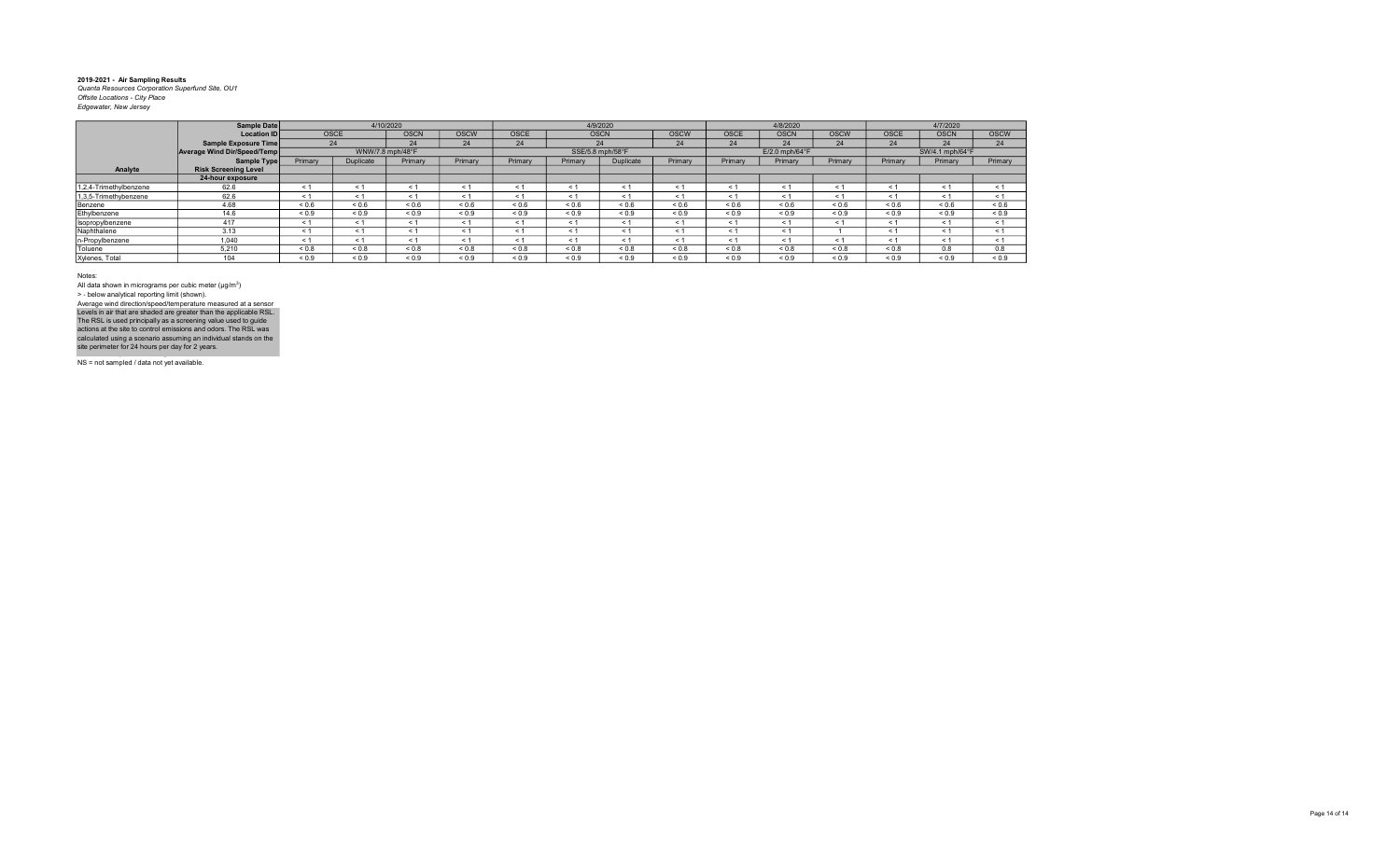**2019-2021 - Air Sampling Results**
*Quanta Resources Corporation Superfund Site, OU1*
*Offsite Locations - City Place*
*Edgewater, New Jersey*

| | Sample Date | 4/10/2020 | | | | 4/9/2020 | | | | 4/8/2020 | | | 4/7/2020 | | |
|---|---|---|---|---|---|---|---|---|---|---|---|---|---|---|---|
| | Location ID | OSCE | | OSCN | OSCW | OSCE | OSCN | | OSCW | OSCE | OSCN | OSCW | OSCE | OSCN | OSCW |
| | Sample Exposure Time | 24 | | 24 | 24 | 24 | 24 | | 24 | 24 | 24 | 24 | 24 | 24 | 24 |
| | Average Wind Dir/Speed/Temp | WNW/7.8 mph/48°F | | | | SSE/5.8 mph/58°F | | | | E/2.0 mph/64°F | | | SW/4.1 mph/64°F | | |
| | Sample Type | Primary | Duplicate | Primary | Primary | Primary | Primary | Duplicate | Primary | Primary | Primary | Primary | Primary | Primary | Primary |
| Analyte | Risk Screening Level | | | | | | | | | | | | | | |
| | 24-hour exposure | | | | | | | | | | | | | | |
| 1,2,4-Trimethylbenzene | 62.6 | < 1 | < 1 | < 1 | < 1 | < 1 | < 1 | < 1 | < 1 | < 1 | < 1 | < 1 | < 1 | < 1 | < 1 |
| 1,3,5-Trimethylbenzene | 62.6 | < 1 | < 1 | < 1 | < 1 | < 1 | < 1 | < 1 | < 1 | < 1 | < 1 | < 1 | < 1 | < 1 | < 1 |
| Benzene | 4.68 | < 0.6 | < 0.6 | < 0.6 | < 0.6 | < 0.6 | < 0.6 | < 0.6 | < 0.6 | < 0.6 | < 0.6 | < 0.6 | < 0.6 | < 0.6 | < 0.6 |
| Ethylbenzene | 14.6 | < 0.9 | < 0.9 | < 0.9 | < 0.9 | < 0.9 | < 0.9 | < 0.9 | < 0.9 | < 0.9 | < 0.9 | < 0.9 | < 0.9 | < 0.9 | < 0.9 |
| Isopropylbenzene | 417 | < 1 | < 1 | < 1 | < 1 | < 1 | < 1 | < 1 | < 1 | < 1 | < 1 | < 1 | < 1 | < 1 | < 1 |
| Naphthalene | 3.13 | < 1 | < 1 | < 1 | < 1 | < 1 | < 1 | < 1 | < 1 | < 1 | < 1 | 1 | < 1 | < 1 | < 1 |
| n-Propylbenzene | 1,040 | < 1 | < 1 | < 1 | < 1 | < 1 | < 1 | < 1 | < 1 | < 1 | < 1 | < 1 | < 1 | < 1 | < 1 |
| Toluene | 5,210 | < 0.8 | < 0.8 | < 0.8 | < 0.8 | < 0.8 | < 0.8 | < 0.8 | < 0.8 | < 0.8 | < 0.8 | < 0.8 | < 0.8 | 0.8 | 0.8 |
| Xylenes, Total | 104 | < 0.9 | < 0.9 | < 0.9 | < 0.9 | < 0.9 | < 0.9 | < 0.9 | < 0.9 | < 0.9 | < 0.9 | < 0.9 | < 0.9 | < 0.9 | < 0.9 |

Notes:

All data shown in micrograms per cubic meter (μg/m$^3$)

> - below analytical reporting limit (shown).

Average wind direction/speed/temperature measured at a sensor

Levels in air that are shaded are greater than the applicable RSL. The RSL is used principally as a screening value used to guide actions at the site to control emissions and odors. The RSL was calculated using a scenario assuming an individual stands on the site perimeter for 24 hours per day for 2 years.

NS = not sampled / data not yet available.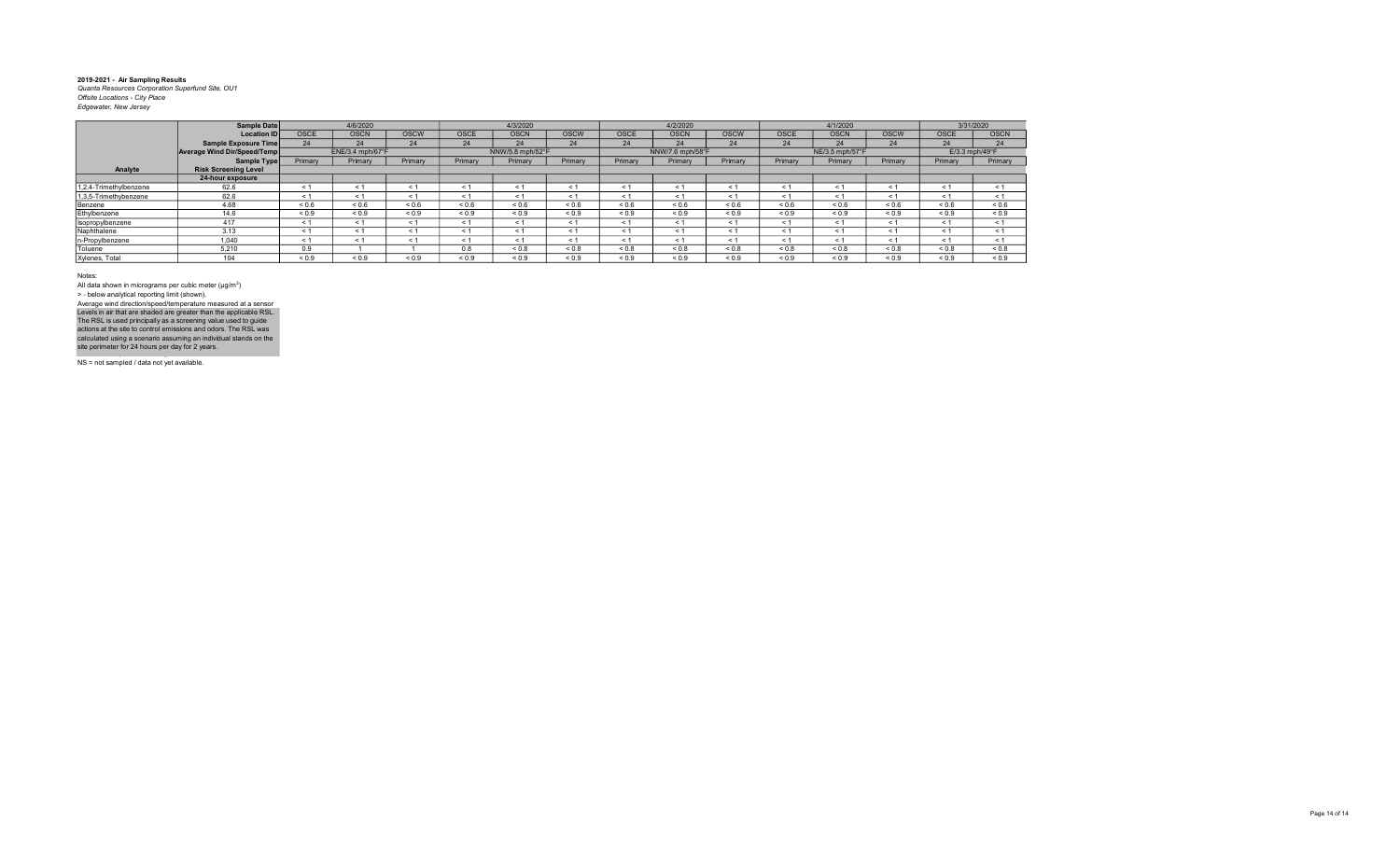**2019-2021 - Air Sampling Results**
*Quanta Resources Corporation Superfund Site, OU1*
*Offsite Locations - City Place*
*Edgewater, New Jersey*

| | Sample Date | 4/6/2020 | | | 4/3/2020 | | | 4/2/2020 | | | 4/1/2020 | | | 3/31/2020 | |
|---|---|---|---|---|---|---|---|---|---|---|---|---|---|---|---|
| | Location ID | OSCE | OSCN | OSCW | OSCE | OSCN | OSCW | OSCE | OSCN | OSCW | OSCE | OSCN | OSCW | OSCE | OSCN |
| | Sample Exposure Time | 24 | 24 | 24 | 24 | 24 | 24 | 24 | 24 | 24 | 24 | 24 | 24 | 24 | 24 |
| | Average Wind Dir/Speed/Temp | ENE/3.4 mph/67°F | | | NNW/5.8 mph/52°F | | | NNW/7.8 mph/58°F | | | NE/3.5 mph/57°F | | | E/3.3 mph/49°F | |
| | Sample Type | Primary | Primary | Primary | Primary | Primary | Primary | Primary | Primary | Primary | Primary | Primary | Primary | Primary | Primary |
| Analyte | Risk Screening Level | | | | | | | | | | | | | | |
| | 24-hour exposure | | | | | | | | | | | | | | |
| 1,2,4-Trimethylbenzene | 62.6 | < 1 | < 1 | < 1 | < 1 | < 1 | < 1 | < 1 | < 1 | < 1 | < 1 | < 1 | < 1 | < 1 | < 1 |
| 1,3,5-Trimethylbenzene | 62.6 | < 1 | < 1 | < 1 | < 1 | < 1 | < 1 | < 1 | < 1 | < 1 | < 1 | < 1 | < 1 | < 1 | < 1 |
| Benzene | 4.68 | < 0.6 | < 0.6 | < 0.6 | < 0.6 | < 0.6 | < 0.6 | < 0.6 | < 0.6 | < 0.6 | < 0.6 | < 0.6 | < 0.6 | < 0.6 | < 0.6 |
| Ethylbenzene | 14.6 | < 0.9 | < 0.9 | < 0.9 | < 0.9 | < 0.9 | < 0.9 | < 0.9 | < 0.9 | < 0.9 | < 0.9 | < 0.9 | < 0.9 | < 0.9 | < 0.9 |
| Isopropylbenzene | 417 | < 1 | < 1 | < 1 | < 1 | < 1 | < 1 | < 1 | < 1 | < 1 | < 1 | < 1 | < 1 | < 1 | < 1 |
| Naphthalene | 3.13 | < 1 | < 1 | < 1 | < 1 | < 1 | < 1 | < 1 | < 1 | < 1 | < 1 | < 1 | < 1 | < 1 | < 1 |
| n-Propylbenzene | 1,040 | < 1 | < 1 | < 1 | < 1 | < 1 | < 1 | < 1 | < 1 | < 1 | < 1 | < 1 | < 1 | < 1 | < 1 |
| Toluene | 5,210 | 0.9 | 1 | 1 | 0.8 | < 0.8 | < 0.8 | < 0.8 | < 0.8 | < 0.8 | < 0.8 | < 0.8 | < 0.8 | < 0.8 | < 0.8 |
| Xylenes, Total | 104 | < 0.9 | < 0.9 | < 0.9 | < 0.9 | < 0.9 | < 0.9 | < 0.9 | < 0.9 | < 0.9 | < 0.9 | < 0.9 | < 0.9 | < 0.9 | < 0.9 |

Notes:
All data shown in micrograms per cubic meter (µg/m$^3$)
> - below analytical reporting limit (shown).
Average wind direction/speed/temperature measured at a sensor
Levels in air that are shaded are greater than the applicable RSL. The RSL is used principally as a screening value used to guide actions at the site to control emissions and odors. The RSL was calculated using a scenario assuming an individual stands on the site perimeter for 24 hours per day for 2 years.

NS = not sampled / data not yet available.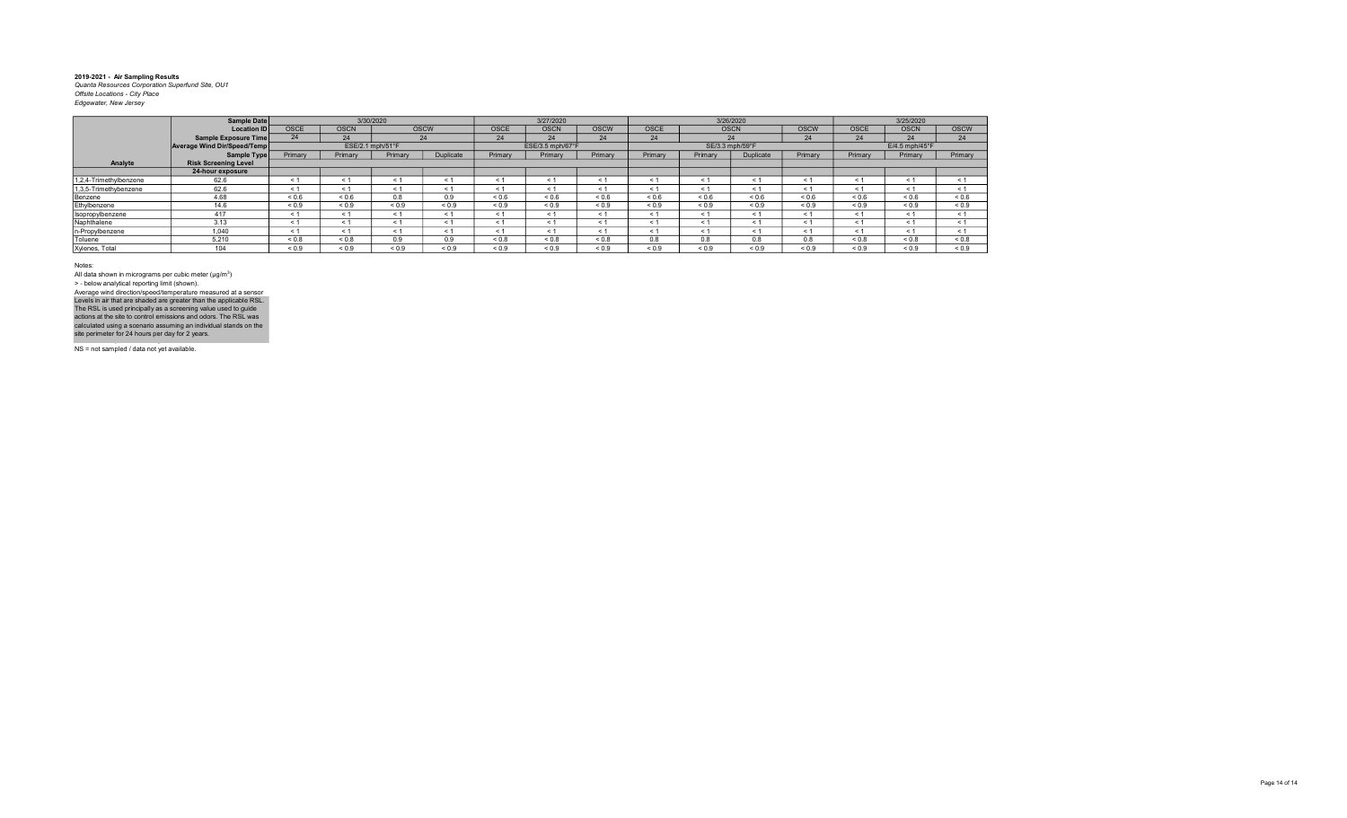**2019-2021 - Air Sampling Results**
*Quanta Resources Corporation Superfund Site, OU1*
*Offsite Locations - City Place*
*Edgewater, New Jersey*

| | Sample Date | 3/30/2020 | | | | 3/27/2020 | | | 3/26/2020 | | | | 3/25/2020 | | |
|---|---|---|---|---|---|---|---|---|---|---|---|---|---|---|---|
| | Location ID | OSCE | OSCN | OSCW | | OSCE | OSCN | OSCW | OSCE | OSCN | | OSCW | OSCE | OSCN | OSCW |
| | Sample Exposure Time | 24 | 24 | 24 | | 24 | 24 | 24 | 24 | 24 | | 24 | 24 | 24 | 24 |
| | Average Wind Dir/Speed/Temp | ESE/2.1 mph/51°F | | | | ESE/3.5 mph/67°F | | | SE/3.3 mph/59°F | | | | E/4.5 mph/45°F | | |
| | Sample Type | Primary | Primary | Primary | Duplicate | Primary | Primary | Primary | Primary | Primary | Duplicate | Primary | Primary | Primary | Primary |
| Analyte | Risk Screening Level | | | | | | | | | | | | | | |
| | 24-hour exposure | | | | | | | | | | | | | | |
| 1,2,4-Trimethylbenzene | 62.6 | < 1 | < 1 | < 1 | < 1 | < 1 | < 1 | < 1 | < 1 | < 1 | < 1 | < 1 | < 1 | < 1 | < 1 |
| 1,3,5-Trimethylbenzene | 62.6 | < 1 | < 1 | < 1 | < 1 | < 1 | < 1 | < 1 | < 1 | < 1 | < 1 | < 1 | < 1 | < 1 | < 1 |
| Benzene | 4.68 | < 0.6 | < 0.6 | 0.8 | 0.9 | < 0.6 | < 0.6 | < 0.6 | < 0.6 | < 0.6 | < 0.6 | < 0.6 | < 0.6 | < 0.6 | < 0.6 |
| Ethylbenzene | 14.6 | < 0.9 | < 0.9 | < 0.9 | < 0.9 | < 0.9 | < 0.9 | < 0.9 | < 0.9 | < 0.9 | < 0.9 | < 0.9 | < 0.9 | < 0.9 | < 0.9 |
| Isopropylbenzene | 417 | < 1 | < 1 | < 1 | < 1 | < 1 | < 1 | < 1 | < 1 | < 1 | < 1 | < 1 | < 1 | < 1 | < 1 |
| Naphthalene | 3.13 | < 1 | < 1 | < 1 | < 1 | < 1 | < 1 | < 1 | < 1 | < 1 | < 1 | < 1 | < 1 | < 1 | < 1 |
| n-Propylbenzene | 1,040 | < 1 | < 1 | < 1 | < 1 | < 1 | < 1 | < 1 | < 1 | < 1 | < 1 | < 1 | < 1 | < 1 | < 1 |
| Toluene | 5,210 | < 0.8 | < 0.8 | 0.9 | 0.9 | < 0.8 | < 0.8 | < 0.8 | 0.8 | 0.8 | 0.8 | 0.8 | < 0.8 | < 0.8 | < 0.8 |
| Xylenes, Total | 104 | < 0.9 | < 0.9 | < 0.9 | < 0.9 | < 0.9 | < 0.9 | < 0.9 | < 0.9 | < 0.9 | < 0.9 | < 0.9 | < 0.9 | < 0.9 | < 0.9 |

Notes:
All data shown in micrograms per cubic meter (µg/m$^3$)
> - below analytical reporting limit (shown).
Average wind direction/speed/temperature measured at a sensor
Levels in air that are shaded are greater than the applicable RSL.
The RSL is used principally as a screening value used to guide actions at the site to control emissions and odors. The RSL was calculated using a scenario assuming an individual stands on the site perimeter for 24 hours per day for 2 years.

NS = not sampled / data not yet available.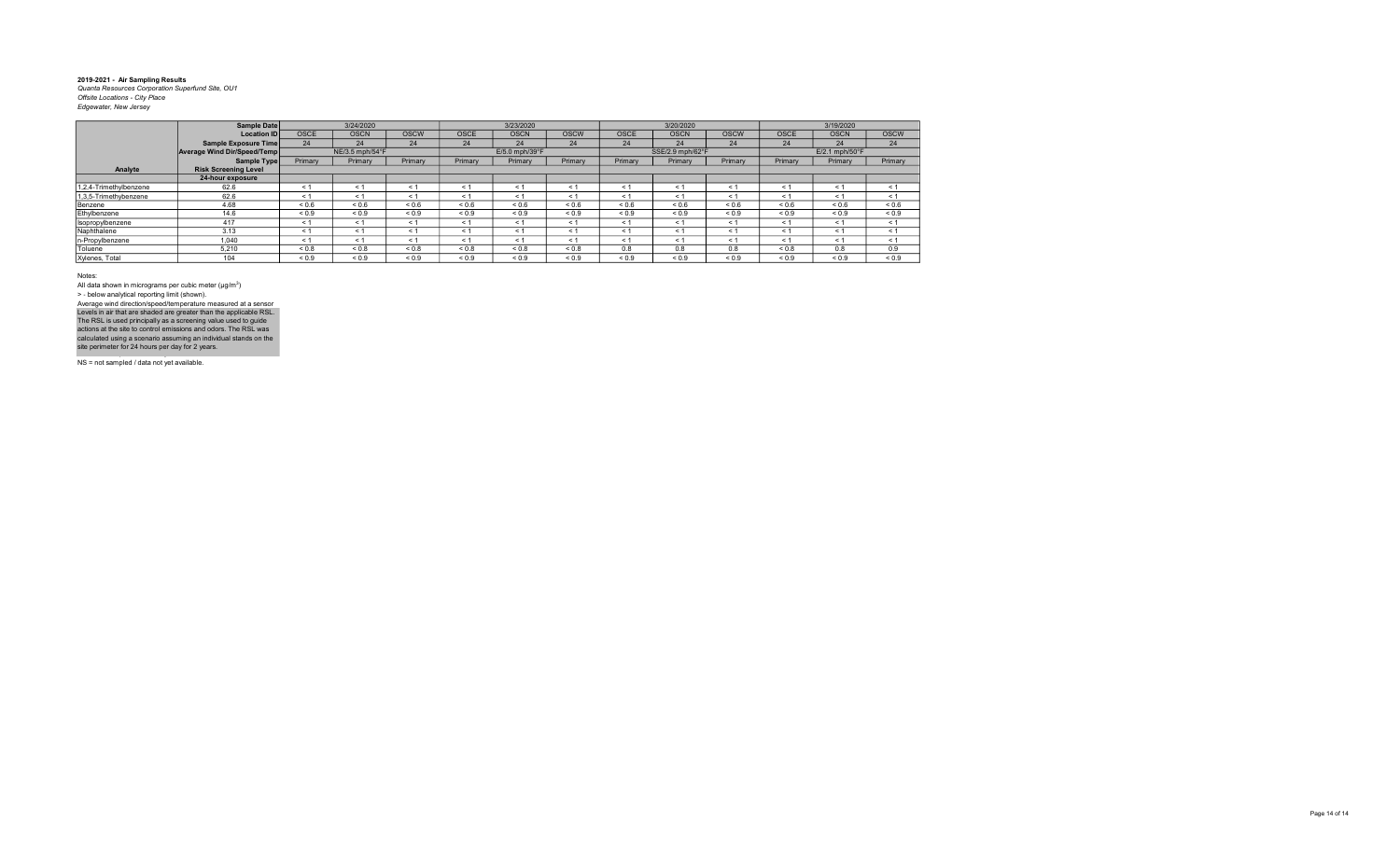**2019-2021 - Air Sampling Results**
*Quanta Resources Corporation Superfund Site, OU1*
*Offsite Locations - City Place*
*Edgewater, New Jersey*

| | **Sample Date** | 3/24/2020 | | | 3/23/2020 | | | 3/20/2020 | | | 3/19/2020 | | |
|---|---|---|---|---|---|---|---|---|---|---|---|---|---|
| | **Location ID** | OSCE | OSCN | OSCW | OSCE | OSCN | OSCW | OSCE | OSCN | OSCW | OSCE | OSCN | OSCW |
| | **Sample Exposure Time** | 24 | 24 | 24 | 24 | 24 | 24 | 24 | 24 | 24 | 24 | 24 | 24 |
| | **Average Wind Dir/Speed/Temp** | NE/3.5 mph/54°F | | | E/5.0 mph/39°F | | | SSE/2.9 mph/62°F | | | E/2.1 mph/50°F | | |
| | **Sample Type** | Primary | Primary | Primary | Primary | Primary | Primary | Primary | Primary | Primary | Primary | Primary | Primary |
| **Analyte** | **Risk Screening Level** | | | | | | | | | | | | |
| | **24-hour exposure** | | | | | | | | | | | | |
| 1,2,4-Trimethylbenzene | 62.6 | < 1 | < 1 | < 1 | < 1 | < 1 | < 1 | < 1 | < 1 | < 1 | < 1 | < 1 | < 1 |
| 1,3,5-Trimethybenzene | 62.6 | < 1 | < 1 | < 1 | < 1 | < 1 | < 1 | < 1 | < 1 | < 1 | < 1 | < 1 | < 1 |
| Benzene | 4.68 | < 0.6 | < 0.6 | < 0.6 | < 0.6 | < 0.6 | < 0.6 | < 0.6 | < 0.6 | < 0.6 | < 0.6 | < 0.6 | < 0.6 |
| Ethylbenzene | 14.6 | < 0.9 | < 0.9 | < 0.9 | < 0.9 | < 0.9 | < 0.9 | < 0.9 | < 0.9 | < 0.9 | < 0.9 | < 0.9 | < 0.9 |
| Isopropylbenzene | 417 | < 1 | < 1 | < 1 | < 1 | < 1 | < 1 | < 1 | < 1 | < 1 | < 1 | < 1 | < 1 |
| Naphthalene | 3.13 | < 1 | < 1 | < 1 | < 1 | < 1 | < 1 | < 1 | < 1 | < 1 | < 1 | < 1 | < 1 |
| n-Propylbenzene | 1,040 | < 1 | < 1 | < 1 | < 1 | < 1 | < 1 | < 1 | < 1 | < 1 | < 1 | < 1 | < 1 |
| Toluene | 5,210 | < 0.8 | < 0.8 | < 0.8 | < 0.8 | < 0.8 | < 0.8 | 0.8 | 0.8 | 0.8 | < 0.8 | 0.8 | 0.9 |
| Xylenes, Total | 104 | < 0.9 | < 0.9 | < 0.9 | < 0.9 | < 0.9 | < 0.9 | < 0.9 | < 0.9 | < 0.9 | < 0.9 | < 0.9 | < 0.9 |

Notes:
All data shown in micrograms per cubic meter (µg/m$^3$)
> - below analytical reporting limit (shown).
Average wind direction/speed/temperature measured at a sensor
Levels in air that are shaded are greater than the applicable RSL. The RSL is used principally as a screening value used to guide actions at the site to control emissions and odors. The RSL was calculated using a scenario assuming an individual stands on the site perimeter for 24 hours per day for 2 years.

NS = not sampled / data not yet available.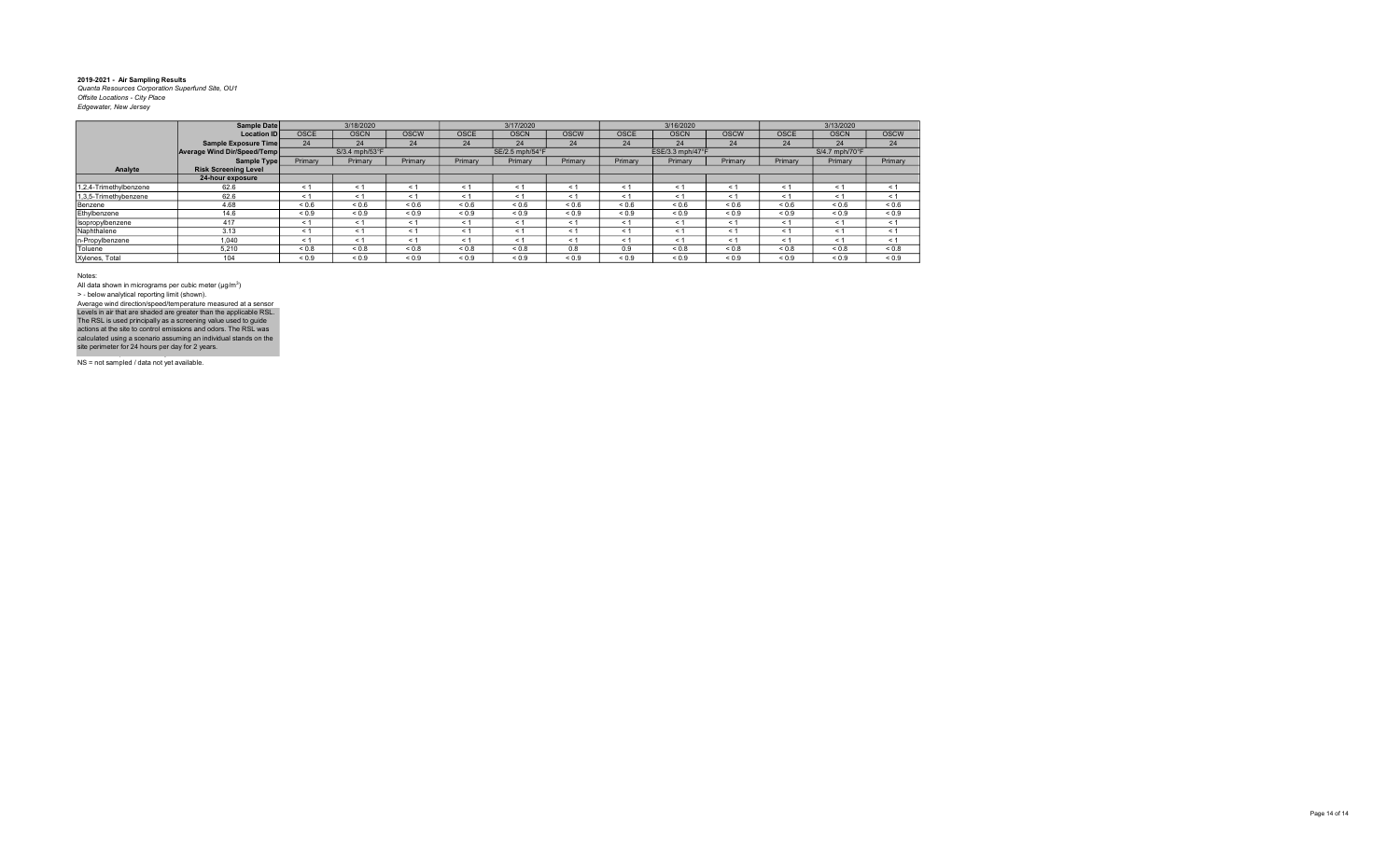**2019-2021 - Air Sampling Results**
*Quanta Resources Corporation Superfund Site, OU1*
*Offsite Locations - City Place*
*Edgewater, New Jersey*

| | Sample Date | 3/18/2020 | | | 3/17/2020 | | | 3/16/2020 | | | 3/13/2020 | | |
|---|---|---|---|---|---|---|---|---|---|---|---|---|---|
| | Location ID | OSCE | OSCN | OSCW | OSCE | OSCN | OSCW | OSCE | OSCN | OSCW | OSCE | OSCN | OSCW |
| | Sample Exposure Time | 24 | 24 | 24 | 24 | 24 | 24 | 24 | 24 | 24 | 24 | 24 | 24 |
| | Average Wind Dir/Speed/Temp | S/3.4 mph/53°F | | | SE/2.5 mph/54°F | | | ESE/3.3 mph/47°F | | | S/4.7 mph/70°F | | |
| | Sample Type | Primary | Primary | Primary | Primary | Primary | Primary | Primary | Primary | Primary | Primary | Primary | Primary |
| **Analyte** | **Risk Screening Level** | | | | | | | | | | | | |
| | **24-hour exposure** | | | | | | | | | | | | |
| 1,2,4-Trimethylbenzene | 62.6 | < 1 | < 1 | < 1 | < 1 | < 1 | < 1 | < 1 | < 1 | < 1 | < 1 | < 1 | < 1 |
| 1,3,5-Trimethylbenzene | 62.6 | < 1 | < 1 | < 1 | < 1 | < 1 | < 1 | < 1 | < 1 | < 1 | < 1 | < 1 | < 1 |
| Benzene | 4.68 | < 0.6 | < 0.6 | < 0.6 | < 0.6 | < 0.6 | < 0.6 | < 0.6 | < 0.6 | < 0.6 | < 0.6 | < 0.6 | < 0.6 |
| Ethylbenzene | 14.6 | < 0.9 | < 0.9 | < 0.9 | < 0.9 | < 0.9 | < 0.9 | < 0.9 | < 0.9 | < 0.9 | < 0.9 | < 0.9 | < 0.9 |
| Isopropylbenzene | 417 | < 1 | < 1 | < 1 | < 1 | < 1 | < 1 | < 1 | < 1 | < 1 | < 1 | < 1 | < 1 |
| Naphthalene | 3.13 | < 1 | < 1 | < 1 | < 1 | < 1 | < 1 | < 1 | < 1 | < 1 | < 1 | < 1 | < 1 |
| n-Propylbenzene | 1,040 | < 1 | < 1 | < 1 | < 1 | < 1 | < 1 | < 1 | < 1 | < 1 | < 1 | < 1 | < 1 |
| Toluene | 5,210 | < 0.8 | < 0.8 | < 0.8 | < 0.8 | < 0.8 | 0.8 | 0.9 | < 0.8 | < 0.8 | < 0.8 | < 0.8 | < 0.8 |
| Xylenes, Total | 104 | < 0.9 | < 0.9 | < 0.9 | < 0.9 | < 0.9 | < 0.9 | < 0.9 | < 0.9 | < 0.9 | < 0.9 | < 0.9 | < 0.9 |

Notes:

All data shown in micrograms per cubic meter (µg/m$^3$)

> - below analytical reporting limit (shown).

Average wind direction/speed/temperature measured at a sensor

Levels in air that are shaded are greater than the applicable RSL. The RSL is used principally as a screening value used to guide actions at the site to control emissions and odors. The RSL was calculated using a scenario assuming an individual stands on the site perimeter for 24 hours per day for 2 years.

NS = not sampled / data not yet available.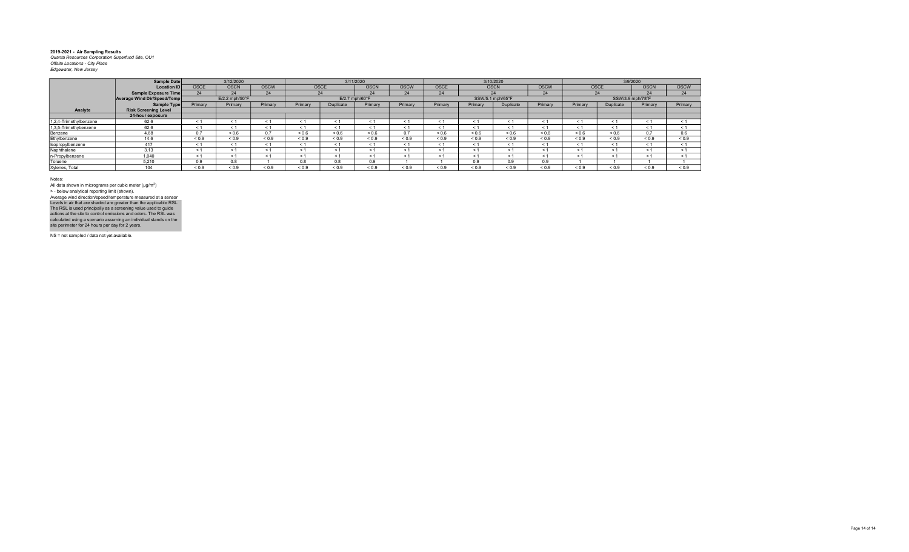**2019-2021 - Air Sampling Results**
*Quanta Resources Corporation Superfund Site, OU1*
*Offsite Locations - City Place*
*Edgewater, New Jersey*

| | Sample Date | 3/12/2020 | | | 3/11/2020 | | | | 3/10/2020 | | | | 3/9/2020 | | | |
|---|---|---|---|---|---|---|---|---|---|---|---|---|---|---|---|---|
| | Location ID | OSCE | OSCN | OSCW | OSCE | | OSCN | OSCW | OSCE | OSCN | | OSCW | OSCE | | OSCN | OSCW |
| | Sample Exposure Time | 24 | 24 | 24 | 24 | | 24 | 24 | 24 | 24 | | 24 | 24 | | 24 | 24 |
| | Average Wind Dir/Speed/Temp | E/2.2 mph/50°F | | | E/2.7 mph/60°F | | | | SSW/5.1 mph/65°F | | | | SSW/3.9 mph/78°F | | | |
| | Sample Type | Primary | Primary | Primary | Primary | Duplicate | Primary | Primary | Primary | Primary | Duplicate | Primary | Primary | Duplicate | Primary | Primary |
| Analyte | Risk Screening Level | | | | | | | | | | | | | | | |
| | 24-hour exposure | | | | | | | | | | | | | | | |
| 1,2,4-Trimethylbenzene | 62.6 | < 1 | < 1 | < 1 | < 1 | < 1 | < 1 | < 1 | < 1 | < 1 | < 1 | < 1 | < 1 | < 1 | < 1 | < 1 |
| 1,3,5-Trimethylbenzene | 62.6 | < 1 | < 1 | < 1 | < 1 | < 1 | < 1 | < 1 | < 1 | < 1 | < 1 | < 1 | < 1 | < 1 | < 1 | < 1 |
| Benzene | 4.68 | 0.7 | < 0.6 | 0.7 | < 0.6 | < 0.6 | < 0.6 | 0.7 | < 0.6 | < 0.6 | < 0.6 | < 0.6 | < 0.6 | < 0.6 | 0.7 | 0.6 |
| Ethylbenzene | 14.6 | < 0.9 | < 0.9 | < 0.9 | < 0.9 | < 0.9 | < 0.9 | < 0.9 | < 0.9 | < 0.9 | < 0.9 | < 0.9 | < 0.9 | < 0.9 | < 0.9 | < 0.9 |
| Isopropylbenzene | 417 | < 1 | < 1 | < 1 | < 1 | < 1 | < 1 | < 1 | < 1 | < 1 | < 1 | < 1 | < 1 | < 1 | < 1 | < 1 |
| Naphthalene | 3.13 | < 1 | < 1 | < 1 | < 1 | < 1 | < 1 | < 1 | < 1 | < 1 | < 1 | < 1 | < 1 | < 1 | < 1 | < 1 |
| n-Propylbenzene | 1,040 | < 1 | < 1 | < 1 | < 1 | < 1 | < 1 | < 1 | < 1 | < 1 | < 1 | < 1 | < 1 | < 1 | < 1 | < 1 |
| Toluene | 5,210 | 0.9 | 0.8 | 1 | 0.8 | 0.8 | 0.9 | 1 | 1 | 0.9 | 0.9 | 0.9 | 1 | 1 | 1 | 1 |
| Xylenes, Total | 104 | < 0.9 | < 0.9 | < 0.9 | < 0.9 | < 0.9 | < 0.9 | < 0.9 | < 0.9 | < 0.9 | < 0.9 | < 0.9 | < 0.9 | < 0.9 | < 0.9 | < 0.9 |

Notes:

All data shown in micrograms per cubic meter (µg/m$^3$)

> - below analytical reporting limit (shown).

Average wind direction/speed/temperature measured at a sensor

Levels in air that are shaded are greater than the applicable RSL. The RSL is used principally as a screening value used to guide actions at the site to control emissions and odors. The RSL was calculated using a scenario assuming an individual stands on the site perimeter for 24 hours per day for 2 years.

NS = not sampled / data not yet available.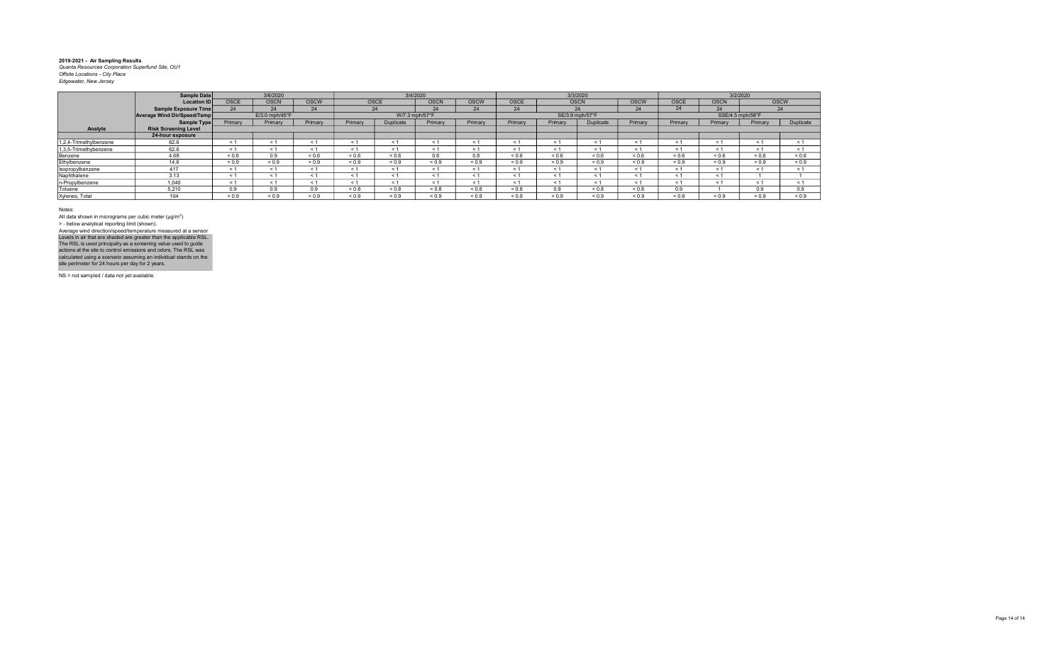**2019-2021 - Air Sampling Results**
*Quanta Resources Corporation Superfund Site, OU1*
*Offsite Locations - City Place*
*Edgewater, New Jersey*

| | Sample Date | 3/6/2020 | | | 3/4/2020 | | | | 3/3/2020 | | | | 3/2/2020 | | | |
|---|---|---|---|---|---|---|---|---|---|---|---|---|---|---|---|---|
| | Location ID | OSCE | OSCN | OSCW | OSCE | | OSCN | OSCW | OSCE | OSCN | | OSCW | OSCE | OSCN | OSCW | |
| | Sample Exposure Time | 24 | 24 | 24 | 24 | | 24 | 24 | 24 | 24 | | 24 | 24 | 24 | 24 | |
| | Average Wind Dir/Speed/Temp | E/3.0 mph/45°F | | | W/7.3 mph/57°F | | | | SE/3.9 mph/57°F | | | | SSE/4.5 mph/58°F | | | |
| | Sample Type | Primary | Primary | Primary | Primary | Duplicate | Primary | Primary | Primary | Primary | Duplicate | Primary | Primary | Primary | Primary | Duplicate |
| Analyte | Risk Screening Level | | | | | | | | | | | | | | | |
| | 24-hour exposure | | | | | | | | | | | | | | | |
| 1,2,4-Trimethylbenzene | 62.6 | < 1 | < 1 | < 1 | < 1 | < 1 | < 1 | < 1 | < 1 | < 1 | < 1 | < 1 | < 1 | < 1 | < 1 | < 1 |
| 1,3,5-Trimethylbenzene | 62.6 | < 1 | < 1 | < 1 | < 1 | < 1 | < 1 | < 1 | < 1 | < 1 | < 1 | < 1 | < 1 | < 1 | < 1 | < 1 |
| Benzene | 4.68 | < 0.6 | 0.9 | < 0.6 | < 0.6 | < 0.6 | 0.6 | 0.8 | < 0.6 | < 0.6 | < 0.6 | < 0.6 | < 0.6 | < 0.6 | < 0.6 | < 0.6 |
| Ethylbenzene | 14.6 | < 0.9 | < 0.9 | < 0.9 | < 0.9 | < 0.9 | < 0.9 | < 0.9 | < 0.9 | < 0.9 | < 0.9 | < 0.9 | < 0.9 | < 0.9 | < 0.9 | < 0.9 |
| Isopropylbenzene | 417 | < 1 | < 1 | < 1 | < 1 | < 1 | < 1 | < 1 | < 1 | < 1 | < 1 | < 1 | < 1 | < 1 | < 1 | < 1 |
| Naphthalene | 3.13 | < 1 | < 1 | < 1 | < 1 | < 1 | < 1 | < 1 | < 1 | < 1 | < 1 | < 1 | < 1 | < 1 | 1 | 1 |
| n-Propylbenzene | 1,040 | < 1 | < 1 | < 1 | < 1 | < 1 | < 1 | < 1 | < 1 | < 1 | < 1 | < 1 | < 1 | < 1 | < 1 | < 1 |
| Toluene | 5,210 | 0.9 | 0.9 | 0.9 | < 0.8 | < 0.8 | < 0.8 | < 0.8 | < 0.8 | 0.8 | < 0.8 | < 0.8 | 0.9 | 1 | 0.9 | 0.9 |
| Xylenes, Total | 104 | < 0.9 | < 0.9 | < 0.9 | < 0.9 | < 0.9 | < 0.9 | < 0.9 | < 0.9 | < 0.9 | < 0.9 | < 0.9 | < 0.9 | < 0.9 | < 0.9 | < 0.9 |

Notes:
All data shown in micrograms per cubic meter (µg/m$^3$)
> - below analytical reporting limit (shown).
Average wind direction/speed/temperature measured at a sensor
Levels in air that are shaded are greater than the applicable RSL. The RSL is used principally as a screening value used to guide actions at the site to control emissions and odors. The RSL was calculated using a scenario assuming an individual stands on the site perimeter for 24 hours per day for 2 years.

NS = not sampled / data not yet available.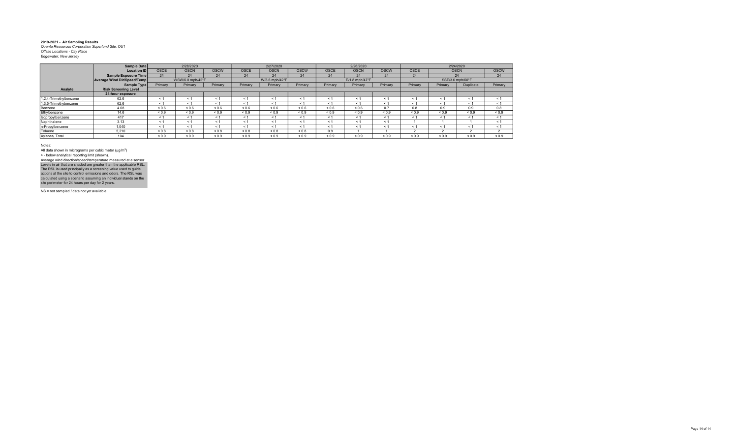**2019-2021 - Air Sampling Results**
*Quanta Resources Corporation Superfund Site, OU1*
*Offsite Locations - City Place*
*Edgewater, New Jersey*

| | Sample Date | 2/28/2020 | | | 2/27/2020 | | | 2/26/2020 | | | 2/24/2020 | | | |
|---|---|---|---|---|---|---|---|---|---|---|---|---|---|---|
| | Location ID | OSCE | OSCN | OSCW | OSCE | OSCN | OSCW | OSCE | OSCN | OSCW | OSCE | OSCN | | OSCW |
| | Sample Exposure Time | 24 | 24 | 24 | 24 | 24 | 24 | 24 | 24 | 24 | 24 | 24 | | 24 |
| | Average Wind Dir/Speed/Temp | WSW/6.0 mph/42°F | | | W/8.6 mph/42°F | | | E/1.8 mph/47°F | | | SSE/3.6 mph/60°F | | | |
| | Sample Type | Primary | Primary | Primary | Primary | Primary | Primary | Primary | Primary | Primary | Primary | Primary | Duplicate | Primary |
| **Analyte** | **Risk Screening Level** | | | | | | | | | | | | | |
| | **24-hour exposure** | | | | | | | | | | | | | |
| 1,2,4-Trimethylbenzene | 62.6 | < 1 | < 1 | < 1 | < 1 | < 1 | < 1 | < 1 | < 1 | < 1 | < 1 | < 1 | < 1 | < 1 |
| 1,3,5-Trimethylbenzene | 62.6 | < 1 | < 1 | < 1 | < 1 | < 1 | < 1 | < 1 | < 1 | < 1 | < 1 | < 1 | < 1 | < 1 |
| Benzene | 4.68 | < 0.6 | < 0.6 | < 0.6 | < 0.6 | < 0.6 | < 0.6 | < 0.6 | < 0.6 | 0.7 | 0.8 | 0.9 | 0.9 | 0.8 |
| Ethylbenzene | 14.6 | < 0.9 | < 0.9 | < 0.9 | < 0.9 | < 0.9 | < 0.9 | < 0.9 | < 0.9 | < 0.9 | < 0.9 | < 0.9 | < 0.9 | < 0.9 |
| Isopropylbenzene | 417 | < 1 | < 1 | < 1 | < 1 | < 1 | < 1 | < 1 | < 1 | < 1 | < 1 | < 1 | < 1 | < 1 |
| Naphthalene | 3.13 | < 1 | < 1 | < 1 | < 1 | < 1 | < 1 | < 1 | < 1 | < 1 | 1 | 1 | 1 | < 1 |
| n-Propylbenzene | 1,040 | < 1 | < 1 | < 1 | < 1 | < 1 | < 1 | < 1 | < 1 | < 1 | < 1 | < 1 | < 1 | < 1 |
| Toluene | 5,210 | < 0.8 | < 0.8 | < 0.8 | < 0.8 | < 0.8 | < 0.8 | 0.9 | 1 | 1 | 2 | 2 | 2 | 2 |
| Xylenes, Total | 104 | < 0.9 | < 0.9 | < 0.9 | < 0.9 | < 0.9 | < 0.9 | < 0.9 | < 0.9 | < 0.9 | < 0.9 | < 0.9 | < 0.9 | < 0.9 |

Notes:

All data shown in micrograms per cubic meter (µg/m$^3$)

> - below analytical reporting limit (shown).

Average wind direction/speed/temperature measured at a sensor

Levels in air that are shaded are greater than the applicable RSL. The RSL is used principally as a screening value used to guide actions at the site to control emissions and odors. The RSL was calculated using a scenario assuming an individual stands on the site perimeter for 24 hours per day for 2 years.

NS = not sampled / data not yet available.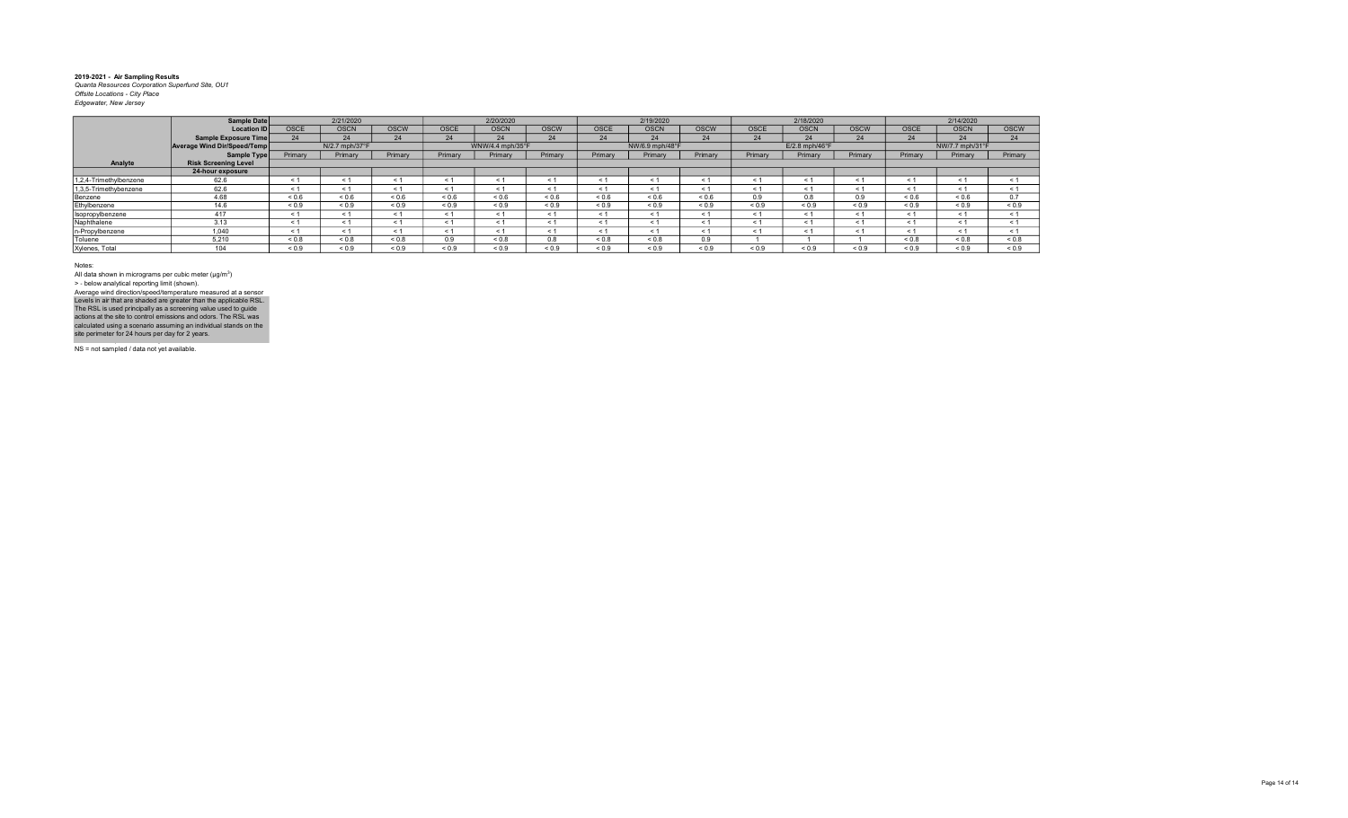**2019-2021 - Air Sampling Results**
*Quanta Resources Corporation Superfund Site, OU1*
*Offsite Locations - City Place*
*Edgewater, New Jersey*

| | Sample Date | 2/21/2020 | | | 2/20/2020 | | | 2/19/2020 | | | 2/18/2020 | | | 2/14/2020 | | |
|---|---|---|---|---|---|---|---|---|---|---|---|---|---|---|---|---|
| | Location ID | OSCE | OSCN | OSCW | OSCE | OSCN | OSCW | OSCE | OSCN | OSCW | OSCE | OSCN | OSCW | OSCE | OSCN | OSCW |
| | Sample Exposure Time | 24 | 24 | 24 | 24 | 24 | 24 | 24 | 24 | 24 | 24 | 24 | 24 | 24 | 24 | 24 |
| | Average Wind Dir/Speed/Temp | N/2.7 mph/37°F | | | WNW/4.4 mph/35°F | | | NW/6.9 mph/48°F | | | E/2.8 mph/46°F | | | NW/7.7 mph/31°F | | |
| | Sample Type | Primary | Primary | Primary | Primary | Primary | Primary | Primary | Primary | Primary | Primary | Primary | Primary | Primary | Primary | Primary |
| **Analyte** | **Risk Screening Level** | | | | | | | | | | | | | | | |
| | **24-hour exposure** | | | | | | | | | | | | | | | |
| 1,2,4-Trimethylbenzene | 62.6 | < 1 | < 1 | < 1 | < 1 | < 1 | < 1 | < 1 | < 1 | < 1 | < 1 | < 1 | < 1 | < 1 | < 1 | < 1 |
| 1,3,5-Trimethylbenzene | 62.6 | < 1 | < 1 | < 1 | < 1 | < 1 | < 1 | < 1 | < 1 | < 1 | < 1 | < 1 | < 1 | < 1 | < 1 | < 1 |
| Benzene | 4.68 | < 0.6 | < 0.6 | < 0.6 | < 0.6 | < 0.6 | < 0.6 | < 0.6 | < 0.6 | < 0.6 | 0.9 | 0.8 | 0.9 | < 0.6 | < 0.6 | 0.7 |
| Ethylbenzene | 14.6 | < 0.9 | < 0.9 | < 0.9 | < 0.9 | < 0.9 | < 0.9 | < 0.9 | < 0.9 | < 0.9 | < 0.9 | < 0.9 | < 0.9 | < 0.9 | < 0.9 | < 0.9 |
| Isopropylbenzene | 417 | < 1 | < 1 | < 1 | < 1 | < 1 | < 1 | < 1 | < 1 | < 1 | < 1 | < 1 | < 1 | < 1 | < 1 | < 1 |
| Naphthalene | 3.13 | < 1 | < 1 | < 1 | < 1 | < 1 | < 1 | < 1 | < 1 | < 1 | < 1 | < 1 | < 1 | < 1 | < 1 | < 1 |
| n-Propylbenzene | 1,040 | < 1 | < 1 | < 1 | < 1 | < 1 | < 1 | < 1 | < 1 | < 1 | < 1 | < 1 | < 1 | < 1 | < 1 | < 1 |
| Toluene | 5,210 | < 0.8 | < 0.8 | < 0.8 | 0.9 | < 0.8 | 0.8 | < 0.8 | < 0.8 | 0.9 | 1 | 1 | 1 | < 0.8 | < 0.8 | < 0.8 |
| Xylenes, Total | 104 | < 0.9 | < 0.9 | < 0.9 | < 0.9 | < 0.9 | < 0.9 | < 0.9 | < 0.9 | < 0.9 | < 0.9 | < 0.9 | < 0.9 | < 0.9 | < 0.9 | < 0.9 |

Notes:

All data shown in micrograms per cubic meter (µg/m$^3$)

> - below analytical reporting limit (shown).

Average wind direction/speed/temperature measured at a sensor

Levels in air that are shaded are greater than the applicable RSL. The RSL is used principally as a screening value used to guide actions at the site to control emissions and odors. The RSL was calculated using a scenario assuming an individual stands on the site perimeter for 24 hours per day for 2 years.

NS = not sampled / data not yet available.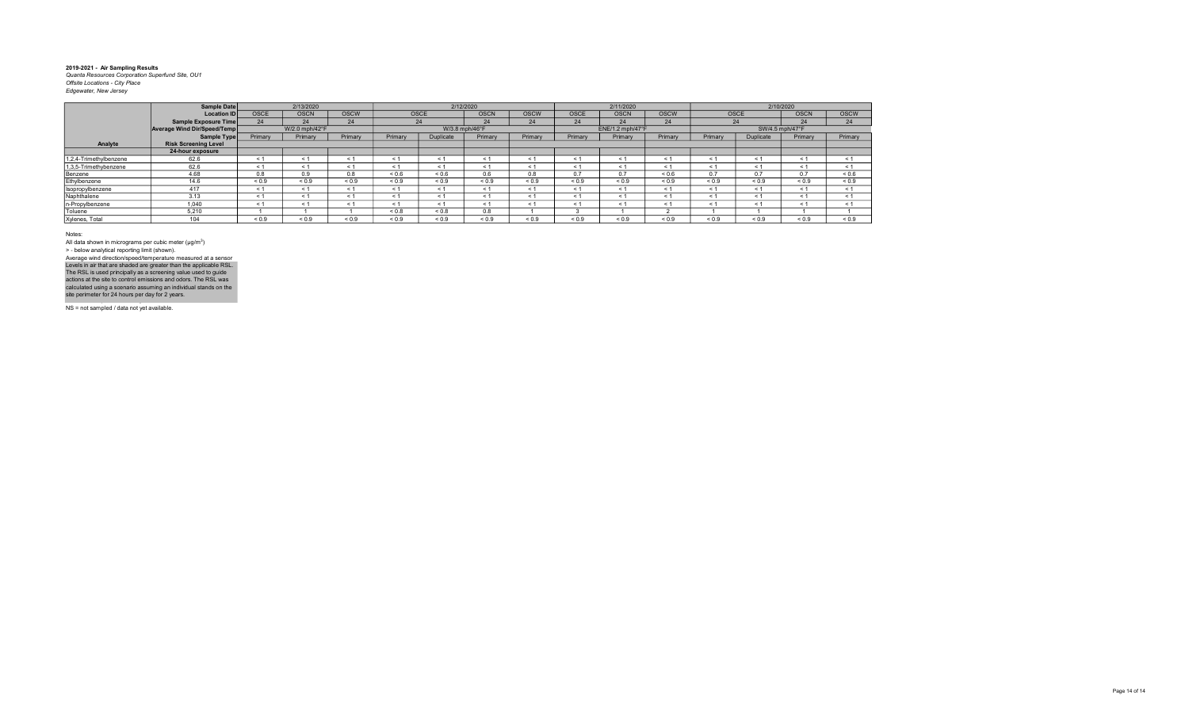**2019-2021 - Air Sampling Results**
*Quanta Resources Corporation Superfund Site, OU1*
*Offsite Locations - City Place*
*Edgewater, New Jersey*

| | Sample Date | 2/13/2020 | | | 2/12/2020 | | | | 2/11/2020 | | | 2/10/2020 | | | |
|---|---|---|---|---|---|---|---|---|---|---|---|---|---|---|---|
| | Location ID | OSCE | OSCN | OSCW | OSCE | | OSCN | OSCW | OSCE | OSCN | OSCW | OSCE | | OSCN | OSCW |
| | Sample Exposure Time | 24 | 24 | 24 | 24 | | 24 | 24 | 24 | 24 | 24 | 24 | | 24 | 24 |
| | Average Wind Dir/Speed/Temp | W/2.0 mph/42°F | | | W/3.8 mph/46°F | | | | ENE/1.2 mph/47°F | | | SW/4.5 mph/47°F | | | |
| | Sample Type | Primary | Primary | Primary | Primary | Duplicate | Primary | Primary | Primary | Primary | Primary | Primary | Duplicate | Primary | Primary |
| Analyte | Risk Screening Level | | | | | | | | | | | | | | |
| | 24-hour exposure | | | | | | | | | | | | | | |
| 1,2,4-Trimethylbenzene | 62.6 | < 1 | < 1 | < 1 | < 1 | < 1 | < 1 | < 1 | < 1 | < 1 | < 1 | < 1 | < 1 | < 1 | < 1 |
| 1,3,5-Trimethybenzene | 62.6 | < 1 | < 1 | < 1 | < 1 | < 1 | < 1 | < 1 | < 1 | < 1 | < 1 | < 1 | < 1 | < 1 | < 1 |
| Benzene | 4.68 | 0.8 | 0.9 | 0.8 | < 0.6 | < 0.6 | 0.6 | 0.8 | 0.7 | 0.7 | < 0.6 | 0.7 | 0.7 | 0.7 | < 0.6 |
| Ethylbenzene | 14.6 | < 0.9 | < 0.9 | < 0.9 | < 0.9 | < 0.9 | < 0.9 | < 0.9 | < 0.9 | < 0.9 | < 0.9 | < 0.9 | < 0.9 | < 0.9 | < 0.9 |
| Isopropylbenzene | 417 | < 1 | < 1 | < 1 | < 1 | < 1 | < 1 | < 1 | < 1 | < 1 | < 1 | < 1 | < 1 | < 1 | < 1 |
| Naphthalene | 3.13 | < 1 | < 1 | < 1 | < 1 | < 1 | < 1 | < 1 | < 1 | < 1 | < 1 | < 1 | < 1 | < 1 | < 1 |
| n-Propylbenzene | 1,040 | < 1 | < 1 | < 1 | < 1 | < 1 | < 1 | < 1 | < 1 | < 1 | < 1 | < 1 | < 1 | < 1 | < 1 |
| Toluene | 5,210 | 1 | 1 | 1 | < 0.8 | < 0.8 | 0.8 | 1 | 3 | 1 | 2 | 1 | 1 | 1 | 1 |
| Xylenes, Total | 104 | < 0.9 | < 0.9 | < 0.9 | < 0.9 | < 0.9 | < 0.9 | < 0.9 | < 0.9 | < 0.9 | < 0.9 | < 0.9 | < 0.9 | < 0.9 | < 0.9 |

Notes:

All data shown in micrograms per cubic meter (µg/m$^3$)

> - below analytical reporting limit (shown).

Average wind direction/speed/temperature measured at a sensor

Levels in air that are shaded are greater than the applicable RSL. The RSL is used principally as a screening value used to guide actions at the site to control emissions and odors. The RSL was calculated using a scenario assuming an individual stands on the site perimeter for 24 hours per day for 2 years.

NS = not sampled / data not yet available.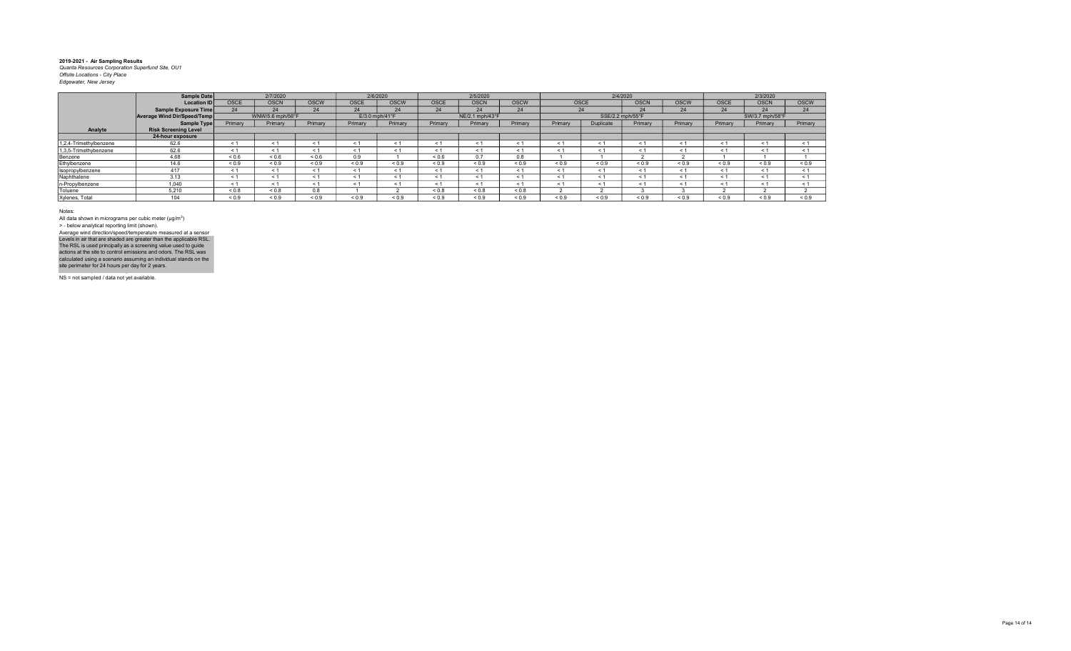**2019-2021 - Air Sampling Results**
*Quanta Resources Corporation Superfund Site, OU1*
*Offsite Locations - City Place*
*Edgewater, New Jersey*

| | Sample Date | 2/7/2020 | | | 2/6/2020 | | 2/5/2020 | | | 2/4/2020 | | | | 2/3/2020 | | |
|---|---|---|---|---|---|---|---|---|---|---|---|---|---|---|---|---|
| | Location ID | OSCE | OSCN | OSCW | OSCE | OSCW | OSCE | OSCN | OSCW | OSCE | | OSCN | OSCW | OSCE | OSCN | OSCW |
| | Sample Exposure Time | 24 | 24 | 24 | 24 | 24 | 24 | 24 | 24 | 24 | | 24 | 24 | 24 | 24 | 24 |
| | Average Wind Dir/Speed/Temp | WNW/5.6 mph/56°F | | | E/3.0 mph/41°F | | NE/2.1 mph/43°F | | | SSE/2.2 mph/55°F | | | | SW/3.7 mph/58°F | | |
| | Sample Type | Primary | Primary | Primary | Primary | Primary | Primary | Primary | Primary | Primary | Duplicate | Primary | Primary | Primary | Primary | Primary |
| **Analyte** | **Risk Screening Level** | | | | | | | | | | | | | | | |
| | **24-hour exposure** | | | | | | | | | | | | | | | |
| 1,2,4-Trimethylbenzene | 62.6 | < 1 | < 1 | < 1 | < 1 | < 1 | < 1 | < 1 | < 1 | < 1 | < 1 | < 1 | < 1 | < 1 | < 1 | < 1 |
| 1,3,5-Trimethylbenzene | 62.6 | < 1 | < 1 | < 1 | < 1 | < 1 | < 1 | < 1 | < 1 | < 1 | < 1 | < 1 | < 1 | < 1 | < 1 | < 1 |
| Benzene | 4.68 | < 0.6 | < 0.6 | < 0.6 | 0.9 | 1 | < 0.6 | 0.7 | 0.8 | 1 | 1 | 2 | 2 | 1 | 1 | 1 |
| Ethylbenzene | 14.6 | < 0.9 | < 0.9 | < 0.9 | < 0.9 | < 0.9 | < 0.9 | < 0.9 | < 0.9 | < 0.9 | < 0.9 | < 0.9 | < 0.9 | < 0.9 | < 0.9 | < 0.9 |
| Isopropylbenzene | 417 | < 1 | < 1 | < 1 | < 1 | < 1 | < 1 | < 1 | < 1 | < 1 | < 1 | < 1 | < 1 | < 1 | < 1 | < 1 |
| Naphthalene | 3.13 | < 1 | < 1 | < 1 | < 1 | < 1 | < 1 | < 1 | < 1 | < 1 | < 1 | < 1 | < 1 | < 1 | < 1 | < 1 |
| n-Propylbenzene | 1,040 | < 1 | < 1 | < 1 | < 1 | < 1 | < 1 | < 1 | < 1 | < 1 | < 1 | < 1 | < 1 | < 1 | < 1 | < 1 |
| Toluene | 5,210 | < 0.8 | < 0.8 | 0.8 | 1 | 2 | < 0.8 | < 0.8 | < 0.8 | 2 | 2 | 3 | 3 | 2 | 2 | 2 |
| Xylenes, Total | 104 | < 0.9 | < 0.9 | < 0.9 | < 0.9 | < 0.9 | < 0.9 | < 0.9 | < 0.9 | < 0.9 | < 0.9 | < 0.9 | < 0.9 | < 0.9 | < 0.9 | < 0.9 |

Notes:
All data shown in micrograms per cubic meter (µg/m³)
> - below analytical reporting limit (shown).
Average wind direction/speed/temperature measured at a sensor
Levels in air that are shaded are greater than the applicable RSL.
The RSL is used principally as a screening value used to guide actions at the site to control emissions and odors. The RSL was calculated using a scenario assuming an individual stands on the site perimeter for 24 hours per day for 2 years.

NS = not sampled / data not yet available.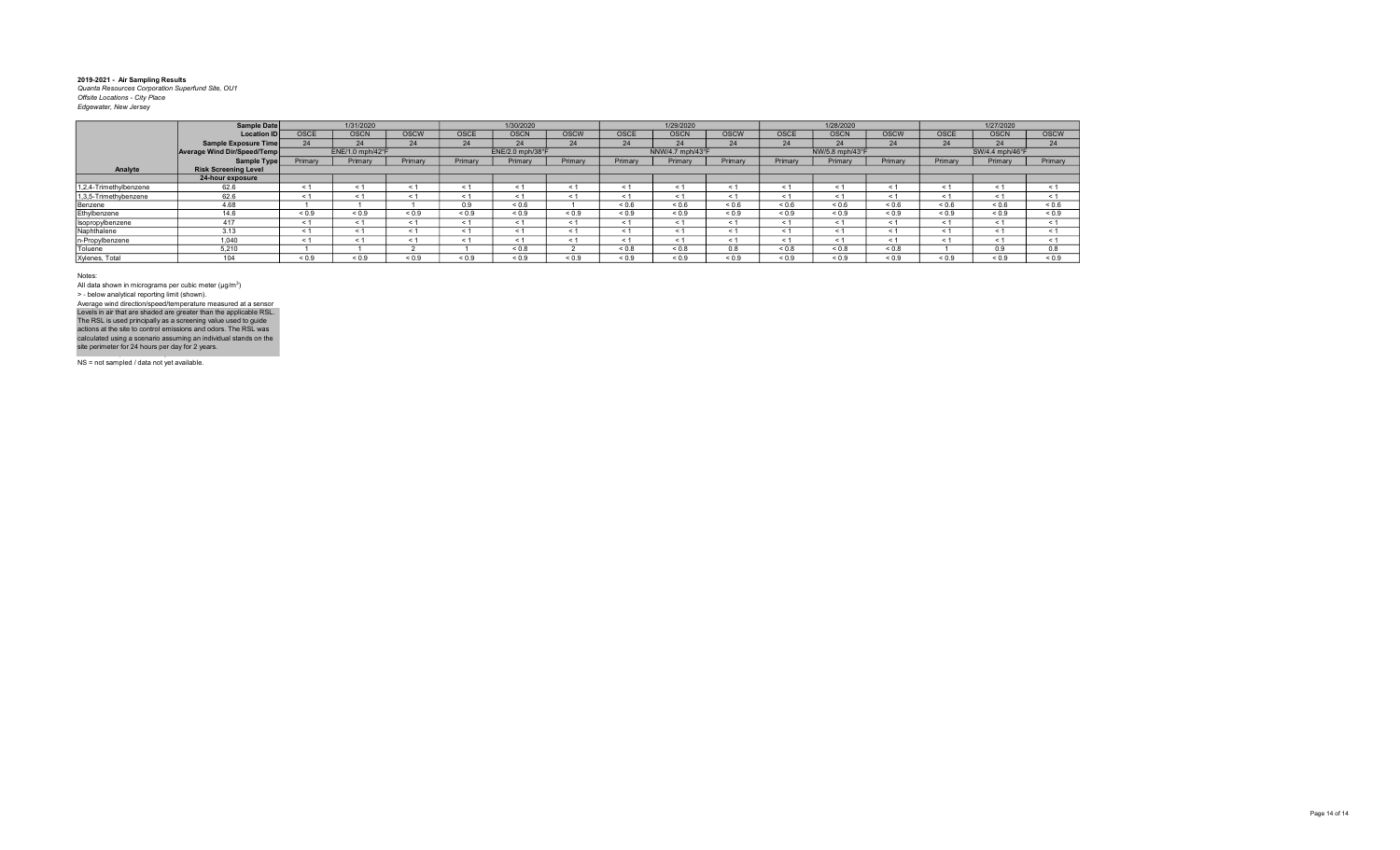**2019-2021 - Air Sampling Results**
*Quanta Resources Corporation Superfund Site, OU1*
*Offsite Locations - City Place*
*Edgewater, New Jersey*

| | Sample Date | 1/31/2020 | | | 1/30/2020 | | | 1/29/2020 | | | 1/28/2020 | | | 1/27/2020 | | |
|---|---|---|---|---|---|---|---|---|---|---|---|---|---|---|---|---|
| | Location ID | OSCE | OSCN | OSCW | OSCE | OSCN | OSCW | OSCE | OSCN | OSCW | OSCE | OSCN | OSCW | OSCE | OSCN | OSCW |
| | Sample Exposure Time | 24 | 24 | 24 | 24 | 24 | 24 | 24 | 24 | 24 | 24 | 24 | 24 | 24 | 24 | 24 |
| | Average Wind Dir/Speed/Temp | ENE/1.0 mph/42°F | | | ENE/2.0 mph/38°F | | | NNW/4.7 mph/43°F | | | NW/5.8 mph/43°F | | | SW/4.4 mph/46°F | | |
| | Sample Type | Primary | Primary | Primary | Primary | Primary | Primary | Primary | Primary | Primary | Primary | Primary | Primary | Primary | Primary | Primary |
| Analyte | Risk Screening Level | | | | | | | | | | | | | | | |
| | 24-hour exposure | | | | | | | | | | | | | | | |
| 1,2,4-Trimethylbenzene | 62.6 | < 1 | < 1 | < 1 | < 1 | < 1 | < 1 | < 1 | < 1 | < 1 | < 1 | < 1 | < 1 | < 1 | < 1 | < 1 |
| 1,3,5-Trimethylbenzene | 62.6 | < 1 | < 1 | < 1 | < 1 | < 1 | < 1 | < 1 | < 1 | < 1 | < 1 | < 1 | < 1 | < 1 | < 1 | < 1 |
| Benzene | 4.68 | 1 | 1 | 1 | 0.9 | < 0.6 | 1 | < 0.6 | < 0.6 | < 0.6 | < 0.6 | < 0.6 | < 0.6 | < 0.6 | < 0.6 | < 0.6 |
| Ethylbenzene | 14.6 | < 0.9 | < 0.9 | < 0.9 | < 0.9 | < 0.9 | < 0.9 | < 0.9 | < 0.9 | < 0.9 | < 0.9 | < 0.9 | < 0.9 | < 0.9 | < 0.9 | < 0.9 |
| Isopropylbenzene | 417 | < 1 | < 1 | < 1 | < 1 | < 1 | < 1 | < 1 | < 1 | < 1 | < 1 | < 1 | < 1 | < 1 | < 1 | < 1 |
| Naphthalene | 3.13 | < 1 | < 1 | < 1 | < 1 | < 1 | < 1 | < 1 | < 1 | < 1 | < 1 | < 1 | < 1 | < 1 | < 1 | < 1 |
| n-Propylbenzene | 1,040 | < 1 | < 1 | < 1 | < 1 | < 1 | < 1 | < 1 | < 1 | < 1 | < 1 | < 1 | < 1 | < 1 | < 1 | < 1 |
| Toluene | 5,210 | 1 | 1 | 2 | 1 | < 0.8 | 2 | < 0.8 | < 0.8 | 0.8 | < 0.8 | < 0.8 | < 0.8 | 1 | 0.9 | 0.8 |
| Xylenes, Total | 104 | < 0.9 | < 0.9 | < 0.9 | < 0.9 | < 0.9 | < 0.9 | < 0.9 | < 0.9 | < 0.9 | < 0.9 | < 0.9 | < 0.9 | < 0.9 | < 0.9 | < 0.9 |

Notes:
All data shown in micrograms per cubic meter (µg/m$^3$)
> - below analytical reporting limit (shown).
Average wind direction/speed/temperature measured at a sensor
Levels in air that are shaded are greater than the applicable RSL. The RSL is used principally as a screening value used to guide actions at the site to control emissions and odors. The RSL was calculated using a scenario assuming an individual stands on the site perimeter for 24 hours per day for 2 years.

NS = not sampled / data not yet available.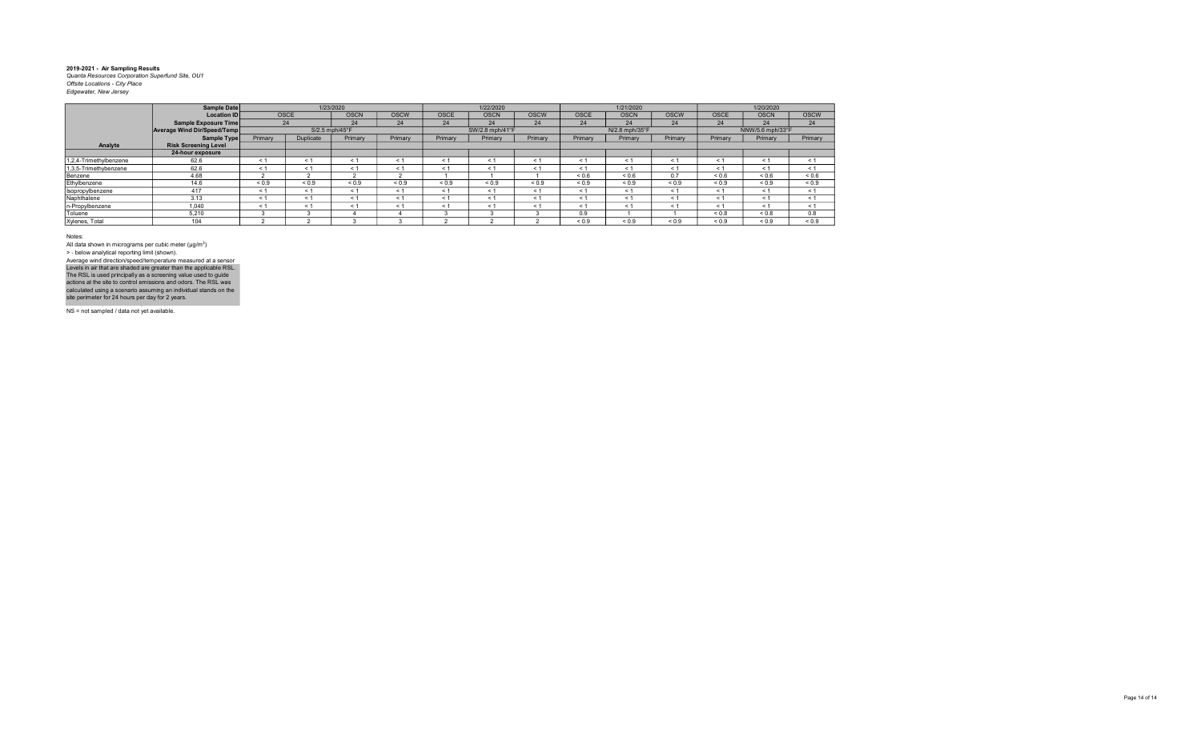**2019-2021 - Air Sampling Results**
*Quanta Resources Corporation Superfund Site, OU1*
*Offsite Locations - City Place*
*Edgewater, New Jersey*

| | Sample Date | 1/23/2020 | | | | 1/22/2020 | | | 1/21/2020 | | | 1/20/2020 | | |
|---|---|---|---|---|---|---|---|---|---|---|---|---|---|---|
| | Location ID | OSCE | | OSCN | OSCW | OSCE | OSCN | OSCW | OSCE | OSCN | OSCW | OSCE | OSCN | OSCW |
| | Sample Exposure Time | 24 | | 24 | 24 | 24 | 24 | 24 | 24 | 24 | 24 | 24 | 24 | 24 |
| | Average Wind Dir/Speed/Temp | S/2.5 mph/45°F | | | | SW/2.8 mph/41°F | | | N/2.8 mph/35°F | | | NNW/5.6 mph/33°F | | |
| | Sample Type | Primary | Duplicate | Primary | Primary | Primary | Primary | Primary | Primary | Primary | Primary | Primary | Primary | Primary |
| Analyte | Risk Screening Level | | | | | | | | | | | | | |
| | 24-hour exposure | | | | | | | | | | | | | |
| 1,2,4-Trimethylbenzene | 62.6 | < 1 | < 1 | < 1 | < 1 | < 1 | < 1 | < 1 | < 1 | < 1 | < 1 | < 1 | < 1 | < 1 |
| 1,3,5-Trimethylbenzene | 62.6 | < 1 | < 1 | < 1 | < 1 | < 1 | < 1 | < 1 | < 1 | < 1 | < 1 | < 1 | < 1 | < 1 |
| Benzene | 4.68 | 2 | 2 | 2 | 2 | 1 | 1 | 1 | < 0.6 | < 0.6 | 0.7 | < 0.6 | < 0.6 | < 0.6 |
| Ethylbenzene | 14.6 | < 0.9 | < 0.9 | < 0.9 | < 0.9 | < 0.9 | < 0.9 | < 0.9 | < 0.9 | < 0.9 | < 0.9 | < 0.9 | < 0.9 | < 0.9 |
| Isopropylbenzene | 417 | < 1 | < 1 | < 1 | < 1 | < 1 | < 1 | < 1 | < 1 | < 1 | < 1 | < 1 | < 1 | < 1 |
| Naphthalene | 3.13 | < 1 | < 1 | < 1 | < 1 | < 1 | < 1 | < 1 | < 1 | < 1 | < 1 | < 1 | < 1 | < 1 |
| n-Propylbenzene | 1,040 | < 1 | < 1 | < 1 | < 1 | < 1 | < 1 | < 1 | < 1 | < 1 | < 1 | < 1 | < 1 | < 1 |
| Toluene | 5,210 | 3 | 3 | 4 | 4 | 3 | 3 | 3 | 0.9 | 1 | 1 | < 0.8 | < 0.8 | 0.8 |
| Xylenes, Total | 104 | 2 | 2 | 3 | 3 | 2 | 2 | 2 | < 0.9 | < 0.9 | < 0.9 | < 0.9 | < 0.9 | < 0.9 |

Notes:
All data shown in micrograms per cubic meter (µg/m$^3$)
> - below analytical reporting limit (shown).
Average wind direction/speed/temperature measured at a sensor
Levels in air that are shaded are greater than the applicable RSL.
The RSL is used principally as a screening value used to guide actions at the site to control emissions and odors. The RSL was calculated using a scenario assuming an individual stands on the site perimeter for 24 hours per day for 2 years.

NS = not sampled / data not yet available.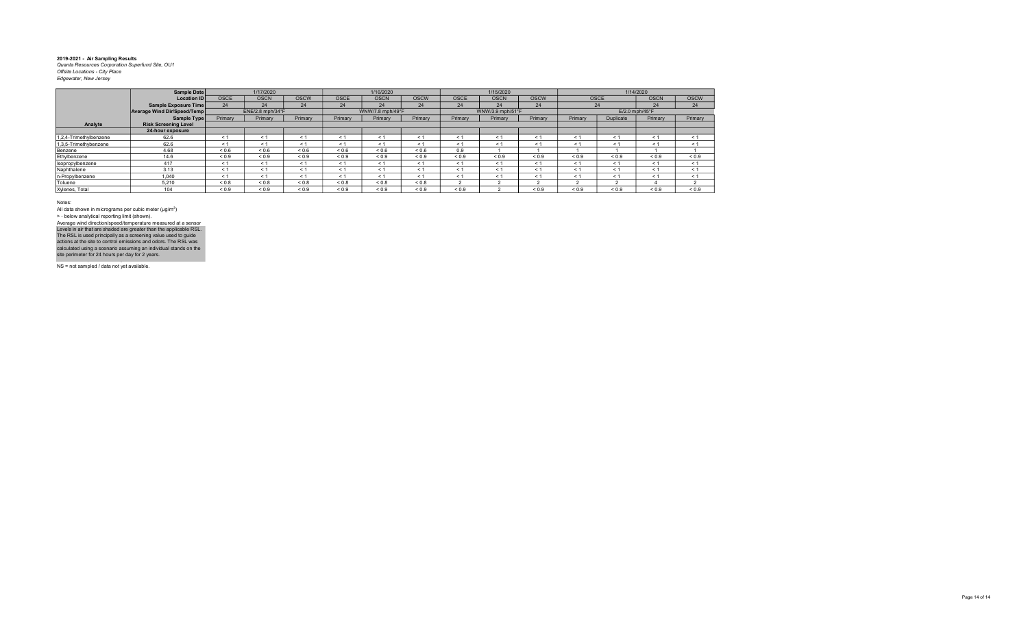**2019-2021 - Air Sampling Results**
*Quanta Resources Corporation Superfund Site, OU1*
*Offsite Locations - City Place*
*Edgewater, New Jersey*

| | Sample Date | 1/17/2020 | | | 1/16/2020 | | | 1/15/2020 | | | 1/14/2020 | | | |
|---|---|---|---|---|---|---|---|---|---|---|---|---|---|---|
| | Location ID | OSCE | OSCN | OSCW | OSCE | OSCN | OSCW | OSCE | OSCN | OSCW | OSCE | | OSCN | OSCW |
| | Sample Exposure Time | 24 | 24 | 24 | 24 | 24 | 24 | 24 | 24 | 24 | 24 | | 24 | 24 |
| | Average Wind Dir/Speed/Temp | ENE/2.8 mph/34°F | | | WNW/7.8 mph/49°F | | | WNW/3.9 mph/51°F | | | E/2.0 mph/45°F | | | |
| | Sample Type | Primary | Primary | Primary | Primary | Primary | Primary | Primary | Primary | Primary | Primary | Duplicate | Primary | Primary |
| **Analyte** | **Risk Screening Level** | | | | | | | | | | | | | |
| | **24-hour exposure** | | | | | | | | | | | | | |
| 1,2,4-Trimethylbenzene | 62.6 | < 1 | < 1 | < 1 | < 1 | < 1 | < 1 | < 1 | < 1 | < 1 | < 1 | < 1 | < 1 | < 1 |
| 1,3,5-Trimethylbenzene | 62.6 | < 1 | < 1 | < 1 | < 1 | < 1 | < 1 | < 1 | < 1 | < 1 | < 1 | < 1 | < 1 | < 1 |
| Benzene | 4.68 | < 0.6 | < 0.6 | < 0.6 | < 0.6 | < 0.6 | < 0.6 | 0.9 | 1 | 1 | 1 | 1 | 1 | 1 |
| Ethylbenzene | 14.6 | < 0.9 | < 0.9 | < 0.9 | < 0.9 | < 0.9 | < 0.9 | < 0.9 | < 0.9 | < 0.9 | < 0.9 | < 0.9 | < 0.9 | < 0.9 |
| Isopropylbenzene | 417 | < 1 | < 1 | < 1 | < 1 | < 1 | < 1 | < 1 | < 1 | < 1 | < 1 | < 1 | < 1 | < 1 |
| Naphthalene | 3.13 | < 1 | < 1 | < 1 | < 1 | < 1 | < 1 | < 1 | < 1 | < 1 | < 1 | < 1 | < 1 | < 1 |
| n-Propylbenzene | 1,040 | < 1 | < 1 | < 1 | < 1 | < 1 | < 1 | < 1 | < 1 | < 1 | < 1 | < 1 | < 1 | < 1 |
| Toluene | 5,210 | < 0.8 | < 0.8 | < 0.8 | < 0.8 | < 0.8 | < 0.8 | 2 | 2 | 2 | 2 | 2 | 4 | 2 |
| Xylenes, Total | 104 | < 0.9 | < 0.9 | < 0.9 | < 0.9 | < 0.9 | < 0.9 | < 0.9 | 2 | < 0.9 | < 0.9 | < 0.9 | < 0.9 | < 0.9 |

Notes:

All data shown in micrograms per cubic meter (µg/m$^3$)

> - below analytical reporting limit (shown).

Average wind direction/speed/temperature measured at a sensor

Levels in air that are shaded are greater than the applicable RSL. The RSL is used principally as a screening value used to guide actions at the site to control emissions and odors. The RSL was calculated using a scenario assuming an individual stands on the site perimeter for 24 hours per day for 2 years.

NS = not sampled / data not yet available.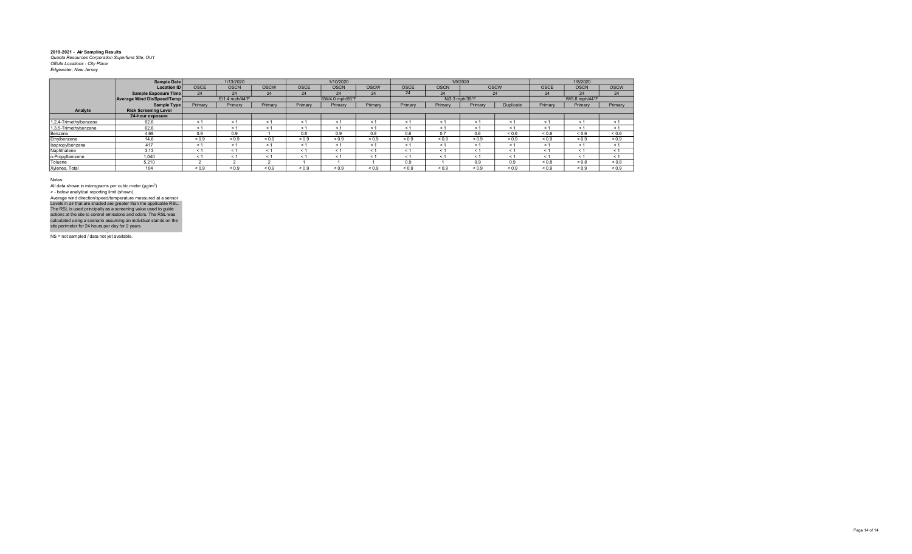**2019-2021 - Air Sampling Results**
*Quanta Resources Corporation Superfund Site, OU1*
*Offsite Locations - City Place*
*Edgewater, New Jersey*

| | Sample Date | 1/13/2020 | | | 1/10/2020 | | | 1/9/2020 | | | | 1/8/2020 | | |
|---|---|---|---|---|---|---|---|---|---|---|---|---|---|---|
| | Location ID | OSCE | OSCN | OSCW | OSCE | OSCN | OSCW | OSCE | OSCN | OSCW | | OSCE | OSCN | OSCW |
| | Sample Exposure Time | 24 | 24 | 24 | 24 | 24 | 24 | 24 | 24 | 24 | | 24 | 24 | 24 |
| | Average Wind Dir/Speed/Temp | E/1.4 mph/44°F | | | SW/4.0 mph/55°F | | | N/3.3 mph/35°F | | | | W/5.8 mph/44°F | | |
| | Sample Type | Primary | Primary | Primary | Primary | Primary | Primary | Primary | Primary | Primary | Duplicate | Primary | Primary | Primary |
| Analyte | Risk Screening Level | | | | | | | | | | | | | |
| | 24-hour exposure | | | | | | | | | | | | | |
| 1,2,4-Trimethylbenzene | 62.6 | < 1 | < 1 | < 1 | < 1 | < 1 | < 1 | < 1 | < 1 | < 1 | < 1 | < 1 | < 1 | < 1 |
| 1,3,5-Trimethylbenzene | 62.6 | < 1 | < 1 | < 1 | < 1 | < 1 | < 1 | < 1 | < 1 | < 1 | < 1 | < 1 | < 1 | < 1 |
| Benzene | 4.68 | 0.9 | 0.9 | 1 | 0.8 | 0.9 | 0.8 | 0.6 | 0.7 | 0.6 | < 0.6 | < 0.6 | < 0.6 | < 0.6 |
| Ethylbenzene | 14.6 | < 0.9 | < 0.9 | < 0.9 | < 0.9 | < 0.9 | < 0.9 | < 0.9 | < 0.9 | < 0.9 | < 0.9 | < 0.9 | < 0.9 | < 0.9 |
| Isopropylbenzene | 417 | < 1 | < 1 | < 1 | < 1 | < 1 | < 1 | < 1 | < 1 | < 1 | < 1 | < 1 | < 1 | < 1 |
| Naphthalene | 3.13 | < 1 | < 1 | < 1 | < 1 | < 1 | < 1 | < 1 | < 1 | < 1 | < 1 | < 1 | < 1 | < 1 |
| n-Propylbenzene | 1,040 | < 1 | < 1 | < 1 | < 1 | < 1 | < 1 | < 1 | < 1 | < 1 | < 1 | < 1 | < 1 | < 1 |
| Toluene | 5,210 | 2 | 2 | 2 | 1 | 1 | 1 | 0.9 | 1 | 0.9 | 0.9 | < 0.8 | < 0.8 | < 0.8 |
| Xylenes, Total | 104 | < 0.9 | < 0.9 | < 0.9 | < 0.9 | < 0.9 | < 0.9 | < 0.9 | < 0.9 | < 0.9 | < 0.9 | < 0.9 | < 0.9 | < 0.9 |

Notes:

All data shown in micrograms per cubic meter (µg/m$^3$)

> - below analytical reporting limit (shown).

Average wind direction/speed/temperature measured at a sensor

Levels in air that are shaded are greater than the applicable RSL. The RSL is used principally as a screening value used to guide actions at the site to control emissions and odors. The RSL was calculated using a scenario assuming an individual stands on the site perimeter for 24 hours per day for 2 years.

NS = not sampled / data not yet available.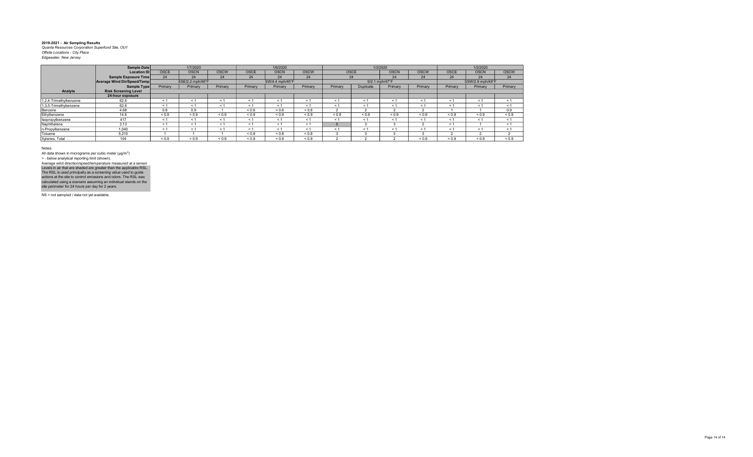**2019-2021 - Air Sampling Results**
*Quanta Resources Corporation Superfund Site, OU1*
*Offsite Locations - City Place*
*Edgewater, New Jersey*

| | Sample Date | 1/7/2020 | | | 1/6/2020 | | | 1/3/2020 | | | | 1/2/2020 | | |
|---|---|---|---|---|---|---|---|---|---|---|---|---|---|---|
| | Location ID | OSCE | OSCN | OSCW | OSCE | OSCN | OSCW | OSCE | | OSCN | OSCW | OSCE | OSCN | OSCW |
| | Sample Exposure Time | 24 | 24 | 24 | 24 | 24 | 24 | 24 | | 24 | 24 | 24 | 24 | 24 |
| | Average Wind Dir/Speed/Temp | ESE/2.2 mph/46°F | | | SW/4.4 mph/45°F | | | S/2.1 mph/47°F | | | | SSW/2.9 mph/49°F | | |
| | Sample Type | Primary | Primary | Primary | Primary | Primary | Primary | Primary | Duplicate | Primary | Primary | Primary | Primary | Primary |
| Analyte | Risk Screening Level | | | | | | | | | | | | | |
| | 24-hour exposure | | | | | | | | | | | | | |
| 1,2,4-Trimethylbenzene | 62.6 | < 1 | < 1 | < 1 | < 1 | < 1 | < 1 | < 1 | < 1 | < 1 | < 1 | < 1 | < 1 | < 1 |
| 1,3,5-Trimethylbenzene | 62.6 | < 1 | < 1 | < 1 | < 1 | < 1 | < 1 | < 1 | < 1 | < 1 | < 1 | < 1 | < 1 | < 1 |
| Benzene | 4.68 | 0.8 | 0.9 | 1 | < 0.6 | < 0.6 | < 0.6 | 2 | 2 | 2 | 2 | 1 | 1 | 0.9 |
| Ethylbenzene | 14.6 | < 0.9 | < 0.9 | < 0.9 | < 0.9 | < 0.9 | < 0.9 | < 0.9 | < 0.9 | < 0.9 | < 0.9 | < 0.9 | < 0.9 | < 0.9 |
| Isopropylbenzene | 417 | < 1 | < 1 | < 1 | < 1 | < 1 | < 1 | < 1 | < 1 | < 1 | < 1 | < 1 | < 1 | < 1 |
| Naphthalene | 3.13 | < 1 | < 1 | < 1 | < 1 | < 1 | < 1 | 5 | 3 | 3 | 2 | < 1 | 1 | < 1 |
| n-Propylbenzene | 1,040 | < 1 | < 1 | < 1 | < 1 | < 1 | < 1 | < 1 | < 1 | < 1 | < 1 | < 1 | < 1 | < 1 |
| Toluene | 5,210 | 1 | 1 | 1 | < 0.8 | < 0.8 | < 0.8 | 3 | 3 | 3 | 3 | 2 | 2 | 2 |
| Xylenes, Total | 104 | < 0.9 | < 0.9 | < 0.9 | < 0.9 | < 0.9 | < 0.9 | 2 | 2 | 2 | < 0.9 | < 0.9 | < 0.9 | < 0.9 |

Notes:

All data shown in micrograms per cubic meter (µg/m$^3$)

> - below analytical reporting limit (shown).

Average wind direction/speed/temperature measured at a sensor

Levels in air that are shaded are greater than the applicable RSL. The RSL is used principally as a screening value used to guide actions at the site to control emissions and odors. The RSL was calculated using a scenario assuming an individual stands on the site perimeter for 24 hours per day for 2 years.

NS = not sampled / data not yet available.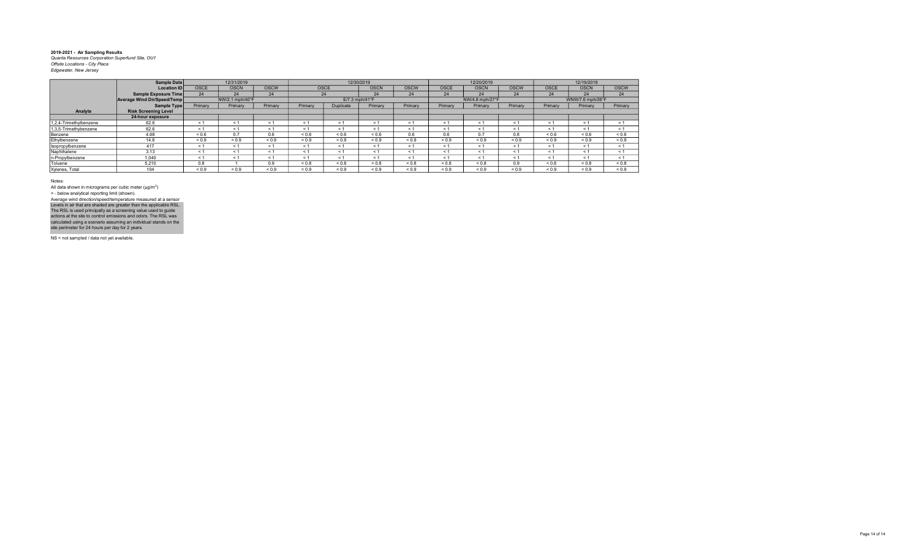**2019-2021 - Air Sampling Results**
*Quanta Resources Corporation Superfund Site, OU1*
*Offsite Locations - City Place*
*Edgewater, New Jersey*

| | Sample Date | 12/31/2019 | | | 12/30/2019 | | | | 12/20/2019 | | | 12/19/2019 | | |
|---|---|---|---|---|---|---|---|---|---|---|---|---|---|---|
| | Location ID | OSCE | OSCN | OSCW | OSCE | | OSCN | OSCW | OSCE | OSCN | OSCW | OSCE | OSCN | OSCW |
| | Sample Exposure Time | 24 | 24 | 24 | 24 | | 24 | 24 | 24 | 24 | 24 | 24 | 24 | 24 |
| | Average Wind Dir/Speed/Temp | NW/2.1 mph/40°F | | | E/7.3 mph/41°F | | | | NW/4.8 mph/27°F | | | WNW/7.6 mph/26°F | | |
| | Sample Type | Primary | Primary | Primary | Primary | Duplicate | Primary | Primary | Primary | Primary | Primary | Primary | Primary | Primary |
| **Analyte** | **Risk Screening Level** | | | | | | | | | | | | | |
| | **24-hour exposure** | | | | | | | | | | | | | |
| 1,2,4-Trimethylbenzene | 62.6 | < 1 | < 1 | < 1 | < 1 | < 1 | < 1 | < 1 | < 1 | < 1 | < 1 | < 1 | < 1 | < 1 |
| 1,3,5-Trimethylbenzene | 62.6 | < 1 | < 1 | < 1 | < 1 | < 1 | < 1 | < 1 | < 1 | < 1 | < 1 | < 1 | < 1 | < 1 |
| Benzene | 4.68 | < 0.6 | 0.7 | 0.6 | < 0.6 | < 0.6 | < 0.6 | 0.6 | 0.6 | 0.7 | 0.8 | < 0.6 | < 0.6 | < 0.6 |
| Ethylbenzene | 14.6 | < 0.9 | < 0.9 | < 0.9 | < 0.9 | < 0.9 | < 0.9 | < 0.9 | < 0.9 | < 0.9 | < 0.9 | < 0.9 | < 0.9 | < 0.9 |
| Isopropylbenzene | 417 | < 1 | < 1 | < 1 | < 1 | < 1 | < 1 | < 1 | < 1 | < 1 | < 1 | < 1 | < 1 | < 1 |
| Naphthalene | 3.13 | < 1 | < 1 | < 1 | < 1 | < 1 | < 1 | < 1 | < 1 | < 1 | < 1 | < 1 | < 1 | < 1 |
| n-Propylbenzene | 1,040 | < 1 | < 1 | < 1 | < 1 | < 1 | < 1 | < 1 | < 1 | < 1 | < 1 | < 1 | < 1 | < 1 |
| Toluene | 5,210 | 0.8 | 1 | 0.9 | < 0.8 | < 0.8 | < 0.8 | < 0.8 | < 0.8 | < 0.8 | 0.9 | < 0.8 | < 0.8 | < 0.8 |
| Xylenes, Total | 104 | < 0.9 | < 0.9 | < 0.9 | < 0.9 | < 0.9 | < 0.9 | < 0.9 | < 0.9 | < 0.9 | < 0.9 | < 0.9 | < 0.9 | < 0.9 |

Notes:
All data shown in micrograms per cubic meter (µg/m$^3$)
> - below analytical reporting limit (shown).
Average wind direction/speed/temperature measured at a sensor
Levels in air that are shaded are greater than the applicable RSL. The RSL is used principally as a screening value used to guide actions at the site to control emissions and odors. The RSL was calculated using a scenario assuming an individual stands on the site perimeter for 24 hours per day for 2 years.

NS = not sampled / data not yet available.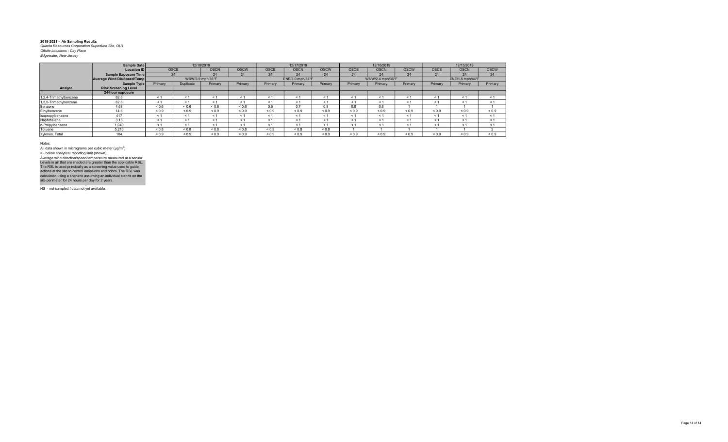**2019-2021 - Air Sampling Results**
*Quanta Resources Corporation Superfund Site, OU1*
*Offsite Locations - City Place*
*Edgewater, New Jersey*

| | Sample Date | 12/18/2019 | | | | 12/17/2019 | | | 12/16/2019 | | | 12/13/2019 | | |
|---|---|---|---|---|---|---|---|---|---|---|---|---|---|---|
| | Location ID | OSCE | | OSCN | OSCW | OSCE | OSCN | OSCW | OSCE | OSCN | OSCW | OSCE | OSCN | OSCW |
| | Sample Exposure Time | 24 | | 24 | 24 | 24 | 24 | 24 | 24 | 24 | 24 | 24 | 24 | 24 |
| | Average Wind Dir/Speed/Temp | WSW/3.9 mph/36°F | | | | ENE/3.0 mph/34°F | | | WNW/2.4 mph/36°F | | | ENE/1.5 mph/44°F | | |
| | Sample Type | Primary | Duplicate | Primary | Primary | Primary | Primary | Primary | Primary | Primary | Primary | Primary | Primary | Primary |
| Analyte | Risk Screening Level | | | | | | | | | | | | | |
| | 24-hour exposure | | | | | | | | | | | | | |
| 1,2,4-Trimethylbenzene | 62.6 | < 1 | < 1 | < 1 | < 1 | < 1 | < 1 | < 1 | < 1 | < 1 | < 1 | < 1 | < 1 | < 1 |
| 1,3,5-Trimethybenzene | 62.6 | < 1 | < 1 | < 1 | < 1 | < 1 | < 1 | < 1 | < 1 | < 1 | < 1 | < 1 | < 1 | < 1 |
| Benzene | 4.68 | < 0.6 | < 0.6 | < 0.6 | < 0.6 | 0.6 | 0.7 | 0.8 | 0.8 | 0.8 | 1 | 1 | 1 | 1 |
| Ethylbenzene | 14.6 | < 0.9 | < 0.9 | < 0.9 | < 0.9 | < 0.9 | < 0.9 | < 0.9 | < 0.9 | < 0.9 | < 0.9 | < 0.9 | < 0.9 | < 0.9 |
| Isopropylbenzene | 417 | < 1 | < 1 | < 1 | < 1 | < 1 | < 1 | < 1 | < 1 | < 1 | < 1 | < 1 | < 1 | < 1 |
| Naphthalene | 3.13 | < 1 | < 1 | < 1 | < 1 | < 1 | < 1 | < 1 | < 1 | < 1 | < 1 | < 1 | < 1 | < 1 |
| n-Propylbenzene | 1,040 | < 1 | < 1 | < 1 | < 1 | < 1 | < 1 | < 1 | < 1 | < 1 | < 1 | < 1 | < 1 | < 1 |
| Toluene | 5,210 | < 0.8 | < 0.8 | < 0.8 | < 0.8 | < 0.8 | < 0.8 | < 0.8 | 1 | 1 | 1 | 1 | 1 | 2 |
| Xylenes, Total | 104 | < 0.9 | < 0.9 | < 0.9 | < 0.9 | < 0.9 | < 0.9 | < 0.9 | < 0.9 | < 0.9 | < 0.9 | < 0.9 | < 0.9 | < 0.9 |

Notes:

All data shown in micrograms per cubic meter (µg/m$^3$)

> - below analytical reporting limit (shown).

Average wind direction/speed/temperature measured at a sensor

Levels in air that are shaded are greater than the applicable RSL. The RSL is used principally as a screening value used to guide actions at the site to control emissions and odors. The RSL was calculated using a scenario assuming an individual stands on the site perimeter for 24 hours per day for 2 years.

NS = not sampled / data not yet available.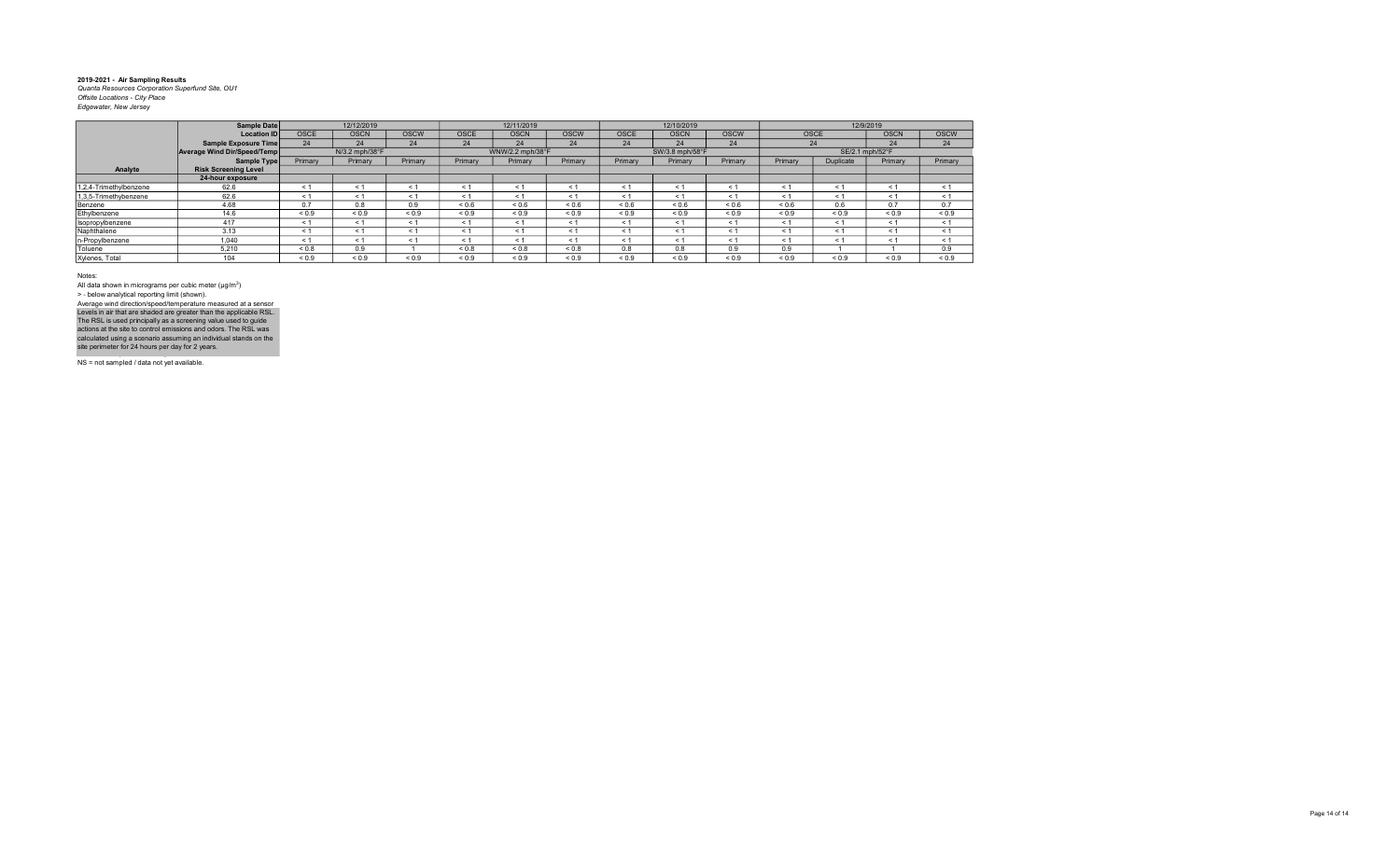**2019-2021 - Air Sampling Results**
*Quanta Resources Corporation Superfund Site, OU1*
*Offsite Locations - City Place*
*Edgewater, New Jersey*

| | Sample Date | 12/12/2019 | | | 12/11/2019 | | | 12/10/2019 | | | 12/9/2019 | | | |
|---|---|---|---|---|---|---|---|---|---|---|---|---|---|---|
| | Location ID | OSCE | OSCN | OSCW | OSCE | OSCN | OSCW | OSCE | OSCN | OSCW | OSCE | | OSCN | OSCW |
| | Sample Exposure Time | 24 | 24 | 24 | 24 | 24 | 24 | 24 | 24 | 24 | 24 | | 24 | 24 |
| | Average Wind Dir/Speed/Temp | N/3.2 mph/38°F | | | WNW/2.2 mph/38°F | | | SW/3.8 mph/58°F | | | SE/2.1 mph/52°F | | | |
| | Sample Type | Primary | Primary | Primary | Primary | Primary | Primary | Primary | Primary | Primary | Primary | Duplicate | Primary | Primary |
| **Analyte** | **Risk Screening Level** | | | | | | | | | | | | | |
| | **24-hour exposure** | | | | | | | | | | | | | |
| 1,2,4-Trimethylbenzene | 62.6 | < 1 | < 1 | < 1 | < 1 | < 1 | < 1 | < 1 | < 1 | < 1 | < 1 | < 1 | < 1 | < 1 |
| 1,3,5-Trimethylbenzene | 62.6 | < 1 | < 1 | < 1 | < 1 | < 1 | < 1 | < 1 | < 1 | < 1 | < 1 | < 1 | < 1 | < 1 |
| Benzene | 4.68 | 0.7 | 0.8 | 0.9 | < 0.6 | < 0.6 | < 0.6 | < 0.6 | < 0.6 | < 0.6 | < 0.6 | 0.6 | 0.7 | 0.7 |
| Ethylbenzene | 14.6 | < 0.9 | < 0.9 | < 0.9 | < 0.9 | < 0.9 | < 0.9 | < 0.9 | < 0.9 | < 0.9 | < 0.9 | < 0.9 | < 0.9 | < 0.9 |
| Isopropylbenzene | 417 | < 1 | < 1 | < 1 | < 1 | < 1 | < 1 | < 1 | < 1 | < 1 | < 1 | < 1 | < 1 | < 1 |
| Naphthalene | 3.13 | < 1 | < 1 | < 1 | < 1 | < 1 | < 1 | < 1 | < 1 | < 1 | < 1 | < 1 | < 1 | < 1 |
| n-Propylbenzene | 1,040 | < 1 | < 1 | < 1 | < 1 | < 1 | < 1 | < 1 | < 1 | < 1 | < 1 | < 1 | < 1 | < 1 |
| Toluene | 5,210 | < 0.8 | 0.9 | 1 | < 0.8 | < 0.8 | < 0.8 | 0.8 | 0.8 | 0.9 | 0.9 | 1 | 1 | 0.9 |
| Xylenes, Total | 104 | < 0.9 | < 0.9 | < 0.9 | < 0.9 | < 0.9 | < 0.9 | < 0.9 | < 0.9 | < 0.9 | < 0.9 | < 0.9 | < 0.9 | < 0.9 |

Notes:
All data shown in micrograms per cubic meter (µg/m$^3$)
> - below analytical reporting limit (shown).
Average wind direction/speed/temperature measured at a sensor
Levels in air that are shaded are greater than the applicable RSL. The RSL is used principally as a screening value used to guide actions at the site to control emissions and odors. The RSL was calculated using a scenario assuming an individual stands on the site perimeter for 24 hours per day for 2 years.

NS = not sampled / data not yet available.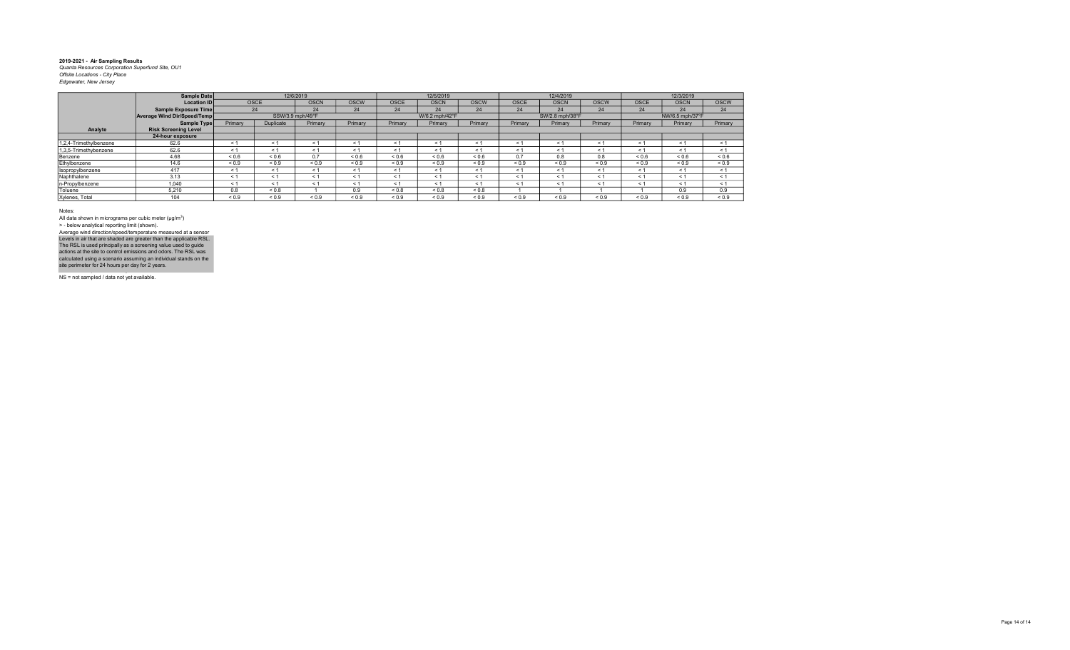**2019-2021 - Air Sampling Results**
*Quanta Resources Corporation Superfund Site, OU1*
*Offsite Locations - City Place*
*Edgewater, New Jersey*

| | Sample Date | 12/6/2019 | | | | 12/5/2019 | | | 12/4/2019 | | | 12/3/2019 | | |
|---|---|---|---|---|---|---|---|---|---|---|---|---|---|---|
| | Location ID | OSCE | | OSCN | OSCW | OSCE | OSCN | OSCW | OSCE | OSCN | OSCW | OSCE | OSCN | OSCW |
| | Sample Exposure Time | 24 | | 24 | 24 | 24 | 24 | 24 | 24 | 24 | 24 | 24 | 24 | 24 |
| | Average Wind Dir/Speed/Temp | SSW/3.9 mph/49°F | | | | W/6.2 mph/42°F | | | SW/2.8 mph/38°F | | | NW/6.5 mph/37°F | | |
| | Sample Type | Primary | Duplicate | Primary | Primary | Primary | Primary | Primary | Primary | Primary | Primary | Primary | Primary | Primary |
| **Analyte** | **Risk Screening Level** | | | | | | | | | | | | | |
| | **24-hour exposure** | | | | | | | | | | | | | |
| 1,2,4-Trimethylbenzene | 62.6 | < 1 | < 1 | < 1 | < 1 | < 1 | < 1 | < 1 | < 1 | < 1 | < 1 | < 1 | < 1 | < 1 |
| 1,3,5-Trimethylbenzene | 62.6 | < 1 | < 1 | < 1 | < 1 | < 1 | < 1 | < 1 | < 1 | < 1 | < 1 | < 1 | < 1 | < 1 |
| Benzene | 4.68 | < 0.6 | < 0.6 | 0.7 | < 0.6 | < 0.6 | < 0.6 | < 0.6 | 0.7 | 0.8 | 0.8 | < 0.6 | < 0.6 | < 0.6 |
| Ethylbenzene | 14.6 | < 0.9 | < 0.9 | < 0.9 | < 0.9 | < 0.9 | < 0.9 | < 0.9 | < 0.9 | < 0.9 | < 0.9 | < 0.9 | < 0.9 | < 0.9 |
| Isopropylbenzene | 417 | < 1 | < 1 | < 1 | < 1 | < 1 | < 1 | < 1 | < 1 | < 1 | < 1 | < 1 | < 1 | < 1 |
| Naphthalene | 3.13 | < 1 | < 1 | < 1 | < 1 | < 1 | < 1 | < 1 | < 1 | < 1 | < 1 | < 1 | < 1 | < 1 |
| n-Propylbenzene | 1,040 | < 1 | < 1 | < 1 | < 1 | < 1 | < 1 | < 1 | < 1 | < 1 | < 1 | < 1 | < 1 | < 1 |
| Toluene | 5,210 | 0.8 | < 0.8 | 1 | 0.9 | < 0.8 | < 0.8 | < 0.8 | 1 | 1 | 1 | 1 | 0.9 | 0.9 |
| Xylenes, Total | 104 | < 0.9 | < 0.9 | < 0.9 | < 0.9 | < 0.9 | < 0.9 | < 0.9 | < 0.9 | < 0.9 | < 0.9 | < 0.9 | < 0.9 | < 0.9 |

Notes:

All data shown in micrograms per cubic meter (μg/m$^3$)

> - below analytical reporting limit (shown).

Average wind direction/speed/temperature measured at a sensor

Levels in air that are shaded are greater than the applicable RSL. The RSL is used principally as a screening value used to guide actions at the site to control emissions and odors. The RSL was calculated using a scenario assuming an individual stands on the site perimeter for 24 hours per day for 2 years.

NS = not sampled / data not yet available.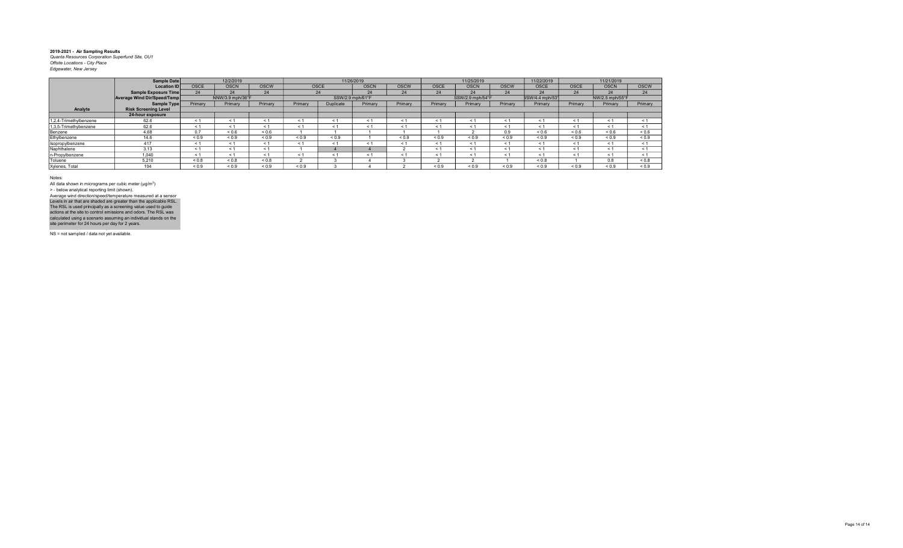**2019-2021 - Air Sampling Results**
*Quanta Resources Corporation Superfund Site, OU1*
*Offsite Locations - City Place*
*Edgewater, New Jersey*

| | Sample Date | 12/2/2019 | | | 11/26/2019 | | | | 11/25/2019 | | | 11/22/2019 | 11/21/2019 | | |
|---|---|---|---|---|---|---|---|---|---|---|---|---|---|---|---|
| | Location ID | OSCE | OSCN | OSCW | OSCE | | OSCN | OSCW | OSCE | OSCN | OSCW | OSCE | OSCE | OSCN | OSCW |
| | Sample Exposure Time | 24 | 24 | 24 | 24 | | 24 | 24 | 24 | 24 | 24 | 24 | 24 | 24 | 24 |
| | Average Wind Dir/Speed/Temp | NNW/3.9 mph/36°F | | | SSW/2.9 mph/61°F | | | | SSW/2.9 mph/54°F | | | VSW/4.4 mph/53° | NW/2.5 mph/55°F | | |
| | Sample Type | Primary | Primary | Primary | Primary | Duplicate | Primary | Primary | Primary | Primary | Primary | Primary | Primary | Primary | Primary |
| Analyte | Risk Screening Level | | | | | | | | | | | | | | |
| | 24-hour exposure | | | | | | | | | | | | | | |
| 1,2,4-Trimethylbenzene | 62.6 | < 1 | < 1 | < 1 | < 1 | < 1 | < 1 | < 1 | < 1 | < 1 | < 1 | < 1 | < 1 | < 1 | < 1 |
| 1,3,5-Trimethylbenzene | 62.6 | < 1 | < 1 | < 1 | < 1 | < 1 | < 1 | < 1 | < 1 | < 1 | < 1 | < 1 | < 1 | < 1 | < 1 |
| Benzene | 4.68 | 0.7 | < 0.6 | < 0.6 | 1 | 1 | 1 | 1 | 1 | 2 | 0.9 | < 0.6 | < 0.6 | < 0.6 | < 0.6 |
| Ethylbenzene | 14.6 | < 0.9 | < 0.9 | < 0.9 | < 0.9 | < 0.9 | 1 | < 0.9 | < 0.9 | < 0.9 | < 0.9 | < 0.9 | < 0.9 | < 0.9 | < 0.9 |
| Isopropylbenzene | 417 | < 1 | < 1 | < 1 | < 1 | < 1 | < 1 | < 1 | < 1 | < 1 | < 1 | < 1 | < 1 | < 1 | < 1 |
| Naphthalene | 3.13 | < 1 | < 1 | < 1 | 1 | 4 | 4 | 2 | < 1 | < 1 | < 1 | < 1 | < 1 | < 1 | < 1 |
| n-Propylbenzene | 1,040 | < 1 | < 1 | < 1 | < 1 | < 1 | < 1 | < 1 | < 1 | < 1 | < 1 | < 1 | < 1 | < 1 | < 1 |
| Toluene | 5,210 | < 0.8 | < 0.8 | < 0.8 | 2 | 3 | 4 | 3 | 2 | 2 | 1 | < 0.8 | 1 | 0.8 | < 0.8 |
| Xylenes, Total | 104 | < 0.9 | < 0.9 | < 0.9 | < 0.9 | 3 | 4 | 2 | < 0.9 | < 0.9 | < 0.9 | < 0.9 | < 0.9 | < 0.9 | < 0.9 |

Notes:

All data shown in micrograms per cubic meter (µg/m$^3$)

> - below analytical reporting limit (shown).

Average wind direction/speed/temperature measured at a sensor

Levels in air that are shaded are greater than the applicable RSL. The RSL is used principally as a screening value used to guide actions at the site to control emissions and odors. The RSL was calculated using a scenario assuming an individual stands on the site perimeter for 24 hours per day for 2 years.

NS = not sampled / data not yet available.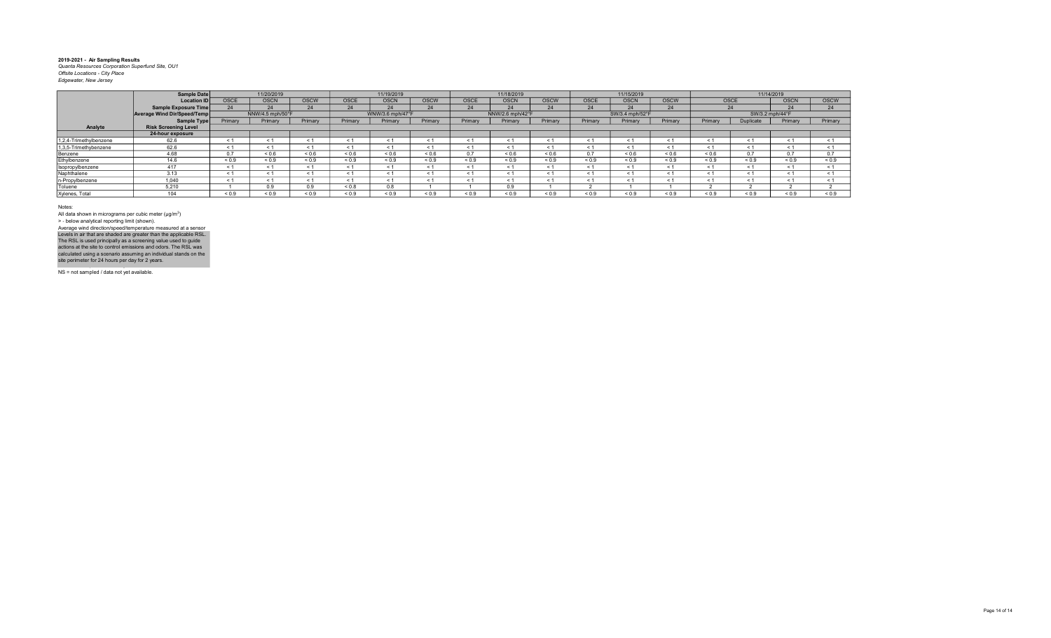**2019-2021 - Air Sampling Results**
*Quanta Resources Corporation Superfund Site, OU1*
*Offsite Locations - City Place*
*Edgewater, New Jersey*

| | Sample Date | 11/20/2019 | | | 11/19/2019 | | | 11/18/2019 | | | 11/15/2019 | | | 11/14/2019 | | | |
|---|---|---|---|---|---|---|---|---|---|---|---|---|---|---|---|---|---|
| | Location ID | OSCE | OSCN | OSCW | OSCE | OSCN | OSCW | OSCE | OSCN | OSCW | OSCE | OSCN | OSCW | OSCE | | OSCN | OSCW |
| | Sample Exposure Time | 24 | 24 | 24 | 24 | 24 | 24 | 24 | 24 | 24 | 24 | 24 | 24 | 24 | | 24 | 24 |
| | Average Wind Dir/Speed/Temp | NNW/4.5 mph/50°F | | | WNW/3.6 mph/47°F | | | NNW/2.6 mph/42°F | | | SW/3.4 mph/52°F | | | SW/3.2 mph/44°F | | | |
| | Sample Type | Primary | Primary | Primary | Primary | Primary | Primary | Primary | Primary | Primary | Primary | Primary | Primary | Primary | Duplicate | Primary | Primary |
| **Analyte** | **Risk Screening Level** | | | | | | | | | | | | | | | | |
| | **24-hour exposure** | | | | | | | | | | | | | | | | |
| 1,2,4-Trimethylbenzene | 62.6 | < 1 | < 1 | < 1 | < 1 | < 1 | < 1 | < 1 | < 1 | < 1 | < 1 | < 1 | < 1 | < 1 | < 1 | < 1 | < 1 |
| 1,3,5-Trimethylbenzene | 62.6 | < 1 | < 1 | < 1 | < 1 | < 1 | < 1 | < 1 | < 1 | < 1 | < 1 | < 1 | < 1 | < 1 | < 1 | < 1 | < 1 |
| Benzene | 4.68 | 0.7 | < 0.6 | < 0.6 | < 0.6 | < 0.6 | < 0.6 | 0.7 | < 0.6 | < 0.6 | 0.7 | < 0.6 | < 0.6 | < 0.6 | 0.7 | 0.7 | 0.7 |
| Ethylbenzene | 14.6 | < 0.9 | < 0.9 | < 0.9 | < 0.9 | < 0.9 | < 0.9 | < 0.9 | < 0.9 | < 0.9 | < 0.9 | < 0.9 | < 0.9 | < 0.9 | < 0.9 | < 0.9 | < 0.9 |
| Isopropylbenzene | 417 | < 1 | < 1 | < 1 | < 1 | < 1 | < 1 | < 1 | < 1 | < 1 | < 1 | < 1 | < 1 | < 1 | < 1 | < 1 | < 1 |
| Naphthalene | 3.13 | < 1 | < 1 | < 1 | < 1 | < 1 | < 1 | < 1 | < 1 | < 1 | < 1 | < 1 | < 1 | < 1 | < 1 | < 1 | < 1 |
| n-Propylbenzene | 1,040 | < 1 | < 1 | < 1 | < 1 | < 1 | < 1 | < 1 | < 1 | < 1 | < 1 | < 1 | < 1 | < 1 | < 1 | < 1 | < 1 |
| Toluene | 5,210 | 1 | 0.9 | 0.9 | < 0.8 | 0.8 | 1 | 1 | 0.9 | 1 | 2 | 1 | 1 | 2 | 2 | 2 | 2 |
| Xylenes, Total | 104 | < 0.9 | < 0.9 | < 0.9 | < 0.9 | < 0.9 | < 0.9 | < 0.9 | < 0.9 | < 0.9 | < 0.9 | < 0.9 | < 0.9 | < 0.9 | < 0.9 | < 0.9 | < 0.9 |

Notes:

All data shown in micrograms per cubic meter (µg/m$^3$)

> - below analytical reporting limit (shown).

Average wind direction/speed/temperature measured at a sensor

Levels in air that are shaded are greater than the applicable RSL. The RSL is used principally as a screening value used to guide actions at the site to control emissions and odors. The RSL was calculated using a scenario assuming an individual stands on the site perimeter for 24 hours per day for 2 years.

NS = not sampled / data not yet available.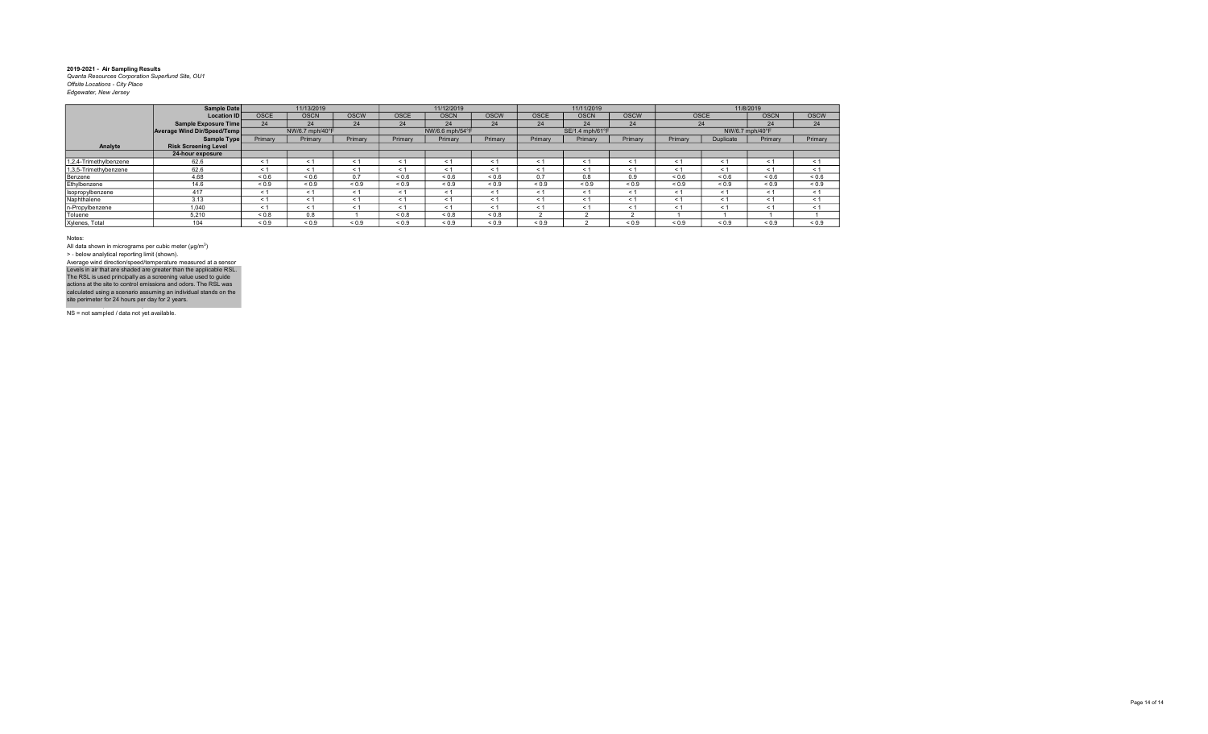**2019-2021 - Air Sampling Results**
*Quanta Resources Corporation Superfund Site, OU1*
*Offsite Locations - City Place*
*Edgewater, New Jersey*

| | Sample Date | 11/13/2019 | | | 11/12/2019 | | | 11/11/2019 | | | 11/8/2019 | | | |
|---|---|---|---|---|---|---|---|---|---|---|---|---|---|---|
| | Location ID | OSCE | OSCN | OSCW | OSCE | OSCN | OSCW | OSCE | OSCN | OSCW | OSCE | | OSCN | OSCW |
| | Sample Exposure Time | 24 | 24 | 24 | 24 | 24 | 24 | 24 | 24 | 24 | 24 | | 24 | 24 |
| | Average Wind Dir/Speed/Temp | NW/6.7 mph/40°F | | | NW/6.6 mph/54°F | | | SE/1.4 mph/61°F | | | NW/6.7 mph/40°F | | | |
| | Sample Type | Primary | Primary | Primary | Primary | Primary | Primary | Primary | Primary | Primary | Primary | Duplicate | Primary | Primary |
| **Analyte** | **Risk Screening Level** | | | | | | | | | | | | | |
| | **24-hour exposure** | | | | | | | | | | | | | |
| 1,2,4-Trimethylbenzene | 62.6 | < 1 | < 1 | < 1 | < 1 | < 1 | < 1 | < 1 | < 1 | < 1 | < 1 | < 1 | < 1 | < 1 |
| 1,3,5-Trimethybenzene | 62.6 | < 1 | < 1 | < 1 | < 1 | < 1 | < 1 | < 1 | < 1 | < 1 | < 1 | < 1 | < 1 | < 1 |
| Benzene | 4.68 | < 0.6 | < 0.6 | 0.7 | < 0.6 | < 0.6 | < 0.6 | 0.7 | 0.8 | 0.9 | < 0.6 | < 0.6 | < 0.6 | < 0.6 |
| Ethylbenzene | 14.6 | < 0.9 | < 0.9 | < 0.9 | < 0.9 | < 0.9 | < 0.9 | < 0.9 | < 0.9 | < 0.9 | < 0.9 | < 0.9 | < 0.9 | < 0.9 |
| Isopropylbenzene | 417 | < 1 | < 1 | < 1 | < 1 | < 1 | < 1 | < 1 | < 1 | < 1 | < 1 | < 1 | < 1 | < 1 |
| Naphthalene | 3.13 | < 1 | < 1 | < 1 | < 1 | < 1 | < 1 | < 1 | < 1 | < 1 | < 1 | < 1 | < 1 | < 1 |
| n-Propylbenzene | 1,040 | < 1 | < 1 | < 1 | < 1 | < 1 | < 1 | < 1 | < 1 | < 1 | < 1 | < 1 | < 1 | < 1 |
| Toluene | 5,210 | < 0.8 | 0.8 | 1 | < 0.8 | < 0.8 | < 0.8 | 2 | 2 | 2 | 1 | 1 | 1 | 1 |
| Xylenes, Total | 104 | < 0.9 | < 0.9 | < 0.9 | < 0.9 | < 0.9 | < 0.9 | < 0.9 | 2 | < 0.9 | < 0.9 | < 0.9 | < 0.9 | < 0.9 |

Notes:

All data shown in micrograms per cubic meter (µg/m$^3$)

> - below analytical reporting limit (shown).

Average wind direction/speed/temperature measured at a sensor

Levels in air that are shaded are greater than the applicable RSL. The RSL is used principally as a screening value used to guide actions at the site to control emissions and odors. The RSL was calculated using a scenario assuming an individual stands on the site perimeter for 24 hours per day for 2 years.

NS = not sampled / data not yet available.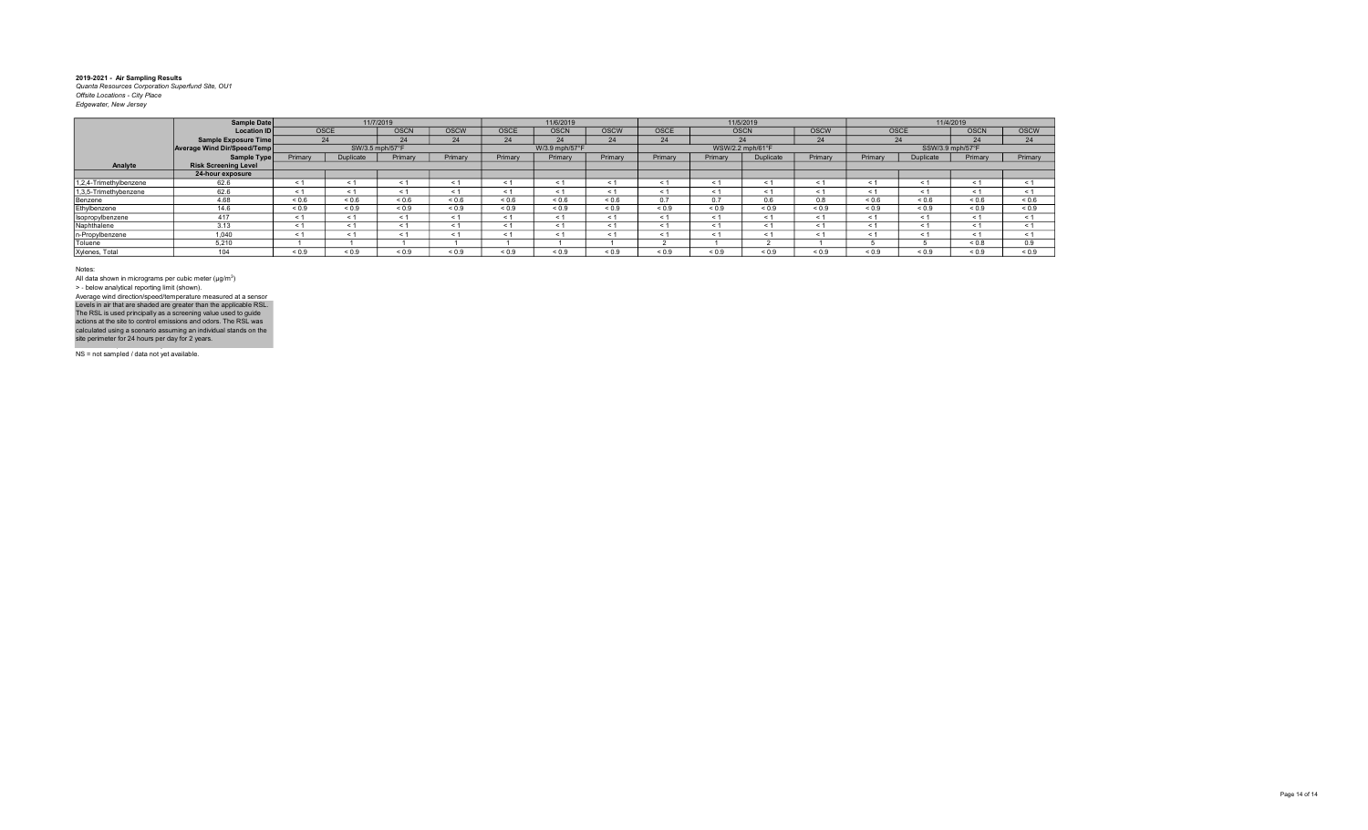**2019-2021 - Air Sampling Results**
*Quanta Resources Corporation Superfund Site, OU1*
*Offsite Locations - City Place*
*Edgewater, New Jersey*

| | Sample Date | 11/7/2019 | | | | 11/6/2019 | | | 11/5/2019 | | | | 11/4/2019 | | | |
|---|---|---|---|---|---|---|---|---|---|---|---|---|---|---|---|---|
| | Location ID | OSCE | | OSCN | OSCW | OSCE | OSCN | OSCW | OSCE | OSCN | | OSCW | OSCE | | OSCN | OSCW |
| | Sample Exposure Time | 24 | | 24 | 24 | 24 | 24 | 24 | 24 | 24 | | 24 | 24 | | 24 | 24 |
| | Average Wind Dir/Speed/Temp | SW/3.5 mph/57°F | | | | W/3.9 mph/57°F | | | WSW/2.2 mph/61°F | | | | SSW/3.9 mph/57°F | | | |
| | Sample Type | Primary | Duplicate | Primary | Primary | Primary | Primary | Primary | Primary | Primary | Duplicate | Primary | Primary | Duplicate | Primary | Primary |
| Analyte | Risk Screening Level | | | | | | | | | | | | | | | |
| | 24-hour exposure | | | | | | | | | | | | | | | |
| 1,2,4-Trimethylbenzene | 62.6 | < 1 | < 1 | < 1 | < 1 | < 1 | < 1 | < 1 | < 1 | < 1 | < 1 | < 1 | < 1 | < 1 | < 1 | < 1 |
| 1,3,5-Trimethylbenzene | 62.6 | < 1 | < 1 | < 1 | < 1 | < 1 | < 1 | < 1 | < 1 | < 1 | < 1 | < 1 | < 1 | < 1 | < 1 | < 1 |
| Benzene | 4.68 | < 0.6 | < 0.6 | < 0.6 | < 0.6 | < 0.6 | < 0.6 | < 0.6 | 0.7 | 0.7 | 0.6 | 0.8 | < 0.6 | < 0.6 | < 0.6 | < 0.6 |
| Ethylbenzene | 14.6 | < 0.9 | < 0.9 | < 0.9 | < 0.9 | < 0.9 | < 0.9 | < 0.9 | < 0.9 | < 0.9 | < 0.9 | < 0.9 | < 0.9 | < 0.9 | < 0.9 | < 0.9 |
| Isopropylbenzene | 417 | < 1 | < 1 | < 1 | < 1 | < 1 | < 1 | < 1 | < 1 | < 1 | < 1 | < 1 | < 1 | < 1 | < 1 | < 1 |
| Naphthalene | 3.13 | < 1 | < 1 | < 1 | < 1 | < 1 | < 1 | < 1 | < 1 | < 1 | < 1 | < 1 | < 1 | < 1 | < 1 | < 1 |
| n-Propylbenzene | 1,040 | < 1 | < 1 | < 1 | < 1 | < 1 | < 1 | < 1 | < 1 | < 1 | < 1 | < 1 | < 1 | < 1 | < 1 | < 1 |
| Toluene | 5,210 | 1 | 1 | 1 | 1 | 1 | 1 | 1 | 2 | 1 | 2 | 1 | 5 | 5 | < 0.8 | 0.9 |
| Xylenes, Total | 104 | < 0.9 | < 0.9 | < 0.9 | < 0.9 | < 0.9 | < 0.9 | < 0.9 | < 0.9 | < 0.9 | < 0.9 | < 0.9 | < 0.9 | < 0.9 | < 0.9 | < 0.9 |

Notes:
All data shown in micrograms per cubic meter (µg/m$^3$)
> - below analytical reporting limit (shown).
Average wind direction/speed/temperature measured at a sensor
Levels in air that are shaded are greater than the applicable RSL. The RSL is used principally as a screening value used to guide actions at the site to control emissions and odors. The RSL was calculated using a scenario assuming an individual stands on the site perimeter for 24 hours per day for 2 years.

NS = not sampled / data not yet available.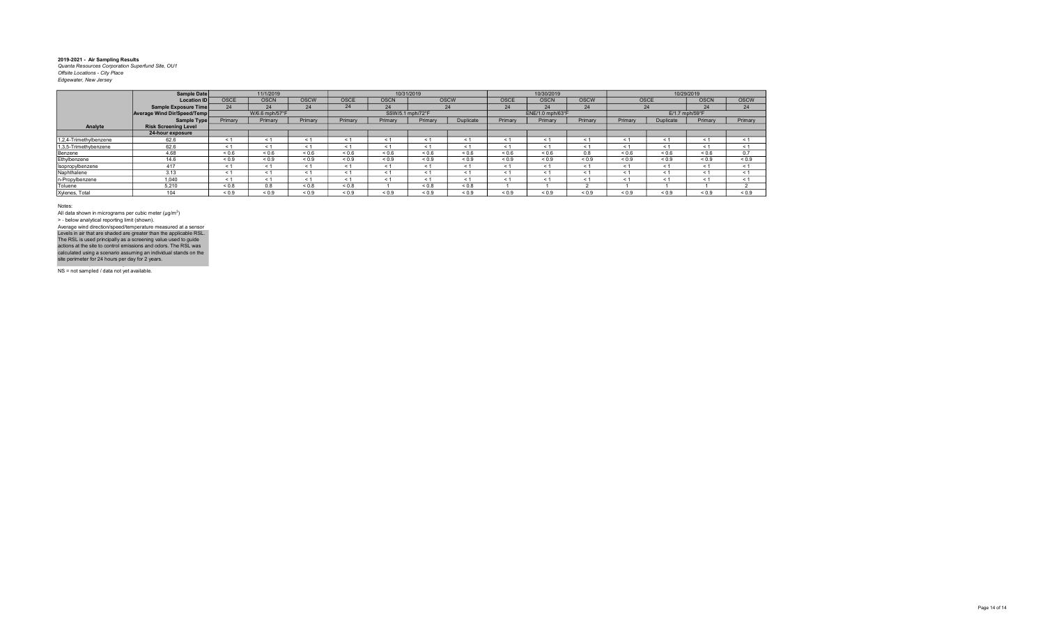**2019-2021 - Air Sampling Results**
*Quanta Resources Corporation Superfund Site, OU1*
*Offsite Locations - City Place*
*Edgewater, New Jersey*

| | Sample Date | 11/1/2019 | | | 10/31/2019 | | | | 10/30/2019 | | | 10/29/2019 | | | |
|---|---|---|---|---|---|---|---|---|---|---|---|---|---|---|---|
| | Location ID | OSCE | OSCN | OSCW | OSCE | OSCN | OSCW | | OSCE | OSCN | OSCW | OSCE | | OSCN | OSCW |
| | Sample Exposure Time | 24 | 24 | 24 | 24 | 24 | 24 | | 24 | 24 | 24 | 24 | | 24 | 24 |
| | Average Wind Dir/Speed/Temp | W/6.8 mph/57°F | | | SSW/5.1 mph/72°F | | | | ENE/1.0 mph/63°F | | | E/1.7 mph/59°F | | | |
| | Sample Type | Primary | Primary | Primary | Primary | Primary | Primary | Duplicate | Primary | Primary | Primary | Primary | Duplicate | Primary | Primary |
| Analyte | Risk Screening Level | | | | | | | | | | | | | | |
| | 24-hour exposure | | | | | | | | | | | | | | |
| 1,2,4-Trimethylbenzene | 62.6 | < 1 | < 1 | < 1 | < 1 | < 1 | < 1 | < 1 | < 1 | < 1 | < 1 | < 1 | < 1 | < 1 | < 1 |
| 1,3,5-Trimethylbenzene | 62.6 | < 1 | < 1 | < 1 | < 1 | < 1 | < 1 | < 1 | < 1 | < 1 | < 1 | < 1 | < 1 | < 1 | < 1 |
| Benzene | 4.68 | < 0.6 | < 0.6 | < 0.6 | < 0.6 | < 0.6 | < 0.6 | < 0.6 | < 0.6 | < 0.6 | 0.8 | < 0.6 | < 0.6 | < 0.6 | 0.7 |
| Ethylbenzene | 14.6 | < 0.9 | < 0.9 | < 0.9 | < 0.9 | < 0.9 | < 0.9 | < 0.9 | < 0.9 | < 0.9 | < 0.9 | < 0.9 | < 0.9 | < 0.9 | < 0.9 |
| Isopropylbenzene | 417 | < 1 | < 1 | < 1 | < 1 | < 1 | < 1 | < 1 | < 1 | < 1 | < 1 | < 1 | < 1 | < 1 | < 1 |
| Naphthalene | 3.13 | < 1 | < 1 | < 1 | < 1 | < 1 | < 1 | < 1 | < 1 | < 1 | < 1 | < 1 | < 1 | < 1 | < 1 |
| n-Propylbenzene | 1,040 | < 1 | < 1 | < 1 | < 1 | < 1 | < 1 | < 1 | < 1 | < 1 | < 1 | < 1 | < 1 | < 1 | < 1 |
| Toluene | 5,210 | < 0.8 | 0.8 | < 0.8 | < 0.8 | 1 | < 0.8 | < 0.8 | 1 | 1 | 2 | 1 | 1 | 1 | 2 |
| Xylenes, Total | 104 | < 0.9 | < 0.9 | < 0.9 | < 0.9 | < 0.9 | < 0.9 | < 0.9 | < 0.9 | < 0.9 | < 0.9 | < 0.9 | < 0.9 | < 0.9 | < 0.9 |

Notes:

All data shown in micrograms per cubic meter (µg/m$^3$)

> - below analytical reporting limit (shown).

Average wind direction/speed/temperature measured at a sensor

Levels in air that are shaded are greater than the applicable RSL. The RSL is used principally as a screening value used to guide actions at the site to control emissions and odors. The RSL was calculated using a scenario assuming an individual stands on the site perimeter for 24 hours per day for 2 years.

NS = not sampled / data not yet available.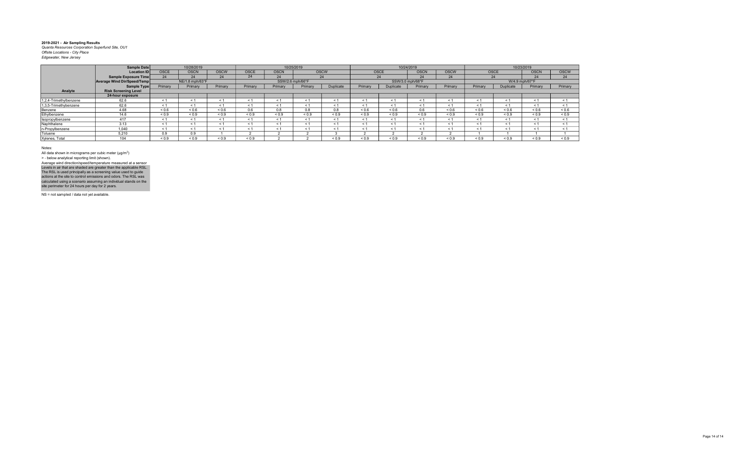**2019-2021 - Air Sampling Results**
*Quanta Resources Corporation Superfund Site, OU1*
*Offsite Locations - City Place*
*Edgewater, New Jersey*

| | Sample Date | 10/28/2019 | | | 10/25/2019 | | | | 10/24/2019 | | | | 10/23/2019 | | | |
|---|---|---|---|---|---|---|---|---|---|---|---|---|---|---|---|---|
| | Location ID | OSCE | OSCN | OSCW | OSCE | OSCN | OSCW | | OSCE | | OSCN | OSCW | OSCE | | OSCN | OSCW |
| | Sample Exposure Time | 24 | 24 | 24 | 24 | 24 | 24 | | 24 | | 24 | 24 | 24 | | 24 | 24 |
| | Average Wind Dir/Speed/Temp | NE/1.8 mph/63°F | | | SSW/2.6 mph/66°F | | | | SSW/3.0 mph/68°F | | | | W/4.9 mph/67°F | | | |
| | Sample Type | Primary | Primary | Primary | Primary | Primary | Primary | Duplicate | Primary | Duplicate | Primary | Primary | Primary | Duplicate | Primary | Primary |
| **Analyte** | **Risk Screening Level** | | | | | | | | | | | | | | | |
| | **24-hour exposure** | | | | | | | | | | | | | | | |
| 1,2,4-Trimethylbenzene | 62.6 | < 1 | < 1 | < 1 | < 1 | < 1 | < 1 | < 1 | < 1 | < 1 | < 1 | < 1 | < 1 | < 1 | < 1 | < 1 |
| 1,3,5-Trimethylbenzene | 62.6 | < 1 | < 1 | < 1 | < 1 | < 1 | < 1 | < 1 | < 1 | < 1 | < 1 | < 1 | < 1 | < 1 | < 1 | < 1 |
| Benzene | 4.68 | < 0.6 | < 0.6 | < 0.6 | 0.6 | 0.8 | 0.8 | 0.8 | < 0.6 | < 0.6 | 0.6 | < 0.6 | < 0.6 | < 0.6 | < 0.6 | < 0.6 |
| Ethylbenzene | 14.6 | < 0.9 | < 0.9 | < 0.9 | < 0.9 | < 0.9 | < 0.9 | < 0.9 | < 0.9 | < 0.9 | < 0.9 | < 0.9 | < 0.9 | < 0.9 | < 0.9 | < 0.9 |
| Isopropylbenzene | 417 | < 1 | < 1 | < 1 | < 1 | < 1 | < 1 | < 1 | < 1 | < 1 | < 1 | < 1 | < 1 | < 1 | < 1 | < 1 |
| Naphthalene | 3.13 | < 1 | < 1 | < 1 | < 1 | < 1 | < 1 | < 1 | < 1 | < 1 | < 1 | < 1 | < 1 | < 1 | < 1 | < 1 |
| n-Propylbenzene | 1,040 | < 1 | < 1 | < 1 | < 1 | < 1 | < 1 | < 1 | < 1 | < 1 | < 1 | < 1 | < 1 | < 1 | < 1 | < 1 |
| Toluene | 5,210 | 0.9 | 0.9 | 1 | 2 | 2 | 2 | 3 | 2 | 2 | 2 | 2 | 1 | 1 | 1 | 1 |
| Xylenes, Total | 104 | < 0.9 | < 0.9 | < 0.9 | < 0.9 | 2 | 2 | < 0.9 | < 0.9 | < 0.9 | < 0.9 | < 0.9 | < 0.9 | < 0.9 | < 0.9 | < 0.9 |

Notes:
All data shown in micrograms per cubic meter (µg/m$^3$)
> - below analytical reporting limit (shown).
Average wind direction/speed/temperature measured at a sensor
Levels in air that are shaded are greater than the applicable RSL.
The RSL is used principally as a screening value used to guide actions at the site to control emissions and odors. The RSL was calculated using a scenario assuming an individual stands on the site perimeter for 24 hours per day for 2 years.

NS = not sampled / data not yet available.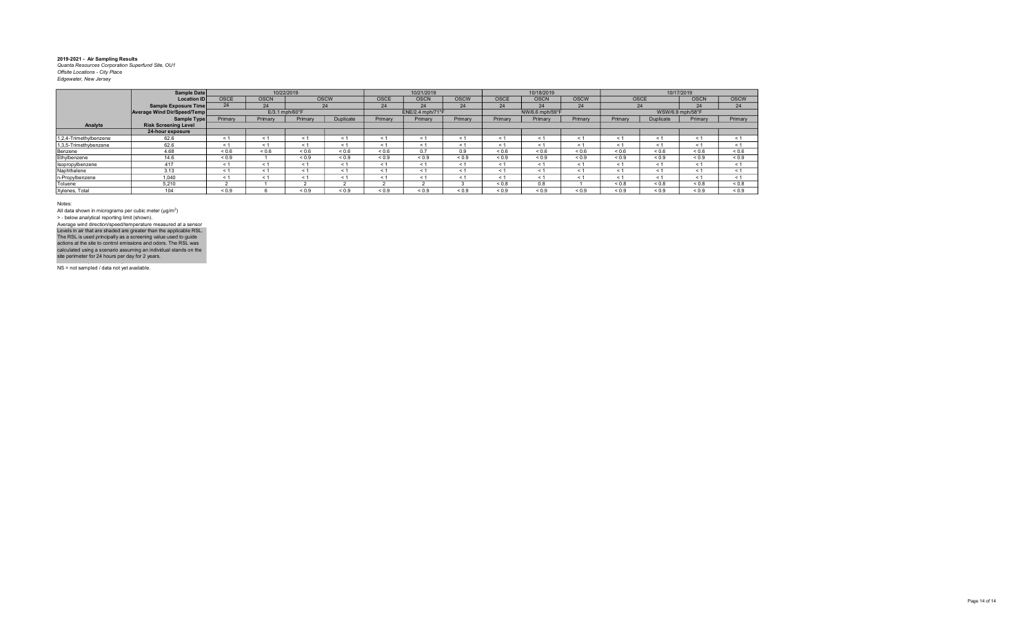**2019-2021 - Air Sampling Results**
*Quanta Resources Corporation Superfund Site, OU1*
*Offsite Locations - City Place*
*Edgewater, New Jersey*

| | Sample Date | 10/22/2019 | | | | 10/21/2019 | | | 10/18/2019 | | | 10/17/2019 | | | |
|---|---|---|---|---|---|---|---|---|---|---|---|---|---|---|---|
| | Location ID | OSCE | OSCN | OSCW | | OSCE | OSCN | OSCW | OSCE | OSCN | OSCW | OSCE | | OSCN | OSCW |
| | Sample Exposure Time | 24 | 24 | 24 | | 24 | 24 | 24 | 24 | 24 | 24 | 24 | | 24 | 24 |
| | Average Wind Dir/Speed/Temp | E/3.1 mph/60°F | | | | ENE/2.4 mph/71°F | | | NW/6.6 mph/59°F | | | WSW/6.9 mph/58°F | | | |
| | Sample Type | Primary | Primary | Primary | Duplicate | Primary | Primary | Primary | Primary | Primary | Primary | Primary | Duplicate | Primary | Primary |
| Analyte | Risk Screening Level | | | | | | | | | | | | | | |
| | 24-hour exposure | | | | | | | | | | | | | | |
| 1,2,4-Trimethylbenzene | 62.6 | < 1 | < 1 | < 1 | < 1 | < 1 | < 1 | < 1 | < 1 | < 1 | < 1 | < 1 | < 1 | < 1 | < 1 |
| 1,3,5-Trimethylbenzene | 62.6 | < 1 | < 1 | < 1 | < 1 | < 1 | < 1 | < 1 | < 1 | < 1 | < 1 | < 1 | < 1 | < 1 | < 1 |
| Benzene | 4.68 | < 0.6 | < 0.6 | < 0.6 | < 0.6 | < 0.6 | 0.7 | 0.9 | < 0.6 | < 0.6 | < 0.6 | < 0.6 | < 0.6 | < 0.6 | < 0.6 |
| Ethylbenzene | 14.6 | < 0.9 | 1 | < 0.9 | < 0.9 | < 0.9 | < 0.9 | < 0.9 | < 0.9 | < 0.9 | < 0.9 | < 0.9 | < 0.9 | < 0.9 | < 0.9 |
| Isopropylbenzene | 417 | < 1 | < 1 | < 1 | < 1 | < 1 | < 1 | < 1 | < 1 | < 1 | < 1 | < 1 | < 1 | < 1 | < 1 |
| Naphthalene | 3.13 | < 1 | < 1 | < 1 | < 1 | < 1 | < 1 | < 1 | < 1 | < 1 | < 1 | < 1 | < 1 | < 1 | < 1 |
| n-Propylbenzene | 1,040 | < 1 | < 1 | < 1 | < 1 | < 1 | < 1 | < 1 | < 1 | < 1 | < 1 | < 1 | < 1 | < 1 | < 1 |
| Toluene | 5,210 | 2 | 1 | 2 | 2 | 2 | 2 | 3 | < 0.8 | 0.8 | 1 | < 0.8 | < 0.8 | < 0.8 | < 0.8 |
| Xylenes, Total | 104 | < 0.9 | 6 | < 0.9 | < 0.9 | < 0.9 | < 0.9 | < 0.9 | < 0.9 | < 0.9 | < 0.9 | < 0.9 | < 0.9 | < 0.9 | < 0.9 |

Notes:
All data shown in micrograms per cubic meter (µg/m$^3$)
> - below analytical reporting limit (shown).
Average wind direction/speed/temperature measured at a sensor
Levels in air that are shaded are greater than the applicable RSL.
The RSL is used principally as a screening value used to guide actions at the site to control emissions and odors. The RSL was calculated using a scenario assuming an individual stands on the site perimeter for 24 hours per day for 2 years.

NS = not sampled / data not yet available.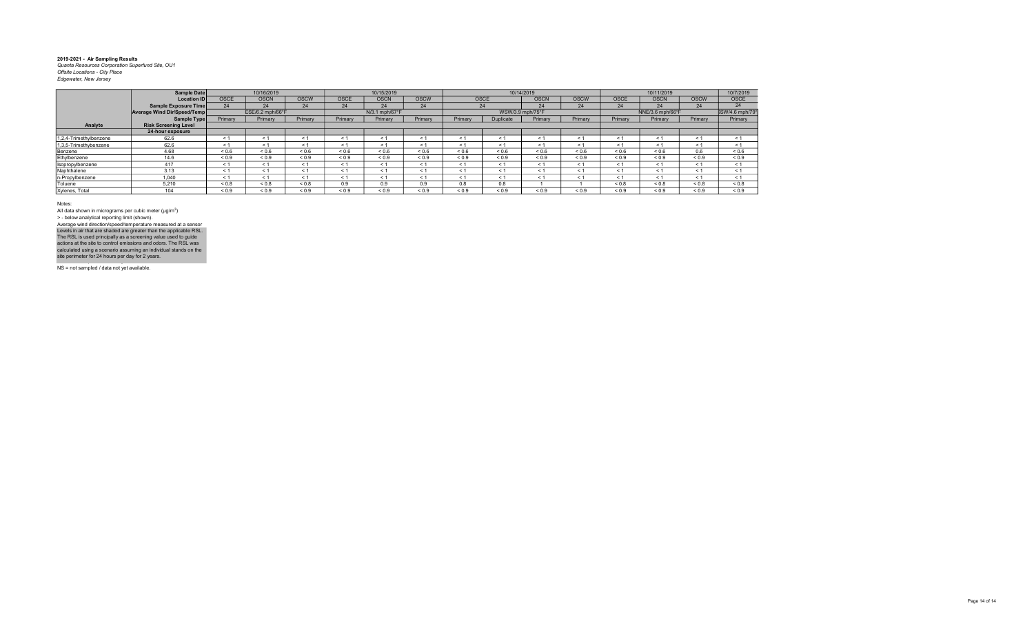**2019-2021 - Air Sampling Results**
*Quanta Resources Corporation Superfund Site, OU1*
*Offsite Locations - City Place*
*Edgewater, New Jersey*

| | Sample Date | 10/16/2019 | | | 10/15/2019 | | | 10/14/2019 | | | | 10/11/2019 | | | 10/7/2019 |
|---|---|---|---|---|---|---|---|---|---|---|---|---|---|---|---|
| | Location ID | OSCE | OSCN | OSCW | OSCE | OSCN | OSCW | OSCE | | OSCN | OSCW | OSCE | OSCN | OSCW | OSCE |
| | Sample Exposure Time | 24 | 24 | 24 | 24 | 24 | 24 | 24 | | 24 | 24 | 24 | 24 | 24 | 24 |
| | Average Wind Dir/Speed/Temp | ESE/6.2 mph/66°F | | | N/3.1 mph/67°F | | | WSW/3.9 mph/75°F | | | | NNE/3.6 mph/66°F | | | SSW/4.6 mph/79° |
| | Sample Type | Primary | Primary | Primary | Primary | Primary | Primary | Primary | Duplicate | Primary | Primary | Primary | Primary | Primary | Primary |
| Analyte | Risk Screening Level | | | | | | | | | | | | | | |
| | 24-hour exposure | | | | | | | | | | | | | | |
| 1,2,4-Trimethylbenzene | 62.6 | < 1 | < 1 | < 1 | < 1 | < 1 | < 1 | < 1 | < 1 | < 1 | < 1 | < 1 | < 1 | < 1 | < 1 |
| 1,3,5-Trimethylbenzene | 62.6 | < 1 | < 1 | < 1 | < 1 | < 1 | < 1 | < 1 | < 1 | < 1 | < 1 | < 1 | < 1 | < 1 | < 1 |
| Benzene | 4.68 | < 0.6 | < 0.6 | < 0.6 | < 0.6 | < 0.6 | < 0.6 | < 0.6 | < 0.6 | < 0.6 | < 0.6 | < 0.6 | < 0.6 | 0.6 | < 0.6 |
| Ethylbenzene | 14.6 | < 0.9 | < 0.9 | < 0.9 | < 0.9 | < 0.9 | < 0.9 | < 0.9 | < 0.9 | < 0.9 | < 0.9 | < 0.9 | < 0.9 | < 0.9 | < 0.9 |
| Isopropylbenzene | 417 | < 1 | < 1 | < 1 | < 1 | < 1 | < 1 | < 1 | < 1 | < 1 | < 1 | < 1 | < 1 | < 1 | < 1 |
| Naphthalene | 3.13 | < 1 | < 1 | < 1 | < 1 | < 1 | < 1 | < 1 | < 1 | < 1 | < 1 | < 1 | < 1 | < 1 | < 1 |
| n-Propylbenzene | 1,040 | < 1 | < 1 | < 1 | < 1 | < 1 | < 1 | < 1 | < 1 | < 1 | < 1 | < 1 | < 1 | < 1 | < 1 |
| Toluene | 5,210 | < 0.8 | < 0.8 | < 0.8 | 0.9 | 0.9 | 0.9 | 0.8 | 0.8 | 1 | 1 | < 0.8 | < 0.8 | < 0.8 | < 0.8 |
| Xylenes, Total | 104 | < 0.9 | < 0.9 | < 0.9 | < 0.9 | < 0.9 | < 0.9 | < 0.9 | < 0.9 | < 0.9 | < 0.9 | < 0.9 | < 0.9 | < 0.9 | < 0.9 |

Notes:

All data shown in micrograms per cubic meter (µg/m$^3$)

> - below analytical reporting limit (shown).

Average wind direction/speed/temperature measured at a sensor

Levels in air that are shaded are greater than the applicable RSL. The RSL is used principally as a screening value used to guide actions at the site to control emissions and odors. The RSL was calculated using a scenario assuming an individual stands on the site perimeter for 24 hours per day for 2 years.

NS = not sampled / data not yet available.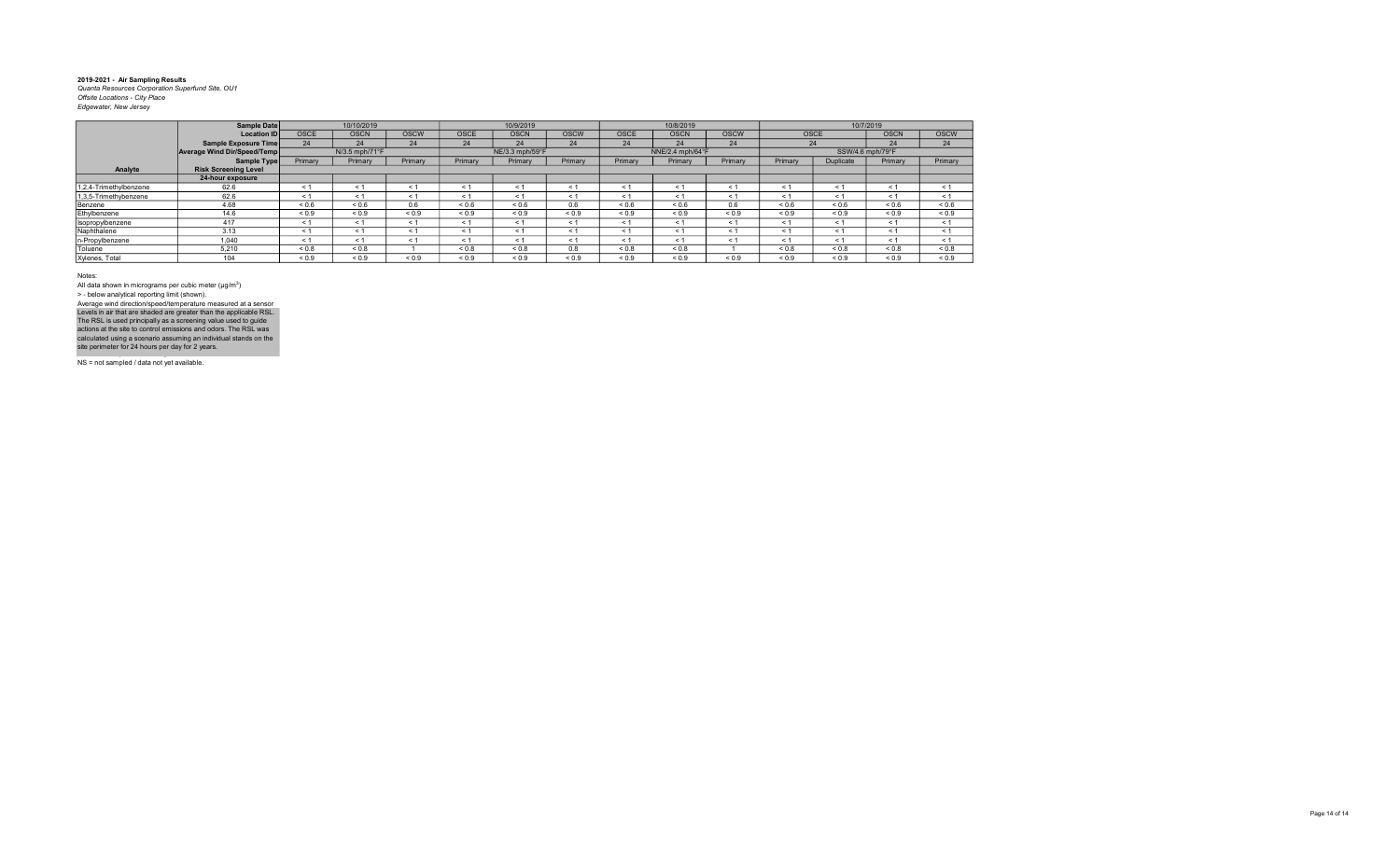**2019-2021 - Air Sampling Results**
*Quanta Resources Corporation Superfund Site, OU1*
*Offsite Locations - City Place*
*Edgewater, New Jersey*

| | Sample Date | 10/10/2019 | | | 10/9/2019 | | | 10/8/2019 | | | 10/7/2019 | | | |
|---|---|---|---|---|---|---|---|---|---|---|---|---|---|---|
| | Location ID | OSCE | OSCN | OSCW | OSCE | OSCN | OSCW | OSCE | OSCN | OSCW | OSCE | | OSCN | OSCW |
| | Sample Exposure Time | 24 | 24 | 24 | 24 | 24 | 24 | 24 | 24 | 24 | 24 | | 24 | 24 |
| | Average Wind Dir/Speed/Temp | N/3.5 mph/71°F | | | NE/3.3 mph/59°F | | | NNE/2.4 mph/64°F | | | SSW/4.6 mph/79°F | | | |
| | Sample Type | Primary | Primary | Primary | Primary | Primary | Primary | Primary | Primary | Primary | Primary | Duplicate | Primary | Primary |
| **Analyte** | **Risk Screening Level** | | | | | | | | | | | | | |
| | **24-hour exposure** | | | | | | | | | | | | | |
| 1,2,4-Trimethylbenzene | 62.6 | < 1 | < 1 | < 1 | < 1 | < 1 | < 1 | < 1 | < 1 | < 1 | < 1 | < 1 | < 1 | < 1 |
| 1,3,5-Trimethylbenzene | 62.6 | < 1 | < 1 | < 1 | < 1 | < 1 | < 1 | < 1 | < 1 | < 1 | < 1 | < 1 | < 1 | < 1 |
| Benzene | 4.68 | < 0.6 | < 0.6 | 0.6 | < 0.6 | < 0.6 | 0.6 | < 0.6 | < 0.6 | 0.6 | < 0.6 | < 0.6 | < 0.6 | < 0.6 |
| Ethylbenzene | 14.6 | < 0.9 | < 0.9 | < 0.9 | < 0.9 | < 0.9 | < 0.9 | < 0.9 | < 0.9 | < 0.9 | < 0.9 | < 0.9 | < 0.9 | < 0.9 |
| Isopropylbenzene | 417 | < 1 | < 1 | < 1 | < 1 | < 1 | < 1 | < 1 | < 1 | < 1 | < 1 | < 1 | < 1 | < 1 |
| Naphthalene | 3.13 | < 1 | < 1 | < 1 | < 1 | < 1 | < 1 | < 1 | < 1 | < 1 | < 1 | < 1 | < 1 | < 1 |
| n-Propylbenzene | 1,040 | < 1 | < 1 | < 1 | < 1 | < 1 | < 1 | < 1 | < 1 | < 1 | < 1 | < 1 | < 1 | < 1 |
| Toluene | 5,210 | < 0.8 | < 0.8 | 1 | < 0.8 | < 0.8 | 0.8 | < 0.8 | < 0.8 | 1 | < 0.8 | < 0.8 | < 0.8 | < 0.8 |
| Xylenes, Total | 104 | < 0.9 | < 0.9 | < 0.9 | < 0.9 | < 0.9 | < 0.9 | < 0.9 | < 0.9 | < 0.9 | < 0.9 | < 0.9 | < 0.9 | < 0.9 |

Notes:
All data shown in micrograms per cubic meter (µg/m$^3$)
> - below analytical reporting limit (shown).
Average wind direction/speed/temperature measured at a sensor
Levels in air that are shaded are greater than the applicable RSL. The RSL is used principally as a screening value used to guide actions at the site to control emissions and odors. The RSL was calculated using a scenario assuming an individual stands on the site perimeter for 24 hours per day for 2 years.

NS = not sampled / data not yet available.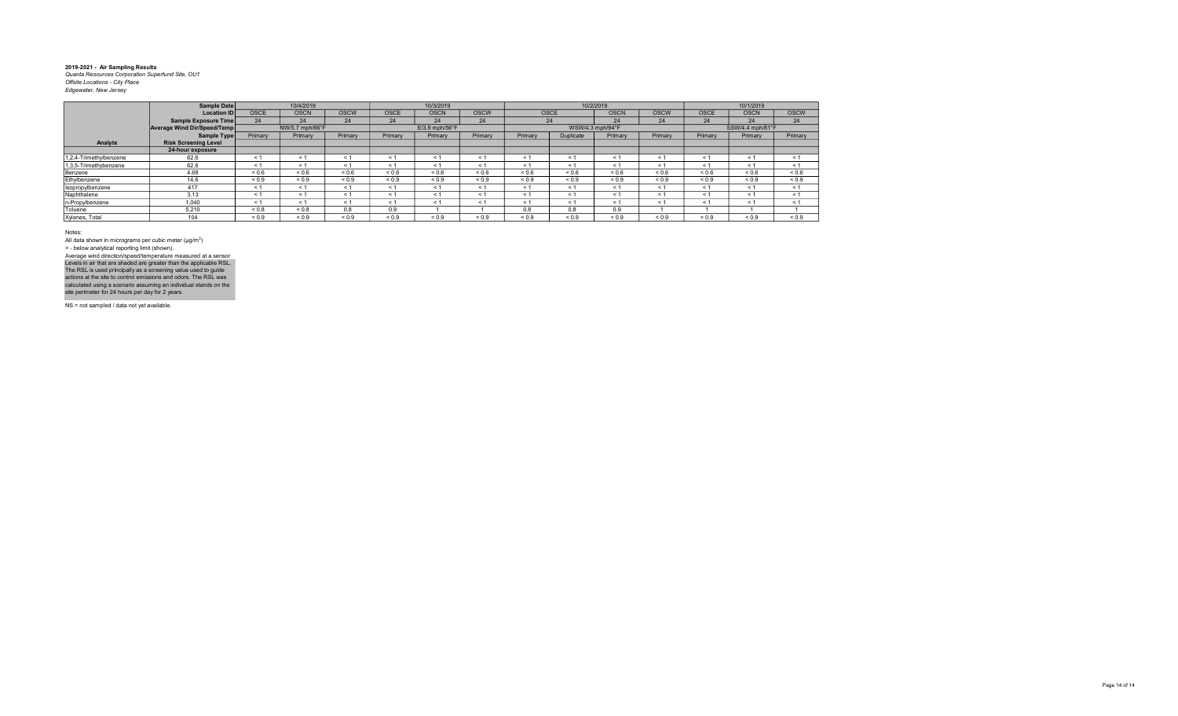**2019-2021 - Air Sampling Results**

*Quanta Resources Corporation Superfund Site, OU1*

*Offsite Locations - City Place*

*Edgewater, New Jersey*

| | Sample Date | 10/4/2019 | | | 10/3/2019 | | | 10/2/2019 | | | | 10/1/2019 | | |
|---|---|---|---|---|---|---|---|---|---|---|---|---|---|---|
| | Location ID | OSCE | OSCN | OSCW | OSCE | OSCN | OSCW | OSCE | | OSCN | OSCW | OSCE | OSCN | OSCW |
| | Sample Exposure Time | 24 | 24 | 24 | 24 | 24 | 24 | 24 | | 24 | 24 | 24 | 24 | 24 |
| | Average Wind Dir/Speed/Temp | NW/5.7 mph/66°F | | | E/3.9 mph/56°F | | | WSW/4.3 mph/94°F | | | | SSW/4.4 mph/81°F | | |
| | Sample Type | Primary | Primary | Primary | Primary | Primary | Primary | Primary | Duplicate | Primary | Primary | Primary | Primary | Primary |
| Analyte | Risk Screening Level | | | | | | | | | | | | | |
| | 24-hour exposure | | | | | | | | | | | | | |
| 1,2,4-Trimethylbenzene | 62.6 | < 1 | < 1 | < 1 | < 1 | < 1 | < 1 | < 1 | < 1 | < 1 | < 1 | < 1 | < 1 | < 1 |
| 1,3,5-Trimethylbenzene | 62.6 | < 1 | < 1 | < 1 | < 1 | < 1 | < 1 | < 1 | < 1 | < 1 | < 1 | < 1 | < 1 | < 1 |
| Benzene | 4.68 | < 0.6 | < 0.6 | < 0.6 | < 0.6 | < 0.6 | < 0.6 | < 0.6 | < 0.6 | < 0.6 | < 0.6 | < 0.6 | < 0.6 | < 0.6 |
| Ethylbenzene | 14.6 | < 0.9 | < 0.9 | < 0.9 | < 0.9 | < 0.9 | < 0.9 | < 0.9 | < 0.9 | < 0.9 | < 0.9 | < 0.9 | < 0.9 | < 0.9 |
| Isopropylbenzene | 417 | < 1 | < 1 | < 1 | < 1 | < 1 | < 1 | < 1 | < 1 | < 1 | < 1 | < 1 | < 1 | < 1 |
| Naphthalene | 3.13 | < 1 | < 1 | < 1 | < 1 | < 1 | < 1 | < 1 | < 1 | < 1 | < 1 | < 1 | < 1 | < 1 |
| n-Propylbenzene | 1,040 | < 1 | < 1 | < 1 | < 1 | < 1 | < 1 | < 1 | < 1 | < 1 | < 1 | < 1 | < 1 | < 1 |
| Toluene | 5,210 | < 0.8 | < 0.8 | 0.8 | 0.9 | 1 | 1 | 0.8 | 0.8 | 0.9 | 1 | 1 | 1 | 1 |
| Xylenes, Total | 104 | < 0.9 | < 0.9 | < 0.9 | < 0.9 | < 0.9 | < 0.9 | < 0.9 | < 0.9 | < 0.9 | < 0.9 | < 0.9 | < 0.9 | < 0.9 |

Notes:

All data shown in micrograms per cubic meter (µg/m$^3$)

> - below analytical reporting limit (shown).

Average wind direction/speed/temperature measured at a sensor

Levels in air that are shaded are greater than the applicable RSL. The RSL is used principally as a screening value used to guide actions at the site to control emissions and odors. The RSL was calculated using a scenario assuming an individual stands on the site perimeter for 24 hours per day for 2 years.

NS = not sampled / data not yet available.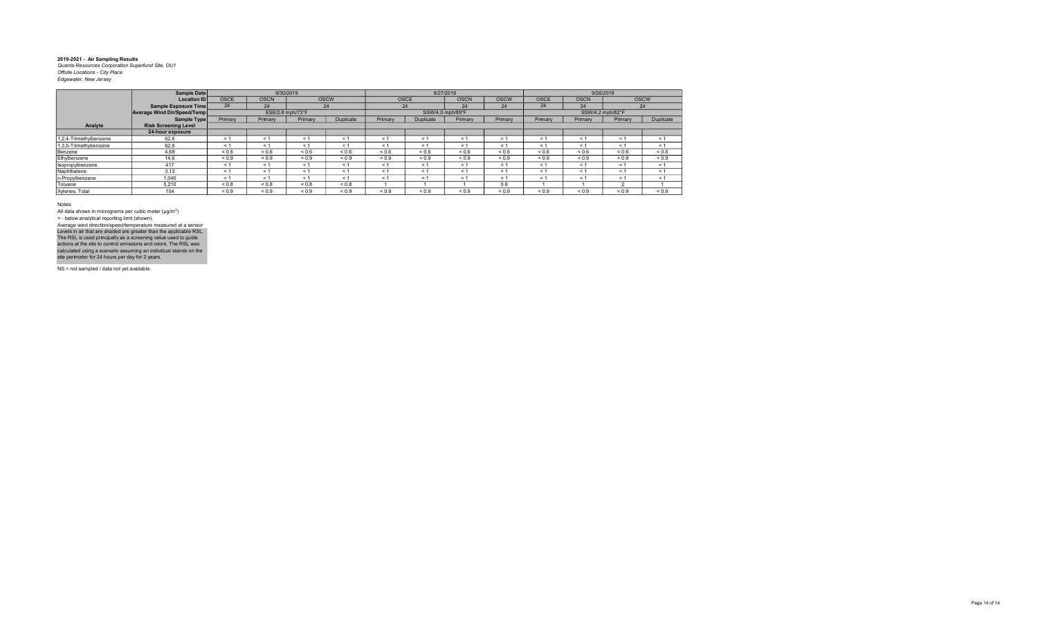**2019-2021 - Air Sampling Results**
*Quanta Resources Corporation Superfund Site, OU1*
*Offsite Locations - City Place*
*Edgewater, New Jersey*

| | Sample Date | 9/30/2019 | | | | 9/27/2019 | | | | 9/26/2019 | | | |
|---|---|---|---|---|---|---|---|---|---|---|---|---|---|
| | Location ID | OSCE | OSCN | OSCW | | OSCE | | OSCN | OSCW | OSCE | OSCN | OSCW | |
| | Sample Exposure Time | 24 | 24 | 24 | | 24 | | 24 | 24 | 24 | 24 | 24 | |
| | Average Wind Dir/Speed/Temp | ESE/2.8 mph/73°F | | | | SSW/4.0 mph/89°F | | | | SSW/4.2 mph/82°F | | | |
| | Sample Type | Primary | Primary | Primary | Duplicate | Primary | Duplicate | Primary | Primary | Primary | Primary | Primary | Duplicate |
| **Analyte** | **Risk Screening Level** | | | | | | | | | | | | |
| | **24-hour exposure** | | | | | | | | | | | | |
| 1,2,4-Trimethylbenzene | 62.6 | < 1 | < 1 | < 1 | < 1 | < 1 | < 1 | < 1 | < 1 | < 1 | < 1 | < 1 | < 1 |
| 1,3,5-Trimethybenzene | 62.6 | < 1 | < 1 | < 1 | < 1 | < 1 | < 1 | < 1 | < 1 | < 1 | < 1 | < 1 | < 1 |
| Benzene | 4.68 | < 0.6 | < 0.6 | < 0.6 | < 0.6 | < 0.6 | < 0.6 | < 0.6 | < 0.6 | < 0.6 | < 0.6 | < 0.6 | < 0.6 |
| Ethylbenzene | 14.6 | < 0.9 | < 0.9 | < 0.9 | < 0.9 | < 0.9 | < 0.9 | < 0.9 | < 0.9 | < 0.9 | < 0.9 | < 0.9 | < 0.9 |
| Isopropylbenzene | 417 | < 1 | < 1 | < 1 | < 1 | < 1 | < 1 | < 1 | < 1 | < 1 | < 1 | < 1 | < 1 |
| Naphthalene | 3.13 | < 1 | < 1 | < 1 | < 1 | < 1 | < 1 | < 1 | < 1 | < 1 | < 1 | < 1 | < 1 |
| n-Propylbenzene | 1,040 | < 1 | < 1 | < 1 | < 1 | < 1 | < 1 | < 1 | < 1 | < 1 | < 1 | < 1 | < 1 |
| Toluene | 5,210 | < 0.8 | < 0.8 | < 0.8 | < 0.8 | 1 | 1 | 1 | 0.9 | 1 | 1 | 2 | 1 |
| Xylenes, Total | 104 | < 0.9 | < 0.9 | < 0.9 | < 0.9 | < 0.9 | < 0.9 | < 0.9 | < 0.9 | < 0.9 | < 0.9 | < 0.9 | < 0.9 |

Notes:
All data shown in micrograms per cubic meter (µg/m$^3$)
> - below analytical reporting limit (shown).
Average wind direction/speed/temperature measured at a sensor
Levels in air that are shaded are greater than the applicable RSL.
The RSL is used principally as a screening value used to guide actions at the site to control emissions and odors. The RSL was calculated using a scenario assuming an individual stands on the site perimeter for 24 hours per day for 2 years.

NS = not sampled / data not yet available.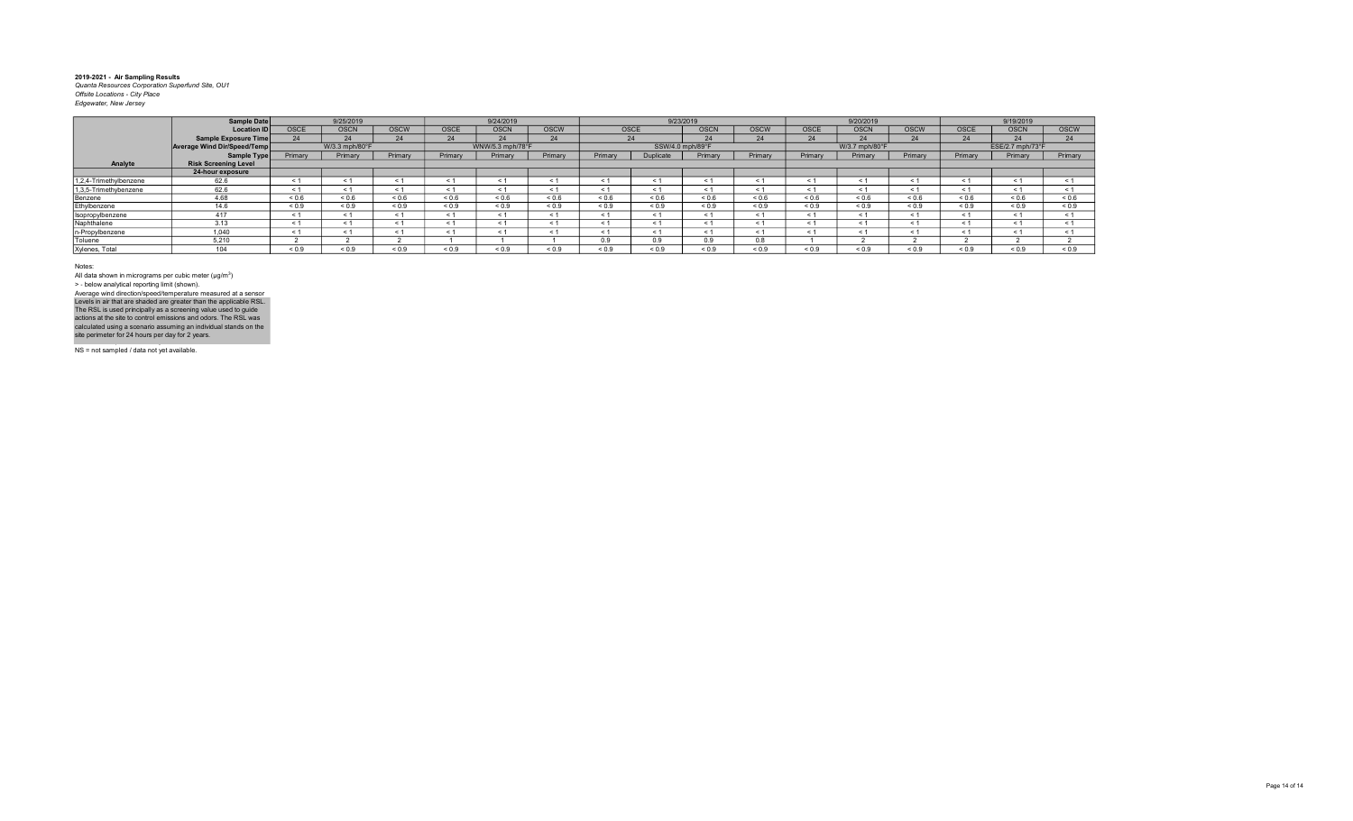**2019-2021 - Air Sampling Results**
*Quanta Resources Corporation Superfund Site, OU1*
*Offsite Locations - City Place*
*Edgewater, New Jersey*

| | Sample Date | 9/25/2019 | | | 9/24/2019 | | | 9/23/2019 | | | | 9/20/2019 | | | 9/19/2019 | | |
|---|---|---|---|---|---|---|---|---|---|---|---|---|---|---|---|---|---|
| | Location ID | OSCE | OSCN | OSCW | OSCE | OSCN | OSCW | OSCE | | OSCN | OSCW | OSCE | OSCN | OSCW | OSCE | OSCN | OSCW |
| | Sample Exposure Time | 24 | 24 | 24 | 24 | 24 | 24 | 24 | | 24 | 24 | 24 | 24 | 24 | 24 | 24 | 24 |
| | Average Wind Dir/Speed/Temp | W/3.3 mph/80°F | | | WNW/5.3 mph/78°F | | | SSW/4.0 mph/89°F | | | | W/3.7 mph/80°F | | | ESE/2.7 mph/73°F | | |
| | Sample Type | Primary | Primary | Primary | Primary | Primary | Primary | Primary | Duplicate | Primary | Primary | Primary | Primary | Primary | Primary | Primary | Primary |
| Analyte | Risk Screening Level | | | | | | | | | | | | | | | | |
| | 24-hour exposure | | | | | | | | | | | | | | | | |
| 1,2,4-Trimethylbenzene | 62.6 | < 1 | < 1 | < 1 | < 1 | < 1 | < 1 | < 1 | < 1 | < 1 | < 1 | < 1 | < 1 | < 1 | < 1 | < 1 | < 1 |
| 1,3,5-Trimethylbenzene | 62.6 | < 1 | < 1 | < 1 | < 1 | < 1 | < 1 | < 1 | < 1 | < 1 | < 1 | < 1 | < 1 | < 1 | < 1 | < 1 | < 1 |
| Benzene | 4.68 | < 0.6 | < 0.6 | < 0.6 | < 0.6 | < 0.6 | < 0.6 | < 0.6 | < 0.6 | < 0.6 | < 0.6 | < 0.6 | < 0.6 | < 0.6 | < 0.6 | < 0.6 | < 0.6 |
| Ethylbenzene | 14.6 | < 0.9 | < 0.9 | < 0.9 | < 0.9 | < 0.9 | < 0.9 | < 0.9 | < 0.9 | < 0.9 | < 0.9 | < 0.9 | < 0.9 | < 0.9 | < 0.9 | < 0.9 | < 0.9 |
| Isopropylbenzene | 417 | < 1 | < 1 | < 1 | < 1 | < 1 | < 1 | < 1 | < 1 | < 1 | < 1 | < 1 | < 1 | < 1 | < 1 | < 1 | < 1 |
| Naphthalene | 3.13 | < 1 | < 1 | < 1 | < 1 | < 1 | < 1 | < 1 | < 1 | < 1 | < 1 | < 1 | < 1 | < 1 | < 1 | < 1 | < 1 |
| n-Propylbenzene | 1,040 | < 1 | < 1 | < 1 | < 1 | < 1 | < 1 | < 1 | < 1 | < 1 | < 1 | < 1 | < 1 | < 1 | < 1 | < 1 | < 1 |
| Toluene | 5,210 | 2 | 2 | 2 | 1 | 1 | 1 | 0.9 | 0.9 | 0.9 | 0.8 | 1 | 2 | 2 | 2 | 2 | 2 |
| Xylenes, Total | 104 | < 0.9 | < 0.9 | < 0.9 | < 0.9 | < 0.9 | < 0.9 | < 0.9 | < 0.9 | < 0.9 | < 0.9 | < 0.9 | < 0.9 | < 0.9 | < 0.9 | < 0.9 | < 0.9 |

Notes:
All data shown in micrograms per cubic meter (µg/m$^3$)
> - below analytical reporting limit (shown).
Average wind direction/speed/temperature measured at a sensor
Levels in air that are shaded are greater than the applicable RSL.
The RSL is used principally as a screening value used to guide actions at the site to control emissions and odors. The RSL was calculated using a scenario assuming an individual stands on the site perimeter for 24 hours per day for 2 years.

NS = not sampled / data not yet available.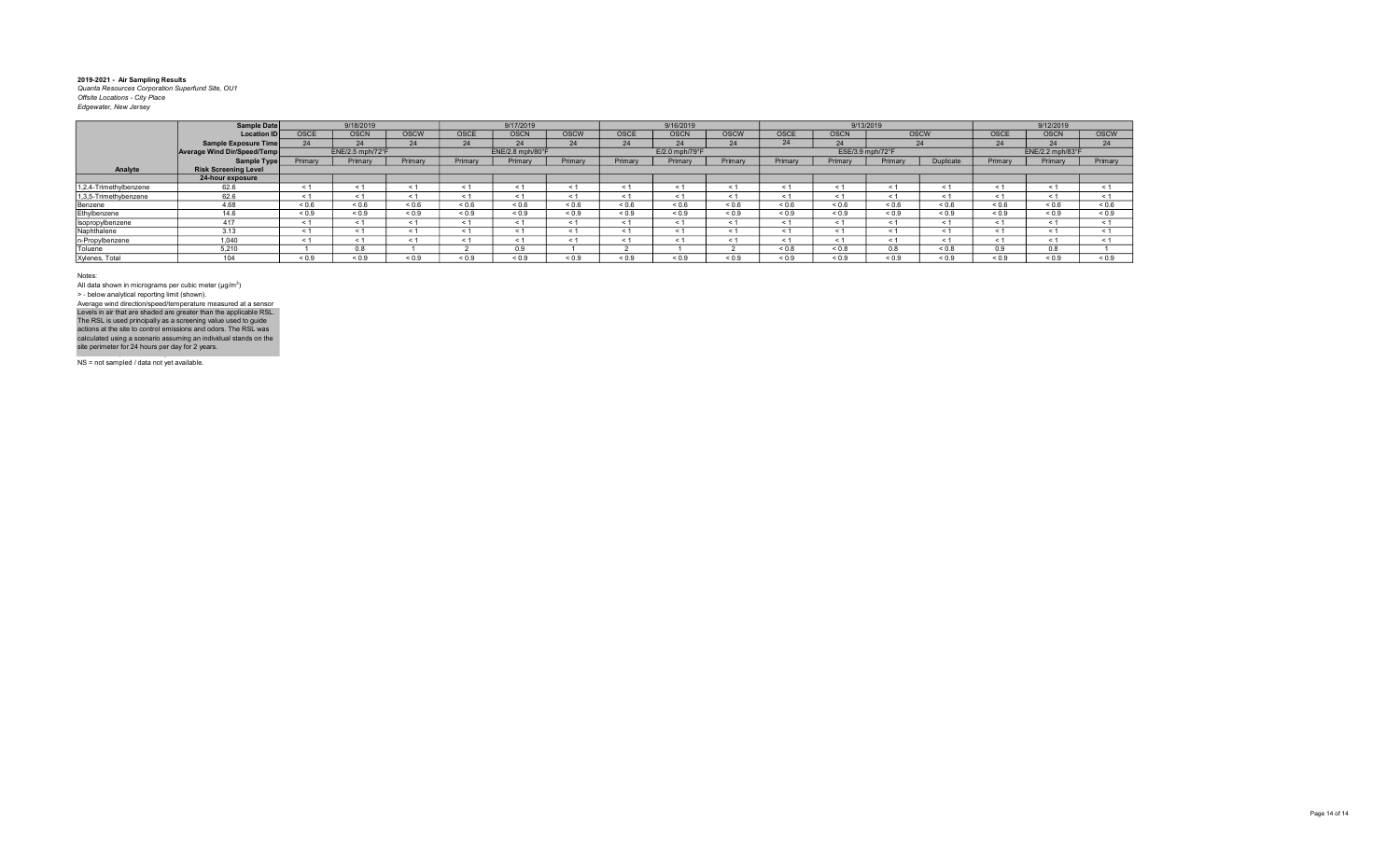**2019-2021 - Air Sampling Results**
*Quanta Resources Corporation Superfund Site, OU1*
*Offsite Locations - City Place*
*Edgewater, New Jersey*

| | Sample Date | 9/18/2019 | | | 9/17/2019 | | | 9/16/2019 | | | 9/13/2019 | | | | 9/12/2019 | | |
|---|---|---|---|---|---|---|---|---|---|---|---|---|---|---|---|---|---|
| | Location ID | OSCE | OSCN | OSCW | OSCE | OSCN | OSCW | OSCE | OSCN | OSCW | OSCE | OSCN | OSCW | | OSCE | OSCN | OSCW |
| | Sample Exposure Time | 24 | 24 | 24 | 24 | 24 | 24 | 24 | 24 | 24 | 24 | 24 | 24 | | 24 | 24 | 24 |
| | Average Wind Dir/Speed/Temp | ENE/2.5 mph/72°F | | | ENE/2.8 mph/80°F | | | E/2.0 mph/79°F | | | ESE/3.9 mph/72°F | | | | ENE/2.2 mph/83°F | | |
| | Sample Type | Primary | Primary | Primary | Primary | Primary | Primary | Primary | Primary | Primary | Primary | Primary | Primary | Duplicate | Primary | Primary | Primary |
| Analyte | Risk Screening Level | | | | | | | | | | | | | | | | |
| | 24-hour exposure | | | | | | | | | | | | | | | | |
| 1,2,4-Trimethylbenzene | 62.6 | < 1 | < 1 | < 1 | < 1 | < 1 | < 1 | < 1 | < 1 | < 1 | < 1 | < 1 | < 1 | < 1 | < 1 | < 1 | < 1 |
| 1,3,5-Trimethylbenzene | 62.6 | < 1 | < 1 | < 1 | < 1 | < 1 | < 1 | < 1 | < 1 | < 1 | < 1 | < 1 | < 1 | < 1 | < 1 | < 1 | < 1 |
| Benzene | 4.68 | < 0.6 | < 0.6 | < 0.6 | < 0.6 | < 0.6 | < 0.6 | < 0.6 | < 0.6 | < 0.6 | < 0.6 | < 0.6 | < 0.6 | < 0.6 | < 0.6 | < 0.6 | < 0.6 |
| Ethylbenzene | 14.6 | < 0.9 | < 0.9 | < 0.9 | < 0.9 | < 0.9 | < 0.9 | < 0.9 | < 0.9 | < 0.9 | < 0.9 | < 0.9 | < 0.9 | < 0.9 | < 0.9 | < 0.9 | < 0.9 |
| Isopropylbenzene | 417 | < 1 | < 1 | < 1 | < 1 | < 1 | < 1 | < 1 | < 1 | < 1 | < 1 | < 1 | < 1 | < 1 | < 1 | < 1 | < 1 |
| Naphthalene | 3.13 | < 1 | < 1 | < 1 | < 1 | < 1 | < 1 | < 1 | < 1 | < 1 | < 1 | < 1 | < 1 | < 1 | < 1 | < 1 | < 1 |
| n-Propylbenzene | 1,040 | < 1 | < 1 | < 1 | < 1 | < 1 | < 1 | < 1 | < 1 | < 1 | < 1 | < 1 | < 1 | < 1 | < 1 | < 1 | < 1 |
| Toluene | 5,210 | 1 | 0.8 | 1 | 2 | 0.9 | 1 | 2 | 1 | 2 | < 0.8 | < 0.8 | 0.8 | < 0.8 | 0.9 | 0.8 | 1 |
| Xylenes, Total | 104 | < 0.9 | < 0.9 | < 0.9 | < 0.9 | < 0.9 | < 0.9 | < 0.9 | < 0.9 | < 0.9 | < 0.9 | < 0.9 | < 0.9 | < 0.9 | < 0.9 | < 0.9 | < 0.9 |

Notes:
All data shown in micrograms per cubic meter (µg/m$^3$)
> - below analytical reporting limit (shown).
Average wind direction/speed/temperature measured at a sensor
Levels in air that are shaded are greater than the applicable RSL.
The RSL is used principally as a screening value used to guide actions at the site to control emissions and odors. The RSL was calculated using a scenario assuming an individual stands on the site perimeter for 24 hours per day for 2 years.

NS = not sampled / data not yet available.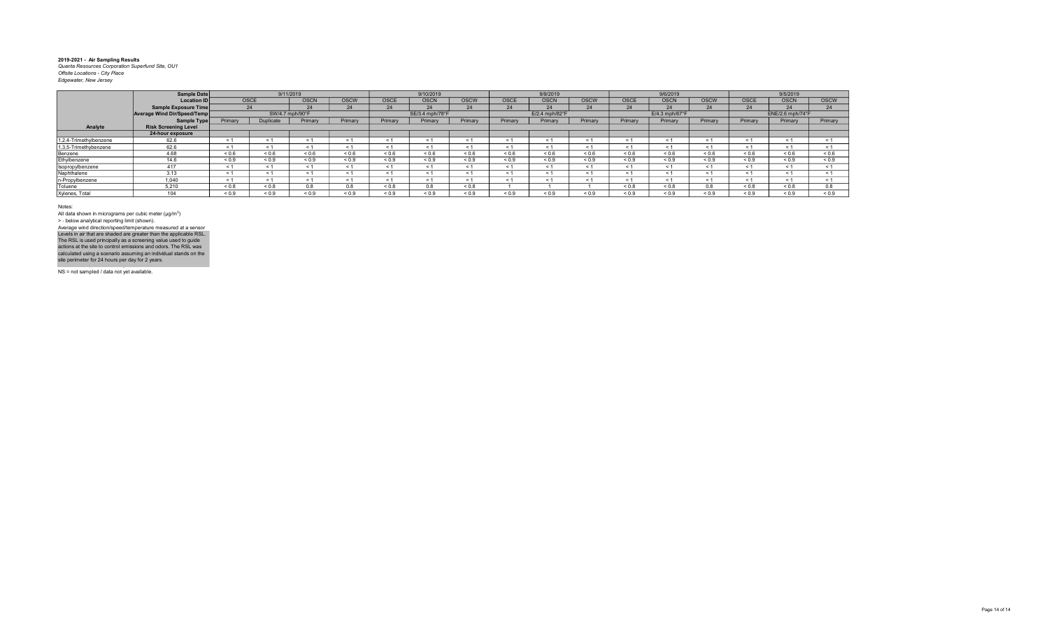**2019-2021 - Air Sampling Results**
*Quanta Resources Corporation Superfund Site, OU1*
*Offsite Locations - City Place*
*Edgewater, New Jersey*

| | Sample Date | 9/11/2019 | | | | 9/10/2019 | | | 9/9/2019 | | | 9/6/2019 | | | 9/5/2019 | | |
|---|---|---|---|---|---|---|---|---|---|---|---|---|---|---|---|---|---|
| | Location ID | OSCE | | OSCN | OSCW | OSCE | OSCN | OSCW | OSCE | OSCN | OSCW | OSCE | OSCN | OSCW | OSCE | OSCN | OSCW |
| | Sample Exposure Time | 24 | | 24 | 24 | 24 | 24 | 24 | 24 | 24 | 24 | 24 | 24 | 24 | 24 | 24 | 24 |
| | Average Wind Dir/Speed/Temp | SW/4.7 mph/90°F | | | | SE/3.4 mph/78°F | | | E/2.4 mph/82°F | | | E/4.3 mph/67°F | | | ENE/2.6 mph/74°F | | |
| | Sample Type | Primary | Duplicate | Primary | Primary | Primary | Primary | Primary | Primary | Primary | Primary | Primary | Primary | Primary | Primary | Primary | Primary |
| Analyte | Risk Screening Level | | | | | | | | | | | | | | | | |
| | 24-hour exposure | | | | | | | | | | | | | | | | |
| 1,2,4-Trimethylbenzene | 62.6 | < 1 | < 1 | < 1 | < 1 | < 1 | < 1 | < 1 | < 1 | < 1 | < 1 | < 1 | < 1 | < 1 | < 1 | < 1 | < 1 |
| 1,3,5-Trimethylbenzene | 62.6 | < 1 | < 1 | < 1 | < 1 | < 1 | < 1 | < 1 | < 1 | < 1 | < 1 | < 1 | < 1 | < 1 | < 1 | < 1 | < 1 |
| Benzene | 4.68 | < 0.6 | < 0.6 | < 0.6 | < 0.6 | < 0.6 | < 0.6 | < 0.6 | < 0.6 | < 0.6 | < 0.6 | < 0.6 | < 0.6 | < 0.6 | < 0.6 | < 0.6 | < 0.6 |
| Ethylbenzene | 14.6 | < 0.9 | < 0.9 | < 0.9 | < 0.9 | < 0.9 | < 0.9 | < 0.9 | < 0.9 | < 0.9 | < 0.9 | < 0.9 | < 0.9 | < 0.9 | < 0.9 | < 0.9 | < 0.9 |
| Isopropylbenzene | 417 | < 1 | < 1 | < 1 | < 1 | < 1 | < 1 | < 1 | < 1 | < 1 | < 1 | < 1 | < 1 | < 1 | < 1 | < 1 | < 1 |
| Naphthalene | 3.13 | < 1 | < 1 | < 1 | < 1 | < 1 | < 1 | < 1 | < 1 | < 1 | < 1 | < 1 | < 1 | < 1 | < 1 | < 1 | < 1 |
| n-Propylbenzene | 1,040 | < 1 | < 1 | < 1 | < 1 | < 1 | < 1 | < 1 | < 1 | < 1 | < 1 | < 1 | < 1 | < 1 | < 1 | < 1 | < 1 |
| Toluene | 5,210 | < 0.8 | < 0.8 | 0.8 | 0.8 | < 0.8 | 0.8 | < 0.8 | 1 | 1 | 1 | < 0.8 | < 0.8 | 0.8 | < 0.8 | < 0.8 | 0.8 |
| Xylenes, Total | 104 | < 0.9 | < 0.9 | < 0.9 | < 0.9 | < 0.9 | < 0.9 | < 0.9 | < 0.9 | < 0.9 | < 0.9 | < 0.9 | < 0.9 | < 0.9 | < 0.9 | < 0.9 | < 0.9 |

Notes:
All data shown in micrograms per cubic meter (µg/m$^3$)
> - below analytical reporting limit (shown).
Average wind direction/speed/temperature measured at a sensor
Levels in air that are shaded are greater than the applicable RSL.
The RSL is used principally as a screening value used to guide actions at the site to control emissions and odors. The RSL was calculated using a scenario assuming an individual stands on the site perimeter for 24 hours per day for 2 years.

NS = not sampled / data not yet available.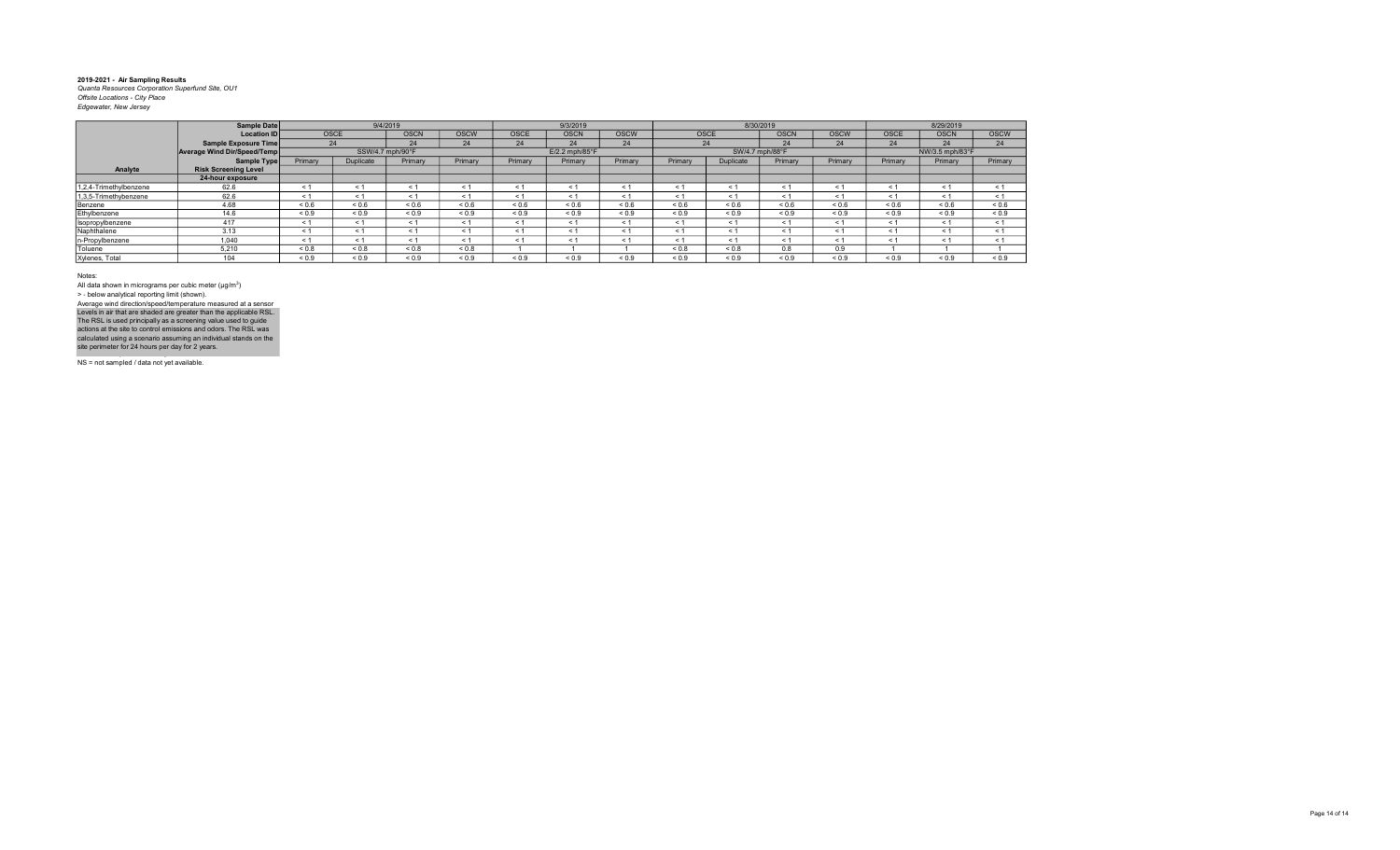**2019-2021 - Air Sampling Results**
*Quanta Resources Corporation Superfund Site, OU1*
*Offsite Locations - City Place*
*Edgewater, New Jersey*

| | Sample Date | 9/4/2019 | | | | 9/3/2019 | | | 8/30/2019 | | | | 8/29/2019 | | |
|---|---|---|---|---|---|---|---|---|---|---|---|---|---|---|---|
| | Location ID | OSCE | | OSCN | OSCW | OSCE | OSCN | OSCW | OSCE | | OSCN | OSCW | OSCE | OSCN | OSCW |
| | Sample Exposure Time | 24 | | 24 | 24 | 24 | 24 | 24 | 24 | | 24 | 24 | 24 | 24 | 24 |
| | Average Wind Dir/Speed/Temp | SSW/4.7 mph/90°F | | | | E/2.2 mph/85°F | | | SW/4.7 mph/88°F | | | | NW/3.5 mph/83°F | | |
| | Sample Type | Primary | Duplicate | Primary | Primary | Primary | Primary | Primary | Primary | Duplicate | Primary | Primary | Primary | Primary | Primary |
| Analyte | Risk Screening Level | | | | | | | | | | | | | | |
| | 24-hour exposure | | | | | | | | | | | | | | |
| 1,2,4-Trimethylbenzene | 62.6 | < 1 | < 1 | < 1 | < 1 | < 1 | < 1 | < 1 | < 1 | < 1 | < 1 | < 1 | < 1 | < 1 | < 1 |
| 1,3,5-Trimethylbenzene | 62.6 | < 1 | < 1 | < 1 | < 1 | < 1 | < 1 | < 1 | < 1 | < 1 | < 1 | < 1 | < 1 | < 1 | < 1 |
| Benzene | 4.68 | < 0.6 | < 0.6 | < 0.6 | < 0.6 | < 0.6 | < 0.6 | < 0.6 | < 0.6 | < 0.6 | < 0.6 | < 0.6 | < 0.6 | < 0.6 | < 0.6 |
| Ethylbenzene | 14.6 | < 0.9 | < 0.9 | < 0.9 | < 0.9 | < 0.9 | < 0.9 | < 0.9 | < 0.9 | < 0.9 | < 0.9 | < 0.9 | < 0.9 | < 0.9 | < 0.9 |
| Isopropylbenzene | 417 | < 1 | < 1 | < 1 | < 1 | < 1 | < 1 | < 1 | < 1 | < 1 | < 1 | < 1 | < 1 | < 1 | < 1 |
| Naphthalene | 3.13 | < 1 | < 1 | < 1 | < 1 | < 1 | < 1 | < 1 | < 1 | < 1 | < 1 | < 1 | < 1 | < 1 | < 1 |
| n-Propylbenzene | 1,040 | < 1 | < 1 | < 1 | < 1 | < 1 | < 1 | < 1 | < 1 | < 1 | < 1 | < 1 | < 1 | < 1 | < 1 |
| Toluene | 5,210 | < 0.8 | < 0.8 | < 0.8 | < 0.8 | 1 | 1 | 1 | < 0.8 | < 0.8 | 0.8 | 0.9 | 1 | 1 | 1 |
| Xylenes, Total | 104 | < 0.9 | < 0.9 | < 0.9 | < 0.9 | < 0.9 | < 0.9 | < 0.9 | < 0.9 | < 0.9 | < 0.9 | < 0.9 | < 0.9 | < 0.9 | < 0.9 |

Notes:
All data shown in micrograms per cubic meter (µg/m$^3$)
> - below analytical reporting limit (shown).
Average wind direction/speed/temperature measured at a sensor
Levels in air that are shaded are greater than the applicable RSL.
The RSL is used principally as a screening value used to guide actions at the site to control emissions and odors. The RSL was calculated using a scenario assuming an individual stands on the site perimeter for 24 hours per day for 2 years.

NS = not sampled / data not yet available.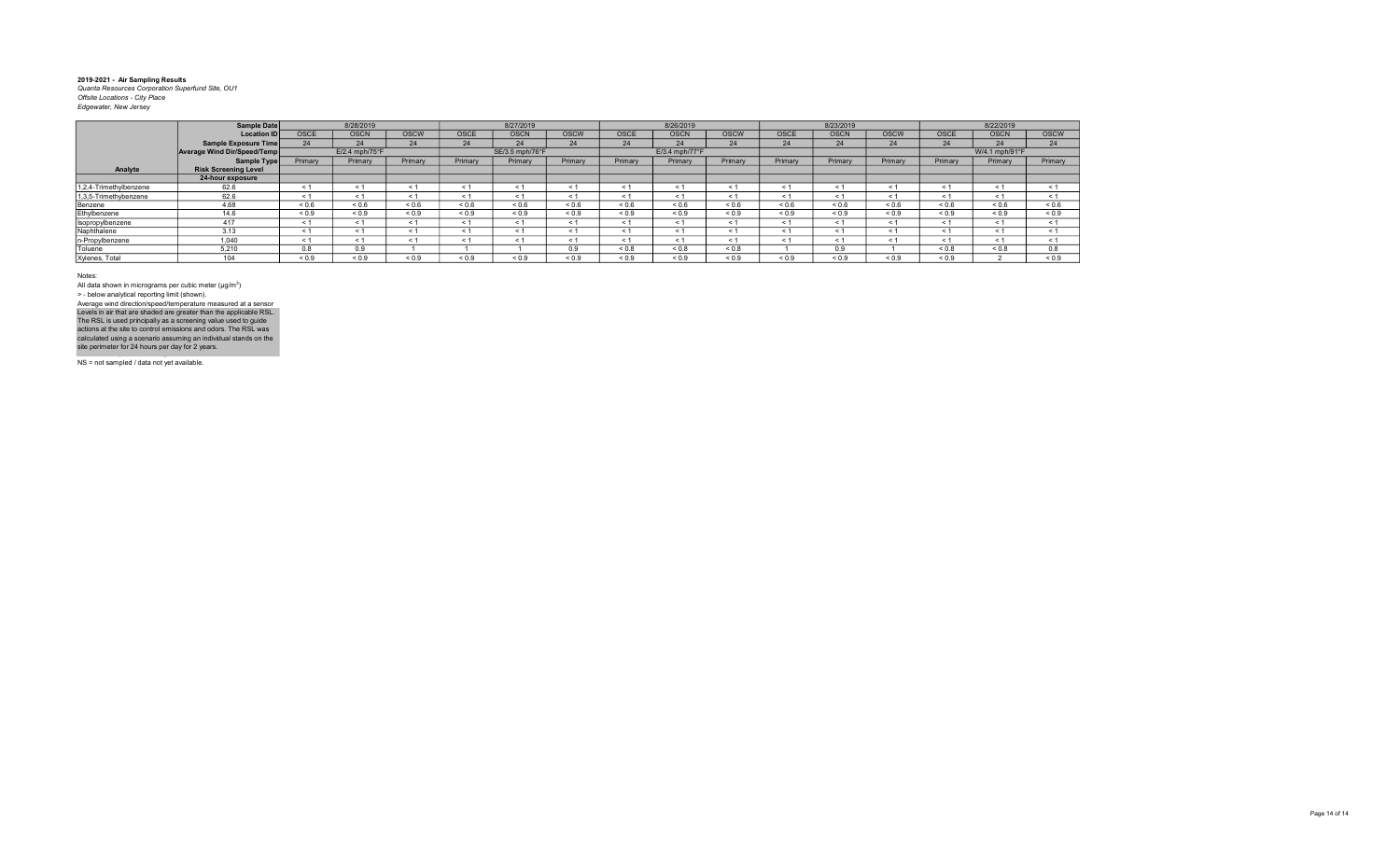**2019-2021 - Air Sampling Results**

*Quanta Resources Corporation Superfund Site, OU1*

*Offsite Locations - City Place*

*Edgewater, New Jersey*

| | Sample Date | 8/28/2019 | | | 8/27/2019 | | | 8/26/2019 | | | 8/23/2019 | | | 8/22/2019 | | |
|---|---|---|---|---|---|---|---|---|---|---|---|---|---|---|---|---|
| | Location ID | OSCE | OSCN | OSCW | OSCE | OSCN | OSCW | OSCE | OSCN | OSCW | OSCE | OSCN | OSCW | OSCE | OSCN | OSCW |
| | Sample Exposure Time | 24 | 24 | 24 | 24 | 24 | 24 | 24 | 24 | 24 | 24 | 24 | 24 | 24 | 24 | 24 |
| | Average Wind Dir/Speed/Temp | | E/2.4 mph/75°F | | | SE/3.5 mph/76°F | | | E/3.4 mph/77°F | | | | | | W/4.1 mph/91°F | |
| | Sample Type | Primary | Primary | Primary | Primary | Primary | Primary | Primary | Primary | Primary | Primary | Primary | Primary | Primary | Primary | Primary |
| Analyte | Risk Screening Level | | | | | | | | | | | | | | | |
| | 24-hour exposure | | | | | | | | | | | | | | | |
| 1,2,4-Trimethylbenzene | 62.6 | < 1 | < 1 | < 1 | < 1 | < 1 | < 1 | < 1 | < 1 | < 1 | < 1 | < 1 | < 1 | < 1 | < 1 | < 1 |
| 1,3,5-Trimethylbenzene | 62.6 | < 1 | < 1 | < 1 | < 1 | < 1 | < 1 | < 1 | < 1 | < 1 | < 1 | < 1 | < 1 | < 1 | < 1 | < 1 |
| Benzene | 4.68 | < 0.6 | < 0.6 | < 0.6 | < 0.6 | < 0.6 | < 0.6 | < 0.6 | < 0.6 | < 0.6 | < 0.6 | < 0.6 | < 0.6 | < 0.6 | < 0.6 | < 0.6 |
| Ethylbenzene | 14.6 | < 0.9 | < 0.9 | < 0.9 | < 0.9 | < 0.9 | < 0.9 | < 0.9 | < 0.9 | < 0.9 | < 0.9 | < 0.9 | < 0.9 | < 0.9 | < 0.9 | < 0.9 |
| Isopropylbenzene | 417 | < 1 | < 1 | < 1 | < 1 | < 1 | < 1 | < 1 | < 1 | < 1 | < 1 | < 1 | < 1 | < 1 | < 1 | < 1 |
| Naphthalene | 3.13 | < 1 | < 1 | < 1 | < 1 | < 1 | < 1 | < 1 | < 1 | < 1 | < 1 | < 1 | < 1 | < 1 | < 1 | < 1 |
| n-Propylbenzene | 1,040 | < 1 | < 1 | < 1 | < 1 | < 1 | < 1 | < 1 | < 1 | < 1 | < 1 | < 1 | < 1 | < 1 | < 1 | < 1 |
| Toluene | 5,210 | 0.8 | 0.9 | 1 | 1 | 1 | 0.9 | < 0.8 | < 0.8 | < 0.8 | 1 | 0.9 | 1 | < 0.8 | < 0.8 | 0.8 |
| Xylenes, Total | 104 | < 0.9 | < 0.9 | < 0.9 | < 0.9 | < 0.9 | < 0.9 | < 0.9 | < 0.9 | < 0.9 | < 0.9 | < 0.9 | < 0.9 | < 0.9 | 2 | < 0.9 |

Notes:

All data shown in micrograms per cubic meter (μg/m$^3$)

> - below analytical reporting limit (shown).

Average wind direction/speed/temperature measured at a sensor

Levels in air that are shaded are greater than the applicable RSL. The RSL is used principally as a screening value used to guide actions at the site to control emissions and odors. The RSL was calculated using a scenario assuming an individual stands on the site perimeter for 24 hours per day for 2 years.

NS = not sampled / data not yet available.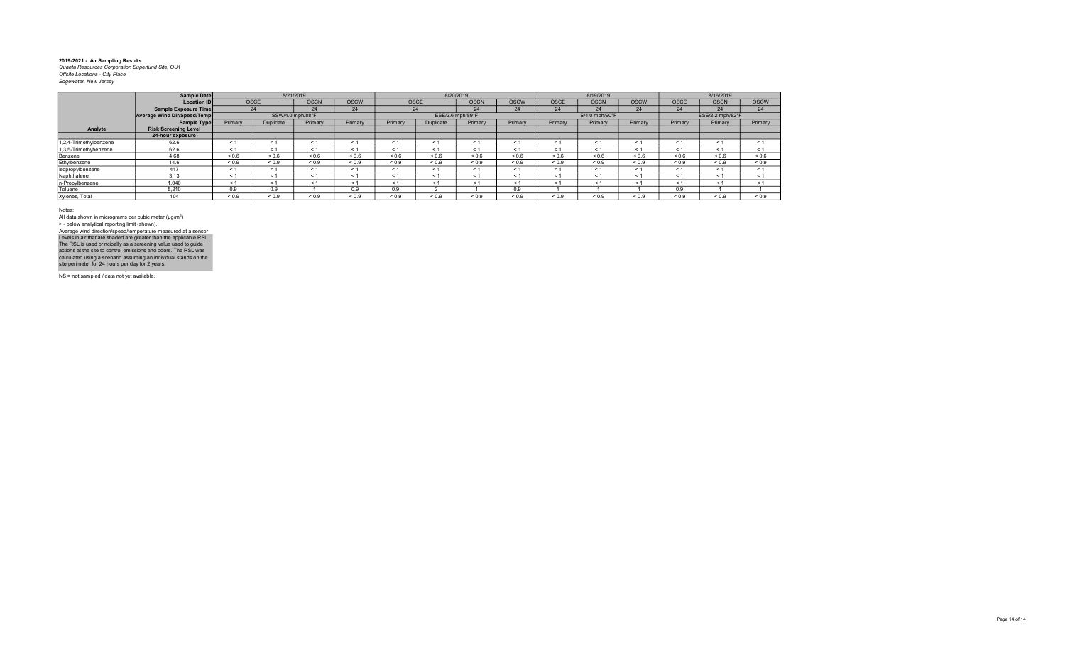**2019-2021 - Air Sampling Results**
*Quanta Resources Corporation Superfund Site, OU1*
*Offsite Locations - City Place*
*Edgewater, New Jersey*

| | Sample Date | 8/21/2019 | | | | 8/20/2019 | | | | 8/19/2019 | | | 8/16/2019 | | |
|---|---|---|---|---|---|---|---|---|---|---|---|---|---|---|---|
| | Location ID | OSCE | | OSCN | OSCW | OSCE | | OSCN | OSCW | OSCE | OSCN | OSCW | OSCE | OSCN | OSCW |
| | Sample Exposure Time | 24 | | 24 | 24 | 24 | | 24 | 24 | 24 | 24 | 24 | 24 | 24 | 24 |
| | Average Wind Dir/Speed/Temp | SSW/4.0 mph/88°F | | | | ESE/2.6 mph/89°F | | | | S/4.0 mph/90°F | | | ESE/2.2 mph/82°F | | |
| | Sample Type | Primary | Duplicate | Primary | Primary | Primary | Duplicate | Primary | Primary | Primary | Primary | Primary | Primary | Primary | Primary |
| **Analyte** | **Risk Screening Level** | | | | | | | | | | | | | | |
| | **24-hour exposure** | | | | | | | | | | | | | | |
| 1,2,4-Trimethylbenzene | 62.6 | < 1 | < 1 | < 1 | < 1 | < 1 | < 1 | < 1 | < 1 | < 1 | < 1 | < 1 | < 1 | < 1 | < 1 |
| 1,3,5-Trimethylbenzene | 62.6 | < 1 | < 1 | < 1 | < 1 | < 1 | < 1 | < 1 | < 1 | < 1 | < 1 | < 1 | < 1 | < 1 | < 1 |
| Benzene | 4.68 | < 0.6 | < 0.6 | < 0.6 | < 0.6 | < 0.6 | < 0.6 | < 0.6 | < 0.6 | < 0.6 | < 0.6 | < 0.6 | < 0.6 | < 0.6 | < 0.6 |
| Ethylbenzene | 14.6 | < 0.9 | < 0.9 | < 0.9 | < 0.9 | < 0.9 | < 0.9 | < 0.9 | < 0.9 | < 0.9 | < 0.9 | < 0.9 | < 0.9 | < 0.9 | < 0.9 |
| Isopropylbenzene | 417 | < 1 | < 1 | < 1 | < 1 | < 1 | < 1 | < 1 | < 1 | < 1 | < 1 | < 1 | < 1 | < 1 | < 1 |
| Naphthalene | 3.13 | < 1 | < 1 | < 1 | < 1 | < 1 | < 1 | < 1 | < 1 | < 1 | < 1 | < 1 | < 1 | < 1 | < 1 |
| n-Propylbenzene | 1,040 | < 1 | < 1 | < 1 | < 1 | < 1 | < 1 | < 1 | < 1 | < 1 | < 1 | < 1 | < 1 | < 1 | < 1 |
| Toluene | 5,210 | 0.9 | 0.9 | 1 | 0.9 | 0.9 | 2 | 1 | 0.9 | 1 | 1 | 1 | 0.9 | 1 | 1 |
| Xylenes, Total | 104 | < 0.9 | < 0.9 | < 0.9 | < 0.9 | < 0.9 | < 0.9 | < 0.9 | < 0.9 | < 0.9 | < 0.9 | < 0.9 | < 0.9 | < 0.9 | < 0.9 |

Notes:

All data shown in micrograms per cubic meter (μg/m$^3$)

> - below analytical reporting limit (shown).

Average wind direction/speed/temperature measured at a sensor

Levels in air that are shaded are greater than the applicable RSL. The RSL is used principally as a screening value used to guide actions at the site to control emissions and odors. The RSL was calculated using a scenario assuming an individual stands on the site perimeter for 24 hours per day for 2 years.

NS = not sampled / data not yet available.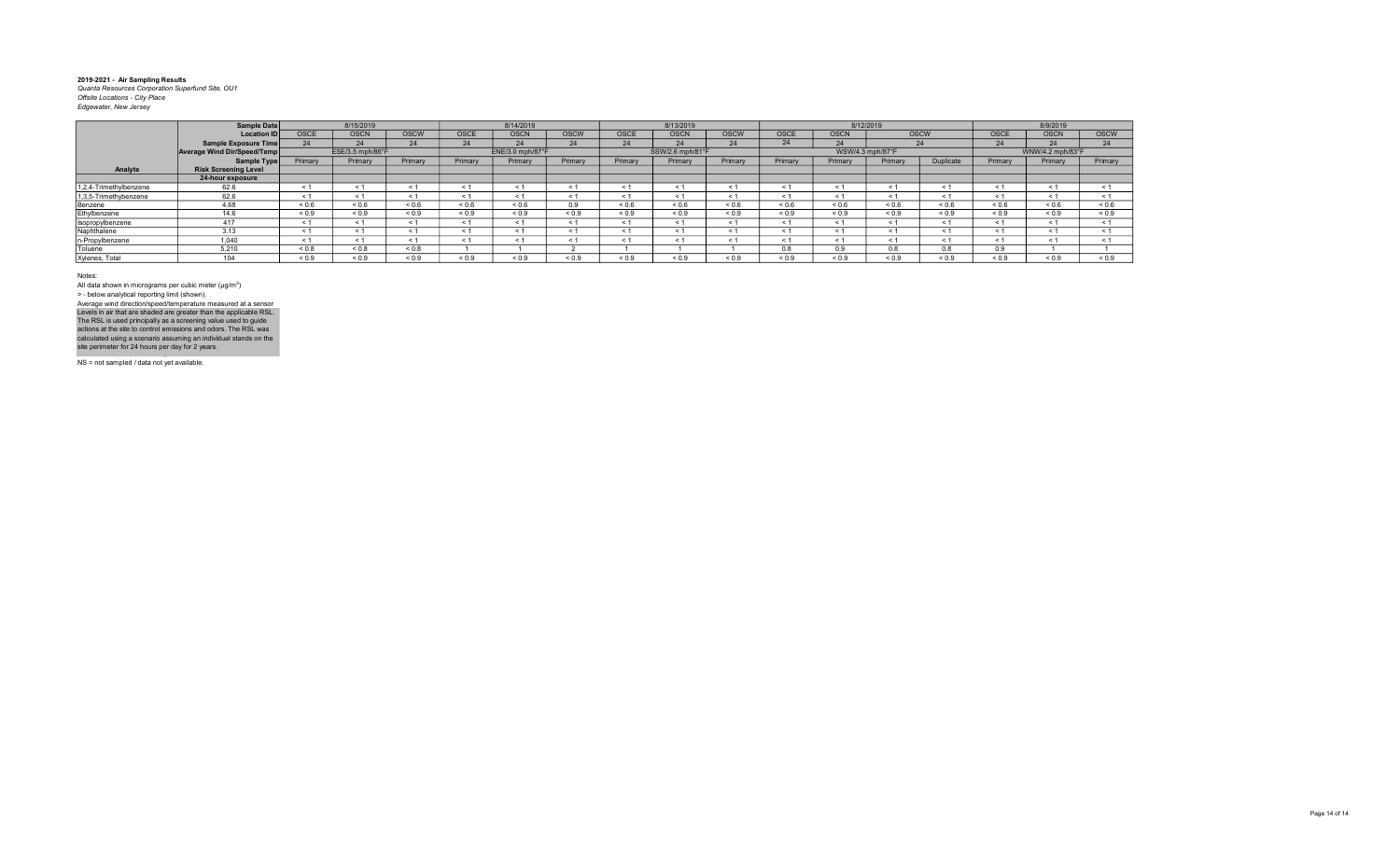**2019-2021 - Air Sampling Results**
*Quanta Resources Corporation Superfund Site, OU1*
*Offsite Locations - City Place*
*Edgewater, New Jersey*

| | Sample Date | 8/15/2019 | | | 8/14/2019 | | | 8/13/2019 | | | 8/12/2019 | | | | 8/9/2019 | | |
|---|---|---|---|---|---|---|---|---|---|---|---|---|---|---|---|---|---|
| | Location ID | OSCE | OSCN | OSCW | OSCE | OSCN | OSCW | OSCE | OSCN | OSCW | OSCE | OSCN | OSCW | | OSCE | OSCN | OSCW |
| | Sample Exposure Time | 24 | 24 | 24 | 24 | 24 | 24 | 24 | 24 | 24 | 24 | 24 | 24 | | 24 | 24 | 24 |
| | Average Wind Dir/Speed/Temp | ESE/3.5 mph/86°F | | | ENE/3.0 mph/87°F | | | SSW/2.6 mph/81°F | | | WSW/4.3 mph/87°F | | | | WNW/4.2 mph/83°F | | |
| | Sample Type | Primary | Primary | Primary | Primary | Primary | Primary | Primary | Primary | Primary | Primary | Primary | Primary | Duplicate | Primary | Primary | Primary |
| **Analyte** | **Risk Screening Level** | | | | | | | | | | | | | | | | |
| | **24-hour exposure** | | | | | | | | | | | | | | | | |
| 1,2,4-Trimethylbenzene | 62.6 | < 1 | < 1 | < 1 | < 1 | < 1 | < 1 | < 1 | < 1 | < 1 | < 1 | < 1 | < 1 | < 1 | < 1 | < 1 | < 1 |
| 1,3,5-Trimethylbenzene | 62.6 | < 1 | < 1 | < 1 | < 1 | < 1 | < 1 | < 1 | < 1 | < 1 | < 1 | < 1 | < 1 | < 1 | < 1 | < 1 | < 1 |
| Benzene | 4.68 | < 0.6 | < 0.6 | < 0.6 | < 0.6 | < 0.6 | 0.9 | < 0.6 | < 0.6 | < 0.6 | < 0.6 | < 0.6 | < 0.6 | < 0.6 | < 0.6 | < 0.6 | < 0.6 |
| Ethylbenzene | 14.6 | < 0.9 | < 0.9 | < 0.9 | < 0.9 | < 0.9 | < 0.9 | < 0.9 | < 0.9 | < 0.9 | < 0.9 | < 0.9 | < 0.9 | < 0.9 | < 0.9 | < 0.9 | < 0.9 |
| Isopropylbenzene | 417 | < 1 | < 1 | < 1 | < 1 | < 1 | < 1 | < 1 | < 1 | < 1 | < 1 | < 1 | < 1 | < 1 | < 1 | < 1 | < 1 |
| Naphthalene | 3.13 | < 1 | < 1 | < 1 | < 1 | < 1 | < 1 | < 1 | < 1 | < 1 | < 1 | < 1 | < 1 | < 1 | < 1 | < 1 | < 1 |
| n-Propylbenzene | 1,040 | < 1 | < 1 | < 1 | < 1 | < 1 | < 1 | < 1 | < 1 | < 1 | < 1 | < 1 | < 1 | < 1 | < 1 | < 1 | < 1 |
| Toluene | 5,210 | < 0.8 | < 0.8 | < 0.8 | 1 | 1 | 2 | 1 | 1 | 1 | 0.8 | 0.9 | 0.8 | 0.8 | 0.9 | 1 | 1 |
| Xylenes, Total | 104 | < 0.9 | < 0.9 | < 0.9 | < 0.9 | < 0.9 | < 0.9 | < 0.9 | < 0.9 | < 0.9 | < 0.9 | < 0.9 | < 0.9 | < 0.9 | < 0.9 | < 0.9 | < 0.9 |

Notes:
All data shown in micrograms per cubic meter (µg/m$^3$)
> - below analytical reporting limit (shown).
Average wind direction/speed/temperature measured at a sensor
Levels in air that are shaded are greater than the applicable RSL.
The RSL is used principally as a screening value used to guide actions at the site to control emissions and odors. The RSL was calculated using a scenario assuming an individual stands on the site perimeter for 24 hours per day for 2 years.

NS = not sampled / data not yet available.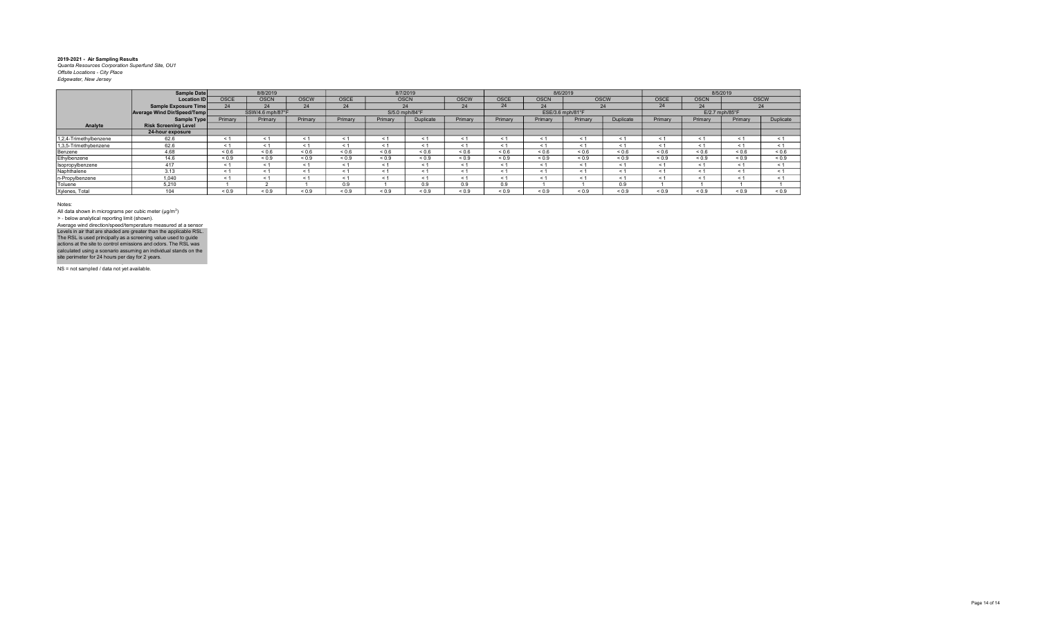**2019-2021 - Air Sampling Results**
*Quanta Resources Corporation Superfund Site, OU1*
*Offsite Locations - City Place*
*Edgewater, New Jersey*

| | Sample Date | 8/8/2019 | | | 8/7/2019 | | | | 8/6/2019 | | | | 8/5/2019 | | | |
|---|---|---|---|---|---|---|---|---|---|---|---|---|---|---|---|---|
| | Location ID | OSCE | OSCN | OSCW | OSCE | OSCN | | OSCW | OSCE | OSCN | OSCW | | OSCE | OSCN | OSCW | |
| | Sample Exposure Time | 24 | 24 | 24 | 24 | 24 | | 24 | 24 | 24 | 24 | | 24 | 24 | 24 | |
| | Average Wind Dir/Speed/Temp | SSW/4.6 mph/87°F | | | S/5.0 mph/84°F | | | | ESE/3.6 mph/81°F | | | | E/2.7 mph/85°F | | | |
| | Sample Type | Primary | Primary | Primary | Primary | Primary | Duplicate | Primary | Primary | Primary | Primary | Duplicate | Primary | Primary | Primary | Duplicate |
| **Analyte** | **Risk Screening Level** | | | | | | | | | | | | | | | |
| | **24-hour exposure** | | | | | | | | | | | | | | | |
| 1,2,4-Trimethylbenzene | 62.6 | < 1 | < 1 | < 1 | < 1 | < 1 | < 1 | < 1 | < 1 | < 1 | < 1 | < 1 | < 1 | < 1 | < 1 | < 1 |
| 1,3,5-Trimethylbenzene | 62.6 | < 1 | < 1 | < 1 | < 1 | < 1 | < 1 | < 1 | < 1 | < 1 | < 1 | < 1 | < 1 | < 1 | < 1 | < 1 |
| Benzene | 4.68 | < 0.6 | < 0.6 | < 0.6 | < 0.6 | < 0.6 | < 0.6 | < 0.6 | < 0.6 | < 0.6 | < 0.6 | < 0.6 | < 0.6 | < 0.6 | < 0.6 | < 0.6 |
| Ethylbenzene | 14.6 | < 0.9 | < 0.9 | < 0.9 | < 0.9 | < 0.9 | < 0.9 | < 0.9 | < 0.9 | < 0.9 | < 0.9 | < 0.9 | < 0.9 | < 0.9 | < 0.9 | < 0.9 |
| Isopropylbenzene | 417 | < 1 | < 1 | < 1 | < 1 | < 1 | < 1 | < 1 | < 1 | < 1 | < 1 | < 1 | < 1 | < 1 | < 1 | < 1 |
| Naphthalene | 3.13 | < 1 | < 1 | < 1 | < 1 | < 1 | < 1 | < 1 | < 1 | < 1 | < 1 | < 1 | < 1 | < 1 | < 1 | < 1 |
| n-Propylbenzene | 1,040 | < 1 | < 1 | < 1 | < 1 | < 1 | < 1 | < 1 | < 1 | < 1 | < 1 | < 1 | < 1 | < 1 | < 1 | < 1 |
| Toluene | 5,210 | 1 | 2 | 1 | 0.9 | 1 | 0.9 | 0.9 | 0.9 | 1 | 1 | 0.9 | 1 | 1 | 1 | 1 |
| Xylenes, Total | 104 | < 0.9 | < 0.9 | < 0.9 | < 0.9 | < 0.9 | < 0.9 | < 0.9 | < 0.9 | < 0.9 | < 0.9 | < 0.9 | < 0.9 | < 0.9 | < 0.9 | < 0.9 |

Notes:
All data shown in micrograms per cubic meter (µg/m$^3$)
> - below analytical reporting limit (shown).
Average wind direction/speed/temperature measured at a sensor
Levels in air that are shaded are greater than the applicable RSL.
The RSL is used principally as a screening value used to guide actions at the site to control emissions and odors. The RSL was calculated using a scenario assuming an individual stands on the site perimeter for 24 hours per day for 2 years.

NS = not sampled / data not yet available.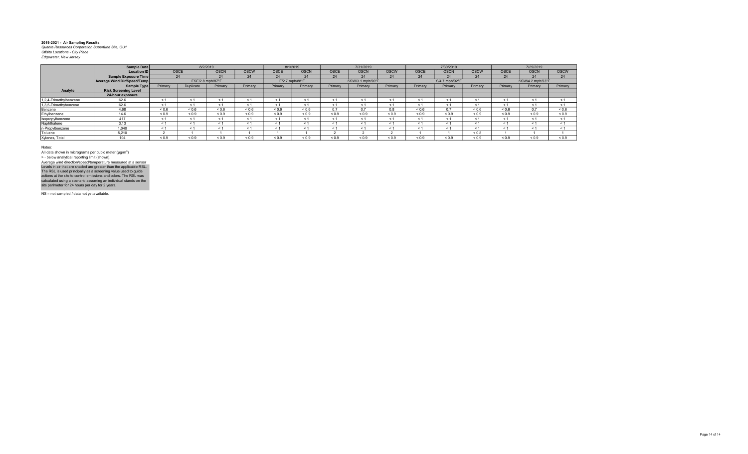**2019-2021 - Air Sampling Results**
*Quanta Resources Corporation Superfund Site, OU1*
*Offsite Locations - City Place*
*Edgewater, New Jersey*

| | Sample Date | 8/2/2019 | | | | 8/1/2019 | | 7/31/2019 | | | 7/30/2019 | | | 7/29/2019 | | |
|---|---|---|---|---|---|---|---|---|---|---|---|---|---|---|---|---|
| | Location ID | OSCE | | OSCN | OSCW | OSCE | OSCN | OSCE | OSCN | OSCW | OSCE | OSCN | OSCW | OSCE | OSCN | OSCW |
| | Sample Exposure Time | 24 | | 24 | 24 | 24 | 24 | 24 | 24 | 24 | 24 | 24 | 24 | 24 | 24 | 24 |
| | Average Wind Dir/Speed/Temp | ESE/2.8 mph/87°F | | | | E/2.7 mph/88°F | | SSW/3.1 mph/90°F | | | S/4.7 mph/92°F | | | SSW/4.2 mph/93°F | | |
| | Sample Type | Primary | Duplicate | Primary | Primary | Primary | Primary | Primary | Primary | Primary | Primary | Primary | Primary | Primary | Primary | Primary |
| Analyte | Risk Screening Level | | | | | | | | | | | | | | | |
| | 24-hour exposure | | | | | | | | | | | | | | | |
| 1,2,4-Trimethylbenzene | 62.6 | < 1 | < 1 | < 1 | < 1 | < 1 | < 1 | < 1 | < 1 | < 1 | < 1 | < 1 | < 1 | < 1 | < 1 | < 1 |
| 1,3,5-Trimethylbenzene | 62.6 | < 1 | < 1 | < 1 | < 1 | < 1 | < 1 | < 1 | < 1 | < 1 | < 1 | < 1 | < 1 | < 1 | < 1 | < 1 |
| Benzene | 4.68 | < 0.6 | < 0.6 | < 0.6 | < 0.6 | < 0.6 | < 0.6 | 0.7 | 0.7 | 0.8 | < 0.6 | 0.7 | < 0.6 | < 0.6 | 0.7 | < 0.6 |
| Ethylbenzene | 14.6 | < 0.9 | < 0.9 | < 0.9 | < 0.9 | < 0.9 | < 0.9 | < 0.9 | < 0.9 | < 0.9 | < 0.9 | < 0.9 | < 0.9 | < 0.9 | < 0.9 | < 0.9 |
| Isopropylbenzene | 417 | < 1 | < 1 | < 1 | < 1 | < 1 | < 1 | < 1 | < 1 | < 1 | < 1 | < 1 | < 1 | < 1 | < 1 | < 1 |
| Naphthalene | 3.13 | < 1 | < 1 | < 1 | < 1 | < 1 | < 1 | < 1 | < 1 | < 1 | < 1 | < 1 | < 1 | < 1 | < 1 | < 1 |
| n-Propylbenzene | 1,040 | < 1 | < 1 | < 1 | < 1 | < 1 | < 1 | < 1 | < 1 | < 1 | < 1 | < 1 | < 1 | < 1 | < 1 | < 1 |
| Toluene | 5,210 | 2 | 1 | 1 | 1 | 1 | 1 | 2 | 2 | 2 | 1 | 1 | < 0.8 | 1 | 1 | 1 |
| Xylenes, Total | 104 | < 0.9 | < 0.9 | < 0.9 | < 0.9 | < 0.9 | < 0.9 | < 0.9 | < 0.9 | < 0.9 | < 0.9 | < 0.9 | < 0.9 | < 0.9 | < 0.9 | < 0.9 |

Notes:

All data shown in micrograms per cubic meter (µg/m$^3$)

> - below analytical reporting limit (shown).

Average wind direction/speed/temperature measured at a sensor

Levels in air that are shaded are greater than the applicable RSL. The RSL is used principally as a screening value used to guide actions at the site to control emissions and odors. The RSL was calculated using a scenario assuming an individual stands on the site perimeter for 24 hours per day for 2 years.

NS = not sampled / data not yet available.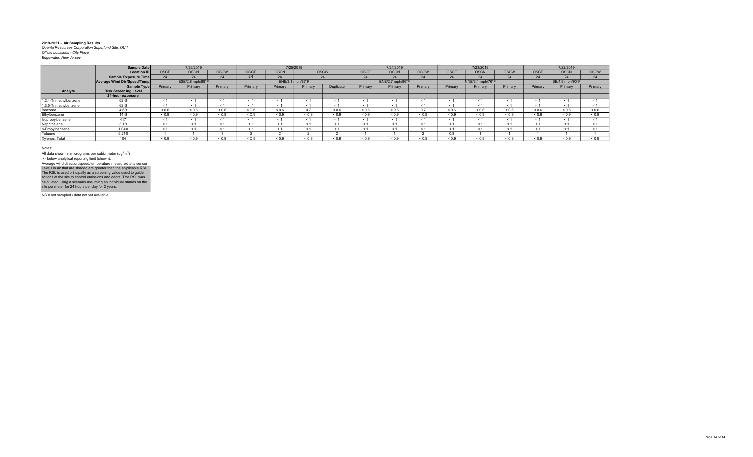**2019-2021 - Air Sampling Results**
*Quanta Resources Corporation Superfund Site, OU1*
*Offsite Locations - City Place*
*Edgewater, New Jersey*

| | Sample Date | 7/26/2019 | | | 7/25/2019 | | | | 7/24/2019 | | | 7/23/2019 | | | 7/22/2019 | | |
|---|---|---|---|---|---|---|---|---|---|---|---|---|---|---|---|---|---|
| | Location ID | OSCE | OSCN | OSCW | OSCE | OSCN | OSCW | | OSCE | OSCN | OSCW | OSCE | OSCN | OSCW | OSCE | OSCN | OSCW |
| | Sample Exposure Time | 24 | 24 | 24 | 24 | 24 | 24 | | 24 | 24 | 24 | 24 | 24 | 24 | 24 | 24 | 24 |
| | Average Wind Dir/Speed/Temp | ESE/2.8 mph/89°F | | | ENE/3.1 mph/87°F | | | | ENE/2.7 mph/86°F | | | NNE/3.1 mph/76°F | | | SE/4.9 mph/90°F | | |
| | Sample Type | Primary | Primary | Primary | Primary | Primary | Primary | Duplicate | Primary | Primary | Primary | Primary | Primary | Primary | Primary | Primary | Primary |
| **Analyte** | **Risk Screening Level** | | | | | | | | | | | | | | | | |
| | **24-hour exposure** | | | | | | | | | | | | | | | | |
| 1,2,4-Trimethylbenzene | 62.6 | < 1 | < 1 | < 1 | < 1 | < 1 | < 1 | < 1 | < 1 | < 1 | < 1 | < 1 | < 1 | < 1 | < 1 | < 1 | < 1 |
| 1,3,5-Trimethylbenzene | 62.6 | < 1 | < 1 | < 1 | < 1 | < 1 | < 1 | < 1 | < 1 | < 1 | < 1 | < 1 | < 1 | < 1 | < 1 | < 1 | < 1 |
| Benzene | 4.68 | < 0.6 | < 0.6 | < 0.6 | < 0.6 | < 0.6 | 0.7 | < 0.6 | < 0.6 | < 0.6 | 0.7 | < 0.6 | < 0.6 | < 0.6 | < 0.6 | < 0.6 | < 0.6 |
| Ethylbenzene | 14.6 | < 0.9 | < 0.9 | < 0.9 | < 0.9 | < 0.9 | < 0.9 | < 0.9 | < 0.9 | < 0.9 | < 0.9 | < 0.9 | < 0.9 | < 0.9 | < 0.9 | < 0.9 | < 0.9 |
| Isopropylbenzene | 417 | < 1 | < 1 | < 1 | < 1 | < 1 | < 1 | < 1 | < 1 | < 1 | < 1 | < 1 | < 1 | < 1 | < 1 | < 1 | < 1 |
| Naphthalene | 3.13 | < 1 | < 1 | < 1 | < 1 | < 1 | < 1 | < 1 | < 1 | < 1 | < 1 | < 1 | < 1 | < 1 | < 1 | < 1 | < 1 |
| n-Propylbenzene | 1,040 | < 1 | < 1 | < 1 | < 1 | < 1 | < 1 | < 1 | < 1 | < 1 | < 1 | < 1 | < 1 | < 1 | < 1 | < 1 | < 1 |
| Toluene | 5,210 | 1 | 1 | 1 | 2 | 2 | 2 | 2 | 1 | 1 | 2 | 0.8 | 1 | 1 | 1 | 1 | 1 |
| Xylenes, Total | 104 | < 0.9 | < 0.9 | < 0.9 | < 0.9 | < 0.9 | < 0.9 | < 0.9 | < 0.9 | < 0.9 | < 0.9 | < 0.9 | < 0.9 | < 0.9 | < 0.9 | < 0.9 | < 0.9 |

Notes:
All data shown in micrograms per cubic meter (µg/m$^3$)
> - below analytical reporting limit (shown).
Average wind direction/speed/temperature measured at a sensor
Levels in air that are shaded are greater than the applicable RSL. The RSL is used principally as a screening value used to guide actions at the site to control emissions and odors. The RSL was calculated using a scenario assuming an individual stands on the site perimeter for 24 hours per day for 2 years.

NS = not sampled / data not yet available.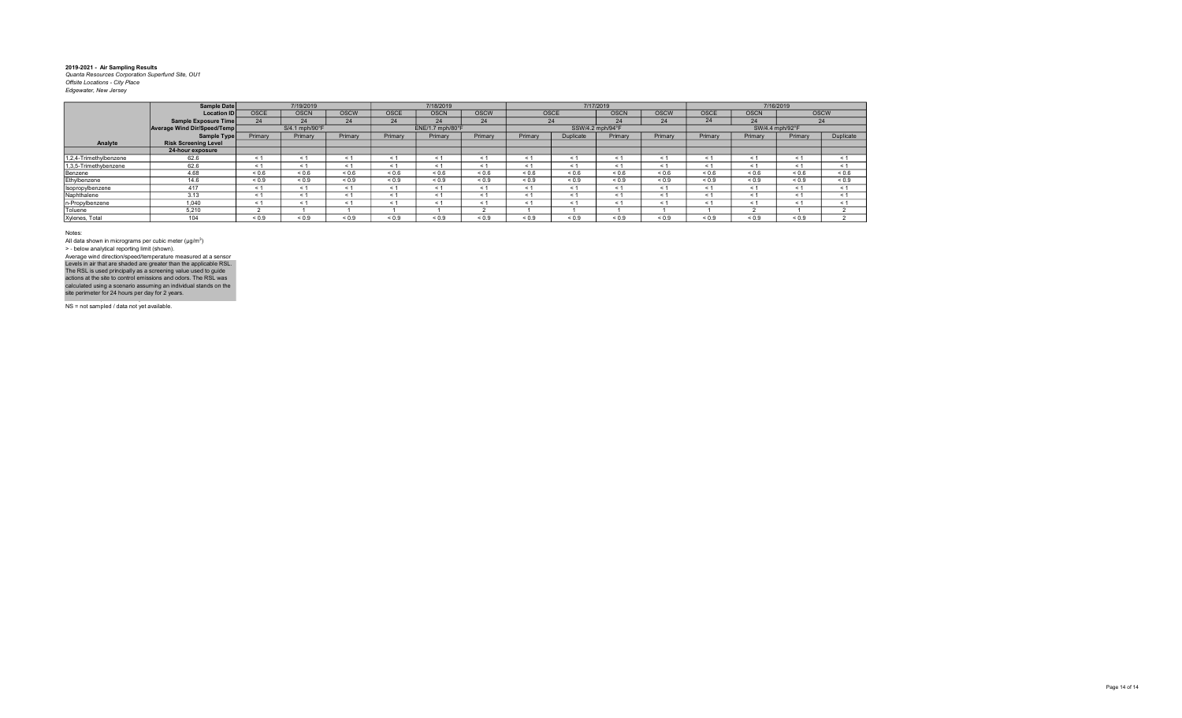**2019-2021 - Air Sampling Results**
*Quanta Resources Corporation Superfund Site, OU1*
*Offsite Locations - City Place*
*Edgewater, New Jersey*

| | Sample Date | 7/19/2019 | | | 7/18/2019 | | | 7/17/2019 | | | | 7/16/2019 | | | |
|---|---|---|---|---|---|---|---|---|---|---|---|---|---|---|---|
| | Location ID | OSCE | OSCN | OSCW | OSCE | OSCN | OSCW | OSCE | | OSCN | OSCW | OSCE | OSCN | OSCW | |
| | Sample Exposure Time | 24 | 24 | 24 | 24 | 24 | 24 | 24 | | 24 | 24 | 24 | 24 | 24 | |
| | Average Wind Dir/Speed/Temp | S/4.1 mph/90°F | | | ENE/1.7 mph/80°F | | | SSW/4.2 mph/94°F | | | | SW/4.4 mph/92°F | | | |
| | Sample Type | Primary | Primary | Primary | Primary | Primary | Primary | Primary | Duplicate | Primary | Primary | Primary | Primary | Primary | Duplicate |
| **Analyte** | **Risk Screening Level** | | | | | | | | | | | | | | |
| | **24-hour exposure** | | | | | | | | | | | | | | |
| 1,2,4-Trimethylbenzene | 62.6 | < 1 | < 1 | < 1 | < 1 | < 1 | < 1 | < 1 | < 1 | < 1 | < 1 | < 1 | < 1 | < 1 | < 1 |
| 1,3,5-Trimethylbenzene | 62.6 | < 1 | < 1 | < 1 | < 1 | < 1 | < 1 | < 1 | < 1 | < 1 | < 1 | < 1 | < 1 | < 1 | < 1 |
| Benzene | 4.68 | < 0.6 | < 0.6 | < 0.6 | < 0.6 | < 0.6 | < 0.6 | < 0.6 | < 0.6 | < 0.6 | < 0.6 | < 0.6 | < 0.6 | < 0.6 | < 0.6 |
| Ethylbenzene | 14.6 | < 0.9 | < 0.9 | < 0.9 | < 0.9 | < 0.9 | < 0.9 | < 0.9 | < 0.9 | < 0.9 | < 0.9 | < 0.9 | < 0.9 | < 0.9 | < 0.9 |
| Isopropylbenzene | 417 | < 1 | < 1 | < 1 | < 1 | < 1 | < 1 | < 1 | < 1 | < 1 | < 1 | < 1 | < 1 | < 1 | < 1 |
| Naphthalene | 3.13 | < 1 | < 1 | < 1 | < 1 | < 1 | < 1 | < 1 | < 1 | < 1 | < 1 | < 1 | < 1 | < 1 | < 1 |
| n-Propylbenzene | 1,040 | < 1 | < 1 | < 1 | < 1 | < 1 | < 1 | < 1 | < 1 | < 1 | < 1 | < 1 | < 1 | < 1 | < 1 |
| Toluene | 5,210 | 2 | 1 | 1 | 1 | 1 | 2 | 1 | 1 | 1 | 1 | 1 | 2 | 1 | 2 |
| Xylenes, Total | 104 | < 0.9 | < 0.9 | < 0.9 | < 0.9 | < 0.9 | < 0.9 | < 0.9 | < 0.9 | < 0.9 | < 0.9 | < 0.9 | < 0.9 | < 0.9 | 2 |

Notes:
All data shown in micrograms per cubic meter (µg/m³)
> - below analytical reporting limit (shown).
Average wind direction/speed/temperature measured at a sensor
Levels in air that are shaded are greater than the applicable RSL.
The RSL is used principally as a screening value used to guide actions at the site to control emissions and odors. The RSL was calculated using a scenario assuming an individual stands on the site perimeter for 24 hours per day for 2 years.

NS = not sampled / data not yet available.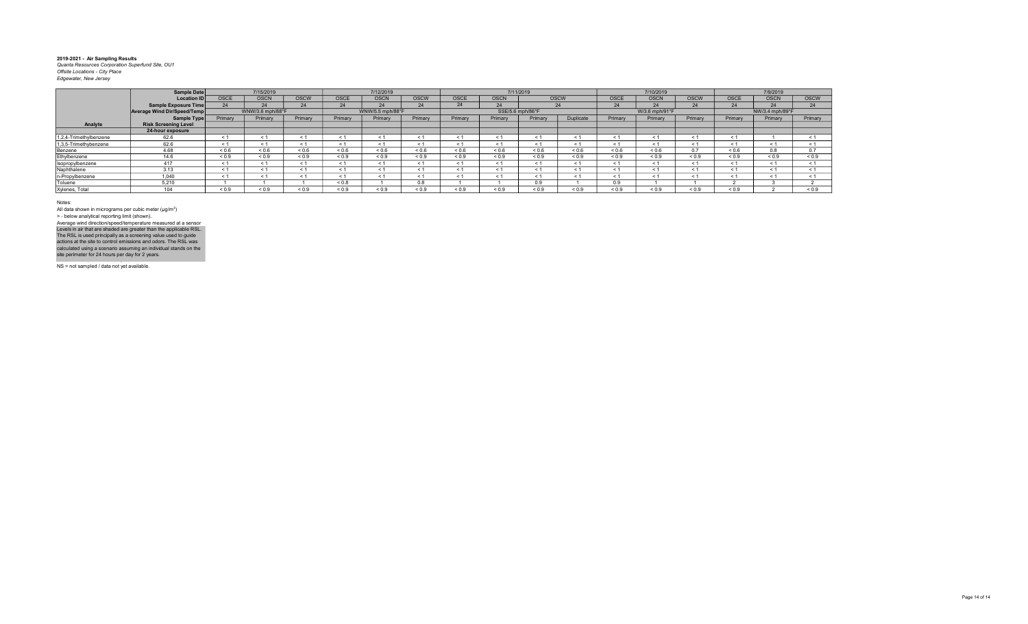**2019-2021 - Air Sampling Results**
*Quanta Resources Corporation Superfund Site, OU1*
*Offsite Locations - City Place*
*Edgewater, New Jersey*

| | Sample Date | 7/15/2019 | | | 7/12/2019 | | | 7/11/2019 | | | | 7/10/2019 | | | 7/9/2019 | | |
|---|---|---|---|---|---|---|---|---|---|---|---|---|---|---|---|---|---|
| | Location ID | OSCE | OSCN | OSCW | OSCE | OSCN | OSCW | OSCE | OSCN | OSCW | | OSCE | OSCN | OSCW | OSCE | OSCN | OSCW |
| | Sample Exposure Time | 24 | 24 | 24 | 24 | 24 | 24 | 24 | 24 | 24 | | 24 | 24 | 24 | 24 | 24 | 24 |
| | Average Wind Dir/Speed/Temp | WNW/3.6 mph/88°F | | | WNW/5.5 mph/88°F | | | SSE/5.6 mph/86°F | | | | W/3.6 mph/91°F | | | NW/3.4 mph/89°F | | |
| | Sample Type | Primary | Primary | Primary | Primary | Primary | Primary | Primary | Primary | Primary | Duplicate | Primary | Primary | Primary | Primary | Primary | Primary |
| **Analyte** | **Risk Screening Level** | | | | | | | | | | | | | | | | |
| | **24-hour exposure** | | | | | | | | | | | | | | | | |
| 1,2,4-Trimethylbenzene | 62.6 | < 1 | < 1 | < 1 | < 1 | < 1 | < 1 | < 1 | < 1 | < 1 | < 1 | < 1 | < 1 | < 1 | < 1 | 1 | < 1 |
| 1,3,5-Trimethylbenzene | 62.6 | < 1 | < 1 | < 1 | < 1 | < 1 | < 1 | < 1 | < 1 | < 1 | < 1 | < 1 | < 1 | < 1 | < 1 | < 1 | < 1 |
| Benzene | 4.68 | < 0.6 | < 0.6 | < 0.6 | < 0.6 | < 0.6 | < 0.6 | < 0.6 | < 0.6 | < 0.6 | < 0.6 | < 0.6 | < 0.6 | 0.7 | < 0.6 | 0.8 | 0.7 |
| Ethylbenzene | 14.6 | < 0.9 | < 0.9 | < 0.9 | < 0.9 | < 0.9 | < 0.9 | < 0.9 | < 0.9 | < 0.9 | < 0.9 | < 0.9 | < 0.9 | < 0.9 | < 0.9 | < 0.9 | < 0.9 |
| Isopropylbenzene | 417 | < 1 | < 1 | < 1 | < 1 | < 1 | < 1 | < 1 | < 1 | < 1 | < 1 | < 1 | < 1 | < 1 | < 1 | < 1 | < 1 |
| Naphthalene | 3.13 | < 1 | < 1 | < 1 | < 1 | < 1 | < 1 | < 1 | < 1 | < 1 | < 1 | < 1 | < 1 | < 1 | < 1 | < 1 | < 1 |
| n-Propylbenzene | 1,040 | < 1 | < 1 | < 1 | < 1 | < 1 | < 1 | < 1 | < 1 | < 1 | < 1 | < 1 | < 1 | < 1 | < 1 | < 1 | < 1 |
| Toluene | 5,210 | 1 | 1 | 1 | < 0.8 | 1 | 0.8 | 1 | 1 | 0.9 | 1 | 0.9 | 1 | 1 | 2 | 3 | 2 |
| Xylenes, Total | 104 | < 0.9 | < 0.9 | < 0.9 | < 0.9 | < 0.9 | < 0.9 | < 0.9 | < 0.9 | < 0.9 | < 0.9 | < 0.9 | < 0.9 | < 0.9 | < 0.9 | 2 | < 0.9 |

Notes:
All data shown in micrograms per cubic meter (µg/m³)
> - below analytical reporting limit (shown).
Average wind direction/speed/temperature measured at a sensor
Levels in air that are shaded are greater than the applicable RSL.
The RSL is used principally as a screening value used to guide actions at the site to control emissions and odors. The RSL was calculated using a scenario assuming an individual stands on the site perimeter for 24 hours per day for 2 years.

NS = not sampled / data not yet available.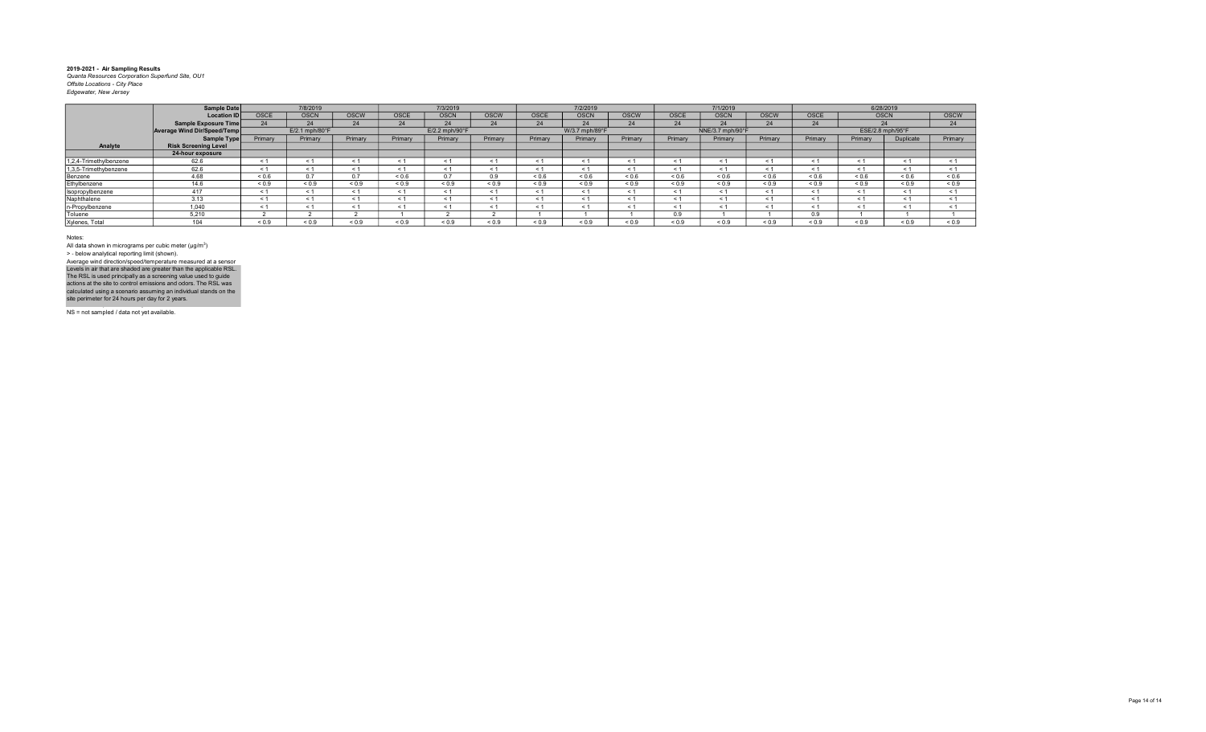**2019-2021 - Air Sampling Results**
*Quanta Resources Corporation Superfund Site, OU1*
*Offsite Locations - City Place*
*Edgewater, New Jersey*

| | Sample Date | 7/8/2019 | | | 7/3/2019 | | | 7/2/2019 | | | 7/1/2019 | | | 6/28/2019 | | | |
|---|---|---|---|---|---|---|---|---|---|---|---|---|---|---|---|---|---|
| | Location ID | OSCE | OSCN | OSCW | OSCE | OSCN | OSCW | OSCE | OSCN | OSCW | OSCE | OSCN | OSCW | OSCE | OSCN | | OSCW |
| | Sample Exposure Time | 24 | 24 | 24 | 24 | 24 | 24 | 24 | 24 | 24 | 24 | 24 | 24 | 24 | 24 | | 24 |
| | Average Wind Dir/Speed/Temp | E/2.1 mph/80°F | | | E/2.2 mph/90°F | | | W/3.7 mph/89°F | | | NNE/3.7 mph/90°F | | | ESE/2.8 mph/95°F | | | |
| | Sample Type | Primary | Primary | Primary | Primary | Primary | Primary | Primary | Primary | Primary | Primary | Primary | Primary | Primary | Primary | Duplicate | Primary |
| Analyte | Risk Screening Level | | | | | | | | | | | | | | | | |
| | 24-hour exposure | | | | | | | | | | | | | | | | |
| 1,2,4-Trimethylbenzene | 62.6 | < 1 | < 1 | < 1 | < 1 | < 1 | < 1 | < 1 | < 1 | < 1 | < 1 | < 1 | < 1 | < 1 | < 1 | < 1 | < 1 |
| 1,3,5-Trimethylbenzene | 62.6 | < 1 | < 1 | < 1 | < 1 | < 1 | < 1 | < 1 | < 1 | < 1 | < 1 | < 1 | < 1 | < 1 | < 1 | < 1 | < 1 |
| Benzene | 4.68 | < 0.6 | 0.7 | 0.7 | < 0.6 | 0.7 | 0.9 | < 0.6 | < 0.6 | < 0.6 | < 0.6 | < 0.6 | < 0.6 | < 0.6 | < 0.6 | < 0.6 | < 0.6 |
| Ethylbenzene | 14.6 | < 0.9 | < 0.9 | < 0.9 | < 0.9 | < 0.9 | < 0.9 | < 0.9 | < 0.9 | < 0.9 | < 0.9 | < 0.9 | < 0.9 | < 0.9 | < 0.9 | < 0.9 | < 0.9 |
| Isopropylbenzene | 417 | < 1 | < 1 | < 1 | < 1 | < 1 | < 1 | < 1 | < 1 | < 1 | < 1 | < 1 | < 1 | < 1 | < 1 | < 1 | < 1 |
| Naphthalene | 3.13 | < 1 | < 1 | < 1 | < 1 | < 1 | < 1 | < 1 | < 1 | < 1 | < 1 | < 1 | < 1 | < 1 | < 1 | < 1 | < 1 |
| n-Propylbenzene | 1,040 | < 1 | < 1 | < 1 | < 1 | < 1 | < 1 | < 1 | < 1 | < 1 | < 1 | < 1 | < 1 | < 1 | < 1 | < 1 | < 1 |
| Toluene | 5,210 | 2 | 2 | 2 | 1 | 2 | 2 | 1 | 1 | 1 | 0.9 | 1 | 1 | 0.9 | 1 | 1 | 1 |
| Xylenes, Total | 104 | < 0.9 | < 0.9 | < 0.9 | < 0.9 | < 0.9 | < 0.9 | < 0.9 | < 0.9 | < 0.9 | < 0.9 | < 0.9 | < 0.9 | < 0.9 | < 0.9 | < 0.9 | < 0.9 |

Notes:
All data shown in micrograms per cubic meter ($\mu g/m^3$)
> - below analytical reporting limit (shown).
Average wind direction/speed/temperature measured at a sensor
Levels in air that are shaded are greater than the applicable RSL.
The RSL is used principally as a screening value used to guide actions at the site to control emissions and odors. The RSL was calculated using a scenario assuming an individual stands on the site perimeter for 24 hours per day for 2 years.

NS = not sampled / data not yet available.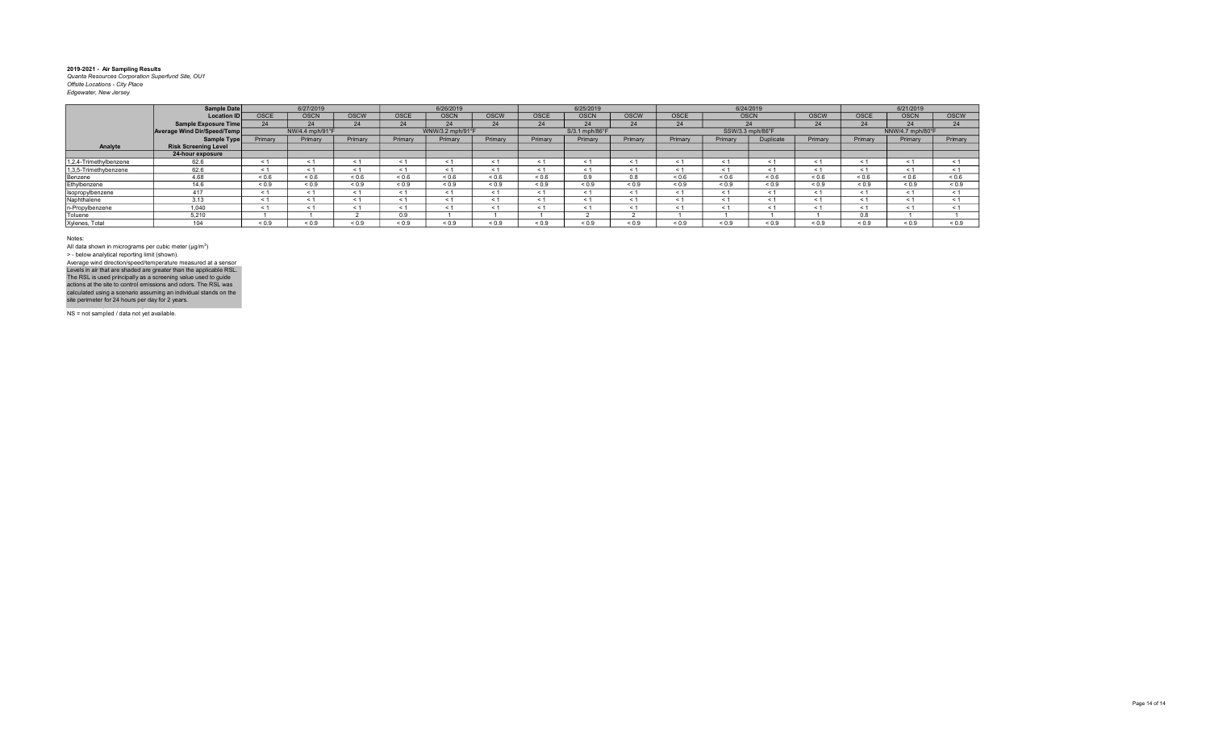**2019-2021 - Air Sampling Results**
*Quanta Resources Corporation Superfund Site, OU1*
*Offsite Locations - City Place*
*Edgewater, New Jersey*

| | Sample Date | 6/27/2019 | | | 6/26/2019 | | | 6/25/2019 | | | 6/24/2019 | | | | 6/21/2019 | | |
|---|---|---|---|---|---|---|---|---|---|---|---|---|---|---|---|---|---|
| | Location ID | OSCE | OSCN | OSCW | OSCE | OSCN | OSCW | OSCE | OSCN | OSCW | OSCE | OSCN | | OSCW | OSCE | OSCN | OSCW |
| | Sample Exposure Time | 24 | 24 | 24 | 24 | 24 | 24 | 24 | 24 | 24 | 24 | 24 | | 24 | 24 | 24 | 24 |
| | Average Wind Dir/Speed/Temp | NW/4.4 mph/91°F | | | WNW/3.2 mph/91°F | | | S/3.1 mph/86°F | | | SSW/3.3 mph/86°F | | | | NNW/4.7 mph/80°F | | |
| | Sample Type | Primary | Primary | Primary | Primary | Primary | Primary | Primary | Primary | Primary | Primary | Primary | Duplicate | Primary | Primary | Primary | Primary |
| **Analyte** | **Risk Screening Level** | | | | | | | | | | | | | | | | |
| | **24-hour exposure** | | | | | | | | | | | | | | | | |
| 1,2,4-Trimethylbenzene | 62.6 | < 1 | < 1 | < 1 | < 1 | < 1 | < 1 | < 1 | < 1 | < 1 | < 1 | < 1 | < 1 | < 1 | < 1 | < 1 | < 1 |
| 1,3,5-Trimethylbenzene | 62.6 | < 1 | < 1 | < 1 | < 1 | < 1 | < 1 | < 1 | < 1 | < 1 | < 1 | < 1 | < 1 | < 1 | < 1 | < 1 | < 1 |
| Benzene | 4.68 | < 0.6 | < 0.6 | < 0.6 | < 0.6 | < 0.6 | < 0.6 | < 0.6 | 0.9 | 0.8 | < 0.6 | < 0.6 | < 0.6 | < 0.6 | < 0.6 | < 0.6 | < 0.6 |
| Ethylbenzene | 14.6 | < 0.9 | < 0.9 | < 0.9 | < 0.9 | < 0.9 | < 0.9 | < 0.9 | < 0.9 | < 0.9 | < 0.9 | < 0.9 | < 0.9 | < 0.9 | < 0.9 | < 0.9 | < 0.9 |
| Isopropylbenzene | 417 | < 1 | < 1 | < 1 | < 1 | < 1 | < 1 | < 1 | < 1 | < 1 | < 1 | < 1 | < 1 | < 1 | < 1 | < 1 | < 1 |
| Naphthalene | 3.13 | < 1 | < 1 | < 1 | < 1 | < 1 | < 1 | < 1 | < 1 | < 1 | < 1 | < 1 | < 1 | < 1 | < 1 | < 1 | < 1 |
| n-Propylbenzene | 1,040 | < 1 | < 1 | < 1 | < 1 | < 1 | < 1 | < 1 | < 1 | < 1 | < 1 | < 1 | < 1 | < 1 | < 1 | < 1 | < 1 |
| Toluene | 5,210 | 1 | 1 | 2 | 0.9 | 1 | 1 | 1 | 2 | 2 | 1 | 1 | 1 | 1 | 0.8 | 1 | 1 |
| Xylenes, Total | 104 | < 0.9 | < 0.9 | < 0.9 | < 0.9 | < 0.9 | < 0.9 | < 0.9 | < 0.9 | < 0.9 | < 0.9 | < 0.9 | < 0.9 | < 0.9 | < 0.9 | < 0.9 | < 0.9 |

Notes:
All data shown in micrograms per cubic meter (µg/m$^3$)
> - below analytical reporting limit (shown).
Average wind direction/speed/temperature measured at a sensor
Levels in air that are shaded are greater than the applicable RSL.
The RSL is used principally as a screening value used to guide actions at the site to control emissions and odors. The RSL was calculated using a scenario assuming an individual stands on the site perimeter for 24 hours per day for 2 years.

NS = not sampled / data not yet available.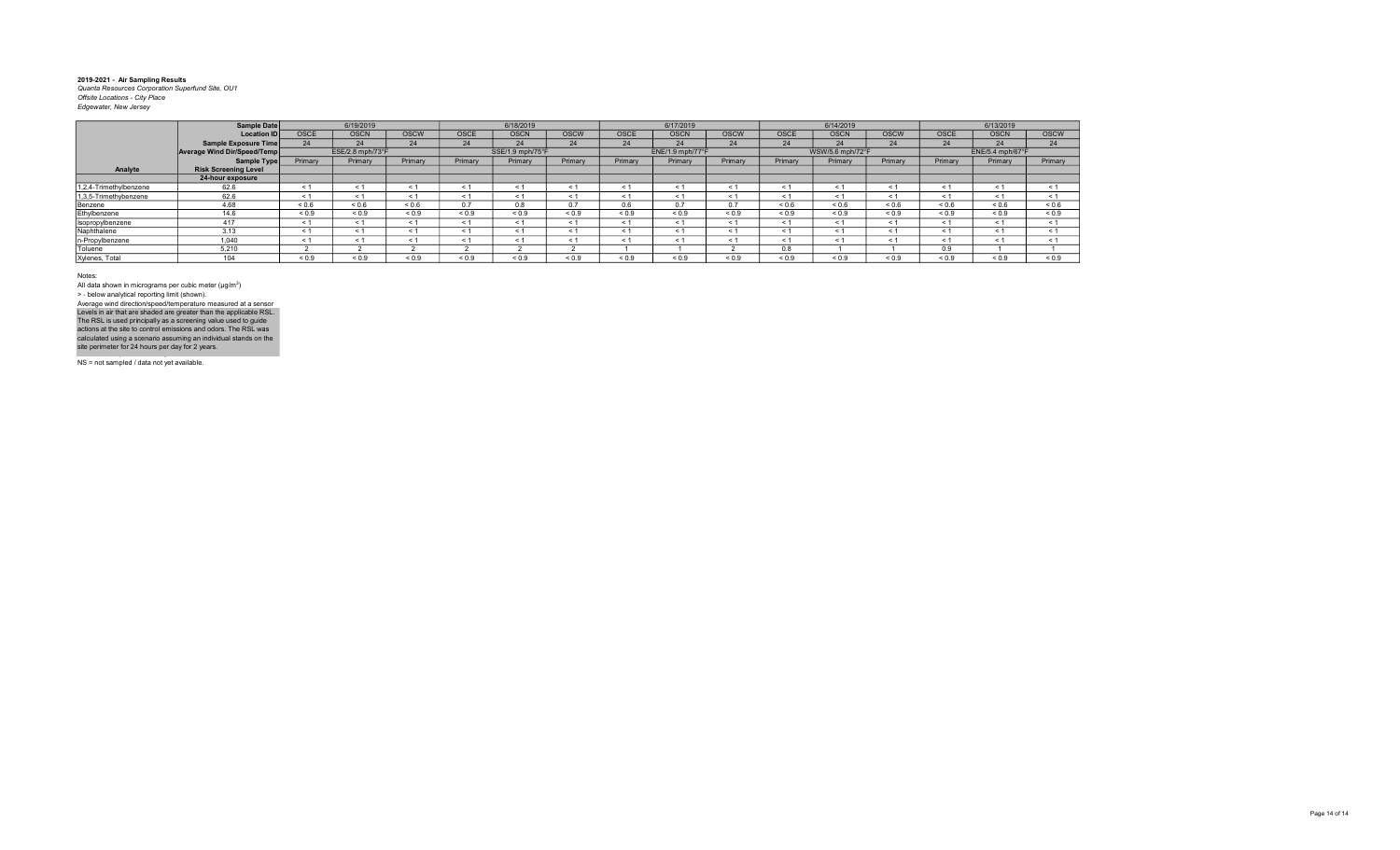**2019-2021 - Air Sampling Results**
*Quanta Resources Corporation Superfund Site, OU1*
*Offsite Locations - City Place*
*Edgewater, New Jersey*

| | Sample Date | 6/19/2019 | | | 6/18/2019 | | | 6/17/2019 | | | 6/14/2019 | | | 6/13/2019 | | |
|---|---|---|---|---|---|---|---|---|---|---|---|---|---|---|---|---|
| | Location ID | OSCE | OSCN | OSCW | OSCE | OSCN | OSCW | OSCE | OSCN | OSCW | OSCE | OSCN | OSCW | OSCE | OSCN | OSCW |
| | Sample Exposure Time | 24 | 24 | 24 | 24 | 24 | 24 | 24 | 24 | 24 | 24 | 24 | 24 | 24 | 24 | 24 |
| | Average Wind Dir/Speed/Temp | ESE/2.8 mph/73°F | | | SSE/1.9 mph/75°F | | | ENE/1.9 mph/77°F | | | WSW/5.6 mph/72°F | | | ENE/5.4 mph/67°F | | |
| | Sample Type | Primary | Primary | Primary | Primary | Primary | Primary | Primary | Primary | Primary | Primary | Primary | Primary | Primary | Primary | Primary |
| Analyte | Risk Screening Level | | | | | | | | | | | | | | | |
| | 24-hour exposure | | | | | | | | | | | | | | | |
| 1,2,4-Trimethylbenzene | 62.6 | < 1 | < 1 | < 1 | < 1 | < 1 | < 1 | < 1 | < 1 | < 1 | < 1 | < 1 | < 1 | < 1 | < 1 | < 1 |
| 1,3,5-Trimethybenzene | 62.6 | < 1 | < 1 | < 1 | < 1 | < 1 | < 1 | < 1 | < 1 | < 1 | < 1 | < 1 | < 1 | < 1 | < 1 | < 1 |
| Benzene | 4.68 | < 0.6 | < 0.6 | < 0.6 | 0.7 | 0.8 | 0.7 | 0.6 | 0.7 | 0.7 | < 0.6 | < 0.6 | < 0.6 | < 0.6 | < 0.6 | < 0.6 |
| Ethylbenzene | 14.6 | < 0.9 | < 0.9 | < 0.9 | < 0.9 | < 0.9 | < 0.9 | < 0.9 | < 0.9 | < 0.9 | < 0.9 | < 0.9 | < 0.9 | < 0.9 | < 0.9 | < 0.9 |
| Isopropylbenzene | 417 | < 1 | < 1 | < 1 | < 1 | < 1 | < 1 | < 1 | < 1 | < 1 | < 1 | < 1 | < 1 | < 1 | < 1 | < 1 |
| Naphthalene | 3.13 | < 1 | < 1 | < 1 | < 1 | < 1 | < 1 | < 1 | < 1 | < 1 | < 1 | < 1 | < 1 | < 1 | < 1 | < 1 |
| n-Propylbenzene | 1,040 | < 1 | < 1 | < 1 | < 1 | < 1 | < 1 | < 1 | < 1 | < 1 | < 1 | < 1 | < 1 | < 1 | < 1 | < 1 |
| Toluene | 5,210 | 2 | 2 | 2 | 2 | 2 | 2 | 1 | 1 | 2 | 0.8 | 1 | 1 | 0.9 | 1 | 1 |
| Xylenes, Total | 104 | < 0.9 | < 0.9 | < 0.9 | < 0.9 | < 0.9 | < 0.9 | < 0.9 | < 0.9 | < 0.9 | < 0.9 | < 0.9 | < 0.9 | < 0.9 | < 0.9 | < 0.9 |

Notes:

All data shown in micrograms per cubic meter (µg/m$^3$)

> - below analytical reporting limit (shown).

Average wind direction/speed/temperature measured at a sensor

Levels in air that are shaded are greater than the applicable RSL. The RSL is used principally as a screening value used to guide actions at the site to control emissions and odors. The RSL was calculated using a scenario assuming an individual stands on the site perimeter for 24 hours per day for 2 years.

NS = not sampled / data not yet available.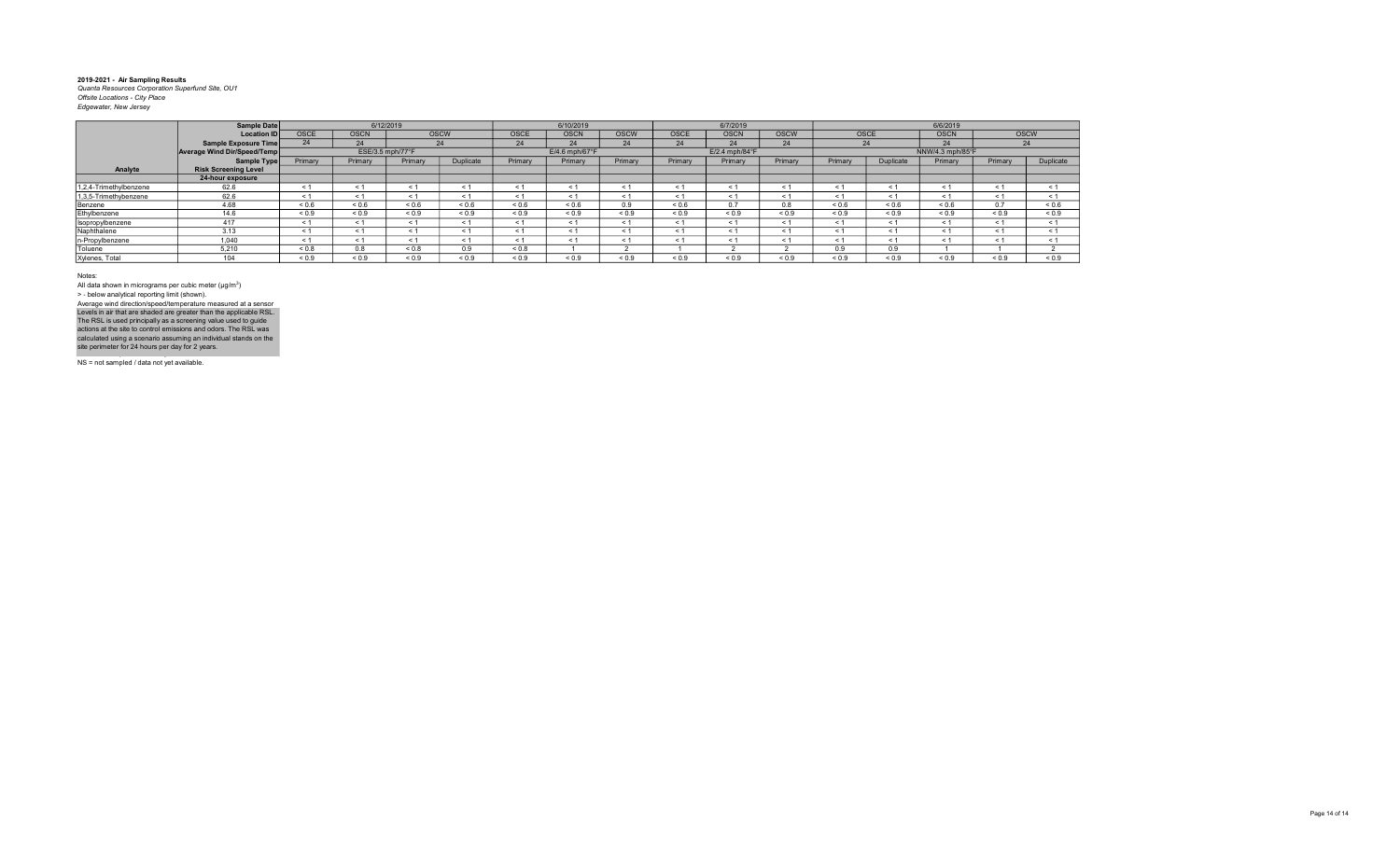**2019-2021 - Air Sampling Results**
*Quanta Resources Corporation Superfund Site, OU1*
*Offsite Locations - City Place*
*Edgewater, New Jersey*

| | Sample Date | 6/12/2019 | | | | 6/10/2019 | | | 6/7/2019 | | | 6/6/2019 | | | | |
|---|---|---|---|---|---|---|---|---|---|---|---|---|---|---|---|---|
| | Location ID | OSCE | OSCN | OSCW | | OSCE | OSCN | OSCW | OSCE | OSCN | OSCW | OSCE | | OSCN | OSCW | |
| | Sample Exposure Time | 24 | 24 | 24 | | 24 | 24 | 24 | 24 | 24 | 24 | 24 | | 24 | 24 | |
| | Average Wind Dir/Speed/Temp | ESE/3.5 mph/77°F | | | | E/4.6 mph/67°F | | | E/2.4 mph/84°F | | | NNW/4.3 mph/85°F | | | | |
| | Sample Type | Primary | Primary | Primary | Duplicate | Primary | Primary | Primary | Primary | Primary | Primary | Primary | Duplicate | Primary | Primary | Duplicate |
| **Analyte** | **Risk Screening Level** | | | | | | | | | | | | | | | |
| | **24-hour exposure** | | | | | | | | | | | | | | | |
| 1,2,4-Trimethylbenzene | 62.6 | < 1 | < 1 | < 1 | < 1 | < 1 | < 1 | < 1 | < 1 | < 1 | < 1 | < 1 | < 1 | < 1 | < 1 | < 1 |
| 1,3,5-Trimethylbenzene | 62.6 | < 1 | < 1 | < 1 | < 1 | < 1 | < 1 | < 1 | < 1 | < 1 | < 1 | < 1 | < 1 | < 1 | < 1 | < 1 |
| Benzene | 4.68 | < 0.6 | < 0.6 | < 0.6 | < 0.6 | < 0.6 | < 0.6 | 0.9 | < 0.6 | 0.7 | 0.8 | < 0.6 | < 0.6 | < 0.6 | 0.7 | < 0.6 |
| Ethylbenzene | 14.6 | < 0.9 | < 0.9 | < 0.9 | < 0.9 | < 0.9 | < 0.9 | < 0.9 | < 0.9 | < 0.9 | < 0.9 | < 0.9 | < 0.9 | < 0.9 | < 0.9 | < 0.9 |
| Isopropylbenzene | 417 | < 1 | < 1 | < 1 | < 1 | < 1 | < 1 | < 1 | < 1 | < 1 | < 1 | < 1 | < 1 | < 1 | < 1 | < 1 |
| Naphthalene | 3.13 | < 1 | < 1 | < 1 | < 1 | < 1 | < 1 | < 1 | < 1 | < 1 | < 1 | < 1 | < 1 | < 1 | < 1 | < 1 |
| n-Propylbenzene | 1,040 | < 1 | < 1 | < 1 | < 1 | < 1 | < 1 | < 1 | < 1 | < 1 | < 1 | < 1 | < 1 | < 1 | < 1 | < 1 |
| Toluene | 5,210 | < 0.8 | 0.8 | < 0.8 | 0.9 | < 0.8 | 1 | 2 | 1 | 2 | 2 | 0.9 | 0.9 | 1 | 1 | 2 |
| Xylenes, Total | 104 | < 0.9 | < 0.9 | < 0.9 | < 0.9 | < 0.9 | < 0.9 | < 0.9 | < 0.9 | < 0.9 | < 0.9 | < 0.9 | < 0.9 | < 0.9 | < 0.9 | < 0.9 |

Notes:
All data shown in micrograms per cubic meter (µg/m$^3$)
> - below analytical reporting limit (shown).
Average wind direction/speed/temperature measured at a sensor
Levels in air that are shaded are greater than the applicable RSL.
The RSL is used principally as a screening value used to guide actions at the site to control emissions and odors. The RSL was calculated using a scenario assuming an individual stands on the site perimeter for 24 hours per day for 2 years.

NS = not sampled / data not yet available.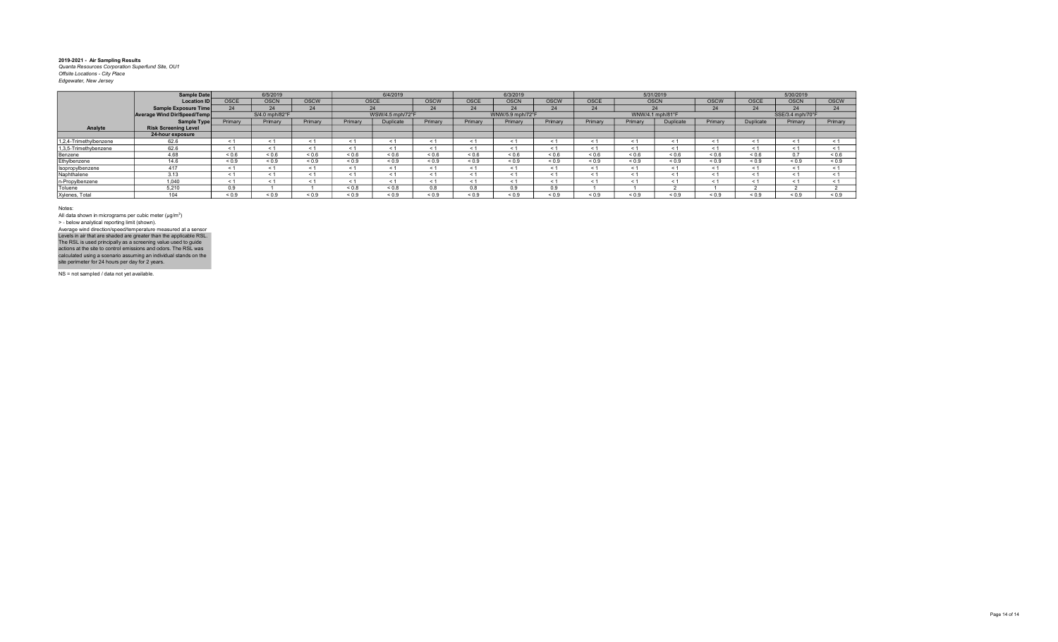**2019-2021 - Air Sampling Results**
*Quanta Resources Corporation Superfund Site, OU1*
*Offsite Locations - City Place*
*Edgewater, New Jersey*

| | Sample Date | 6/5/2019 | | | 6/4/2019 | | | 6/3/2019 | | | 5/31/2019 | | | | 5/30/2019 | | |
|---|---|---|---|---|---|---|---|---|---|---|---|---|---|---|---|---|---|
| | Location ID | OSCE | OSCN | OSCW | OSCE | | OSCW | OSCE | OSCN | OSCW | OSCE | OSCN | | OSCW | OSCE | OSCN | OSCW |
| | Sample Exposure Time | 24 | 24 | 24 | 24 | | 24 | 24 | 24 | 24 | 24 | 24 | | 24 | 24 | 24 | 24 |
| | Average Wind Dir/Speed/Temp | S/4.0 mph/82°F | | | WSW/4.5 mph/72°F | | | WNW/5.9 mph/72°F | | | WNW/4.1 mph/81°F | | | | SSE/3.4 mph/70°F | | |
| | Sample Type | Primary | Primary | Primary | Primary | Duplicate | Primary | Primary | Primary | Primary | Primary | Primary | Duplicate | Primary | Duplicate | Primary | Primary |
| **Analyte** | **Risk Screening Level** | | | | | | | | | | | | | | | | |
| | **24-hour exposure** | | | | | | | | | | | | | | | | |
| 1,2,4-Trimethylbenzene | 62.6 | < 1 | < 1 | < 1 | < 1 | < 1 | < 1 | < 1 | < 1 | < 1 | < 1 | < 1 | < 1 | < 1 | < 1 | < 1 | < 1 |
| 1,3,5-Trimethylbenzene | 62.6 | < 1 | < 1 | < 1 | < 1 | < 1 | < 1 | < 1 | < 1 | < 1 | < 1 | < 1 | < 1 | < 1 | < 1 | < 1 | < 1 |
| Benzene | 4.68 | < 0.6 | < 0.6 | < 0.6 | < 0.6 | < 0.6 | < 0.6 | < 0.6 | < 0.6 | < 0.6 | < 0.6 | < 0.6 | < 0.6 | < 0.6 | < 0.6 | 0.7 | < 0.6 |
| Ethylbenzene | 14.6 | < 0.9 | < 0.9 | < 0.9 | < 0.9 | < 0.9 | < 0.9 | < 0.9 | < 0.9 | < 0.9 | < 0.9 | < 0.9 | < 0.9 | < 0.9 | < 0.9 | < 0.9 | < 0.9 |
| Isopropylbenzene | 417 | < 1 | < 1 | < 1 | < 1 | < 1 | < 1 | < 1 | < 1 | < 1 | < 1 | < 1 | < 1 | < 1 | < 1 | < 1 | < 1 |
| Naphthalene | 3.13 | < 1 | < 1 | < 1 | < 1 | < 1 | < 1 | < 1 | < 1 | < 1 | < 1 | < 1 | < 1 | < 1 | < 1 | < 1 | < 1 |
| n-Propylbenzene | 1,040 | < 1 | < 1 | < 1 | < 1 | < 1 | < 1 | < 1 | < 1 | < 1 | < 1 | < 1 | < 1 | < 1 | < 1 | < 1 | < 1 |
| Toluene | 5,210 | 0.9 | 1 | 1 | < 0.8 | < 0.8 | 0.8 | 0.8 | 0.9 | 0.9 | 1 | 1 | 2 | 1 | 2 | 2 | 2 |
| Xylenes, Total | 104 | < 0.9 | < 0.9 | < 0.9 | < 0.9 | < 0.9 | < 0.9 | < 0.9 | < 0.9 | < 0.9 | < 0.9 | < 0.9 | < 0.9 | < 0.9 | < 0.9 | < 0.9 | < 0.9 |

Notes:
All data shown in micrograms per cubic meter (µg/m$^3$)
> - below analytical reporting limit (shown).
Average wind direction/speed/temperature measured at a sensor
Levels in air that are shaded are greater than the applicable RSL.
The RSL is used principally as a screening value used to guide actions at the site to control emissions and odors. The RSL was calculated using a scenario assuming an individual stands on the site perimeter for 24 hours per day for 2 years.

NS = not sampled / data not yet available.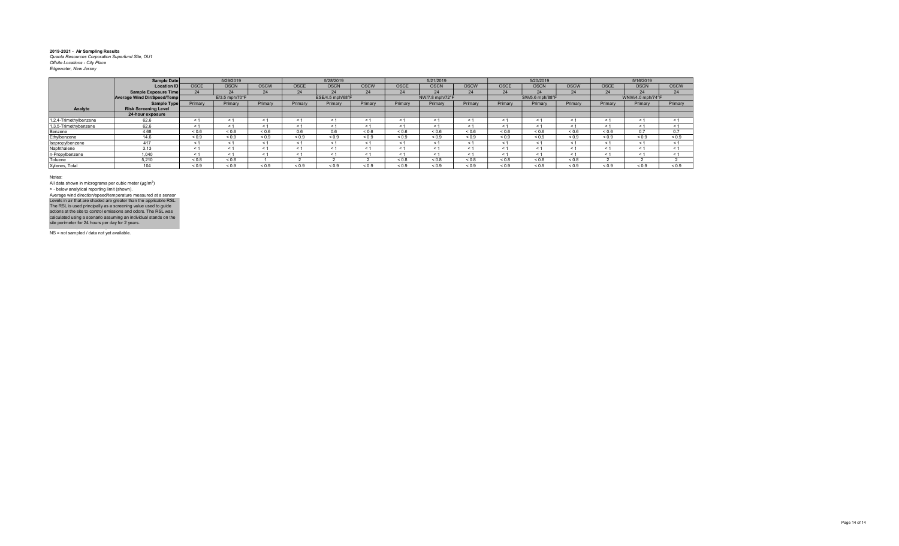**2019-2021 - Air Sampling Results**
*Quanta Resources Corporation Superfund Site, OU1*
*Offsite Locations - City Place*
*Edgewater, New Jersey*

| | Sample Date | 5/29/2019 | | | 5/28/2019 | | | 5/21/2019 | | | 5/20/2019 | | | 5/16/2019 | | |
|---|---|---|---|---|---|---|---|---|---|---|---|---|---|---|---|---|
| | Location ID | OSCE | OSCN | OSCW | OSCE | OSCN | OSCW | OSCE | OSCN | OSCW | OSCE | OSCN | OSCW | OSCE | OSCN | OSCW |
| | Sample Exposure Time | 24 | 24 | 24 | 24 | 24 | 24 | 24 | 24 | 24 | 24 | 24 | 24 | 24 | 24 | 24 |
| | Average Wind Dir/Speed/Temp | | E/3.5 mph/70°F | | | ESE/4.5 mph/68°F | | | NW/7.8 mph/72°F | | | SW/5.6 mph/88°F | | | WNW/4.0 mph/74°F | |
| | Sample Type | Primary | Primary | Primary | Primary | Primary | Primary | Primary | Primary | Primary | Primary | Primary | Primary | Primary | Primary | Primary |
| Analyte | Risk Screening Level | | | | | | | | | | | | | | | |
| | 24-hour exposure | | | | | | | | | | | | | | | |
| 1,2,4-Trimethylbenzene | 62.6 | < 1 | < 1 | < 1 | < 1 | < 1 | < 1 | < 1 | < 1 | < 1 | < 1 | < 1 | < 1 | < 1 | < 1 | < 1 |
| 1,3,5-Trimethylbenzene | 62.6 | < 1 | < 1 | < 1 | < 1 | < 1 | < 1 | < 1 | < 1 | < 1 | < 1 | < 1 | < 1 | < 1 | < 1 | < 1 |
| Benzene | 4.68 | < 0.6 | < 0.6 | < 0.6 | 0.6 | 0.6 | < 0.6 | < 0.6 | < 0.6 | < 0.6 | < 0.6 | < 0.6 | < 0.6 | < 0.6 | 0.7 | 0.7 |
| Ethylbenzene | 14.6 | < 0.9 | < 0.9 | < 0.9 | < 0.9 | < 0.9 | < 0.9 | < 0.9 | < 0.9 | < 0.9 | < 0.9 | < 0.9 | < 0.9 | < 0.9 | < 0.9 | < 0.9 |
| Isopropylbenzene | 417 | < 1 | < 1 | < 1 | < 1 | < 1 | < 1 | < 1 | < 1 | < 1 | < 1 | < 1 | < 1 | < 1 | < 1 | < 1 |
| Naphthalene | 3.13 | < 1 | < 1 | < 1 | < 1 | < 1 | < 1 | < 1 | < 1 | < 1 | < 1 | < 1 | < 1 | < 1 | < 1 | < 1 |
| n-Propylbenzene | 1,040 | < 1 | < 1 | < 1 | < 1 | < 1 | < 1 | < 1 | < 1 | < 1 | < 1 | < 1 | < 1 | < 1 | < 1 | < 1 |
| Toluene | 5,210 | < 0.8 | < 0.8 | 1 | 2 | 2 | 2 | < 0.8 | < 0.8 | < 0.8 | < 0.8 | < 0.8 | < 0.8 | 2 | 2 | 2 |
| Xylenes, Total | 104 | < 0.9 | < 0.9 | < 0.9 | < 0.9 | < 0.9 | < 0.9 | < 0.9 | < 0.9 | < 0.9 | < 0.9 | < 0.9 | < 0.9 | < 0.9 | < 0.9 | < 0.9 |

Notes:

All data shown in micrograms per cubic meter (µg/m$^3$)

> - below analytical reporting limit (shown).

Average wind direction/speed/temperature measured at a sensor

Levels in air that are shaded are greater than the applicable RSL. The RSL is used principally as a screening value used to guide actions at the site to control emissions and odors. The RSL was calculated using a scenario assuming an individual stands on the site perimeter for 24 hours per day for 2 years.

NS = not sampled / data not yet available.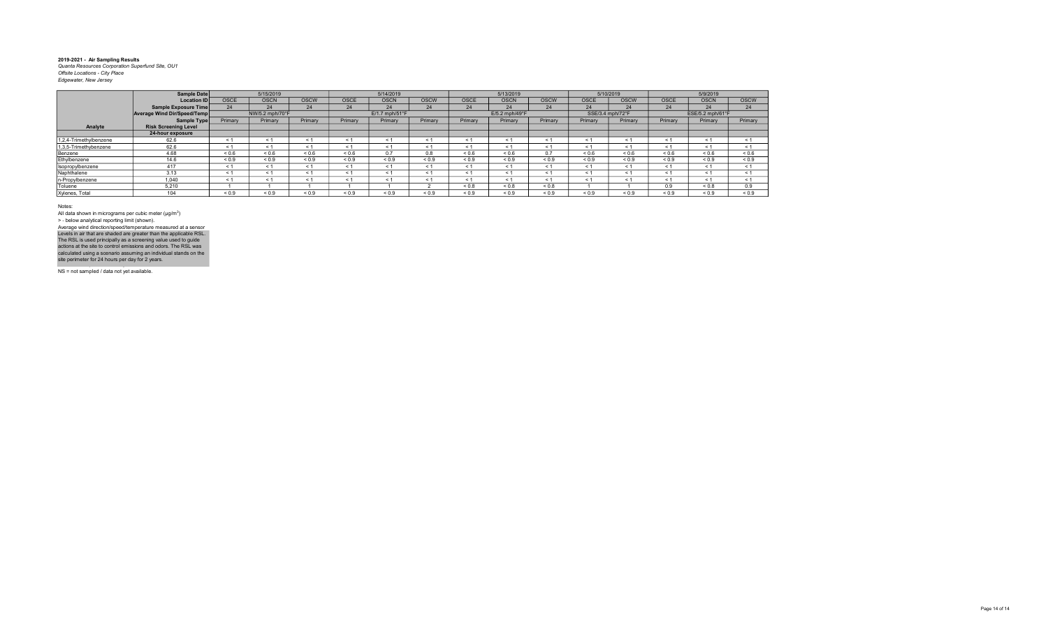**2019-2021 - Air Sampling Results**
*Quanta Resources Corporation Superfund Site, OU1*
*Offsite Locations - City Place*
*Edgewater, New Jersey*

| | Sample Date | 5/15/2019 | | | 5/14/2019 | | | 5/13/2019 | | | 5/10/2019 | | 5/9/2019 | | |
|---|---|---|---|---|---|---|---|---|---|---|---|---|---|---|---|
| | Location ID | OSCE | OSCN | OSCW | OSCE | OSCN | OSCW | OSCE | OSCN | OSCW | OSCE | OSCW | OSCE | OSCN | OSCW |
| | Sample Exposure Time | 24 | 24 | 24 | 24 | 24 | 24 | 24 | 24 | 24 | 24 | 24 | 24 | 24 | 24 |
| | Average Wind Dir/Speed/Temp | NW/5.2 mph/70°F | | | E/1.7 mph/51°F | | | E/5.2 mph/49°F | | | SSE/3.4 mph/72°F | | ESE/5.2 mph/61°F | | |
| | Sample Type | Primary | Primary | Primary | Primary | Primary | Primary | Primary | Primary | Primary | Primary | Primary | Primary | Primary | Primary |
| **Analyte** | **Risk Screening Level** | | | | | | | | | | | | | | |
| | **24-hour exposure** | | | | | | | | | | | | | | |
| 1,2,4-Trimethylbenzene | 62.6 | < 1 | < 1 | < 1 | < 1 | < 1 | < 1 | < 1 | < 1 | < 1 | < 1 | < 1 | < 1 | < 1 | < 1 |
| 1,3,5-Trimethylbenzene | 62.6 | < 1 | < 1 | < 1 | < 1 | < 1 | < 1 | < 1 | < 1 | < 1 | < 1 | < 1 | < 1 | < 1 | < 1 |
| Benzene | 4.68 | < 0.6 | < 0.6 | < 0.6 | < 0.6 | 0.7 | 0.8 | < 0.6 | < 0.6 | 0.7 | < 0.6 | < 0.6 | < 0.6 | < 0.6 | < 0.6 |
| Ethylbenzene | 14.6 | < 0.9 | < 0.9 | < 0.9 | < 0.9 | < 0.9 | < 0.9 | < 0.9 | < 0.9 | < 0.9 | < 0.9 | < 0.9 | < 0.9 | < 0.9 | < 0.9 |
| Isopropylbenzene | 417 | < 1 | < 1 | < 1 | < 1 | < 1 | < 1 | < 1 | < 1 | < 1 | < 1 | < 1 | < 1 | < 1 | < 1 |
| Naphthalene | 3.13 | < 1 | < 1 | < 1 | < 1 | < 1 | < 1 | < 1 | < 1 | < 1 | < 1 | < 1 | < 1 | < 1 | < 1 |
| n-Propylbenzene | 1,040 | < 1 | < 1 | < 1 | < 1 | < 1 | < 1 | < 1 | < 1 | < 1 | < 1 | < 1 | < 1 | < 1 | < 1 |
| Toluene | 5,210 | 1 | 1 | 1 | 1 | 1 | 2 | < 0.8 | < 0.8 | < 0.8 | 1 | 1 | 0.9 | < 0.8 | 0.9 |
| Xylenes, Total | 104 | < 0.9 | < 0.9 | < 0.9 | < 0.9 | < 0.9 | < 0.9 | < 0.9 | < 0.9 | < 0.9 | < 0.9 | < 0.9 | < 0.9 | < 0.9 | < 0.9 |

Notes:
All data shown in micrograms per cubic meter (µg/m³)
> - below analytical reporting limit (shown).
Average wind direction/speed/temperature measured at a sensor
Levels in air that are shaded are greater than the applicable RSL.
The RSL is used principally as a screening value used to guide actions at the site to control emissions and odors. The RSL was calculated using a scenario assuming an individual stands on the site perimeter for 24 hours per day for 2 years.

NS = not sampled / data not yet available.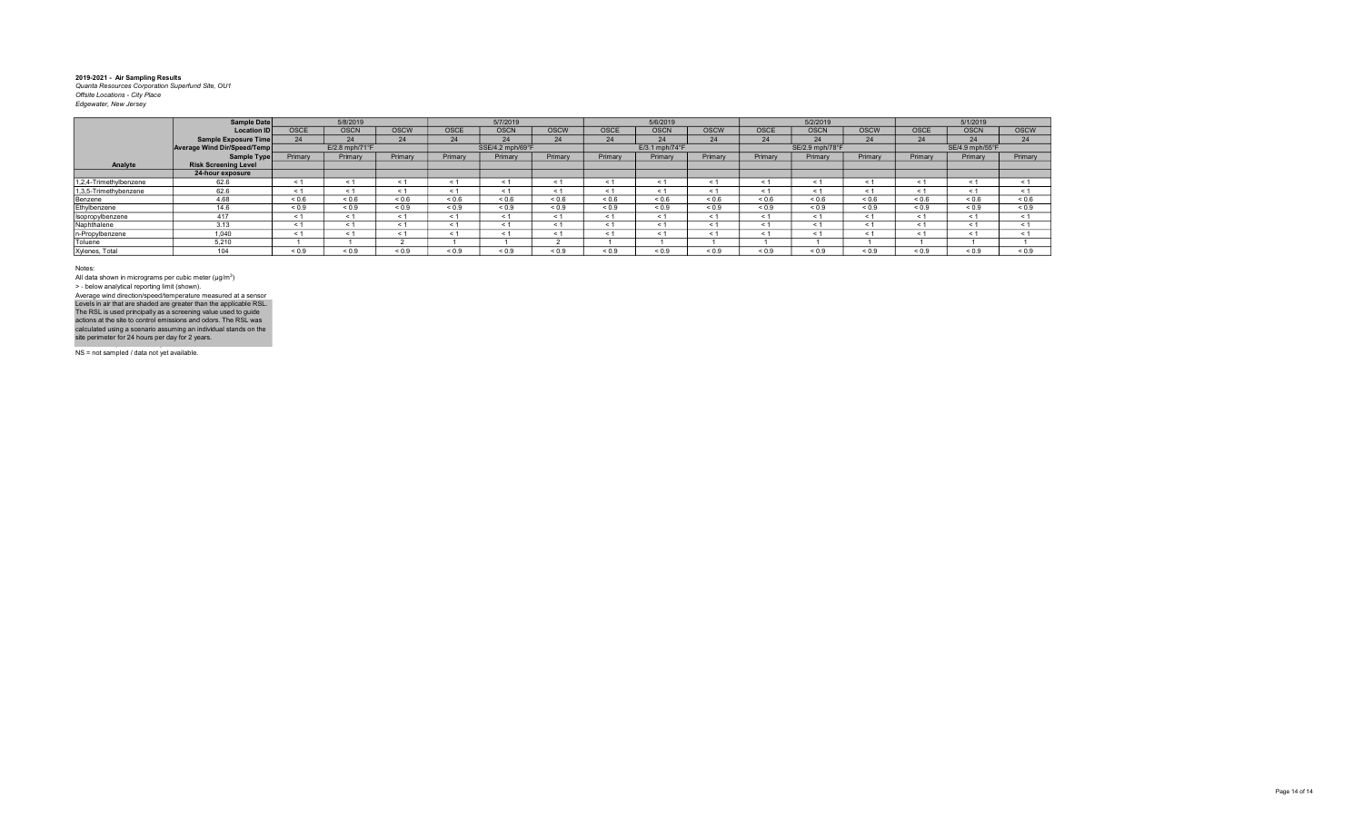**2019-2021 - Air Sampling Results**
*Quanta Resources Corporation Superfund Site, OU1*
*Offsite Locations - City Place*
*Edgewater, New Jersey*

| | Sample Date | 5/8/2019 | | | 5/7/2019 | | | 5/6/2019 | | | 5/2/2019 | | | 5/1/2019 | | |
|---|---|---|---|---|---|---|---|---|---|---|---|---|---|---|---|---|
| | Location ID | OSCE | OSCN | OSCW | OSCE | OSCN | OSCW | OSCE | OSCN | OSCW | OSCE | OSCN | OSCW | OSCE | OSCN | OSCW |
| | Sample Exposure Time | 24 | 24 | 24 | 24 | 24 | 24 | 24 | 24 | 24 | 24 | 24 | 24 | 24 | 24 | 24 |
| | Average Wind Dir/Speed/Temp | | E/2.8 mph/71°F | | | SSE/4.2 mph/69°F | | | E/3.1 mph/74°F | | | SE/2.9 mph/78°F | | | SE/4.9 mph/55°F | |
| | Sample Type | Primary | Primary | Primary | Primary | Primary | Primary | Primary | Primary | Primary | Primary | Primary | Primary | Primary | Primary | Primary |
| Analyte | Risk Screening Level | | | | | | | | | | | | | | | |
| | 24-hour exposure | | | | | | | | | | | | | | | |
| 1,2,4-Trimethylbenzene | 62.6 | < 1 | < 1 | < 1 | < 1 | < 1 | < 1 | < 1 | < 1 | < 1 | < 1 | < 1 | < 1 | < 1 | < 1 | < 1 |
| 1,3,5-Trimethylbenzene | 62.6 | < 1 | < 1 | < 1 | < 1 | < 1 | < 1 | < 1 | < 1 | < 1 | < 1 | < 1 | < 1 | < 1 | < 1 | < 1 |
| Benzene | 4.68 | < 0.6 | < 0.6 | < 0.6 | < 0.6 | < 0.6 | < 0.6 | < 0.6 | < 0.6 | < 0.6 | < 0.6 | < 0.6 | < 0.6 | < 0.6 | < 0.6 | < 0.6 |
| Ethylbenzene | 14.6 | < 0.9 | < 0.9 | < 0.9 | < 0.9 | < 0.9 | < 0.9 | < 0.9 | < 0.9 | < 0.9 | < 0.9 | < 0.9 | < 0.9 | < 0.9 | < 0.9 | < 0.9 |
| Isopropylbenzene | 417 | < 1 | < 1 | < 1 | < 1 | < 1 | < 1 | < 1 | < 1 | < 1 | < 1 | < 1 | < 1 | < 1 | < 1 | < 1 |
| Naphthalene | 3.13 | < 1 | < 1 | < 1 | < 1 | < 1 | < 1 | < 1 | < 1 | < 1 | < 1 | < 1 | < 1 | < 1 | < 1 | < 1 |
| n-Propylbenzene | 1,040 | < 1 | < 1 | < 1 | < 1 | < 1 | < 1 | < 1 | < 1 | < 1 | < 1 | < 1 | < 1 | < 1 | < 1 | < 1 |
| Toluene | 5,210 | 1 | 1 | 2 | 1 | 1 | 2 | 1 | 1 | 1 | 1 | 1 | 1 | 1 | 1 | 1 |
| Xylenes, Total | 104 | < 0.9 | < 0.9 | < 0.9 | < 0.9 | < 0.9 | < 0.9 | < 0.9 | < 0.9 | < 0.9 | < 0.9 | < 0.9 | < 0.9 | < 0.9 | < 0.9 | < 0.9 |

Notes:

All data shown in micrograms per cubic meter (µg/m$^3$)

> - below analytical reporting limit (shown).

Average wind direction/speed/temperature measured at a sensor

Levels in air that are shaded are greater than the applicable RSL. The RSL is used principally as a screening value used to guide actions at the site to control emissions and odors. The RSL was calculated using a scenario assuming an individual stands on the site perimeter for 24 hours per day for 2 years.

NS = not sampled / data not yet available.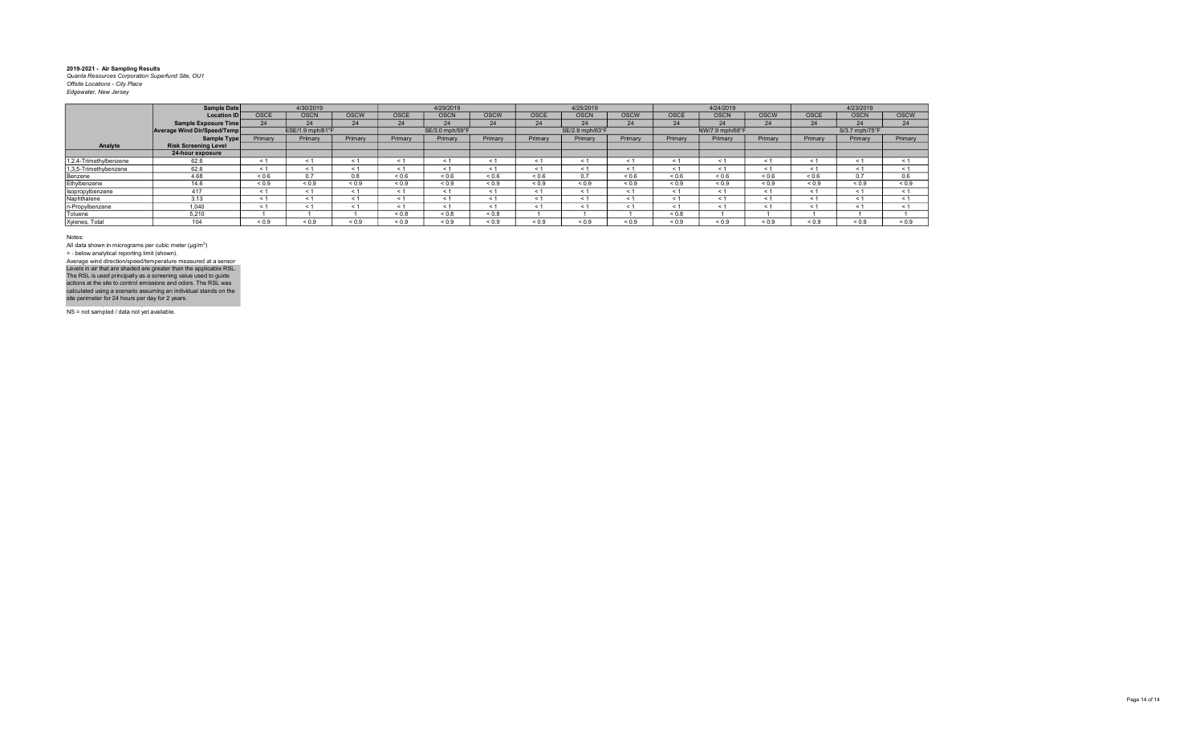**2019-2021 - Air Sampling Results**
*Quanta Resources Corporation Superfund Site, OU1*
*Offsite Locations - City Place*
*Edgewater, New Jersey*

| | Sample Date | 4/30/2019 | | | 4/29/2019 | | | 4/25/2019 | | | 4/24/2019 | | | 4/23/2019 | | |
|---|---|---|---|---|---|---|---|---|---|---|---|---|---|---|---|---|
| | Location ID | OSCE | OSCN | OSCW | OSCE | OSCN | OSCW | OSCE | OSCN | OSCW | OSCE | OSCN | OSCW | OSCE | OSCN | OSCW |
| | Sample Exposure Time | 24 | 24 | 24 | 24 | 24 | 24 | 24 | 24 | 24 | 24 | 24 | 24 | 24 | 24 | 24 |
| | Average Wind Dir/Speed/Temp | ESE/1.9 mph/61°F | | | SE/3.0 mph/59°F | | | SE/2.9 mph/63°F | | | NW/7.9 mph/68°F | | | S/3.7 mph/75°F | | |
| | Sample Type | Primary | Primary | Primary | Primary | Primary | Primary | Primary | Primary | Primary | Primary | Primary | Primary | Primary | Primary | Primary |
| Analyte | Risk Screening Level | | | | | | | | | | | | | | | |
| | 24-hour exposure | | | | | | | | | | | | | | | |
| 1,2,4-Trimethylbenzene | 62.6 | < 1 | < 1 | < 1 | < 1 | < 1 | < 1 | < 1 | < 1 | < 1 | < 1 | < 1 | < 1 | < 1 | < 1 | < 1 |
| 1,3,5-Trimethylbenzene | 62.6 | < 1 | < 1 | < 1 | < 1 | < 1 | < 1 | < 1 | < 1 | < 1 | < 1 | < 1 | < 1 | < 1 | < 1 | < 1 |
| Benzene | 4.68 | < 0.6 | 0.7 | 0.8 | < 0.6 | < 0.6 | < 0.6 | < 0.6 | 0.7 | < 0.6 | < 0.6 | < 0.6 | < 0.6 | < 0.6 | 0.7 | 0.6 |
| Ethylbenzene | 14.6 | < 0.9 | < 0.9 | < 0.9 | < 0.9 | < 0.9 | < 0.9 | < 0.9 | < 0.9 | < 0.9 | < 0.9 | < 0.9 | < 0.9 | < 0.9 | < 0.9 | < 0.9 |
| Isopropylbenzene | 417 | < 1 | < 1 | < 1 | < 1 | < 1 | < 1 | < 1 | < 1 | < 1 | < 1 | < 1 | < 1 | < 1 | < 1 | < 1 |
| Naphthalene | 3.13 | < 1 | < 1 | < 1 | < 1 | < 1 | < 1 | < 1 | < 1 | < 1 | < 1 | < 1 | < 1 | < 1 | < 1 | < 1 |
| n-Propylbenzene | 1,040 | < 1 | < 1 | < 1 | < 1 | < 1 | < 1 | < 1 | < 1 | < 1 | < 1 | < 1 | < 1 | < 1 | < 1 | < 1 |
| Toluene | 5,210 | 1 | 1 | 1 | < 0.8 | < 0.8 | < 0.8 | 1 | 1 | 1 | < 0.8 | 1 | 1 | 1 | 1 | 1 |
| Xylenes, Total | 104 | < 0.9 | < 0.9 | < 0.9 | < 0.9 | < 0.9 | < 0.9 | < 0.9 | < 0.9 | < 0.9 | < 0.9 | < 0.9 | < 0.9 | < 0.9 | < 0.9 | < 0.9 |

Notes:

All data shown in micrograms per cubic meter (µg/m$^3$)

> - below analytical reporting limit (shown).

Average wind direction/speed/temperature measured at a sensor

Levels in air that are shaded are greater than the applicable RSL. The RSL is used principally as a screening value used to guide actions at the site to control emissions and odors. The RSL was calculated using a scenario assuming an individual stands on the site perimeter for 24 hours per day for 2 years.

NS = not sampled / data not yet available.